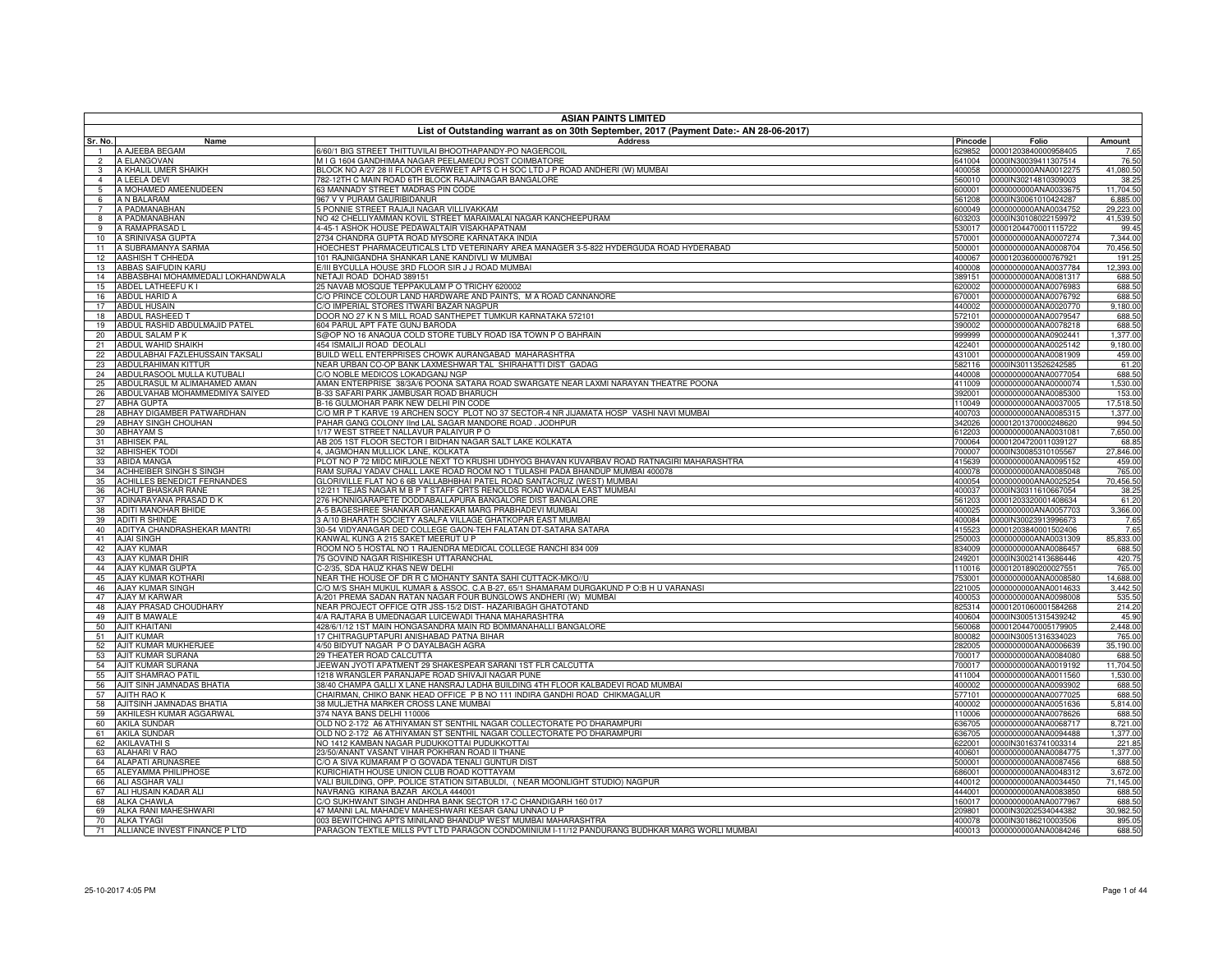# ASIAN PAINTS LIMITED

## List of Outstanding warrant as on 30th September, 2017 (Payment Date:- AN 28-06-2017)

| Sr. No. | Name | Address | Pincode | Folio | Amount |
|---|---|---|---|---|---|
| 1 | A AJEEBA BEGAM | 6/60/1 BIG STREET THITTUVILAI BHOOTHAPANDY-PO NAGERCOIL | 629852 | 0000120384000958405 | 7.65 |
| 2 | A ELANGOVAN | M I G 1604 GANDHIMAA NAGAR PEELAMEDU POST COIMBATORE | 641004 | 0000IN30039411307514 | 76.50 |
| 3 | A KHALIL UMER SHAIKH | BLOCK NO A/27 28 II FLOOR EVERWEET APTS C H SOC LTD J P ROAD ANDHERI (W) MUMBAI | 400058 | 0000000000ANA0012275 | 41,080.50 |
| 4 | A LEELA DEVI | 782-12TH C MAIN ROAD 6TH BLOCK RAJAJINAGAR BANGALORE | 560010 | 0000IN30214810309003 | 38.25 |
| 5 | A MOHAMED AMEENUDEEN | 63 MANNADY STREET MADRAS PIN CODE | 600001 | 0000000000ANA0033675 | 11,704.50 |
| 6 | A N BALARAM | 967 V V PURAM GAURIBIDANUR | 561208 | 0000IN30061010424287 | 6,885.00 |
| 7 | A PADMANABHAN | 5 PONNIE STREET RAJAJI NAGAR VILLIVAKKAM | 600049 | 0000000000ANA0034752 | 29,223.00 |
| 8 | A PADMANABHAN | NO 42 CHELLIYAMMAN KOVIL STREET MARAIMALAI NAGAR KANCHEEPURAM | 603203 | 0000IN30108022159972 | 41,539.50 |
| 9 | A RAMAPRASAD L | 4-45-1 ASHOK HOUSE PEDAWALTAIR VISAKHAPATNAM | 530017 | 0000120447000115722 | 99.45 |
| 10 | A SRINIVASA GUPTA | 2734 CHANDRA GUPTA ROAD MYSORE KARNATAKA INDIA | 570001 | 0000000000ANA0007274 | 7,344.00 |
| 11 | A SUBRAMANYA SARMA | HOECHEST PHARMACEUTICALS LTD VETERINARY AREA MANAGER 3-5-822 HYDERGUDA ROAD HYDERABAD | 500001 | 0000000000ANA0008704 | 70,456.50 |
| 12 | AASHISH T CHHEDA | 101 RAJNIGANDHA SHANKAR LANE KANDIVLI W MUMBAI | 400067 | 0000120360000767921 | 191.25 |
| 13 | ABBAS SAIFUDIN KARU | E/III BYCULLA HOUSE 3RD FLOOR SIR J J ROAD MUMBAI | 400008 | 0000000000ANA0037784 | 12,393.00 |
| 14 | ABBASBHAI MOHAMMEDALI LOKHANDWALA | NETAJI ROAD DOHAD 389151 | 389151 | 0000000000ANA0081317 | 688.50 |
| 15 | ABDEL LATHEEFU K I | 25 NAVAB MOSQUE TEPPAKULAM P O TRICHY 620002 | 620002 | 0000000000ANA0076983 | 688.50 |
| 16 | ABDUL HARID A | C/O PRINCE COLOUR LAND HARDWARE AND PAINTS, M A ROAD CANNANORE | 670001 | 0000000000ANA0076792 | 688.50 |
| 17 | ABDUL HUSAIN | C/O IMPERIAL STORES ITWARI BAZAR NAGPUR | 440002 | 0000000000ANA0020770 | 9,180.00 |
| 18 | ABDUL RASHEED T | DOOR NO 27 K N S MILL ROAD SANTHEPET TUMKUR KARNATAKA 572101 | 572101 | 0000000000ANA0079547 | 688.50 |
| 19 | ABDUL RASHID ABDULMAJID PATEL | 604 PARUL APT FATE GUNJ BARODA | 390002 | 0000000000ANA0078218 | 688.50 |
| 20 | ABDUL SALAM P K | S@OP NO 16 ANAQUA COLD STORE TUBLY ROAD ISA TOWN P O BAHRAIN | 999999 | 0000000000ANA0902441 | 1,377.00 |
| 21 | ABDUL WAHID SHAIKH | 454 ISMAILJI ROAD DEOLALI | 422401 | 0000000000ANA0025142 | 9,180.00 |
| 22 | ABDULABHAI FAZLEHUSSAIN TAKSALI | BUILD WELL ENTERPRISES CHOWK AURANGABAD MAHARASHTRA | 431001 | 0000000000ANA0081909 | 459.00 |
| 23 | ABDULRAHIMAN KITTUR | NEAR URBAN CO-OP BANK LAXMESHWAR TAL SHIRAHATTI DIST GADAG | 582116 | 0000IN30113526242585 | 61.20 |
| 24 | ABDULRASOOL MULLA KUTUBALI | C/O NOBLE MEDICOS LOKADGANJ NGP | 440008 | 0000000000ANA0077054 | 688.50 |
| 25 | ABDULRASUL M ALIMAHAMED AMAN | AMAN ENTERPRISE 38/3A/6 POONA SATARA ROAD SWARGATE NEAR LAXMI NARAYAN THEATRE POONA | 411009 | 0000000000ANA0000074 | 1,530.00 |
| 26 | ABDULVAHAB MOHAMMEDMIYA SAIYED | B-33 SAFARI PARK JAMBUSAR ROAD BHARUCH | 392001 | 0000000000ANA0085300 | 153.00 |
| 27 | ABHA GUPTA | B-16 GULMOHAR PARK NEW DELHI PIN CODE | 110049 | 0000000000ANA0037005 | 17,518.50 |
| 28 | ABHAY DIGAMBER PATWARDHAN | C/O MR P T KARVE 19 ARCHEN SOCY PLOT NO 37 SECTOR-4 NR JIJAMATA HOSP VASHI NAVI MUMBAI | 400703 | 0000000000ANA0085315 | 1,377.00 |
| 29 | ABHAY SINGH CHOUHAN | PAHAR GANG COLONY IInd LAL SAGAR MANDORE ROAD . JODHPUR | 342026 | 0000120137000248620 | 994.50 |
| 30 | ABHAYAM S | 1/17 WEST STREET NALLAVUR PALAIYUR P O | 612203 | 0000000000ANA0031081 | 7,650.00 |
| 31 | ABHISEK PAL | AB 205 1ST FLOOR SECTOR I BIDHAN NAGAR SALT LAKE KOLKATA | 700064 | 0000120472001l039127 | 68.85 |
| 32 | ABHISHEK TODI | 4, JAGMOHAN MULLICK LANE, KOLKATA | 700007 | 0000IN30085310105567 | 27,846.00 |
| 33 | ABIDA MANGA | PLOT NO P 72 MIDC MIRJOLE NEXT TO KRUSHI UDHYOG BHAVAN KUVARBAV ROAD RATNAGIRI MAHARASHTRA | 415639 | 0000000000ANA0095152 | 459.00 |
| 34 | ACHHEIBER SINGH S SINGH | RAM SURAJ YADAV CHALL LAKE ROAD ROOM NO 1 TULASHI PADA BHANDUP MUMBAI 400078 | 400078 | 0000000000ANA0085048 | 765.00 |
| 35 | ACHILLES BENEDICT FERNANDES | GLORIVILLE FLAT NO 6 6B VALLABHBHAI PATEL ROAD SANTACRUZ (WEST) MUMBAI | 400054 | 0000000000ANA0025254 | 70,456.50 |
| 36 | ACHUT BHASKAR RANE | 12/211 TEJAS NAGAR M B P T STAFF QRTS RENOLDS ROAD WADALA EAST MUMBAI | 400037 | 0000IN30311610667054 | 38.25 |
| 37 | ADINARAYANA PRASAD D K | 276 HONNIGARAPETE DODDABALLAPURA BANGALORE DIST BANGALORE | 561203 | 0000120332000l408634 | 61.20 |
| 38 | ADITI MANOHAR BHIDE | A-5 BAGESHREE SHANKAR GHANEKAR MARG PRABHADEVI MUMBAI | 400025 | 0000000000ANA0057703 | 3,366.00 |
| 39 | ADITI R SHINDE | 3 A/10 BHARATH SOCIETY ASALFA VILLAGE GHATKOPAR EAST MUMBAI | 400084 | 0000IN30023913996673 | 7.65 |
| 40 | ADITYA CHANDRASHEKAR MANTRI | 30-54 VIDYANAGAR DED COLLEGE GAON-TEH FALATAN DT-SATARA SATARA | 415523 | 0000120384000l502406 | 7.65 |
| 41 | AJAI SINGH | KANWAL KUNG A 215 SAKET MEERUT U P | 250003 | 0000000000ANA0031309 | 85,833.00 |
| 42 | AJAY KUMAR | ROOM NO 5 HOSTAL NO 1 RAJENDRA MEDICAL COLLEGE RANCHI 834 009 | 834009 | 0000000000ANA0086457 | 688.50 |
| 43 | AJAY KUMAR DHIR | 75 GOVIND NAGAR RISHIKESH UTTARANCHAL | 249201 | 0000IN30021413686446 | 420.75 |
| 44 | AJAY KUMAR GUPTA | C-2/35, SDA HAUZ KHAS NEW DELHI | 110016 | 0000120189020002755l | 765.00 |
| 45 | AJAY KUMAR KOTHARI | NEAR THE HOUSE OF DR R C MOHANTY SANTA SAHI CUTTACK-MKO//U | 753001 | 0000000000ANA0008580 | 14,688.00 |
| 46 | AJAY KUMAR SINGH | C/O M/S SHAH MUKUL KUMAR & ASSOC. C.A B-27, 65/1 SHAMARAM DURGAKUND P O:B H U VARANASI | 221005 | 0000000000ANA0014633 | 3,442.50 |
| 47 | AJAY M KARWAR | A/201 PREMA SADAN RATAN NAGAR FOUR BUNGLOWS ANDHERI (W) MUMBAI | 400053 | 0000000000ANA0098008 | 535.50 |
| 48 | AJAY PRASAD CHOUDHARY | NEAR PROJECT OFFICE QTR JSS-15/2 DIST- HAZARIBAGH GHATOTAND | 825314 | 0000120106000l584268 | 214.20 |
| 49 | AJIT B MAWALE | 4/A RAJTARA B UMEDNAGAR LUICEWADI THANA MAHARASHTRA | 400604 | 0000IN30051315439242 | 45.90 |
| 50 | AJIT KHAITANI | 428/6/1/12 1ST MAIN HONGASANDRA MAIN RD BOMMANAHALLI BANGALORE | 560068 | 0000120447000517990 5 | 2,448.00 |
| 51 | AJIT KUMAR | 17 CHITRAGUPTAPURI ANISHABAD PATNA BIHAR | 800082 | 0000IN30051316334023 | 765.00 |
| 52 | AJIT KUMAR MUKHERJEE | 4/50 BIDYUT NAGAR P O DAYALBAGH AGRA | 282005 | 0000000000ANA0006639 | 35,190.00 |
| 53 | AJIT KUMAR SURANA | 29 THEATER ROAD CALCUTTA | 700017 | 0000000000ANA0084080 | 688.50 |
| 54 | AJIT KUMAR SURANA | JEEWAN JYOTI APATMENT 29 SHAKESPEAR SARANI 1ST FLR CALCUTTA | 700017 | 0000000000ANA0019192 | 11,704.50 |
| 55 | AJIT SHAMRAO PATIL | 1218 WRANGLER PARANJAPE ROAD SHIVAJI NAGAR PUNE | 411004 | 0000000000ANA0011560 | 1,530.00 |
| 56 | AJIT SINH JAMNADAS BHATIA | 38/40 CHAMPA GALLI X LANE HANSRAJ LADHA BUILDING 4TH FLOOR KALBADEVI ROAD MUMBAI | 400002 | 0000000000ANA0093902 | 688.50 |
| 57 | AJITH RAO K | CHAIRMAN, CHIKO BANK HEAD OFFICE P B NO 111 INDIRA GANDHI ROAD CHIKMAGALUR | 577101 | 0000000000ANA0077025 | 688.50 |
| 58 | AJITSINH JAMNADAS BHATIA | 38 MULJETHA MARKER CROSS LANE MUMBAI | 400002 | 0000000000ANA0051636 | 5,814.00 |
| 59 | AKHILESH KUMAR AGGARWAL | 374 NAYA BANS DELHI 110006 | 110006 | 0000000000ANA0078626 | 688.50 |
| 60 | AKILA SUNDAR | OLD NO 2-172 A6 ATHIYAMAN ST SENTHIL NAGAR COLLECTORATE PO DHARAMPURI | 636705 | 0000000000ANA0068717 | 8,721.00 |
| 61 | AKILA SUNDAR | OLD NO 2-172 A6 ATHIYAMAN ST SENTHIL NAGAR COLLECTORATE PO DHARAMPURI | 636705 | 0000000000ANA0094488 | 1,377.00 |
| 62 | AKILAVATHI S | NO 1412 KAMBAN NAGAR PUDUKKOTTAI PUDUKKOTTAI | 622001 | 0000IN30163741003314 | 221.85 |
| 63 | ALAHARI V RAO | 23/50/ANANT VASANT VIHAR POKHRAN ROAD II THANE | 400601 | 0000000000ANA0084775 | 1,377.00 |
| 64 | ALAPATI ARUNASREE | C/O A SIVA KUMARAM P O GOVADA TENALI GUNTUR DIST | 500001 | 0000000000ANA0087456 | 688.50 |
| 65 | ALEYAMMA PHILIPHOSE | KURICHIATH HOUSE UNION CLUB ROAD KOTTAYAM | 686001 | 0000000000ANA0048312 | 3,672.00 |
| 66 | ALI ASGHAR VALI | VALI BUILDING, OPP. POLICE STATION SITABULDI, ( NEAR MOONLIGHT STUDIO) NAGPUR | 440012 | 0000000000ANA0034450 | 71,145.00 |
| 67 | ALI HUSAIN KADAR ALI | NAVRANG KIRANA BAZAR AKOLA 444001 | 444001 | 0000000000ANA0083850 | 688.50 |
| 68 | ALKA CHAWLA | C/O SUKHWANT SINGH ANDHRA BANK SECTOR 17-C CHANDIGARH 160 017 | 160017 | 0000000000ANA0077967 | 688.50 |
| 69 | ALKA RANI MAHESHWARI | 47 MANNI LAL MAHADEV MAHESHWARI KESAR GANJ UNNAO U P | 209801 | 0000IN30202534044382 | 30,982.50 |
| 70 | ALKA TYAGI | 003 BEWITCHING APTS MINILAND BHANDUP WEST MUMBAI MAHARASHTRA | 400078 | 0000IN30186210003506 | 895.05 |
| 71 | ALLIANCE INVEST FINANCE P LTD | PARAGON TEXTILE MILLS PVT LTD PARAGON CONDOMINIUM I-11/12 PANDURANG BUDHKAR MARG WORLI MUMBAI | 400013 | 0000000000ANA0084246 | 688.50 |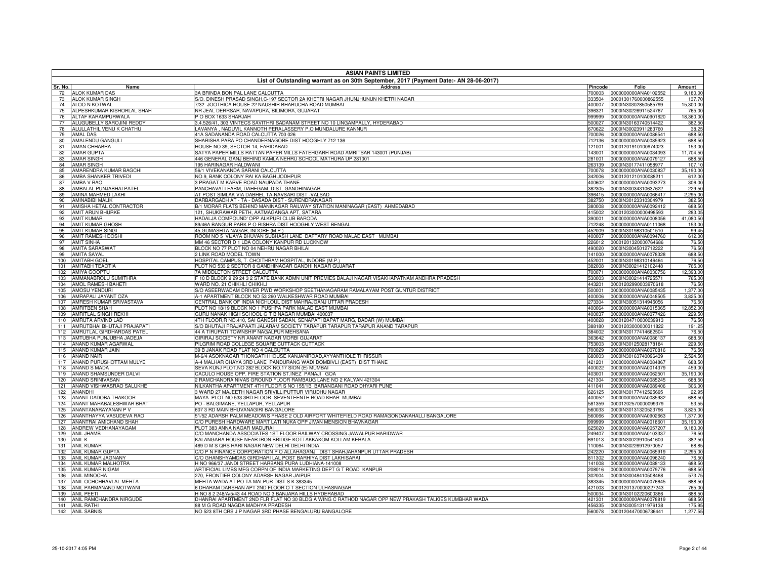# ASIAN PAINTS LIMITED

## List of Outstanding warrant as on 30th September, 2017 (Payment Date:- AN 28-06-2017)

| Sr. No. | Name | Address | Pincode | Folio | Amount |
|---|---|---|---|---|---|
| 72 | ALOK KUMAR DAS | 3A BRINDA BON PAL LANE CALCUTTA | 700003 | 0000000000ANA0102552 | 9,180.00 |
| 73 | ALOK KUMAR SINGH | S/O. DINESH PRASAD SINGH,C-197 SECTOR 2A KHETRI NAGAR JHUNJHUNUN KHETRI NAGAR | 333504 | 00001301760000862555 | 137.70 |
| 74 | ALOO N KOTWAL | 7/32 JOOTHICA HOUSE 22 NAUSHIR BHARUCHA ROAD MUMBAI | 400007 | 0000IN30302850585799 | 15,300.00 |
| 75 | ALPESHKUMAR KISHORLAL SHAH | NR JEAL DERRSAR, NAVAPURA, BILIMORA, GUJARAT | 396321 | 0000IN30226911524767 | 765.00 |
| 76 | ALTAF KARAMPURWALA | P O BOX 1633 SHARJAH | 999999 | 0000000000ANA0901620 | 18,360.00 |
| 77 | ALUGUBELLY SAROJINI REDDY | 3.4.526/41, 303 VINTECS SAVITHRI SADANAM STREET NO 10 LINGAMPALLY, HYDERABAD | 500027 | 0000IN30163740514422 | 382.50 |
| 78 | ALULLATHIL VENU K CHATHU | LAVANYA , NADUVIL KANNOTH PERALASSERY P.O MUNDALURE KANNUR | 670622 | 0000IN30023911283760 | 38.25 |
| 79 | AMAL DAS | 41A SADANANDA ROAD CALCUTTA 700 026 | 700026 | 0000000000ANA0086541 | 688.50 |
| 80 | AMALENDU GANGULI | SHARISHA PARA PO CHANDERNAGORE DIST HOOGHLY 712 136 | 712136 | 0000000000ANA0085923 | 688.50 |
| 81 | AMAN CHHABRA | HOUSE NO 39, SECTOR-14, FARIDABAD | 121001 | 00001201910100974023 | 153.00 |
| 82 | AMAR GUPTA | SATYA PAPER MILLS RATTAN PAPER MILLS FATEHGARH ROAD AMRITSAR 143001 (PUNJAB) | 143001 | 0000000000ANA0034093 | 11,704.50 |
| 83 | AMAR SINGH | 446 GENERAL GANJ BEHIND KAMLA NEHRU SCHOOL MATHURA UP 281001 | 281001 | 0000000000ANA0079127 | 688.50 |
| 84 | AMAR SINGH | 195 HARINAGAR HALDWANI | 263139 | 0000IN30177411058977 | 107.10 |
| 85 | AMARENDRA KUMAR BAGCHI | 56/1 VIVEKANANDA SARANI CALCUTTA | 700078 | 0000000000ANA0030837 | 35,190.00 |
| 86 | AMBA SHANKER TRIVEDI | NO.9, BANK COLONY RAI KA BAGH JODHPUR | 342006 | 00001201210100088211 | 612.00 |
| 87 | AMBA V RAO | 3 PRAGAT M KARVE ROAD NAUPADA THANE | 400602 | 0000000000ANA0093273 | 306.00 |
| 88 | AMBALAL PUNJABHAI PATEL | PANCHAVATI FARM, DAHEGAM. DIST. GANDHINAGAR. | 382305 | 0000IN30034310637622 | 229.50 |
| 89 | AMINA MAHMED LAKHI | AT POST SIMLAK VIA DABHEL TA-NAVSARI DIST -VALSAD | 396415 | 0000000000ANA0066417 | 2,295.00 |
| 90 | AMINABIBI MALIK | DARBARGADH AT - TA - DASADA DIST - SURENDRANAGAR | 382750 | 0000IN30123310304979 | 382.50 |
| 91 | AMISHA HETAL CONTRACTOR | B/1 MORAR FLATS BEHIND MANINAGAR RAILWAY STATION MANINAGAR (EAST) AHMEDABAD | 380008 | 0000000000ANA0092412 | 688.50 |
| 92 | AMIT ARUN BHURKE | 121, SHUKRAWAR PETH, AATMAGANGA APT, SATARA | 415002 | 00001203000000498593 | 283.05 |
| 93 | AMIT KUMAR | HADALJA COMPOUND' OPP ALKPURI CLUB BARODA | 390001 | 0000000000ANA0008056 | 41,080.50 |
| 94 | AMIT KUMAR GHOSH | 89/46A BANGUR PARK P O RISHRA DIST HOOGHLY WEST BENGAL | 712248 | 0000000000ANA0111068 | 153.00 |
| 95 | AMIT KUMAR SINGI | 45,GUMASHTA NAGAR, INDORE (M.P.) | 452009 | 0000IN30198310501510 | 99.45 |
| 96 | AMIT RAMESH DOSHI | ROOM NO 5 VIJAYA BHUVAN SUBHASH LANE DAFTARY ROAD MALAD EAST MUMBAI | 400007 | 0000000000ANA0094760 | 612.00 |
| 97 | AMIT SINHA | MM 46 SECTOR D 1 LDA COLONY KANPUR RD LUCKNOW | 226012 | 00001201320000764686 | 76.50 |
| 98 | AMITA SARASWAT | BLOCK NO 77 PLOT NO 04 NEHRU NAGAR BHILAI | 490020 | 0000IN30045012712222 | 76.50 |
| 99 | AMITA SAYAL | 2 LINK ROAD MODEL TOWN | 141000 | 0000000000ANA0078328 | 688.50 |
| 100 | AMITABH GOEL | HOSPITAL CAMPUS, T. CHOITHRAM HOSPITAL, INDORE (M.P.) | 452001 | 0000IN30198310146464 | 76.50 |
| 101 | AMITABH TEAOTIA | PLOT NO 533 2 SECTOR 8 GANDHINAGAR GANDHI NAGAR GUJARAT | 382008 | 0000IN30021412102448 | 765.00 |
| 102 | AMIYA GOOPTU | 7A MIDDLETON STREET CALCUTTA | 700071 | 0000000000ANA0030756 | 12,393.00 |
| 103 | AMMANABROLU SUMITHRA | F 10 D BLOCK 9 29 24 3 2 STATE BANK ADMN UNIT PREMIES BALAJI NAGAR VISAKHAPATNAM ANDHRA PRADESH | 530003 | 0000IN30021414725571 | 765.00 |
| 104 | AMOL RAMESH BAHETI | WARD NO. 21 CHIKHLI CHIKHLI | 443201 | 00001202990003970618 | 76.50 |
| 105 | AMOSU YENDURI | S/O ASEERWADAM DRIVER PWD WORKSHOP SEETHANAGARAM RAMALAYAM POST GUNTUR DISTRICT | 500001 | 0000000000ANA0085435 | 1,377.00 |
| 106 | AMRAPALI JAYANT OZA | A-1 APARTMENT BLOCK NO 53 260 WALKESHWAR ROAD MUMBAI | 400006 | 0000000000ANA0048505 | 3,825.00 |
| 107 | AMRESH KUMAR SRIVASTAVA | CENTRAL BANK OF INDIA NICHLOUL DIST MAHRAJGANJ UTTAR PRADESH | 273304 | 0000IN30051314945056 | 76.50 |
| 108 | AMRITBEN SHAH | PLOT NO 18/19 BLOCK NO 1 PUSHPA PARK MALAD EAST MUMBAI | 400064 | 0000000000ANA0015065 | 12,852.00 |
| 109 | AMRITLAL SINGH REKHI | GURU NANAK HIGH SCHOOL G T B NAGAR MUMBAI 400037 | 400037 | 0000000000ANA0077426 | 229.50 |
| 110 | AMRUTA ARVIND LAD | 4TH FLOOR,R NO.410, SAI GANESH SADAN, SENAPATI BAPAT MARG, DADAR (W) MUMBAI | 400028 | 00001204710000039913 | 76.50 |
| 111 | AMRUTBHAI BHUTAJI PRAJAPATI | S/O BHUTAJI PRAJAPAATI JALARAM SOCIETY TARAPUR TARAPUR TARAPUR ANAND TARAPUR | 388180 | 00001203000000311822 | 191.25 |
| 112 | AMRUTLAL GIRDHARDAS PATEL | 44 A TIRUPATI TOWNSHIP NAGALPUR MEHSANA | 384002 | 0000IN30177414662504 | 76.50 |
| 113 | AMTUBHA PUNJUBHA JADEJA | GIRIRAJ SOCIETY NR ANANT NAGAR MORBI GUJARAT | 363642 | 0000000000ANA0086137 | 688.50 |
| 114 | ANAND KUMAR AGARWAL | PILGRIM ROAD COLLEGE SQUARE CUTTACK CUTTACK | 753003 | 0000IN30125028178184 | 229.50 |
| 115 | ANAND KUMAR JAIN | 39 B JANAK ROAD FLAT NO 4 CALCUTTA | 700029 | 0000000000ANA0070816 | 76.50 |
| 116 | ANAND NAIR | M-6/4 ASOKNAGAR THONGATH HOUSE KANJANIROAD,AYYANTHOLE THRISSUR | 680003 | 0000IN30163740096439 | 2,524.50 |
| 117 | ANAND PURUSHOTTAM MULYE | A-4 MALHAR CHAYA 3RD LANE PANDURANG WADI DOMBIVLI (EAST) DIST THANE | 421201 | 0000000000ANA0084867 | 688.50 |
| 118 | ANAND S MADA | SEVA KUNJ PLOT.NO 282 BLOCK NO.17 SION (E) MUMBAI | 400022 | 0000000000ANA0014379 | 459.00 |
| 119 | ANAND SHAMSUNDER DALVI | CACULO HOUSE OPP. FIRE STATION ST.INEZ PANAJI GOA | 403001 | 0000000000ANA0062501 | 35,190.00 |
| 120 | ANAND SRINIVASAN | 2 RAMCHANDRA NIVAS GROUND FLOOR RAMBAUG LANE NO 2 KALYAN 421304 | 421304 | 0000000000ANA0085245 | 688.50 |
| 121 | ANAND VISHWASRAO SALUKHE | NILKANTHA APARTMENT 4TH FLOOR S NO 155/1B BARANGANI ROAD DHYARI PUNE | 411041 | 0000000000ANA0089406 | 306.00 |
| 122 | ANANDHI | 3 WARD 27 MAJEETH NAGAR SRIVILLIPUTTUR VIRUDHU NAGAR | 626125 | 0000IN30177412525695 | 22.95 |
| 123 | ANANT DADOBA THAKOOR | MAYA PLOT NO 533 3RD FLOOR SEVENTEENTH ROAD KHAR MUMBAI | 400052 | 0000000000ANA0085932 | 688.50 |
| 124 | ANANT MAHABALESHWAR BHAT | PO - BALGIMANE, YELLAPUR, YELLAPUR | 581359 | 00001202570000099379 | 53.55 |
| 125 | ANANTANARAYANAN P V | 607 3 RD MAIN BHUVANAGIRI BANGALORE | 560033 | 0000IN30131320523796 | 3,825.00 |
| 126 | ANANTHAYYA VASUDEVA RAO | 51/52 ADARSH PALM MEADOWS PHASE 2 OLD AIRPORT WHITEFIELD ROAD RAMAGONDANAHALLI BANGALORE | 560066 | 0000000000ANA0902663 | 1,377.00 |
| 127 | ANANTRAI AMICHAND SHAH | C/O PURESH HARDWARE MART LATI NUKA OPP JIVAN MENSION BHAVNAGAR | 999999 | 0000000000ANA0018601 | 35,190.00 |
| 128 | ANDREW VEDHANAYAGAM | PLOT 383 ANNA NAGAR MADURAI | 625020 | 0000000000ANA0057207 | 9,180.00 |
| 129 | ANIL JHAMB | C/O MANCHANDA ASSOCIATES 1ST FLOOR RAILWAY CROSSING JAWALPUR HARIDWAR | 249407 | 0000000000ANA0103337 | 76.50 |
| 130 | ANIL K | KALANGARA HOUSE NEAR IRON BRIDGE KOTTAKKAKOM KOLLAM KERALA | 691013 | 0000IN30023910541600 | 382.50 |
| 131 | ANIL KUMAR | 469 D M S QRS HARI NAGAR NEW DELHI DELHI INDIA | 110064 | 0000IN30226912970057 | 68.85 |
| 132 | ANIL KUMAR GUPTA | C/O P N FINANCE CORPORATION P O ALLAHAGANJ DIST SHAHJAHANPUR UTTAR PRADESH | 242220 | 0000000000ANA0065919 | 2,295.00 |
| 133 | ANIL KUMAR JAGNANY | C/O GHANSHYAMDAS GIRDHARI LAL POST BARHIYA DIST LAKHISARAI | 811302 | 0000000000ANA0096240 | 76.50 |
| 134 | ANIL KUMAR MALHOTRA | H NO 966/37 JANDI STREET HARBANS PURA LUDHIANA-141008 | 141008 | 0000000000ANA0088133 | 688.50 |
| 135 | ANIL KUMAR NIGAM | ARTIFICIAL LIMBS MFG CORPN OF INDIA MARKETING DEPT G T ROAD KANPUR | 208016 | 0000000000ANA0079776 | 688.50 |
| 136 | ANIL MINOCHA | 270, FRONTIER COLONY ADARSH NAGAR JAIPUR | 302004 | 0000IN30048410508468 | 573.75 |
| 137 | ANIL OCHCHHAVLAL MEHTA | MEHTA WADA AT PO TA MALPUR DIST S K 383345 | 383345 | 0000000000ANA0076645 | 688.50 |
| 138 | ANIL PARMANAND MOTWANI | 6 DHARAM DARSHAN APT 2ND FLOOR O T SECTION ULHASNAGAR | 421003 | 00001201370000227243 | 765.00 |
| 139 | ANIL PEETI | H NO 8 2 248/A/5/43 44 ROAD NO 3 BANJARA HILLS HYDERABAD | 500034 | 0000IN30102220600366 | 688.50 |
| 140 | ANIL RAMCHANDRA NIRGUDE | DHANRAI APARTMENT 2ND FLR FLAT NO 30 BLDG A WING C RATHOD NAGAR OPP NEW PRAKASH TALKIES KUMBHAR WADA | 421301 | 0000000000ANA0078819 | 688.50 |
| 141 | ANIL RATHI | 88 M G ROAD NAGDA MADHYA PRADESH | 456335 | 0000IN30051311976138 | 175.95 |
| 142 | ANIL SABNIS | NO 523 8TH CRS J P NAGAR 3RD PHASE BENGALURU BANGALORE | 560078 | 00001204470006736441 | 1,277.55 |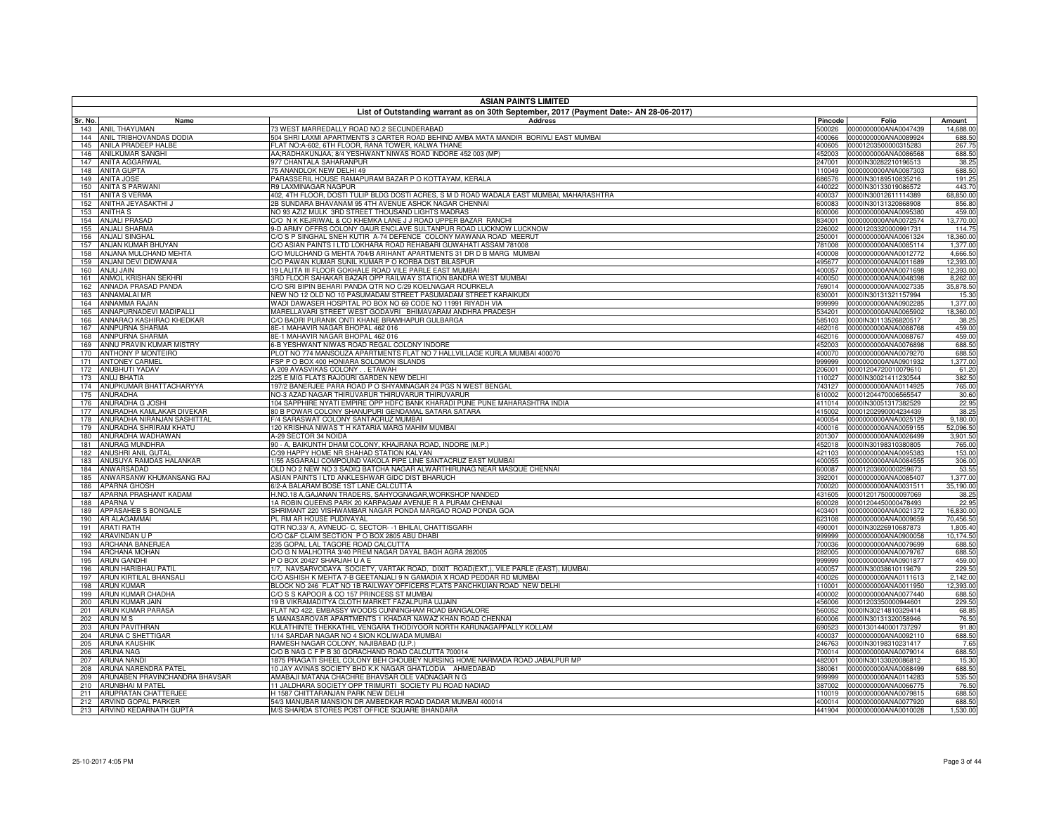# ASIAN PAINTS LIMITED

## List of Outstanding warrant as on 30th September, 2017 (Payment Date:- AN 28-06-2017)

| Sr. No. | Name | Address | Pincode | Folio | Amount |
|---|---|---|---|---|---|
| 143 | ANIL THAYUMAN | 73 WEST MARREDALLY ROAD NO.2 SECUNDERABAD | 500026 | 0000000000ANA0047439 | 14,688.00 |
| 144 | ANIL TRIBHOVANDAS DODIA | 504 SHRI LAXMI APARTMENTS 3 CARTER ROAD BEHIND AMBA MATA MANDIR BORIVLI EAST MUMBAI | 400066 | 0000000000ANA0089924 | 688.50 |
| 145 | ANILA PRADEEP HALBE | FLAT NO:A-602, 6TH FLOOR, RANA TOWER, KALWA THANE | 400605 | 00001203500000315283 | 267.75 |
| 146 | ANILKUMAR SANGHI | AA;RADHAKUNJAA; 8/4 YESHWANT NIWAS ROAD INDORE 452 003 (MP) | 452003 | 0000000000ANA0086568 | 688.50 |
| 147 | ANITA AGGARWAL | 977 CHANTALA SAHARANPUR | 247001 | 0000IN30282210196513 | 38.25 |
| 148 | ANITA GUPTA | 75 ANANDLOK NEW DELHI 49 | 110049 | 0000000000ANA0087303 | 688.50 |
| 149 | ANITA JOSE | PARASSERIL HOUSE RAMAPURAM BAZAR P O KOTTAYAM, KERALA | 686576 | 0000IN30189510835216 | 191.25 |
| 150 | ANITA S PARWANI | R9 LAXMINAGAR NAGPUR | 440022 | 0000IN30133019086572 | 443.70 |
| 151 | ANITA S VERMA | 402, 4TH FLOOR, DOSTI TULIP BLDG DOSTI ACRES, S M D ROAD WADALA EAST MUMBAI, MAHARASHTRA | 400037 | 0000IN30012611114389 | 68,850.00 |
| 152 | ANITHA JEYASAKTHI J | 2B SUNDARA BHAVANAM 95 4TH AVENUE ASHOK NAGAR CHENNAI | 600083 | 0000IN30131320868908 | 856.80 |
| 153 | ANITHA S | NO 93 AZIZ MULK 3RD STREET THOUSAND LIGHTS MADRAS | 600006 | 0000000000ANA0095380 | 459.00 |
| 154 | ANJALI PRASAD | C/O N K KEJRIWAL & CO KHEMKA LANE J J ROAD UPPER BAZAR RANCHI | 834001 | 0000000000ANA0072574 | 13,770.00 |
| 155 | ANJALI SHARMA | 9-D ARMY OFFRS COLONY GAUR ENCLAVE SULTANPUR ROAD LUCKNOW LUCKNOW | 226002 | 00001203320000991731 | 114.75 |
| 156 | ANJALI SINGHAL | C/O S P SINGHAL SNEH KUTIR A-74 DEFENCE COLONY MAWANA ROAD MEERUT | 250001 | 0000000000ANA0061324 | 18,360.00 |
| 157 | ANJAN KUMAR BHUYAN | C/O ASIAN PAINTS I LTD LOKHARA ROAD REHABARI GUWAHATI ASSAM 781008 | 781008 | 0000000000ANA0085114 | 1,377.00 |
| 158 | ANJANA MULCHAND MEHTA | C/O MULCHAND G MEHTA 704/B ARIHANT APARTMENTS 31 DR D B MARG MUMBAI | 400008 | 0000000000ANA0012772 | 4,666.50 |
| 159 | ANJANI DEVI DIDWANIA | C/O PAWAN KUMAR SUNIL KUMAR P O KORBA DIST BILASPUR | 495677 | 0000000000ANA0011689 | 12,393.00 |
| 160 | ANJU JAIN | 19 LALITA III FLOOR GOKHALE ROAD VILE PARLE EAST MUMBAI | 400057 | 0000000000ANA0071698 | 12,393.00 |
| 161 | ANMOL KRISHAN SEKHRI | 3RD FLOOR SAHAKAR BAZAR OPP RAILWAY STATION BANDRA WEST MUMBAI | 400050 | 0000000000ANA0048398 | 8,262.00 |
| 162 | ANNADA PRASAD PANDA | C/O SRI BIPIN BEHARI PANDA QTR NO C/29 KOELNAGAR ROURKELA | 769014 | 0000000000ANA0027335 | 35,878.50 |
| 163 | ANNAMALAI MR | NEW NO 12 OLD NO 10 PASUMADAM STREET PASUMADAM STREET KARAIKUDI | 630001 | 0000IN30131321157994 | 15.30 |
| 164 | ANNAMMA RAJAN | WADI DAWASER HOSPITAL PO BOX NO 69 CODE NO 11991 RIYADH VIA | 999999 | 0000000000ANA0902285 | 1,377.00 |
| 165 | ANNAPURNADEVI MADIPALLI | MARELLAVARI STREET WEST GODAVRI BHIMAVARAM ANDHRA PRADESH | 534201 | 0000000000ANA0065902 | 18,360.00 |
| 166 | ANNARAO KASHIRAO KHEDKAR | C/O BADRI PURANIK ONTI KHANE BRAMHAPUR GULBARGA | 585103 | 0000IN30113526820517 | 38.25 |
| 167 | ANNPURNA SHARMA | 8E-1 MAHAVIR NAGAR BHOPAL 462 016 | 462016 | 0000000000ANA0088768 | 459.00 |
| 168 | ANNPURNA SHARMA | 8E-1 MAHAVIR NAGAR BHOPAL 462 016 | 462016 | 0000000000ANA0088767 | 459.00 |
| 169 | ANNU PRAVIN KUMAR MISTRY | 6-B YESHWANT NIWAS ROAD REGAL COLONY INDORE | 452003 | 0000000000ANA0076898 | 688.50 |
| 170 | ANTHONY P MONTEIRO | PLOT NO 774 MANSOUZA APARTMENTS FLAT NO 7 HALLVILLAGE KURLA MUMBAI 400070 | 400070 | 0000000000ANA0079270 | 688.50 |
| 171 | ANTONEY CARMEL | FSP P O BOX 400 HONIARA SOLOMON ISLANDS | 999999 | 0000000000ANA0901932 | 1,377.00 |
| 172 | ANUBHUTI YADAV | A 209 AVASVIKAS COLONY . . ETAWAH | 206001 | 00001204720010079610 | 61.20 |
| 173 | ANUJ BHATIA | 225 E MIG FLATS RAJOURI GARDEN NEW DELHI | 110027 | 0000IN30021411230544 | 382.50 |
| 174 | ANUPKUMAR BHATTACHARYYA | 197/2 BANERJEE PARA ROAD P O SHYAMNAGAR 24 PGS N WEST BENGAL | 743127 | 0000000000ANA0114925 | 765.00 |
| 175 | ANURADHA | NO-3 AZAD NAGAR THIRUVARUR THIRUVARUR THIRUVARUR | 610002 | 00001204470006565547 | 30.60 |
| 176 | ANURADHA G JOSHI | 104 SAPPHIRE NYATI EMPIRE OPP HDFC BANK KHARADI PUNE PUNE MAHARASHTRA INDIA | 411014 | 0000IN30051317382529 | 22.95 |
| 177 | ANURADHA KAMLAKAR DIVEKAR | 80 B POWAR COLONY SHANUPURI GENDAMAL SATARA SATARA | 415002 | 00001202990004234439 | 38.25 |
| 178 | ANURADHA NIRANJAN SASHITTAL | F/4 SARASWAT COLONY SANTACRUZ MUMBAI | 400054 | 0000000000ANA0025129 | 9,180.00 |
| 179 | ANURADHA SHRIRAM KHATU | 120 KRISHNA NIWAS T H KATARIA MARG MAHIM MUMBAI | 400016 | 0000000000ANA0059155 | 52,096.50 |
| 180 | ANURADHA WADHAWAN | A-29 SECTOR 34 NOIDA | 201307 | 0000000000ANA0026499 | 3,901.50 |
| 181 | ANURAG MUNDHRA | 90 - A, BAIKUNTH DHAM COLONY, KHAJRANA ROAD, INDORE (M.P.) | 452018 | 0000IN30198310380805 | 765.00 |
| 182 | ANUSHRI ANIL GUTAL | C/39 HAPPY HOME NR SHAHAD STATION KALYAN | 421103 | 0000000000ANA0095383 | 153.00 |
| 183 | ANUSUYA RAMDAS HALANKAR | 1/55 ASGARALI COMPOUND VAKOLA PIPE LINE SANTACRUZ EAST MUMBAI | 400055 | 0000000000ANA0084555 | 306.00 |
| 184 | ANWARSADAD | OLD NO 2 NEW NO 3 SADIQ BATCHA NAGAR ALWARTHIRUNAG NEAR MASQUE CHENNAI | 600087 | 00001203600000259673 | 53.55 |
| 185 | ANWARSANW KHUMANSANG RAJ | ASIAN PAINTS I LTD ANKLESHWAR GIDC DIST BHARUCH | 392001 | 0000000000ANA0085407 | 1,377.00 |
| 186 | APARNA GHOSH | 6/2-A BALARAM BOSE 1ST LANE CALCUTTA | 700020 | 0000000000ANA0031511 | 35,190.00 |
| 187 | APARNA PRASHANT KADAM | H.NO.18 A,GAJANAN TRADERS, SAHYOGNAGAR,WORKSHOP NANDED | 431605 | 00001201750000097069 | 38.25 |
| 188 | APARNA V | 1A ROBIN QUEENS PARK 20 KARPAGAM AVENUE R A PURAM CHENNAI | 600028 | 00001204450000478493 | 22.95 |
| 189 | APPASAHEB S BONGALE | SHRIMANT 220 VISHWAMBAR NAGAR PONDA MARGAO ROAD PONDA GOA | 403401 | 0000000000ANA0021372 | 16,830.00 |
| 190 | AR ALAGAMMAI | PL RM AR HOUSE PUDIVAYAL | 623108 | 0000000000ANA0009659 | 70,456.50 |
| 191 | ARATI RATH | QTR NO.33/ A, AVNEUC- C, SECTOR- -1 BHILAI, CHATTISGARH | 490001 | 0000IN30226910687873 | 1,805.40 |
| 192 | ARAVINDAN U P | C/O C&F CLAIM SECTION P O BOX 2805 ABU DHABI | 999999 | 0000000000ANA0900058 | 10,174.50 |
| 193 | ARCHANA BANERJEA | 235 GOPAL LAL TAGORE ROAD CALCUTTA | 700036 | 0000000000ANA0079699 | 688.50 |
| 194 | ARCHANA MOHAN | C/O G N MALHOTRA 3/40 PREM NAGAR DAYAL BAGH AGRA 282005 | 282005 | 0000000000ANA0079767 | 688.50 |
| 195 | ARUN GANDHI | P O BOX 20427 SHARJAH U A E | 999999 | 0000000000ANA0901877 | 459.00 |
| 196 | ARUN HARIBHAU PATIL | 1/7, NAVSARVODAYA SOCIETY, VARTAK ROAD, DIXIT ROAD(EXT.), VILE PARLE (EAST), MUMBAI. | 400057 | 0000IN30038610119679 | 229.50 |
| 197 | ARUN KIRTILAL BHANSALI | C/O ASHISH K MEHTA 7-B GEETANJALI 9 N GAMADIA X ROAD PEDDAR RD MUMBAI | 400026 | 0000000000ANA0111613 | 2,142.00 |
| 198 | ARUN KUMAR | BLOCK NO 246 FLAT NO 1B RAILWAY OFFICERS FLATS PANCHKUIAN ROAD NEW DELHI | 110001 | 0000000000ANA0011950 | 12,393.00 |
| 199 | ARUN KUMAR CHADHA | C/O S S KAPOOR & CO 157 PRINCESS ST MUMBAI | 400002 | 0000000000ANA0077440 | 688.50 |
| 200 | ARUN KUMAR JAIN | 19 B VIKRAMADITYA CLOTH MARKET FAZALPURA UJJAIN | 456006 | 00001203350000944601 | 229.50 |
| 201 | ARUN KUMAR PARASA | FLAT NO 422, EMBASSY WOODS CUNNINGHAM ROAD BANGALORE | 560052 | 0000IN30214810329414 | 68.85 |
| 202 | ARUN M S | 5 MANASAROVAR APARTMENTS 1 KHADAR NAWAZ KHAN ROAD CHENNAI | 600006 | 0000IN30131320058946 | 76.50 |
| 203 | ARUN PAVITHRAN | KULATHINTE THEKKATHIL VENGARA THODIYOOR NORTH KARUNAGAPPALLY KOLLAM | 690523 | 00001301440001737297 | 91.80 |
| 204 | ARUNA C SHETTIGAR | 1/14 SARDAR NAGAR NO 4 SION KOLIWADA MUMBAI | 400037 | 0000000000ANA0092110 | 688.50 |
| 205 | ARUNA KAUSHIK | RAMESH NAGAR COLONY, NAJIBABAD (U.P.) | 246763 | 0000IN30198310231417 | 7.65 |
| 206 | ARUNA NAG | C/O B NAG C F P B 30 GORACHAND ROAD CALCUTTA 700014 | 700014 | 0000000000ANA0079014 | 688.50 |
| 207 | ARUNA NANDI | 1875 PRAGATI SHEEL COLONY BEH CHOUBEY NURSING HOME NARMADA ROAD JABALPUR MP | 482001 | 0000IN30133020086812 | 15.30 |
| 208 | ARUNA NARENDRA PATEL | 10 JAY AVINAS SOCIETY BHD K K NAGAR GHATLODIA AHMEDABAD | 380061 | 0000000000ANA0088499 | 688.50 |
| 209 | ARUNABEN PRAVINCHANDRA BHAVSAR | AMABAJI MATANA CHACHRE BHAVSAR OLE VADNAGAR N G | 999999 | 0000000000ANA0114283 | 535.50 |
| 210 | ARUNBHAI M PATEL | 11 JALDHARA SOCIETY OPP TRIMURTI SOCIETY PIJ ROAD NADIAD | 387002 | 0000000000ANA0066775 | 76.50 |
| 211 | ARUPRATAN CHATTERJEE | H 1587 CHITTARANJAN PARK NEW DELHI | 110019 | 0000000000ANA0079815 | 688.50 |
| 212 | ARVIND GOPAL PARKER | 54/3 MANUBAR MANSION DR AMBEDKAR ROAD DADAR MUMBAI 400014 | 400014 | 0000000000ANA0077920 | 688.50 |
| 213 | ARVIND KEDARNATH GUPTA | M/S SHARDA STORES POST OFFICE SQUARE BHANDARA | 441904 | 0000000000ANA0010028 | 1,530.00 |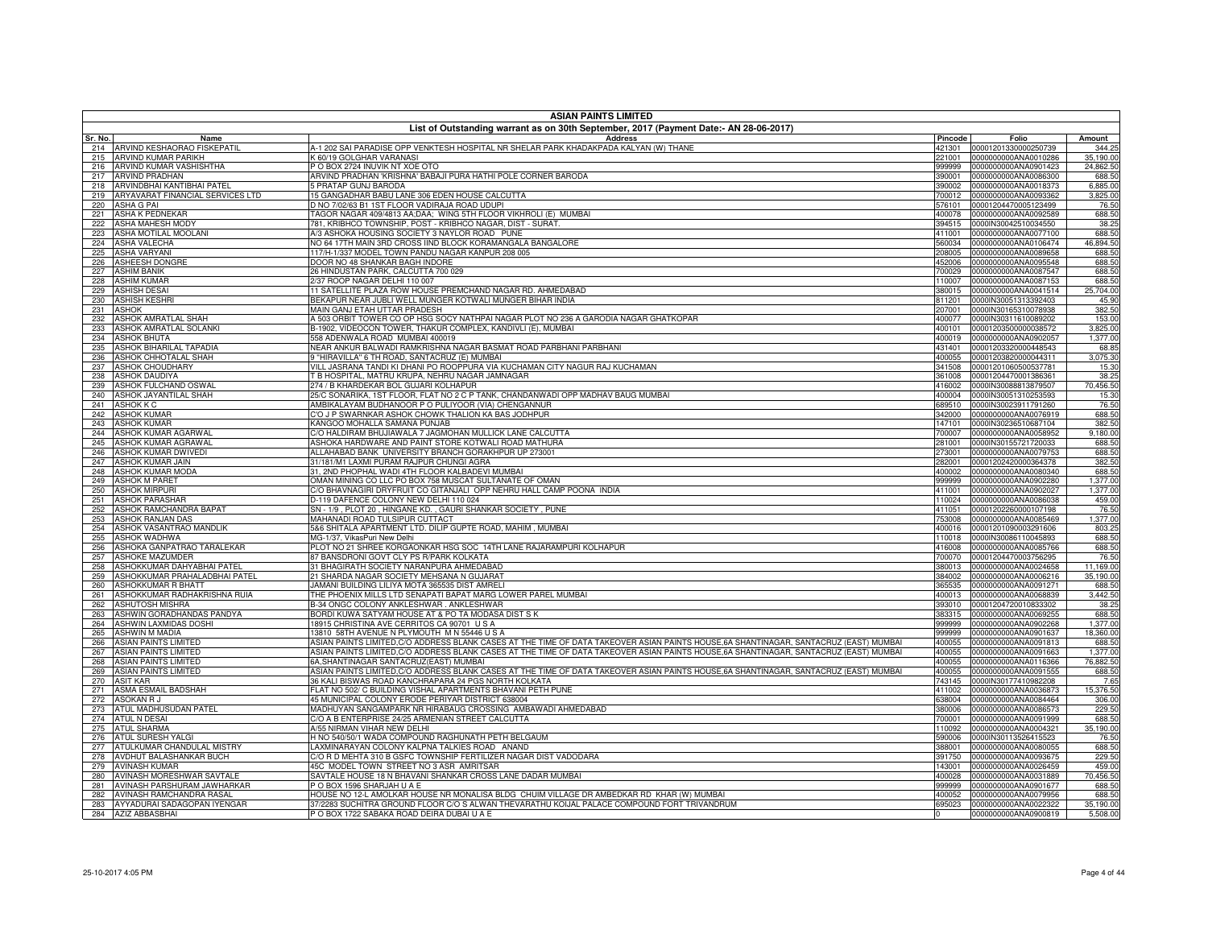# ASIAN PAINTS LIMITED

## List of Outstanding warrant as on 30th September, 2017 (Payment Date:- AN 28-06-2017)

| Sr. No. | Name | Address | Pincode | Folio | Amount |
|---|---|---|---|---|---|
| 214 | ARVIND KESHAORAO FISKEPATIL | A-1 202 SAI PARADISE OPP VENKTESH HOSPITAL NR SHELAR PARK KHADAKPADA KALYAN (W) THANE | 421301 | 0000120133000250739 | 344.25 |
| 215 | ARVIND KUMAR PARIKH | K 60/19 GOLGHAR VARANASI | 221001 | 0000000000ANA0010286 | 35,190.00 |
| 216 | ARVIND KUMAR VASHISHTHA | P O BOX 2724 INUVIK NT XOE OTO | 999999 | 0000000000ANA0901423 | 24,862.50 |
| 217 | ARVIND PRADHAN | ARVIND PRADHAN 'KRISHNA' BABAJI PURA HATHI POLE CORNER BARODA | 390001 | 0000000000ANA0086300 | 688.50 |
| 218 | ARVINDBHAI KANTIBHAI PATEL | 5 PRATAP GUNJ BARODA | 390002 | 0000000000ANA0018373 | 6,885.00 |
| 219 | ARYAVARAT FINANCIAL SERVICES LTD | 15 GANGADHAR BABU LANE 306 EDEN HOUSE CALCUTTA | 700012 | 0000000000ANA0093362 | 3,825.00 |
| 220 | ASHA G PAI | D NO 7/02/63 B1 1ST FLOOR VADIRAJA ROAD UDUPI | 576101 | 0000120447000512349 9 | 76.50 |
| 221 | ASHA K PEDNEKAR | TAGOR NAGAR 409/4813 AA;DAA; WING 5TH FLOOR VIKHROLI (E) MUMBAI | 400078 | 0000000000ANA0092589 | 688.50 |
| 222 | ASHA MAHESH MODY | 781, KRIBHCO TOWNSHIP, POST - KRIBHCO NAGAR, DIST - SURAT. | 394515 | 0000IN30042510034550 | 38.25 |
| 223 | ASHA MOTILAL MOOLANI | A/3 ASHOKA HOUSING SOCIETY 3 NAYLOR ROAD PUNE | 411001 | 0000000000ANA0077100 | 688.50 |
| 224 | ASHA VALECHA | NO 64 17TH MAIN 3RD CROSS IIND BLOCK KORAMANGALA BANGALORE | 560034 | 0000000000ANA0106474 | 46,894.50 |
| 225 | ASHA VARYANI | 117/H-1/337 MODEL TOWN PANDU NAGAR KANPUR 208 005 | 208005 | 0000000000ANA0089658 | 688.50 |
| 226 | ASHEESH DONGRE | DOOR NO 48 SHANKAR BAGH INDORE | 452006 | 0000000000ANA0095548 | 688.50 |
| 227 | ASHIM BANIK | 26 HINDUSTAN PARK, CALCUTTA 700 029 | 700029 | 0000000000ANA0087547 | 688.50 |
| 228 | ASHIM KUMAR | 2/37 ROOP NAGAR DELHI 110 007 | 110007 | 0000000000ANA0087153 | 688.50 |
| 229 | ASHISH DESAI | 11 SATELLITE PLAZA ROW HOUSE PREMCHAND NAGAR RD. AHMEDABAD | 380015 | 0000000000ANA0041514 | 25,704.00 |
| 230 | ASHISH KESHRI | BEKAPUR NEAR JUBLI WELL MUNGER KOTWALI MUNGER BIHAR INDIA | 811201 | 0000IN30051313392403 | 45.90 |
| 231 | ASHOK | MAIN GANJ ETAH UTTAR PRADESH | 207001 | 0000IN30165310078938 | 382.50 |
| 232 | ASHOK AMRATLAL SHAH | A 503 ORBIT TOWER CO OP HSG SOCY NATHPAI NAGAR PLOT NO 236 A GARODIA NAGAR GHATKOPAR | 400077 | 0000IN30311610089202 | 153.00 |
| 233 | ASHOK AMRATLAL SOLANKI | B-1902, VIDEOCON TOWER, THAKUR COMPLEX, KANDIVLI (E), MUMBAI | 400101 | 0000120350000038572 | 3,825.00 |
| 234 | ASHOK BHUTA | 558 ADENWALA ROAD MUMBAI 400019 | 400019 | 0000000000ANA0902057 | 1,377.00 |
| 235 | ASHOK BIHARILAL TAPADIA | NEAR ANKUR BALWADI RAMKRISHNA NAGAR BASMAT ROAD PARBHANI PARBHANI | 431401 | 0000120332000448543 | 68.85 |
| 236 | ASHOK CHHOTALAL SHAH | 9 "HIRAVILLA" 6 TH ROAD, SANTACRUZ (E) MUMBAI | 400055 | 0000120382000044311 | 3,075.30 |
| 237 | ASHOK CHOUDHARY | VILL JASRANA TANDI KI DHANI PO ROOPPURA VIA KUCHAMAN CITY NAGUR RAJ KUCHAMAN | 341508 | 0000120106050053778 1 | 15.30 |
| 238 | ASHOK DAUDIYA | T B HOSPITAL, MATRU KRUPA, NEHRU NAGAR JAMNAGAR | 361008 | 0000120447000138636 1 | 38.25 |
| 239 | ASHOK FULCHAND OSWAL | 274 / B KHARDEKAR BOL GUJARI KOLHAPUR | 416002 | 0000IN30088813879507 | 70,456.50 |
| 240 | ASHOK JAYANTILAL SHAH | 25/C SONARIKA, 1ST FLOOR, FLAT NO 2 C P TANK, CHANDANWADI OPP MADHAV BAUG MUMBAI | 400004 | 0000IN30051310253593 | 15.30 |
| 241 | ASHOK K C | AMBIKALAYAM BUDHANOOR P O PULIYOOR (VIA) CHENGANNUR | 689510 | 0000IN30023911791260 | 76.50 |
| 242 | ASHOK KUMAR | C'O J P SWARNKAR ASHOK CHOWK THALION KA BAS JODHPUR | 342000 | 0000000000ANA0076919 | 688.50 |
| 243 | ASHOK KUMAR | KANGOO MOHALLA SAMANA PUNJAB | 147101 | 0000IN30236510687104 | 382.50 |
| 244 | ASHOK KUMAR AGARWAL | C/O HALDIRAM BHUJIAWALA 7 JAGMOHAN MULLICK LANE CALCUTTA | 700007 | 0000000000ANA0058952 | 9,180.00 |
| 245 | ASHOK KUMAR AGRAWAL | ASHOKA HARDWARE AND PAINT STORE KOTWALI ROAD MATHURA | 281001 | 0000IN30155721720033 | 688.50 |
| 246 | ASHOK KUMAR DWIVEDI | ALLAHABAD BANK UNIVERSITY BRANCH GORAKHPUR UP 273001 | 273001 | 0000000000ANA0079753 | 688.50 |
| 247 | ASHOK KUMAR JAIN | 31/181/M1 LAXMI PURAM RAJPUR CHUNGI AGRA | 282001 | 0000120242000364378 | 382.50 |
| 248 | ASHOK KUMAR MODA | 31, 2ND PHOPHAL WADI 4TH FLOOR KALBADEVI MUMBAI | 400002 | 0000000000ANA0080340 | 688.50 |
| 249 | ASHOK M PARET | OMAN MINING CO LLC PO BOX 758 MUSCAT SULTANATE OF OMAN | 999999 | 0000000000ANA0902280 | 1,377.00 |
| 250 | ASHOK MIRPURI | C/O BHAVNAGIRI DRYFRUIT CO GITANJALI OPP NEHRU HALL CAMP POONA INDIA | 411001 | 0000000000ANA0902027 | 1,377.00 |
| 251 | ASHOK PARASHAR | D-119 DAFENCE COLONY NEW DELHI 110 024 | 110024 | 0000000000ANA0086038 | 459.00 |
| 252 | ASHOK RAMCHANDRA BAPAT | SN - 1/9 , PLOT 20 , HINGANE KD. , GAURI SHANKAR SOCIETY , PUNE | 411051 | 0000120226000107198 | 76.50 |
| 253 | ASHOK RANJAN DAS | MAHANADI ROAD TULSIPUR CUTTACT | 753008 | 0000000000ANA0085469 | 1,377.00 |
| 254 | ASHOK VASANTRAO MANDLIK | 5&6 SHITALA APARTMENT LTD. DILIP GUPTE ROAD, MAHIM , MUMBAI | 400016 | 0000120109000329160 6 | 803.25 |
| 255 | ASHOK WADHWA | MG-1/37, VikasPuri New Delhi | 110018 | 0000IN30086110045893 | 688.50 |
| 256 | ASHOKA GANPATRAO TARALEKAR | PLOT NO 21 SHREE KORGAONKAR HSG SOC 14TH LANE RAJARAMPURI KOLHAPUR | 416008 | 0000000000ANA0085766 | 688.50 |
| 257 | ASHOKE MAZUMDER | 87 BANSDRONI GOVT CLY PS R/PARK KOLKATA | 700070 | 0000120447000375629 5 | 76.50 |
| 258 | ASHOKKUMAR DAHYABHAI PATEL | 31 BHAGIRATH SOCIETY NARANPURA AHMEDABAD | 380013 | 0000000000ANA0024658 | 11,169.00 |
| 259 | ASHOKKUMAR PRAHALADBHAI PATEL | 21 SHARDA NAGAR SOCIETY MEHSANA N GUJARAT | 384002 | 0000000000ANA0006216 | 35,190.00 |
| 260 | ASHOKKUMAR R BHATT | JAMANI BUILDING LILIYA MOTA 365535 DIST AMRELI | 365535 | 0000000000ANA0091271 | 688.50 |
| 261 | ASHOKKUMAR RADHAKRISHNA RUIA | THE PHOENIX MILLS LTD SENAPATI BAPAT MARG LOWER PAREL MUMBAI | 400013 | 0000000000ANA0068839 | 3,442.50 |
| 262 | ASHUTOSH MISHRA | B-34 ONGC COLONY ANKLESHWAR . ANKLESHWAR | 393010 | 0000120472001083330 2 | 38.25 |
| 263 | ASHWIN GORADHANDAS PANDYA | BORDI KUWA SATYAM HOUSE AT & PO TA MODASA DIST S K | 383315 | 0000000000ANA0069255 | 688.50 |
| 264 | ASHWIN LAXMIDAS DOSHI | 18915 CHRISTINA AVE CERRITOS CA 90701 U S A | 999999 | 0000000000ANA0902268 | 1,377.00 |
| 265 | ASHWIN M MADIA | 13810 58TH AVENUE N PLYMOUTH M N 55446 U S A | 999999 | 0000000000ANA0901637 | 18,360.00 |
| 266 | ASIAN PAINTS LIMITED | ASIAN PAINTS LIMITED,C/O ADDRESS BLANK CASES AT THE TIME OF DATA TAKEOVER ASIAN PAINTS HOUSE,6A SHANTINAGAR, SANTACRUZ (EAST) MUMBAI | 400055 | 0000000000ANA0091813 | 688.50 |
| 267 | ASIAN PAINTS LIMITED | ASIAN PAINTS LIMITED,C/O ADDRESS BLANK CASES AT THE TIME OF DATA TAKEOVER ASIAN PAINTS HOUSE,6A SHANTINAGAR, SANTACRUZ (EAST) MUMBAI | 400055 | 0000000000ANA0091663 | 1,377.00 |
| 268 | ASIAN PAINTS LIMITED | 6A,SHANTINAGAR SANTACRUZ(EAST) MUMBAI | 400055 | 0000000000ANA0116366 | 76,882.50 |
| 269 | ASIAN PAINTS LIMITED | ASIAN PAINTS LIMITED,C/O ADDRESS BLANK CASES AT THE TIME OF DATA TAKEOVER ASIAN PAINTS HOUSE,6A SHANTINAGAR, SANTACRUZ (EAST) MUMBAI | 400055 | 0000000000ANA0091555 | 688.50 |
| 270 | ASIT KAR | 36 KALI BISWAS ROAD KANCHRAPARA 24 PGS NORTH KOLKATA | 743145 | 0000IN30177410982208 | 7.65 |
| 271 | ASMA ESMAIL BADSHAH | FLAT NO 502/ C BUILDING VISHAL APARTMENTS BHAVANI PETH PUNE | 411002 | 0000000000ANA0036873 | 15,376.50 |
| 272 | ASOKAN R J | 45 MUNICIPAL COLONY ERODE PERIYAR DISTRICT 638004 | 638004 | 0000000000ANA0084464 | 306.00 |
| 273 | ATUL MADHUSUDAN PATEL | MADHUYAN SANGAMPARK NR HIRABAUG CROSSING AMBAWADI AHMEDABAD | 380006 | 0000000000ANA0086573 | 229.50 |
| 274 | ATUL N DESAI | C/O A B ENTERPRISE 24/25 ARMENIAN STREET CALCUTTA | 700001 | 0000000000ANA0091999 | 688.50 |
| 275 | ATUL SHARMA | A/55 NIRMAN VIHAR NEW DELHI | 110092 | 0000000000ANA0004321 | 35,190.00 |
| 276 | ATUL SURESH YALGI | H NO 540/50/1 WADA COMPOUND RAGHUNATH PETH BELGAUM | 590006 | 0000IN30113526415523 | 76.50 |
| 277 | ATULKUMAR CHANDULAL MISTRY | LAXMINARAYAN COLONY KALPNA TALKIES ROAD ANAND | 388001 | 0000000000ANA0080055 | 688.50 |
| 278 | AVDHUT BALASHANKAR BUCH | C/O R D MEHTA 310 B GSFC TOWNSHIP FERTILIZER NAGAR DIST VADODARA | 391750 | 0000000000ANA0093675 | 229.50 |
| 279 | AVINASH KUMAR | 45C MODEL TOWN STREET NO 3 ASR AMRITSAR | 143001 | 0000000000ANA0026459 | 459.00 |
| 280 | AVINASH MORESHWAR SAVTALE | SAVTALE HOUSE 18 N BHAVANI SHANKAR CROSS LANE DADAR MUMBAI | 400028 | 0000000000ANA0031889 | 70,456.50 |
| 281 | AVINASH PARSHURAM JAWHARKAR | P O BOX 1596 SHARJAH U A E | 999999 | 0000000000ANA0901677 | 688.50 |
| 282 | AVINASH RAMCHANDRA RASAL | HOUSE NO 12-L AMOLKAR HOUSE NR MONALISA BLDG CHUIM VILLAGE DR AMBEDKAR RD KHAR (W) MUMBAI | 400052 | 0000000000ANA0079956 | 688.50 |
| 283 | AYYADURAI SADAGOPAN IYENGAR | 37/2283 SUCHITRA GROUND FLOOR C/O S ALWAN THEVARATHU KOILJAL PALACE COMPOUND FORT TRIVANDRUM | 695023 | 0000000000ANA0022322 | 35,190.00 |
| 284 | AZIZ ABBASBHAI | P O BOX 1722 SABAKA ROAD DEIRA DUBAI U A E | 0 | 0000000000ANA0900819 | 5,508.00 |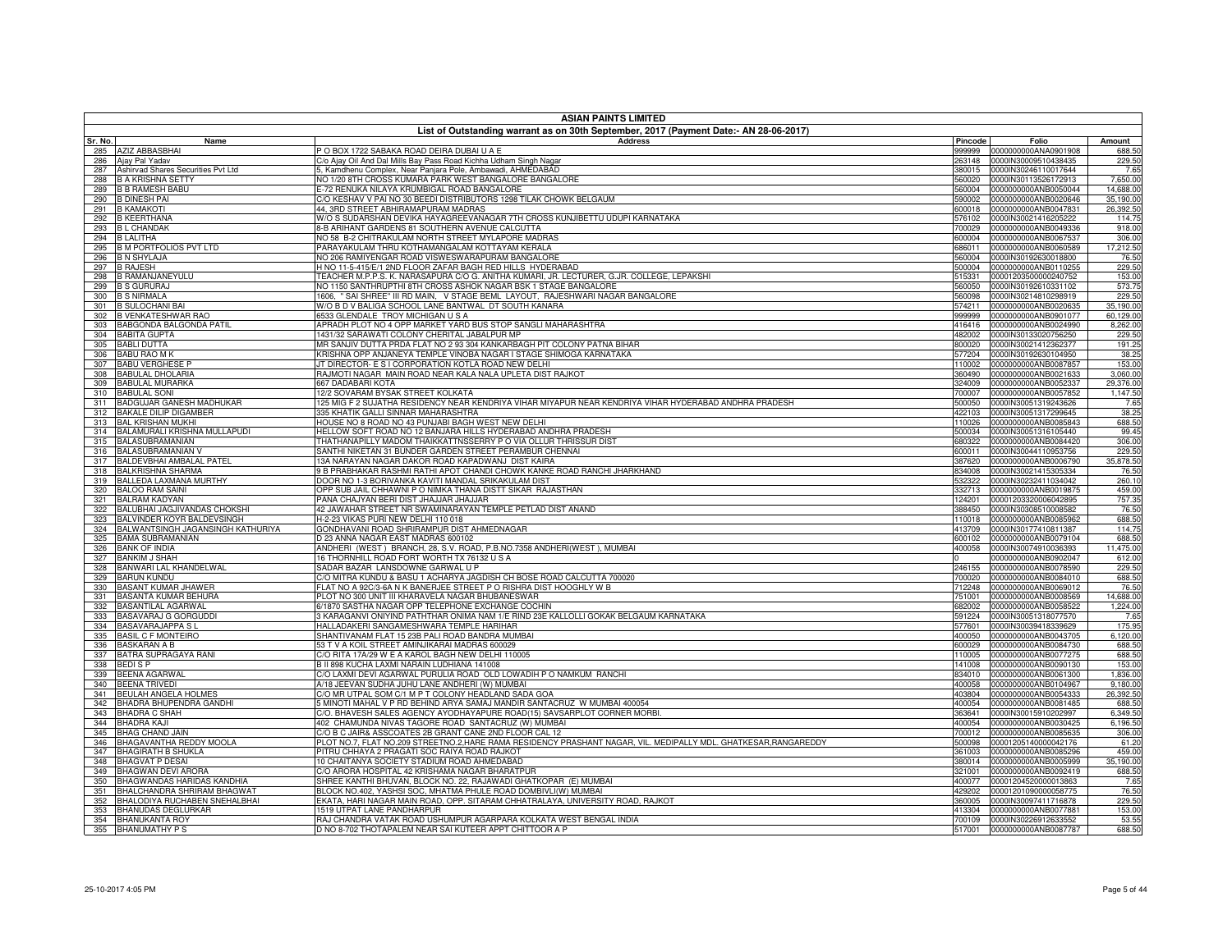# ASIAN PAINTS LIMITED

## List of Outstanding warrant as on 30th September, 2017 (Payment Date:- AN 28-06-2017)

| Sr. No. | Name | Address | Pincode | Folio | Amount |
|---|---|---|---|---|---|
| 285 | AZIZ ABBASBHAI | P O BOX 1722 SABAKA ROAD DEIRA DUBAI U A E | 999999 | 0000000000ANA0901908 | 688.50 |
| 286 | Ajay Pal Yadav | C/o Ajay Oil And Dal Mills Bay Pass Road Kichha Udham Singh Nagar | 263148 | 0000IN30009510438435 | 229.50 |
| 287 | Ashirvad Shares Securities Pvt Ltd | 5, Kamdhenu Complex, Near Panjara Pole, Ambawadi, AHMEDABAD | 380015 | 0000IN30246110017644 | 7.65 |
| 288 | B A KRISHNA SETTY | NO 1/20 8TH CROSS KUMARA PARK WEST BANGALORE BANGALORE | 560020 | 0000IN30113526172913 | 7,650.00 |
| 289 | B B RAMESH BABU | E-72 RENUKA NILAYA KRUMBIGAL ROAD BANGALORE | 560004 | 0000000000ANB0050044 | 14,688.00 |
| 290 | B DINESH PAI | C/O KESHAV V PAI NO 30 BEEDI DISTRIBUTORS 1298 TILAK CHOWK BELGAUM | 590002 | 0000000000ANB0020646 | 35,190.00 |
| 291 | B KAMAKOTI | 44, 3RD STREET ABHIRAMAPURAM MADRAS | 600018 | 0000000000ANB0047831 | 26,392.50 |
| 292 | B KEERTHANA | W/O S SUDARSHAN DEVIKA HAYAGREEVANAGAR 7TH CROSS KUNJIBETTU UDUPI KARNATAKA | 576102 | 0000IN30021416205222 | 114.75 |
| 293 | B L CHANDAK | 8-B ARIHANT GARDENS 81 SOUTHERN AVENUE CALCUTTA | 700029 | 0000000000ANB0049336 | 918.00 |
| 294 | B LALITHA | NO 58 B-2 CHITRAKULAM NORTH STREET MYLAPORE MADRAS | 600004 | 0000000000ANB0067537 | 306.00 |
| 295 | B M PORTFOLIOS PVT LTD | PARAYAKULAM THRU KOTHAMANGALAM KOTTAYAM KERALA | 686011 | 0000000000ANB0060589 | 17,212.50 |
| 296 | B N SHYLAJA | NO 206 RAMIYENGAR ROAD VISWESWARAPURAM BANGALORE | 560004 | 0000IN30192630018800 | 76.50 |
| 297 | B RAJESH | H NO 11-5-415/E/1 2ND FLOOR ZAFAR BAGH RED HILLS HYDERABAD | 500004 | 0000000000ANB0110255 | 229.50 |
| 298 | B RAMANJANEYULU | TEACHER M.P.P.S. K. NARASAPURA C/O G. ANITHA KUMARI, JR. LECTURER, G.JR. COLLEGE, LEPAKSHI | 515331 | 00001203500000240752 | 153.00 |
| 299 | B S GURURAJ | NO 1150 SANTHRUPTHI 8TH CROSS ASHOK NAGAR BSK 1 STAGE BANGALORE | 560050 | 0000IN30192610331102 | 573.75 |
| 300 | B S NIRMALA | 1606, " SAI SHREE" III RD MAIN, V STAGE BEML LAYOUT, RAJESHWARI NAGAR BANGALORE | 560098 | 0000IN30214810298919 | 229.50 |
| 301 | B SULOCHANI BAI | W/O B D V BALIGA SCHOOL LANE BANTWAL DT SOUTH KANARA | 574211 | 0000000000ANB0020635 | 35,190.00 |
| 302 | B VENKATESHWAR RAO | 6533 GLENDALE TROY MICHIGAN U S A | 999999 | 0000000000ANB0901077 | 60,129.00 |
| 303 | BABGONDA BALGONDA PATIL | APRADH PLOT NO 4 OPP MARKET YARD BUS STOP SANGLI MAHARASHTRA | 416416 | 0000000000ANB0024990 | 8,262.00 |
| 304 | BABITA GUPTA | 1431/32 SARAWATI COLONY CHERITAL JABALPUR MP | 482002 | 0000IN30133020756250 | 229.50 |
| 305 | BABLI DUTTA | MR SANJIV DUTTA PRDA FLAT NO 2 93 304 KANKARBAGH PIT COLONY PATNA BIHAR | 800020 | 0000IN30021412362377 | 191.25 |
| 306 | BABU RAO M K | KRISHNA OPP ANJANEYA TEMPLE VINOBA NAGAR I STAGE SHIMOGA KARNATAKA | 577204 | 0000IN30192630104950 | 38.25 |
| 307 | BABU VERGHESE P | JT DIRECTOR- E S I CORPORATION KOTLA ROAD NEW DELHI | 110002 | 0000000000ANB0087857 | 153.00 |
| 308 | BABULAL DHOLARIA | RAJMOTI NAGAR MAIN ROAD NEAR KALA NALA UPLETA DIST RAJKOT | 360490 | 0000000000ANB0021633 | 3,060.00 |
| 309 | BABULAL MURARKA | 667 DADABARI KOTA | 324009 | 0000000000ANB0052337 | 29,376.00 |
| 310 | BABULAL SONI | 12/2 SOVARAM BYSAK STREET KOLKATA | 700007 | 0000000000ANB0057852 | 1,147.50 |
| 311 | BADGUJAR GANESH MADHUKAR | 125 MIG F 2 SUJATHA RESIDENCY NEAR KENDRIYA VIHAR MIYAPUR NEAR KENDRIYA VIHAR HYDERABAD ANDHRA PRADESH | 500050 | 0000IN30051319243626 | 7.65 |
| 312 | BAKALE DILIP DIGAMBER | 335 KHATIK GALLI SINNAR MAHARASHTRA | 422103 | 0000IN30051317299645 | 38.25 |
| 313 | BAL KRISHAN MUKHI | HOUSE NO 8 ROAD NO 43 PUNJABI BAGH WEST NEW DELHI | 110026 | 0000000000ANB0085843 | 688.50 |
| 314 | BALAMURALI KRISHNA MULLAPUDI | HELLOW SOFT ROAD NO 12 BANJARA HILLS HYDERABAD ANDHRA PRADESH | 500034 | 0000IN30051316105440 | 99.45 |
| 315 | BALASUBRAMANIAN | THATHANAPILLY MADOM THAIKKATTNSSERRY P O VIA OLLUR THRISSUR DIST | 680322 | 0000000000ANB0084420 | 306.00 |
| 316 | BALASUBRAMANIAN V | SANTHI NIKETAN 31 BUNDER GARDEN STREET PERAMBUR CHENNAI | 600011 | 0000IN30044110953756 | 229.50 |
| 317 | BALDEVBHAI AMBALAL PATEL | 13A NARAYAN NAGAR DAKOR ROAD KAPADWANJ DIST KAIRA | 387620 | 0000000000ANB0006790 | 35,878.50 |
| 318 | BALKRISHNA SHARMA | 9 B PRABHAKAR RASHMI RATHI APOT CHANDI CHOWK KANKE ROAD RANCHI JHARKHAND | 834008 | 0000IN30021415305334 | 76.50 |
| 319 | BALLEDA LAXMANA MURTHY | DOOR NO 1-3 BORIVANKA KAVITI MANDAL SRIKAKULAM DIST | 532322 | 0000IN30232411034042 | 260.10 |
| 320 | BALOO RAM SAINI | OPP SUB JAIL CHHAWNI P O NIMKA THANA DISTT SIKAR RAJASTHAN | 332713 | 0000000000ANB0019875 | 459.00 |
| 321 | BALRAM KADYAN | PANA CHAJYAN BERI DIST JHAJJAR JHAJJAR | 124201 | 00001203320006042895 | 757.35 |
| 322 | BALUBHAI JAGJIVANDAS CHOKSHI | 42 JAWAHAR STREET NR SWAMINARAYAN TEMPLE PETLAD DIST ANAND | 388450 | 0000IN30308510008582 | 76.50 |
| 323 | BALVINDER KOYR BALDEVSINGH | H-2-23 VIKAS PURI NEW DELHI 110 018 | 110018 | 0000000000ANB0085962 | 688.50 |
| 324 | BALWANTSINGH JAGANSINGH KATHURIYA | GONDHAVANI ROAD SHRIRAMPUR DIST AHMEDNAGAR | 413709 | 0000IN30177410811387 | 114.75 |
| 325 | BAMA SUBRAMANIAN | D 23 ANNA NAGAR EAST MADRAS 600102 | 600102 | 0000000000ANB0079104 | 688.50 |
| 326 | BANK OF INDIA | ANDHERI (WEST ) BRANCH, 28, S.V. ROAD, P.B.NO.7358 ANDHERI(WEST ), MUMBAI | 400058 | 0000IN30074910036393 | 11,475.00 |
| 327 | BANKIM J SHAH | 16 THORNHILL ROAD FORT WORTH TX 76132 U S A | 0 | 0000000000ANB0902047 | 612.00 |
| 328 | BANWARI LAL KHANDELWAL | SADAR BAZAR LANSDOWNE GARWAL U P | 246155 | 0000000000ANB0078590 | 229.50 |
| 329 | BARUN KUNDU | C/O MITRA KUNDU & BASU 1 ACHARYA JAGDISH CH BOSE ROAD CALCUTTA 700020 | 700020 | 0000000000ANB0084010 | 688.50 |
| 330 | BASANT KUMAR JHAWER | FLAT NO A 92C/3-6A N K BANERJEE STREET P O RISHRA DIST HOOGHLY W B | 712248 | 0000000000ANB0069012 | 76.50 |
| 331 | BASANTA KUMAR BEHURA | PLOT NO 300 UNIT III KHARAVELA NAGAR BHUBANESWAR | 751001 | 0000000000ANB0008569 | 14,688.00 |
| 332 | BASANTILAL AGARWAL | 6/1870 SASTHA NAGAR OPP TELEPHONE EXCHANGE COCHIN | 682002 | 0000000000ANB0058522 | 1,224.00 |
| 333 | BASAVARAJ G GORGUDDI | 3 KARAGANVI ONIYIND PATHTHAR ONIMA NAM 1/E RIND 23E KALLOLLI GOKAK BELGAUM KARNATAKA | 591224 | 0000IN30051318077570 | 7.65 |
| 334 | BASAVARAJAPPA S L | HALLADAKERI SANGAMESHWARA TEMPLE HARIHAR | 577601 | 0000IN30039418339629 | 175.95 |
| 335 | BASIL C F MONTEIRO | SHANTIVANAM FLAT 15 23B PALI ROAD BANDRA MUMBAI | 400050 | 0000000000ANB0043705 | 6,120.00 |
| 336 | BASKARAN A B | 53 T V A KOIL STREET AMINJIKARAI MADRAS 600029 | 600029 | 0000000000ANB0084730 | 688.50 |
| 337 | BATRA SUPRAGAYA RANI | C/O RITA 17A/29 W E A KAROL BAGH NEW DELHI 110005 | 110005 | 0000000000ANB0077275 | 688.50 |
| 338 | BEDI S P | B II 898 KUCHA LAXMI NARAIN LUDHIANA 141008 | 141008 | 0000000000ANB0090130 | 153.00 |
| 339 | BEENA AGARWAL | C/O LAXMI DEVI AGARWAL PURULIA ROAD OLD LOWADIH P O NAMKUM RANCHI | 834010 | 0000000000ANB0061300 | 1,836.00 |
| 340 | BEENA TRIVEDI | A/18 JEEVAN SUDHA JUHU LANE ANDHERI (W) MUMBAI | 400058 | 0000000000ANB0104967 | 9,180.00 |
| 341 | BEULAH ANGELA HOLMES | C/O MR UTPAL SOM C/1 M P T COLONY HEADLAND SADA GOA | 403804 | 0000000000ANB0054333 | 26,392.50 |
| 342 | BHADRA BHUPENDRA GANDHI | 5 MINOTI MAHAL V P RD BEHIND ARYA SAMAJ MANDIR SANTACRUZ W MUMBAI 400054 | 400054 | 0000000000ANB0081485 | 688.50 |
| 343 | BHADRA C SHAH | C/O. BHAVESH SALES AGENCY AYODHAYAPURE ROAD(15) SAVSARPLOT CORNER MORBI. | 363641 | 0000IN30015910202997 | 6,349.50 |
| 344 | BHADRA KAJI | 402 CHAMUNDA NIVAS TAGORE ROAD SANTACRUZ (W) MUMBAI | 400054 | 0000000000ANB0030425 | 6,196.50 |
| 345 | BHAG CHAND JAIN | C/O B C JAIR& ASSCOATES 2B GRANT CANE 2ND FLOOR CAL 12 | 700012 | 0000000000ANB0085635 | 306.00 |
| 346 | BHAGAVANTHA REDDY MOOLA | PLOT NO.7, FLAT NO.209 STREETNO.2,HARE RAMA RESIDENCY PRASHANT NAGAR, VIL. MEDIPALLY MDL. GHATKESAR,RANGAREDDY | 500098 | 00001205140000042176 | 61.20 |
| 347 | BHAGIRATH B SHUKLA | PITRU CHHAYA 2 PRAGATI SOC RAIYA ROAD RAJKOT | 361003 | 0000000000ANB0085296 | 459.00 |
| 348 | BHAGVAT P DESAI | 10 CHAITANYA SOCIETY STADIUM ROAD AHMEDABAD | 380014 | 0000000000ANB0005999 | 35,190.00 |
| 349 | BHAGWAN DEVI ARORA | C/O ARORA HOSPITAL 42 KRISHAMA NAGAR BHARATPUR | 321001 | 0000000000ANB0092419 | 688.50 |
| 350 | BHAGWANDAS HARIDAS KANDHIA | SHREE KANTHI BHUVAN, BLOCK NO. 22, RAJAWADI GHATKOPAR (E) MUMBAI | 400077 | 00001204520000013863 | 7.65 |
| 351 | BHALCHANDRA SHRIRAM BHAGWAT | BLOCK NO.402, YASHSI SOC, MHATMA PHULE ROAD DOMBIVLI(W) MUMBAI | 429202 | 00001201090000058775 | 76.50 |
| 352 | BHALODIYA RUCHABEN SNEHALBHAI | EKATA, HARI NAGAR MAIN ROAD, OPP. SITARAM CHHATRALAYA, UNIVERSITY ROAD, RAJKOT | 360005 | 0000IN30097411716878 | 229.50 |
| 353 | BHANUDAS DEGLURKAR | 1519 UTPAT LANE PANDHARPUR | 413304 | 0000000000ANB0077881 | 153.00 |
| 354 | BHANUKANTA ROY | RAJ CHANDRA VATAK ROAD USHUMPUR AGARPARA KOLKATA WEST BENGAL INDIA | 700109 | 0000IN30226912633552 | 53.55 |
| 355 | BHANUMATHY P S | D NO 8-702 THOTAPALEM NEAR SAI KUTEER APPT CHITTOOR A P | 517001 | 0000000000ANB0087787 | 688.50 |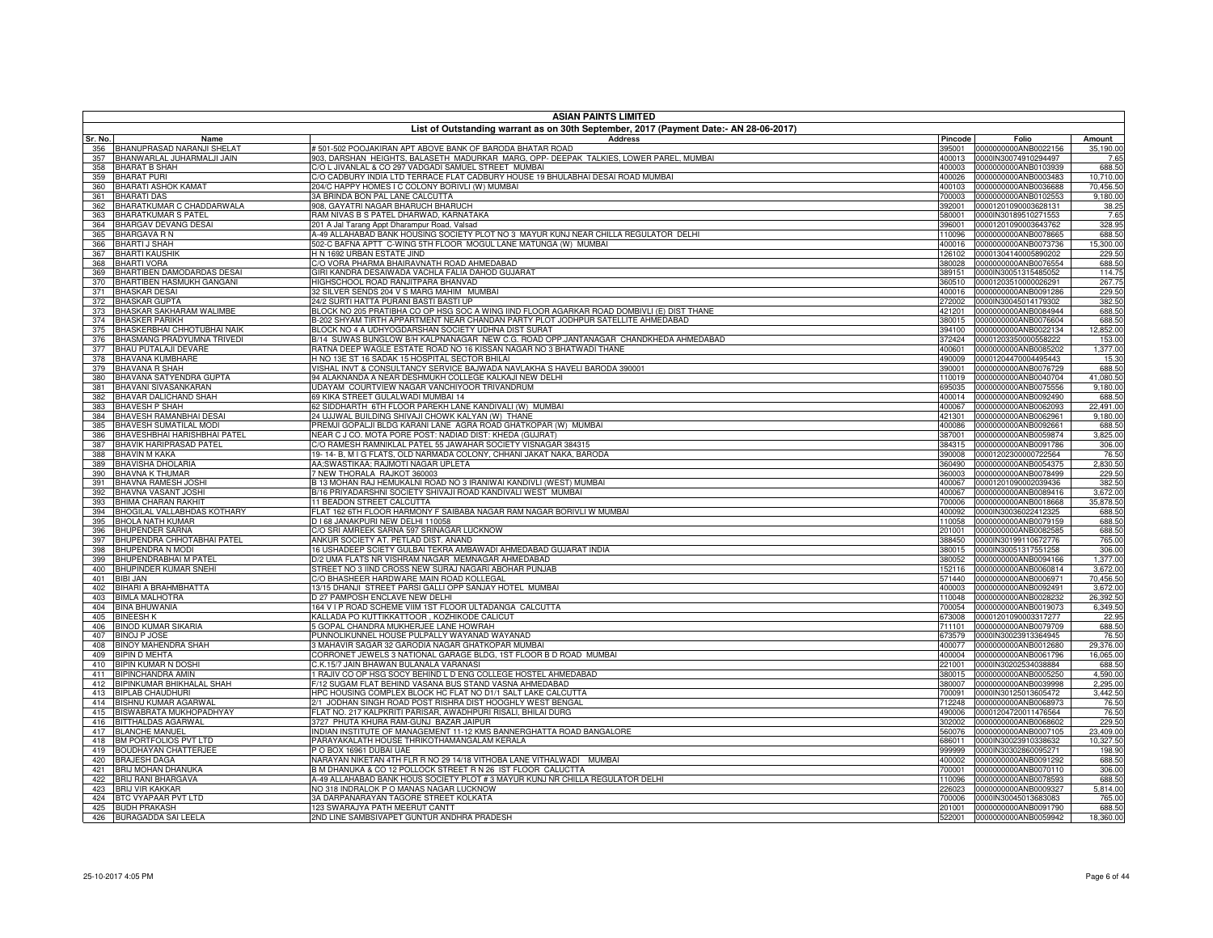**ASIAN PAINTS LIMITED**

**List of Outstanding warrant as on 30th September, 2017 (Payment Date:- AN 28-06-2017)**

| Sr. No. | Name | Address | Pincode | Folio | Amount |
|---|---|---|---|---|---|
| 356 | BHANUPRASAD NARANJI SHELAT | # 501-502 POOJAKIRAN APT ABOVE BANK OF BARODA BHATAR ROAD | 395001 | 0000000000ANB0022156 | 35,190.00 |
| 357 | BHANWARLAL JUHARMALJI JAIN | 903, DARSHAN HEIGHTS, BALASETH MADURKAR MARG, OPP- DEEPAK TALKIES, LOWER PAREL, MUMBAI | 400013 | 0000IN30074910294497 | 7.65 |
| 358 | BHARAT B SHAH | C/O L JIVANLAL & CO 297 VADGADI SAMUEL STREET MUMBAI | 400003 | 0000000000ANB0103939 | 688.50 |
| 359 | BHARAT PURI | C/O CADBURY INDIA LTD TERRACE FLAT CADBURY HOUSE 19 BHULABHAI DESAI ROAD MUMBAI | 400026 | 0000000000ANB0003483 | 10,710.00 |
| 360 | BHARATI ASHOK KAMAT | 204/C HAPPY HOMES I C COLONY BORIVLI (W) MUMBAI | 400103 | 0000000000ANB0036688 | 70,456.50 |
| 361 | BHARATI DAS | 3A BRINDA BON PAL LANE CALCUTTA | 700003 | 0000000000ANB0102553 | 9,180.00 |
| 362 | BHARATKUMAR C CHADDARWALA | 908, GAYATRI NAGAR BHARUCH BHARUCH | 392001 | 00001201090003628131 | 38.25 |
| 363 | BHARATKUMAR S PATEL | RAM NIVAS B S PATEL DHARWAD, KARNATAKA | 580001 | 0000IN30189510271553 | 7.65 |
| 364 | BHARGAV DEVANG DESAI | 201 A Jal Tarang Appt Dharampur Road, Valsad | 396001 | 00001201090003643762 | 328.95 |
| 365 | BHARGAVA R N | A-49 ALLAHABAD BANK HOUSING SOCIETY PLOT NO 3 MAYUR KUNJ NEAR CHILLA REGULATOR DELHI | 110096 | 0000000000ANB0078665 | 688.50 |
| 366 | BHARTI J SHAH | 502-C BAFNA APTT C-WING 5TH FLOOR MOGUL LANE MATUNGA (W) MUMBAI | 400016 | 0000000000ANB0073736 | 15,300.00 |
| 367 | BHARTI KAUSHIK | H N 1692 URBAN ESTATE JIND | 126102 | 00001304140005890202 | 229.50 |
| 368 | BHARTI VORA | C/O VORA PHARMA BHAIRAVNATH ROAD AHMEDABAD | 380028 | 0000000000ANB0076554 | 688.50 |
| 369 | BHARTIBEN DAMODARDAS DESAI | GIRI KANDRA DESAIWADA VACHLA FALIA DAHOD GUJARAT | 389151 | 0000IN30051315485052 | 114.75 |
| 370 | BHARTIBEN HASMUKH GANGANI | HIGHSCHOOL ROAD RANJITPARA BHANVAD | 360510 | 00001203510000026291 | 267.75 |
| 371 | BHASKAR DESAI | 32 SILVER SENDS 204 V S MARG MAHIM MUMBAI | 400016 | 0000000000ANB0091286 | 229.50 |
| 372 | BHASKAR GUPTA | 24/2 SURTI HATTA PURANI BASTI BASTI UP | 272002 | 0000IN30045014179302 | 382.50 |
| 373 | BHASKAR SAKHARAM WALIMBE | BLOCK NO 205 PRATIBHA CO OP HSG SOC A WING IIND FLOOR AGARKAR ROAD DOMBIVLI (E) DIST THANE | 421201 | 0000000000ANB0084944 | 688.50 |
| 374 | BHASKER PARIKH | B-202 SHYAM TIRTH APPARTMENT NEAR CHANDAN PARTY PLOT JODHPUR SATELLITE AHMEDABAD | 380015 | 0000000000ANB0076604 | 688.50 |
| 375 | BHASKERBHAI CHHOTUBHAI NAIK | BLOCK NO 4 A UDHYOGDARSHAN SOCIETY UDHNA DIST SURAT | 394100 | 0000000000ANB0022134 | 12,852.00 |
| 376 | BHASMANG PRADYUMNA TRIVEDI | B/14 SUWAS BUNGLOW B/H KALPNANAGAR NEW C.G. ROAD OPP.JANTANAGAR CHANDKHEDA AHMEDABAD | 372424 | 00001203350000558222 | 153.00 |
| 377 | BHAU PUTALAJI DEVARE | RATNA DEEP WAGLE ESTATE ROAD NO 16 KISSAN NAGAR NO 3 BHATWADI THANE | 400601 | 0000000000ANB0085202 | 1,377.00 |
| 378 | BHAVANA KUMBHARE | H NO 13E ST 16 SADAK 15 HOSPITAL SECTOR BHILAI | 490009 | 00001204470004495443 | 15.30 |
| 379 | BHAVANA R SHAH | VISHAL INVT & CONSULTANCY SERVICE BAJWADA NAVLAKHA S HAVELI BARODA 390001 | 390001 | 0000000000ANB0076729 | 688.50 |
| 380 | BHAVANA SATYENDRA GUPTA | 94 ALAKNANDA A NEAR DESHMUKH COLLEGE KALKAJI NEW DELHI | 110019 | 0000000000ANB0040704 | 41,080.50 |
| 381 | BHAVANI SIVASANKARAN | UDAYAM COURTVIEW NAGAR VANCHIYOOR TRIVANDRUM | 695035 | 0000000000ANB0075556 | 9,180.00 |
| 382 | BHAVAR DALICHAND SHAH | 69 KIKA STREET GULALWADI MUMBAI 14 | 400014 | 0000000000ANB0092490 | 688.50 |
| 383 | BHAVESH P SHAH | 62 SIDDHARTH 6TH FLOOR PAREKH LANE KANDIVALI (W) MUMBAI | 400067 | 0000000000ANB0062093 | 22,491.00 |
| 384 | BHAVESH RAMANBHAI DESAI | 24 UJJWAL BUILDING SHIVAJI CHOWK KALYAN (W) THANE | 421301 | 0000000000ANB0062961 | 9,180.00 |
| 385 | BHAVESH SUMATILAL MODI | PREMJI GOPALJI BLDG KARANI LANE AGRA ROAD GHATKOPAR (W) MUMBAI | 400086 | 0000000000ANB0092661 | 688.50 |
| 386 | BHAVESHBHAI HARISHBHAI PATEL | NEAR C J CO. MOTA PORE POST: NADIAD DIST: KHEDA (GUJRAT) | 387001 | 0000000000ANB0059874 | 3,825.00 |
| 387 | BHAVIK HARIPRASAD PATEL | C/O RAMESH RAMNIKLAL PATEL 55 JAWAHAR SOCIETY VISNAGAR 384315 | 384315 | 0000000000ANB0091786 | 306.00 |
| 388 | BHAVIN M KAKA | 19- 14- B, M I G FLATS, OLD NARMADA COLONY, CHHANI JAKAT NAKA, BARODA | 390008 | 00001202300000722564 | 76.50 |
| 389 | BHAVISHA DHOLARIA | AA;SWASTIKAA; RAJMOTI NAGAR UPLETA | 360490 | 0000000000ANB0054375 | 2,830.50 |
| 390 | BHAVNA K THUMAR | 7 NEW THORALA RAJKOT 360003 | 360003 | 0000000000ANB0078499 | 229.50 |
| 391 | BHAVNA RAMESH JOSHI | B 13 MOHAN RAJ HEMUKALNI ROAD NO 3 IRANIWAI KANDIVLI (WEST) MUMBAI | 400067 | 00001201090002039436 | 382.50 |
| 392 | BHAVNA VASANT JOSHI | B/16 PRIYADARSHNI SOCIETY SHIVAJI ROAD KANDIVALI WEST MUMBAI | 400067 | 0000000000ANB0089416 | 3,672.00 |
| 393 | BHIMA CHARAN RAKHIT | 11 BEADON STREET CALCUTTA | 700006 | 0000000000ANB0018668 | 35,878.50 |
| 394 | BHOGILAL VALLABHDAS KOTHARY | FLAT 162 6TH FLOOR HARMONY F SAIBABA NAGAR RAM NAGAR BORIVLI W MUMBAI | 400092 | 0000IN30036022412325 | 688.50 |
| 395 | BHOLA NATH KUMAR | D I 68 JANAKPURI NEW DELHI 110058 | 110058 | 0000000000ANB0079159 | 688.50 |
| 396 | BHUPENDER SARNA | C/O SRI AMREEK SARNA 597 SRINAGAR LUCKNOW | 201001 | 0000000000ANB0082585 | 688.50 |
| 397 | BHUPENDRA CHHOTABHAI PATEL | ANKUR SOCIETY AT. PETLAD DIST. ANAND | 388450 | 0000IN30199110672776 | 765.00 |
| 398 | BHUPENDRA N MODI | 16 USHADEEP SCIETY GULBAI TEKRA AMBAWADI AHMEDABAD GUJARAT INDIA | 380015 | 0000IN30051317551258 | 306.00 |
| 399 | BHUPENDRABHAI M PATEL | D/2 UMA FLATS NR VISHRAM NAGAR MEMNAGAR AHMEDABAD | 380052 | 0000000000ANB0094166 | 1,377.00 |
| 400 | BHUPINDER KUMAR SNEHI | STREET NO 3 IIND CROSS NEW SURAJ NAGARI ABOHAR PUNJAB | 152116 | 0000000000ANB0060814 | 3,672.00 |
| 401 | BIBI JAN | C/O BHASHEER HARDWARE MAIN ROAD KOLLEGAL | 571440 | 0000000000ANB0006971 | 70,456.50 |
| 402 | BIHARI A BRAHMBHATTA | 13/15 DHANJI STREET PARSI GALLI OPP SANJAY HOTEL MUMBAI | 400003 | 0000000000ANB0092491 | 3,672.00 |
| 403 | BIMLA MALHOTRA | D 27 PAMPOSH ENCLAVE NEW DELHI | 110048 | 0000000000ANB0028232 | 26,392.50 |
| 404 | BINA BHUWANIA | 164 V I P ROAD SCHEME VIIM 1ST FLOOR ULTADANGA CALCUTTA | 700054 | 0000000000ANB0019073 | 6,349.50 |
| 405 | BINEESH K | KALLADA PO KUTTIKKATTOOR , KOZHIKODE CALICUT | 673008 | 00001201090003317277 | 22.95 |
| 406 | BINOD KUMAR SIKARIA | 5 GOPAL CHANDRA MUKHERJEE LANE HOWRAH | 711101 | 0000000000ANB0079709 | 688.50 |
| 407 | BINOJ P JOSE | PUNNOLIKUNNEL HOUSE PULPALLY WAYANAD WAYANAD | 673579 | 0000IN30023913364945 | 76.50 |
| 408 | BINOY MAHENDRA SHAH | 3 MAHAVIR SAGAR 32 GARODIA NAGAR GHATKOPAR MUMBAI | 400077 | 0000000000ANB0012680 | 29,376.00 |
| 409 | BIPIN D MEHTA | CORRONET JEWELS 3 NATIONAL GARAGE BLDG, 1ST FLOOR B D ROAD MUMBAI | 400004 | 0000000000ANB0061796 | 16,065.00 |
| 410 | BIPIN KUMAR N DOSHI | C.K.15/7 JAIN BHAWAN BULANALA VARANASI | 221001 | 0000IN30202534038884 | 688.50 |
| 411 | BIPINCHANDRA AMIN | 1 RAJIV CO OP HSG SOCY BEHIND L D ENG COLLEGE HOSTEL AHMEDABAD | 380015 | 0000000000ANB0005250 | 4,590.00 |
| 412 | BIPINKUMAR BHIKHALAL SHAH | F/12 SUGAM FLAT BEHIND VASANA BUS STAND VASNA AHMEDABAD | 380007 | 0000000000ANB0039998 | 2,295.00 |
| 413 | BIPLAB CHAUDHURI | HPC HOUSING COMPLEX BLOCK HC FLAT NO D1/1 SALT LAKE CALCUTTA | 700091 | 0000IN30125013605472 | 3,442.50 |
| 414 | BISHNU KUMAR AGARWAL | 2/1 JODHAN SINGH ROAD POST RISHRA DIST HOOGHLY WEST BENGAL | 712248 | 0000000000ANB0068973 | 76.50 |
| 415 | BISWABRATA MUKHOPADHYAY | FLAT NO. 217 KALPKRITI PARISAR, AWADHPURI RISALI, BHILAI DURG | 490006 | 00001204720011476564 | 76.50 |
| 416 | BITTHALDAS AGARWAL | 3727 PHUTA KHURA RAM-GUNJ BAZAR JAIPUR | 302002 | 0000000000ANB0068602 | 229.50 |
| 417 | BLANCHE MANUEL | INDIAN INSTITUTE OF MANAGEMENT 11-12 KMS BANNERGHATTA ROAD BANGALORE | 560076 | 0000000000ANB0007105 | 23,409.00 |
| 418 | BM PORTFOLIOS PVT LTD | PARAYAKALATH HOUSE THRIKOTHAMANGALAM KERALA | 686011 | 0000IN30023910338632 | 10,327.50 |
| 419 | BOUDHAYAN CHATTERJEE | P O BOX 16961 DUBAI UAE | 999999 | 0000IN30302860095271 | 198.90 |
| 420 | BRAJESH DAGA | NARAYAN NIKETAN 4TH FLR R NO 29 14/18 VITHOBA LANE VITHALWADI MUMBAI | 400002 | 0000000000ANB0091292 | 688.50 |
| 421 | BRIJ MOHAN DHANUKA | B M DHANUKA & CO 12 POLLOCK STREET R N 26 IST FLOOR CALUCTTA | 700001 | 0000000000ANB0070110 | 306.00 |
| 422 | BRIJ RANI BHARGAVA | A-49 ALLAHABAD BANK HOUS SOCIETY PLOT # 3 MAYUR KUNJ NR CHILLA REGULATOR DELHI | 110096 | 0000000000ANB0078593 | 688.50 |
| 423 | BRIJ VIR KAKKAR | NO 318 INDRALOK P O MANAS NAGAR LUCKNOW | 226023 | 0000000000ANB0009327 | 5,814.00 |
| 424 | BTC VYAPAAR PVT LTD | 3A DARPANARAYAN TAGORE STREET KOLKATA | 700006 | 0000IN30045013683083 | 765.00 |
| 425 | BUDH PRAKASH | 123 SWARAJYA PATH MEERUT CANTT | 201001 | 0000000000ANB0091790 | 688.50 |
| 426 | BURAGADDA SAI LEELA | 2ND LINE SAMBSIVAPET GUNTUR ANDHRA PRADESH | 522001 | 0000000000ANB0059942 | 18,360.00 |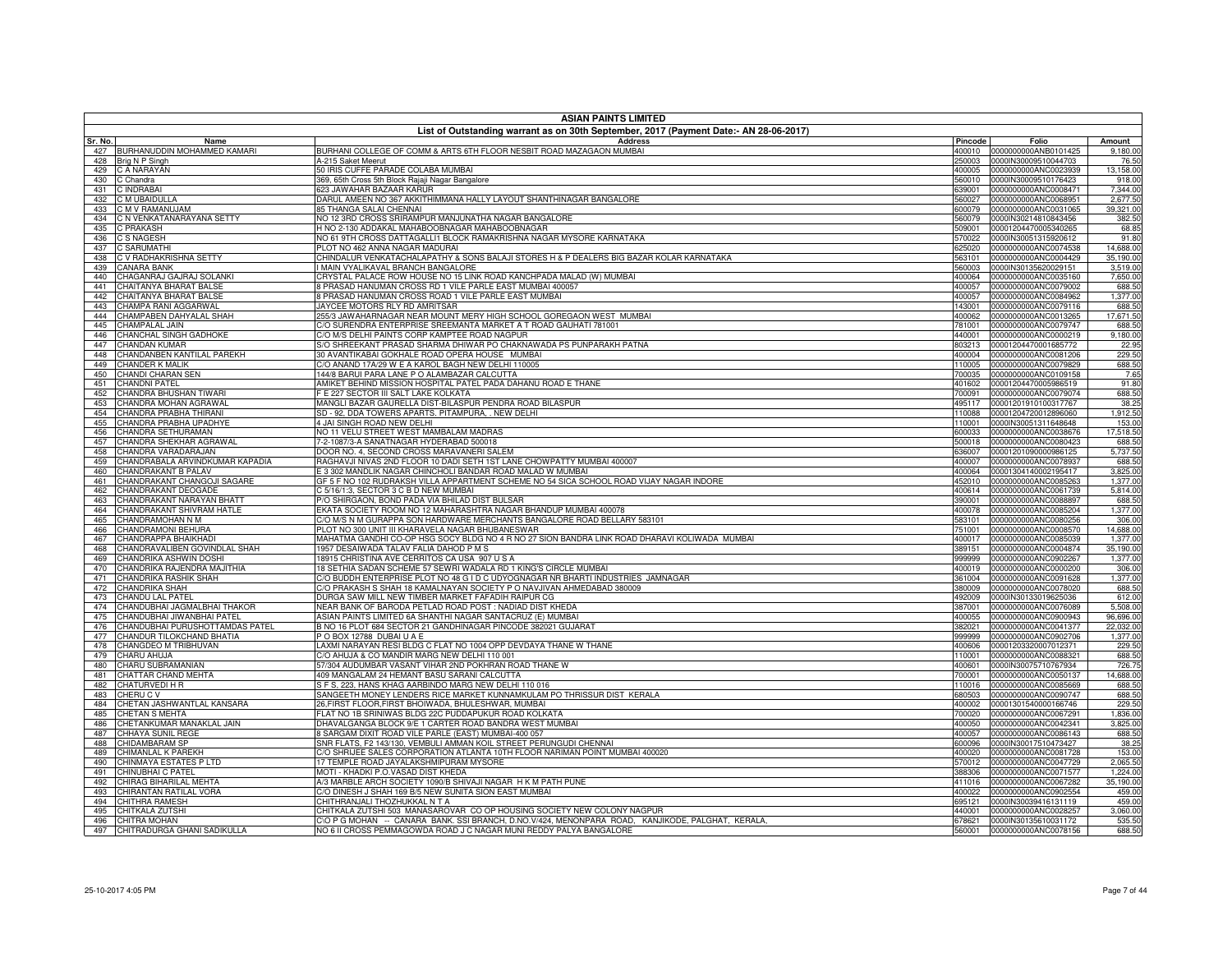# ASIAN PAINTS LIMITED

## List of Outstanding warrant as on 30th September, 2017 (Payment Date:- AN 28-06-2017)

| Sr. No. | Name | Address | Pincode | Folio | Amount |
|---|---|---|---|---|---|
| 427 | BURHANUDDIN MOHAMMED KAMARI | BURHANI COLLEGE OF COMM & ARTS 6TH FLOOR NESBIT ROAD MAZAGAON MUMBAI | 400010 | 0000000000ANB0101425 | 9,180.00 |
| 428 | Brig N P Singh | A-215 Saket Meerut | 250003 | 0000IN30009510044703 | 76.50 |
| 429 | C A NARAYAN | 50 IRIS CUFFE PARADE COLABA MUMBAI | 400005 | 0000000000ANC0023939 | 13,158.00 |
| 430 | C Chandra | 369, 65th Cross 5th Block Rajaji Nagar Bangalore | 560010 | 0000IN30009510176423 | 918.00 |
| 431 | C INDRABAI | 623 JAWAHAR BAZAAR KARUR | 639001 | 0000000000ANC0008471 | 7,344.00 |
| 432 | C M UBAIDULLA | DARUL AMEEN NO 367 AKKITHIMMANA HALLY LAYOUT SHANTHINAGAR BANGALORE | 560027 | 0000000000ANC0068951 | 2,677.50 |
| 433 | C M V RAMANUJAM | 85 THANGA SALAI CHENNAI | 600079 | 0000000000ANC0031065 | 39,321.00 |
| 434 | C N VENKATANARAYANA SETTY | NO 12 3RD CROSS SRIRAMPUR MANJUNATHA NAGAR BANGALORE | 560079 | 0000IN30214810843456 | 382.50 |
| 435 | C PRAKASH | H NO 2-130 ADDAKAL MAHABOOBNAGAR MAHABOOBNAGAR | 509001 | 00001204470005340265 | 68.85 |
| 436 | C S NAGESH | NO 61 9TH CROSS DATTAGALLI1 BLOCK RAMAKRISHNA NAGAR MYSORE KARNATAKA | 570022 | 0000IN30051315920612 | 91.80 |
| 437 | C SARUMATHI | PLOT NO 462 ANNA NAGAR MADURAI | 625020 | 0000000000ANC0074538 | 14,688.00 |
| 438 | C V RADHAKRISHNA SETTY | CHINDALUR VENKATACHALAPATHY & SONS BALAJI STORES H & P DEALERS BIG BAZAR KOLAR KARNATAKA | 563101 | 0000000000ANC0004429 | 35,190.00 |
| 439 | CANARA BANK | I MAIN VYALIKAVAL BRANCH BANGALORE | 560003 | 0000IN30135620029151 | 3,519.00 |
| 440 | CHAGANRAJ GAJRAJ SOLANKI | CRYSTAL PALACE ROW HOUSE NO 15 LINK ROAD KANCHPADA MALAD (W) MUMBAI | 400064 | 0000000000ANC0035160 | 7,650.00 |
| 441 | CHAITANYA BHARAT BALSE | 8 PRASAD HANUMAN CROSS RD 1 VILE PARLE EAST MUMBAI 400057 | 400057 | 0000000000ANC0079002 | 688.50 |
| 442 | CHAITANYA BHARAT BALSE | 8 PRASAD HANUMAN CROSS ROAD 1 VILE PARLE EAST MUMBAI | 400057 | 0000000000ANC0084962 | 1,377.00 |
| 443 | CHAMPA RANI AGGARWAL | JAYCEE MOTORS RLY RD AMRITSAR | 143001 | 0000000000ANC0079116 | 688.50 |
| 444 | CHAMPABEN DAHYALAL SHAH | 255/3 JAWAHARNAGAR NEAR MOUNT MERY HIGH SCHOOL GOREGAON WEST MUMBAI | 400062 | 0000000000ANC0013265 | 17,671.50 |
| 445 | CHAMPALAL JAIN | C/O SURENDRA ENTERPRISE SREEMANTA MARKET A T ROAD GAUHATI 781001 | 781001 | 0000000000ANC0079747 | 688.50 |
| 446 | CHANCHAL SINGH GADHOKE | C/O M/S DELHI PAINTS CORP KAMPTEE ROAD NAGPUR | 440001 | 0000000000ANC0000219 | 9,180.00 |
| 447 | CHANDAN KUMAR | S/O SHREEKANT PRASAD SHARMA DHIWAR PO CHAKNAWADA PS PUNPARAKH PATNA | 803213 | 00001204470001685772 | 22.95 |
| 448 | CHANDANBEN KANTILAL PAREKH | 30 AVANTIKABAI GOKHALE ROAD OPERA HOUSE MUMBAI | 400004 | 0000000000ANC0081206 | 229.50 |
| 449 | CHANDER K MALIK | C/O ANAND 17A/29 W E A KAROL BAGH NEW DELHI 110005 | 110005 | 0000000000ANC0079829 | 688.50 |
| 450 | CHANDI CHARAN SEN | 144/8 BARUI PARA LANE P O ALAMBAZAR CALCUTTA | 700035 | 0000000000ANC0109158 | 7.65 |
| 451 | CHANDNI PATEL | AMIKET BEHIND MISSION HOSPITAL PATEL PADA DAHANU ROAD E THANE | 401602 | 00001204470005986519 | 91.80 |
| 452 | CHANDRA BHUSHAN TIWARI | F E 227 SECTOR III SALT LAKE KOLKATA | 700091 | 0000000000ANC0079074 | 688.50 |
| 453 | CHANDRA MOHAN AGRAWAL | MANGLI BAZAR GAURELLA DIST-BILASPUR PENDRA ROAD BILASPUR | 495117 | 00001201910100317767 | 38.25 |
| 454 | CHANDRA PRABHA THIRANI | SD - 92, DDA TOWERS APARTS. PITAMPURA, . NEW DELHI | 110088 | 00001204720012896060 | 1,912.50 |
| 455 | CHANDRA PRABHA UPADHYE | 4 JAI SINGH ROAD NEW DELHI | 110001 | 0000IN30051311648648 | 153.00 |
| 456 | CHANDRA SETHURAMAN | NO 11 VELU STREET WEST MAMBALAM MADRAS | 600033 | 0000000000ANC0038676 | 17,518.50 |
| 457 | CHANDRA SHEKHAR AGRAWAL | 7-2-1087/3-A SANATNAGAR HYDERABAD 500018 | 500018 | 0000000000ANC0080423 | 688.50 |
| 458 | CHANDRA VARADARAJAN | DOOR NO. 4, SECOND CROSS MARAVANERI SALEM | 636007 | 00001201090000986125 | 5,737.50 |
| 459 | CHANDRABALA ARVINDKUMAR KAPADIA | RAGHAVJI NIVAS 2ND FLOOR 10 DADI SETH 1ST LANE CHOWPATTY MUMBAI 400007 | 400007 | 0000000000ANC0078937 | 688.50 |
| 460 | CHANDRAKANT B PALAV | E 3 302 MANDLIK NAGAR CHINCHOLI BANDAR ROAD MALAD W MUMBAI | 400064 | 00001304140002195417 | 3,825.00 |
| 461 | CHANDRAKANT CHANGOJI SAGARE | GF 5 F NO 102 RUDRAKSH VILLA APPARTMENT SCHEME NO 54 SICA SCHOOL ROAD VIJAY NAGAR INDORE | 452010 | 0000000000ANC0085263 | 1,377.00 |
| 462 | CHANDRAKANT DEOGADE | C 5/16/1:3, SECTOR 3 C B D NEW MUMBAI | 400614 | 0000000000ANC0061739 | 5,814.00 |
| 463 | CHANDRAKANT NARAYAN BHATT | P/O SHIRGAON, BOND PADA VIA BHILAD DIST BULSAR | 390001 | 0000000000ANC0088897 | 688.50 |
| 464 | CHANDRAKANT SHIVRAM HATLE | EKATA SOCIETY ROOM NO 12 MAHARASHTRA NAGAR BHANDUP MUMBAI 400078 | 400078 | 0000000000ANC0085204 | 1,377.00 |
| 465 | CHANDRAMOHAN N M | C/O M/S N M GURAPPA SON HARDWARE MERCHANTS BANGALORE ROAD BELLARY 583101 | 583101 | 0000000000ANC0080256 | 306.00 |
| 466 | CHANDRAMONI BEHURA | PLOT NO 300 UNIT III KHARAVELA NAGAR BHUBANESWAR | 751001 | 0000000000ANC0008570 | 14,688.00 |
| 467 | CHANDRAPPA BHAIKHADI | MAHATMA GANDHI CO-OP HSG SOCY BLDG NO 4 R NO 27 SION BANDRA LINK ROAD DHARAVI KOLIWADA MUMBAI | 400017 | 0000000000ANC0085039 | 1,377.00 |
| 468 | CHANDRAVALIBEN GOVINDLAL SHAH | 1957 DESAIWADA TALAV FALIA DAHOD P M S | 389151 | 0000000000ANC0004874 | 35,190.00 |
| 469 | CHANDRIKA ASHWIN DOSHI | 18915 CHRISTINA AVE CERRITOS CA USA 907 U S A | 999999 | 0000000000ANC0902267 | 1,377.00 |
| 470 | CHANDRIKA RAJENDRA MAJITHIA | 18 SETHNA SADAN SCHEME 57 SEWRI WADALA RD 1 KING'S CIRCLE MUMBAI | 400019 | 0000000000ANC0000200 | 306.00 |
| 471 | CHANDRIKA RASHIK SHAH | C/O BUDDH ENTERPRISE PLOT NO 48 G I D C UDYOGNAGAR NR BHARTI INDUSTRIES JAMNAGAR | 361004 | 0000000000ANC0091628 | 1,377.00 |
| 472 | CHANDRIKA SHAH | C/O PRAKASH S SHAH 18 KAMALNAYAN SOCIETY P O NAVJIVAN AHMEDABAD 380009 | 380009 | 0000000000ANC0078020 | 688.50 |
| 473 | CHANDU LAL PATEL | DURGA SAW MILL NEW TIMBER MARKET FAFADIH RAIPUR CG | 492009 | 0000IN30133019625036 | 612.00 |
| 474 | CHANDUBHAI JAGMALBHAI THAKOR | NEAR BANK OF BARODA PETLAD ROAD POST : NADIAD DIST KHEDA | 387001 | 0000000000ANC0076089 | 5,508.00 |
| 475 | CHANDUBHAI JIWANBHAI PATEL | ASIAN PAINTS LIMITED 6A SHANTHI NAGAR SANTACRUZ (E) MUMBAI | 400055 | 0000000000ANC0900943 | 96,696.00 |
| 476 | CHANDUBHAI PURUSHOTTAMDAS PATEL | B NO 16 PLOT 684 SECTOR 21 GANDHINAGAR PINCODE 382021 GUJARAT | 382021 | 0000000000ANC0041377 | 22,032.00 |
| 477 | CHANDUR TILOKCHAND BHATIA | P O BOX 12788 DUBAI U A E | 999999 | 0000000000ANC0902706 | 1,377.00 |
| 478 | CHANGDEO M TRIBHUVAN | LAXMI NARAYAN RESI BLDG C FLAT NO 1004 OPP DEVDAYA THANE W THANE | 400606 | 00001203320007012371 | 229.50 |
| 479 | CHARU AHUJA | C/O AHUJA & CO MANDIR MARG NEW DELHI 110 001 | 110001 | 0000000000ANC0088321 | 688.50 |
| 480 | CHARU SUBRAMANIAN | 57/304 AUDUMBAR VASANT VIHAR 2ND POKHRAN ROAD THANE W | 400601 | 0000IN30075710767934 | 726.75 |
| 481 | CHATTAR CHAND MEHTA | 409 MANGALAM 24 HEMANT BASU SARANI CALCUTTA | 700001 | 0000000000ANC0050137 | 14,688.00 |
| 482 | CHATURVEDI H R | S F S, 223, HANS KHAG AARBINDO MARG NEW DELHI 110 016 | 110016 | 0000000000ANC0085669 | 688.50 |
| 483 | CHERU C V | SANGEETH MONEY LENDERS RICE MARKET KUNNAMKULAM PO THRISSUR DIST KERALA | 680503 | 0000000000ANC0090747 | 688.50 |
| 484 | CHETAN JASHWANTLAL KANSARA | 26,FIRST FLOOR,FIRST BHOIWADA, BHULESHWAR, MUMBAI | 400002 | 00001301540000166746 | 229.50 |
| 485 | CHETAN S MEHTA | FLAT NO 1B SRINIWAS BLDG 22C PUDDAPUKUR ROAD KOLKATA | 700020 | 0000000000ANC0067291 | 1,836.00 |
| 486 | CHETANKUMAR MANAKLAL JAIN | DHAVALGANGA BLOCK 9/E 1 CARTER ROAD BANDRA WEST MUMBAI | 400050 | 0000000000ANC0042341 | 3,825.00 |
| 487 | CHHAYA SUNIL REGE | 8 SARGAM DIXIT ROAD VILE PARLE (EAST) MUMBAI-400 057 | 400057 | 0000000000ANC0086143 | 688.50 |
| 488 | CHIDAMBARAM SP | SNR FLATS, F2 143/130, VEMBULI AMMAN KOIL STREET PERUNGUDI CHENNAI | 600096 | 0000IN30017510473427 | 38.25 |
| 489 | CHIMANLAL K PAREKH | C/O SHRIJEE SALES CORPORATION ATLANTA 10TH FLOOR NARIMAN POINT MUMBAI 400020 | 400020 | 0000000000ANC0081728 | 153.00 |
| 490 | CHINMAYA ESTATES P LTD | 17 TEMPLE ROAD JAYALAKSHMIPURAM MYSORE | 570012 | 0000000000ANC0047729 | 2,065.50 |
| 491 | CHINUBHAI C PATEL | MOTI - KHADKI P.O.VASAD DIST KHEDA | 388306 | 0000000000ANC0071577 | 1,224.00 |
| 492 | CHIRAG BIHARILAL MEHTA | A/3 MARBLE ARCH SOCIETY 1090/B SHIVAJI NAGAR H K M PATH PUNE | 411016 | 0000000000ANC0067282 | 35,190.00 |
| 493 | CHIRANTAN RATILAL VORA | C/O DINESH J SHAH 169 B/5 NEW SUNITA SION EAST MUMBAI | 400022 | 0000000000ANC0902554 | 459.00 |
| 494 | CHITHRA RAMESH | CHITHRANJALI THOZHUKKAL N T A | 695121 | 0000IN30039416131119 | 459.00 |
| 495 | CHITKALA ZUTSHI | CHITKALA ZUTSHI 503 MANASAROVAR CO OP HOUSING SOCIETY NEW COLONY NAGPUR | 440001 | 0000000000ANC0028257 | 3,060.00 |
| 496 | CHITRA MOHAN | C\O P G MOHAN -- CANARA BANK. SSI BRANCH, D.NO.V/424, MENONPARA ROAD, KANJIKODE, PALGHAT, KERALA, | 678621 | 0000IN30135610031172 | 535.50 |
| 497 | CHITRADURGA GHANI SADIKULLA | NO 6 II CROSS PEMMAGOWDA ROAD J C NAGAR MUNI REDDY PALYA BANGALORE | 560001 | 0000000000ANC0078156 | 688.50 |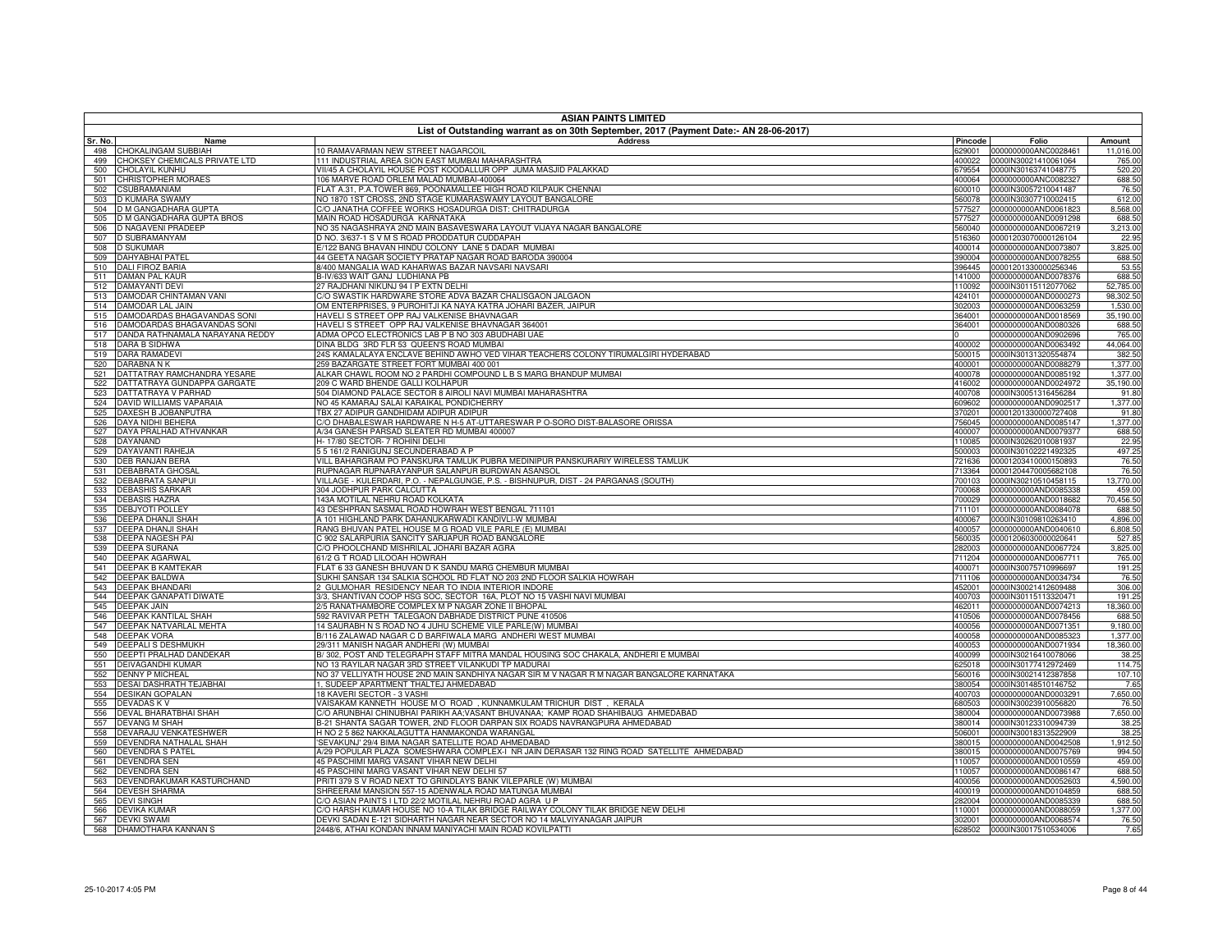# ASIAN PAINTS LIMITED

## List of Outstanding warrant as on 30th September, 2017 (Payment Date:- AN 28-06-2017)

| Sr. No. | Name | Address | Pincode | Folio | Amount |
|---|---|---|---|---|---|
| 498 | CHOKALINGAM SUBBIAH | 10 RAMAVARMAN NEW STREET NAGARCOIL | 629001 | 0000000000ANC0028461 | 11,016.00 |
| 499 | CHOKSEY CHEMICALS PRIVATE LTD | 111 INDUSTRIAL AREA SION EAST MUMBAI MAHARASHTRA | 400022 | 0000IN30021410061064 | 765.00 |
| 500 | CHOLAYIL KUNHU | VII/45 A CHOLAYIL HOUSE POST KOODALLUR OPP JUMA MASJID PALAKKAD | 679554 | 0000IN30163741048775 | 520.20 |
| 501 | CHRISTOPHER MORAES | 106 MARVE ROAD ORLEM MALAD MUMBAI-400064 | 400064 | 0000000000ANC0082327 | 688.50 |
| 502 | CSUBRAMANIAM | FLAT A.31, P.A.TOWER 869, POONAMALLEE HIGH ROAD KILPAUK CHENNAI | 600010 | 0000IN30057210041487 | 76.50 |
| 503 | D KUMARA SWAMY | NO 1870 1ST CROSS, 2ND STAGE KUMARASWAMY LAYOUT BANGALORE | 560078 | 0000IN30307710002415 | 612.00 |
| 504 | D M GANGADHARA GUPTA | C/O JANATHA COFFEE WORKS HOSADURGA DIST: CHITRADURGA | 577527 | 0000000000AND0061823 | 8,568.00 |
| 505 | D M GANGADHARA GUPTA BROS | MAIN ROAD HOSADURGA KARNATAKA | 577527 | 0000000000AND0091298 | 688.50 |
| 506 | D NAGAVENI PRADEEP | NO 35 NAGASHRAYA 2ND MAIN BASAVESWARA LAYOUT VIJAYA NAGAR BANGALORE | 560040 | 0000000000AND0067219 | 3,213.00 |
| 507 | D SUBRAMANYAM | D NO. 3/637-1 S V M S ROAD PRODDATUR CUDDAPAH | 516360 | 00001203070000126104 | 22.95 |
| 508 | D SUKUMAR | E/122 BANG BHAVAN HINDU COLONY LANE 5 DADAR MUMBAI | 400014 | 0000000000AND0073807 | 3,825.00 |
| 509 | DAHYABHAI PATEL | 44 GEETA NAGAR SOCIETY PRATAP NAGAR ROAD BARODA 390004 | 390004 | 0000000000AND0078255 | 688.50 |
| 510 | DALI FIROZ BARIA | 8/400 MANGALIA WAD KAHARWAS BAZAR NAVSARI NAVSARI | 396445 | 00001201330000256346 | 53.55 |
| 511 | DAMAN PAL KAUR | B-IV/633 WAIT GANJ LUDHIANA PB | 141000 | 0000000000AND0078376 | 688.50 |
| 512 | DAMAYANTI DEVI | 27 RAJDHANI NIKUNJ 94 I P EXTN DELHI | 110092 | 0000IN30115112077062 | 52,785.00 |
| 513 | DAMODAR CHINTAMAN VANI | C/O SWASTIK HARDWARE STORE ADVA BAZAR CHALISGAON JALGAON | 424101 | 0000000000AND0000273 | 98,302.50 |
| 514 | DAMODAR LAL JAIN | OM ENTERPRISES, 9 PUROHITJI KA NAYA KATRA JOHARI BAZER, JAIPUR | 302003 | 0000000000AND0063259 | 1,530.00 |
| 515 | DAMODARDAS BHAGAVANDAS SONI | HAVELI S STREET OPP RAJ VALKENISE BHAVNAGAR | 364001 | 0000000000AND0018569 | 35,190.00 |
| 516 | DAMODARDAS BHAGAVANDAS SONI | HAVELI S STREET OPP RAJ VALKENISE BHAVNAGAR 364001 | 364001 | 0000000000AND0080326 | 688.50 |
| 517 | DANDA RATHNAMALA NARAYANA REDDY | ADMA OPCO ELECTRONICS LAB P B NO 303 ABUDHABI UAE | 0 | 0000000000AND0902696 | 765.00 |
| 518 | DARA B SIDHWA | DINA BLDG 3RD FLR 53 QUEEN'S ROAD MUMBAI | 400002 | 0000000000AND0063492 | 44,064.00 |
| 519 | DARA RAMADEVI | 24S KAMALALAYA ENCLAVE BEHIND AWHO VED VIHAR TEACHERS COLONY TIRUMALGIRI HYDERABAD | 500015 | 0000IN30131320554874 | 382.50 |
| 520 | DARABNA N K | 259 BAZARGATE STREET FORT MUMBAI 400 001 | 400001 | 0000000000AND0088279 | 1,377.00 |
| 521 | DATTATRAY RAMCHANDRA YESARE | ALKAR CHAWL ROOM NO 2 PARDHI COMPOUND L B S MARG BHANDUP MUMBAI | 400078 | 0000000000AND0085192 | 1,377.00 |
| 522 | DATTATRAYA GUNDAPPA GARGATE | 209 C WARD BHENDE GALLI KOLHAPUR | 416002 | 0000000000AND0024972 | 35,190.00 |
| 523 | DATTATRAYA V PARHAD | 504 DIAMOND PALACE SECTOR 8 AIROLI NAVI MUMBAI MAHARASHTRA | 400708 | 0000IN30051316456284 | 91.80 |
| 524 | DAVID WILLIAMS VAPARAIA | NO 45 KAMARAJ SALAI KARAIKAL PONDICHERRY | 609602 | 0000000000AND0902517 | 1,377.00 |
| 525 | DAXESH B JOBANPUTRA | TBX 27 ADIPUR GANDHIDAM ADIPUR ADIPUR | 370201 | 00001201330000727408 | 91.80 |
| 526 | DAYA NIDHI BEHERA | C/O DHABALESWAR HARDWARE N H-5 AT-UTTARESWAR P O-SORO DIST-BALASORE ORISSA | 756045 | 0000000000AND0085147 | 1,377.00 |
| 527 | DAYA PRALHAD ATHVANKAR | A/34 GANESH PARSAD SLEATER RD MUMBAI 400007 | 400007 | 0000000000AND0079377 | 688.50 |
| 528 | DAYANAND | H- 17/80 SECTOR- 7 ROHINI DELHI | 110085 | 0000IN30262010081937 | 22.95 |
| 529 | DAYAVANTI RAHEJA | 5 5 161/2 RANIGUNJ SECUNDERABAD A P | 500003 | 0000IN30102221492325 | 497.25 |
| 530 | DEB RANJAN BERA | VILL BAHARGRAM PO PANSKURA TAMLUK PUBRA MEDINIPUR PANSKURARIY WIRELESS TAMLUK | 721636 | 00001203410000150893 | 76.50 |
| 531 | DEBABRATA GHOSAL | RUPNAGAR RUPNARAYANPUR SALANPUR BURDWAN ASANSOL | 713364 | 00001204470005682108 | 76.50 |
| 532 | DEBABRATA SANPUI | VILLAGE - KULERDARI, P.O. - NEPALGUNGE, P.S. - BISHNUPUR, DIST - 24 PARGANAS (SOUTH) | 700103 | 0000IN30210510458115 | 13,770.00 |
| 533 | DEBASHIS SARKAR | 304 JODHPUR PARK CALCUTTA | 700068 | 0000000000AND0085338 | 459.00 |
| 534 | DEBASIS HAZRA | 143A MOTILAL NEHRU ROAD KOLKATA | 700029 | 0000000000AND0018682 | 70,456.50 |
| 535 | DEBJYOTI POLLEY | 43 DESHPRAN SASMAL ROAD HOWRAH WEST BENGAL 711101 | 711101 | 0000000000AND0084078 | 688.50 |
| 536 | DEEPA DHANJI SHAH | A 101 HIGHLAND PARK DAHANUKARWADI KANDIVLI-W MUMBAI | 400067 | 0000IN30109810263410 | 4,896.00 |
| 537 | DEEPA DHANJI SHAH | RANG BHUVAN PATEL HOUSE M G ROAD VILE PARLE (E) MUMBAI | 400057 | 0000000000AND0040610 | 6,808.50 |
| 538 | DEEPA NAGESH PAI | C 902 SALARPURIA SANCITY SARJAPUR ROAD BANGALORE | 560035 | 00001206030000020641 | 527.85 |
| 539 | DEEPA SURANA | C/O PHOOLCHAND MISHRILAL JOHARI BAZAR AGRA | 282003 | 0000000000AND0067724 | 3,825.00 |
| 540 | DEEPAK AGARWAL | 61/2 G T ROAD LILOOAH HOWRAH | 711204 | 0000000000AND0067711 | 765.00 |
| 541 | DEEPAK B KAMTEKAR | FLAT 6 33 GANESH BHUVAN D K SANDU MARG CHEMBUR MUMBAI | 400071 | 0000IN30075710996697 | 191.25 |
| 542 | DEEPAK BALDWA | SUKHI SANSAR 134 SALKIA SCHOOL RD FLAT NO 203 2ND FLOOR SALKIA HOWRAH | 711106 | 0000000000AND0034734 | 76.50 |
| 543 | DEEPAK BHANDARI | 2 GULMOHAR RESIDENCY NEAR TO INDIA INTERIOR INDORE | 452001 | 0000IN30021412609488 | 306.00 |
| 544 | DEEPAK GANAPATI DIWATE | 3/3, SHANTIVAN COOP HSG SOC, SECTOR 16A, PLOT NO 15 VASHI NAVI MUMBAI | 400703 | 0000IN30115113320471 | 191.25 |
| 545 | DEEPAK JAIN | 2/5 RANATHAMBORE COMPLEX M P NAGAR ZONE II BHOPAL | 462011 | 0000000000AND0074213 | 18,360.00 |
| 546 | DEEPAK KANTILAL SHAH | 592 RAVIVAR PETH TALEGAON DABHADE DISTRICT PUNE 410506 | 410506 | 0000000000AND0078456 | 688.50 |
| 547 | DEEPAK NATVARLAL MEHTA | 14 SAURABH N S ROAD NO 4 JUHU SCHEME VILE PARLE(W) MUMBAI | 400056 | 0000000000AND0071351 | 9,180.00 |
| 548 | DEEPAK VORA | B/116 ZALAWAD NAGAR C D BARFIWALA MARG ANDHERI WEST MUMBAI | 400058 | 0000000000AND0085323 | 1,377.00 |
| 549 | DEEPALI S DESHMUKH | 29/311 MANISH NAGAR ANDHERI (W) MUMBAI | 400053 | 0000000000AND0071934 | 18,360.00 |
| 550 | DEEPTI PRALHAD DANDEKAR | B/ 302, POST AND TELEGRAPH STAFF MITRA MANDAL HOUSING SOC CHAKALA, ANDHERI E MUMBAI | 400099 | 0000IN30216410078066 | 38.25 |
| 551 | DEIVAGANDHI KUMAR | NO 13 RAYILAR NAGAR 3RD STREET VILANKUDI TP MADURAI | 625018 | 0000IN30177412972469 | 114.75 |
| 552 | DENNY P MICHEAL | NO 37 VELLIYATH HOUSE 2ND MAIN SANDHIYA NAGAR SIR M V NAGAR R M NAGAR BANGALORE KARNATAKA | 560016 | 0000IN30021412387858 | 107.10 |
| 553 | DESAI DASHRATH TEJABHAI | 1, SUDEEP APARTMENT THALTEJ AHMEDABAD | 380054 | 0000IN30148510146752 | 7.65 |
| 554 | DESIKAN GOPALAN | 18 KAVERI SECTOR - 3 VASHI | 400703 | 0000000000AND0003291 | 7,650.00 |
| 555 | DEVADAS K V | VAISAKAM KANNETH HOUSE M O ROAD , KUNNAMKULAM TRICHUR DIST , KERALA | 680503 | 0000IN30023910056820 | 76.50 |
| 556 | DEVAL BHARATBHAI SHAH | C/O ARUNBHAI CHINUBHAI PARIKH AA;VASANT BHUVANAA; KAMP ROAD SHAHIBAUG AHMEDABAD | 380004 | 0000000000AND0073988 | 7,650.00 |
| 557 | DEVANG M SHAH | B-21 SHANTA SAGAR TOWER, 2ND FLOOR DARPAN SIX ROADS NAVRANGPURA AHMEDABAD | 380014 | 0000IN30123310094739 | 38.25 |
| 558 | DEVARAJU VENKATESHWER | H NO 2 5 862 NAKKALAGUTTA HANMAKONDA WARANGAL | 506001 | 0000IN30018313522909 | 38.25 |
| 559 | DEVENDRA NATHALAL SHAH | 'SEVAKUNJ' 29/4 BIMA NAGAR SATELLITE ROAD AHMEDABAD | 380015 | 0000000000AND0042508 | 1,912.50 |
| 560 | DEVENDRA S PATEL | A/29 POPULAR PLAZA SOMESHWARA COMPLEX-I NR JAIN DERASAR 132 RING ROAD SATELLITE AHMEDABAD | 380015 | 0000000000AND0075769 | 994.50 |
| 561 | DEVENDRA SEN | 45 PASCHIMI MARG VASANT VIHAR NEW DELHI | 110057 | 0000000000AND0010559 | 459.00 |
| 562 | DEVENDRA SEN | 45 PASCHINI MARG VASANT VIHAR NEW DELHI 57 | 110057 | 0000000000AND0086147 | 688.50 |
| 563 | DEVENDRAKUMAR KASTURCHAND | PRITI 379 S V ROAD NEXT TO GRINDLAYS BANK VILEPARLE (W) MUMBAI | 400056 | 0000000000AND0052603 | 4,590.00 |
| 564 | DEVESH SHARMA | SHREERAM MANSION 557-15 ADENWALA ROAD MATUNGA MUMBAI | 400019 | 0000000000AND0104859 | 688.50 |
| 565 | DEVI SINGH | C/O ASIAN PAINTS I LTD 22/2 MOTILAL NEHRU ROAD AGRA U P | 282004 | 0000000000AND0085339 | 688.50 |
| 566 | DEVIKA KUMAR | C/O HARSH KUMAR HOUSE NO 10-A TILAK BRIDGE RAILWAY COLONY TILAK BRIDGE NEW DELHI | 110001 | 0000000000AND0088059 | 1,377.00 |
| 567 | DEVKI SWAMI | DEVKI SADAN E-121 SIDHARTH NAGAR NEAR SECTOR NO 14 MALVIYANAGAR JAIPUR | 302001 | 0000000000AND0068574 | 76.50 |
| 568 | DHAMOTHARA KANNAN S | 2448/6, ATHAI KONDAN INNAM MANIYACHI MAIN ROAD KOVILPATTI | 628502 | 0000IN30017510534006 | 7.65 |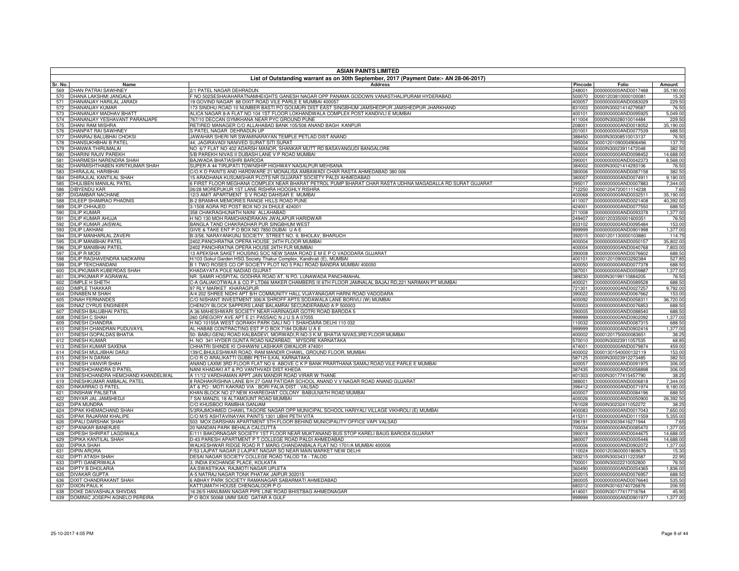## ASIAN PAINTS LIMITED

### List of Outstanding warrant as on 30th September, 2017 (Payment Date:- AN 28-06-2017)

| Sr. No. | Name | Address | Pincode | Folio | Amount |
|---|---|---|---|---|---|
| 569 | DHAN PATRAI SAWHNEY | 2/1 PATEL NAGAR DEHRADUN | 248001 | 0000000000AND0017488 | 35,190.00 |
| 570 | DHANA LAKSHMI JANGALA | F NO 502SESHAIAHARATNAMHEIGHTS GANESH NAGAR OPP PANAMA GODOWN VANASTHALIPURAM HYDERABAD | 500070 | 00001203810000100081 | 15.30 |
| 571 | DHANANJAY HARILAL JARADI | 19 GOVIND NAGAR 88 DIXIT ROAD VILE PARLE E MUMBAI 400057 | 400057 | 0000000000AND0083029 | 229.50 |
| 572 | DHANANJAY KUMAR | 173 SINDHU ROAD 10 NUMBER BASTI PO GOLMURI DIST EAST SINGBHUM JAMSHEDPUR JAMSHEDPUR JHARKHAND | 831003 | 0000IN30021414279587 | 76.50 |
| 573 | DHANANJAY MADHAV BHATT | ALICA NAGAR 8-A FLAT NO 104 1ST FLOOR LOKHANDWALA COMPLEX POST KANDIVLI E MUMBAI | 400101 | 0000000000AND0095925 | 5,049.00 |
| 574 | DHANANJAY YESHAVANT PARANJAPE | 767/10 DECCAN GYMKHANA NEAR PYC GROUND PUNE | 411004 | 0000IN30028010014484 | 229.50 |
| 575 | DHANI RAM MISHRA | RETIRED MANAGER C/O ALLAHABAD BANK 105/508 ANAND BAGH KANPUR | 208001 | 0000000000AND0018052 | 35,190.00 |
| 576 | DHANPAT RAI SAWHNEY | S PATEL NAGAR DEHRADUN UP | 201001 | 0000000000AND0077539 | 688.50 |
| 577 | DHANRAJ BALUBHAI CHOKSI | JAWAHAR SHERI NR SWAMINARAYAN TEMPLE PETLAD DIST ANAND | 388450 | 0000IN30308510013137 | 76.50 |
| 578 | DHANSUKHBHAI B PATEL | 44, JAGIRAVADI NANIVED SURAT SITI SURAT | 395004 | 00001201090004906496 | 137.70 |
| 579 | DHANWA THIRUMALAI | NO 6/7 FLAT NO 402 ADARSH MANOR, SHANKAR MUTT RD BASAVANGUDI BANGALORE | 560004 | 0000IN30023911472048 | 382.50 |
| 580 | DHARINI RAJIV PAREKH | 5/B PAREKH NIVAS II DUBASH LANE V P ROAD MUMBAI | 400004 | 0000000000AND0098452 | 14,688.00 |
| 581 | DHARMESH NARENDRA SHAH | BAJWADA BHATIASHRI BARODA | 390001 | 0000000000AND0042373 | 8,568.00 |
| 582 | DHARMISHTHABEN KIRITKUMAR SHAH | SUPER A 44 TIRUPATI TOWNSHIP HIGHWAY NAGALPUR MEHSANA | 384002 | 0000IN30021414293106 | 76.50 |
| 583 | DHIRAJLAL HARIBHAI | C/O K D PAINTS AND HARDWARE 21 MONALISA AMBAWADI CHAR RASTA AHMEDABAD 380 006 | 380006 | 0000000000AND0087158 | 382.50 |
| 584 | DHIRAJLAL KANTILAL SHAH | 15 ARADHANA KUSUMGHAR PLOTS NR GUJARAT SOCIETY PALDI AHMEDABAD | 380007 | 0000000000AND0074911 | 9,180.00 |
| 585 | DHULIBEN MANILAL PATEL | 6 FIRST FLOOR MEGHANA COMPLEX NEAR BHARAT PETROL PUMP BHARAT CHAR RASTA UDHNA MAGADALLA RD SURAT GUJARAT | 395017 | 0000000000AND0007883 | 7,344.00 |
| 586 | DIBYENDU KAR | 26/28 MOREPUKUR 1ST LANE RISHRA HOOGHLY RISHRA | 712250 | 00001204720011114238 | 7.65 |
| 587 | DIGAMBAR NACHANE | 12/3 AMIT APARTMENT S V ROAD DAHISAR E MUMBAI | 400068 | 0000000000AND0032511 | 35,190.00 |
| 588 | DILEEP SHAMRAO PHADNIS | B-2 BRAMHA MEMORIES RANGE HILLS ROAD PUNE | 411007 | 0000000000AND0021408 | 40,392.00 |
| 589 | DILIP CHHAJED | 3-1508 AGRA RD POST BOX NO 24 DHULE 424001 | 424001 | 0000000000AND0077550 | 688.50 |
| 590 | DILIP KUMAR | 358 CHAKRAGHUNATH NAINI ALLAHABAD | 211008 | 0000000000AND0093378 | 1,377.00 |
| 591 | DILIP KUMAR AHUJA | H NO 130 MOH RAMCHANDRAKAN JWALAPUR HARIDWAR | 249407 | 00001203350001600351 | 76.50 |
| 592 | DILIP KUMAR JAISWAL | BANGLA TAND CHAKRADHAR PUR SINGBHUM WEST | 833102 | 0000000000AND0095484 | 153.00 |
| 593 | DILIP LAKHANI | GIVE & TAKE ENT P O BOX NO 7850 DUBAI U A E | 999999 | 0000000000AND0901998 | 1,377.00 |
| 594 | DILIP MANHARLAL ZAVERI | B-3/58, NARAYANKUNJ SOCIETY, STREET NO. 9, BHOLAV, BHARUCH | 392015 | 00001201130000103880 | 114.75 |
| 595 | DILIP MANIBHAI PATEL | 2402,PANCHRATNA OPERA HOUSE, 24TH FLOOR MUMBAI | 400004 | 0000000000AND0050157 | 35,802.00 |
| 596 | DILIP MANIBHAI PATEL | 2402 PANCHRATNA OPERA HOUSE 24TH FLR MUMBAI | 400004 | 0000000000AND0040768 | 7,803.00 |
| 597 | DILIP R MODI | 13 APEKSHA SAKET HOUSING SOC NEW SAMA ROAD E M E P O VADODARA GUJARAT | 390008 | 0000000000AND0076602 | 688.50 |
| 598 | DILIP RAGHAVENDRA NADKARNI | H/103 Gokul Garden HSG Society Thakur Complex, Kandivali (E), MUMBAI | 400101 | 00001201090003292384 | 527.85 |
| 599 | DILIP TEKCHANDANI | B 1 TWO ROSES CO OP SOCIETY PLOT NO 5 PALI ROAD BANDRA MUMBAI 400050 | 400050 | 0000000000AND0077378 | 688.50 |
| 600 | DILIPKUMAR KUBERDAS SHAH | KHADAYATA POLE NADIAD GUJRAT | 387001 | 0000000000AND0059887 | 1,377.00 |
| 601 | DILIPKUMAR P AGRAWAL | NR. SAMIR HOSPITAL GODHRA ROAD AT. N PO. LUNAWADA PANCHMAHAL | 389230 | 0000IN30199110884205 | 76.50 |
| 602 | DIMPLE H SHETH | C-A GALJAKOTWALA & CO P LTD66 MAKER CHAMBERS III 6TH FLOOR JAMNALAL BAJAJ RD,221 NARIMAN PT MUMBAI | 400021 | 0000000000AND0089528 | 688.50 |
| 603 | DIMPLE THAKKAR | 97 RLY MARKET KHARAGPUR | 721301 | 0000000000AND0027257 | 9,792.00 |
| 604 | DINABEN M SHAH | A/4 202 SHREE NIDHI APT B/H COMMUNITY HALL VIJAYANAGAR HARNI ROAD VADODARA | 390022 | 0000000000AND0067662 | 153.00 |
| 605 | DINAH FERNANDES | C/O NISHANT INVESTMENT 306/A SHROFF APTS SODAWALA LANE BORIVLI (W) MUMBAI | 400092 | 0000000000AND0058311 | 36,720.00 |
| 606 | DINAZ CYRUS ENGINEER | CHENOY BLOCK SAPPERS LANE BALAMRAI SECUNDERABAD A P 500003 | 500003 | 0000000000AND0076853 | 688.50 |
| 607 | DINESH BALUBHAI PATEL | A 36 MAHESHWARI SOCIETY NEAR HARINAGAR GOTRI ROAD BARODA 5 | 390005 | 0000000000AND0088540 | 688.50 |
| 608 | DINESH C SHAH | 260 GREGORY AVE APT E 21 PASSAIC N J U S A 07055 | 999999 | 0000000000AND0902092 | 1,377.00 |
| 609 | DINESH CHANDRA | H NO 10155A WEST GORAKH PARK GALI NO 1 SHAHDARA DELHI 110 032 | 110032 | 0000000000AND0087315 | 688.50 |
| 610 | DINESH CHANDRAN PUDUVAYIL | AL HABAB CONTRACTING EST P O BOX 7184 DUBAI U A E | 999999 | 0000000000AND0902416 | 1,377.00 |
| 611 | DINESH GOPALDAS BHATIA | 50- BABU-GENU ROAD KALBADEVI, MORWADI.R.NO-3 K.M. BHATIA NIVAS,3RD FLOOR MUMBAI | 400002 | 00001201750000083651 | 38.25 |
| 612 | DINESH KUMAR | H. NO 341 HYDER GUNTA ROAD NAZARBAD, MYSORE KARNATAKA | 570010 | 0000IN30023911057535 | 68.85 |
| 613 | DINESH KUMAR SAXENA | CHHATRI SHINDE KI CHHAWNI LASHKAR GWALIOR 474001 | 474001 | 0000000000AND0079874 | 459.00 |
| 614 | DINESH MULJIBHAI DARJI | 139/C,BHULESHWAR ROAD, RAM MANDIR CHAWL, GROUND FLOOR, MUMBAI | 400002 | 00001301540000132119 | 153.00 |
| 615 | DINESH N DARAK | C/O R O ARALIKATTI GUBBI PETH ILKAL KARNATAKA | 587125 | 0000IN30023912273485 | 382.50 |
| 616 | DINESH VANVIR SHAH | ANAND LAXMI 3RD FLOOR FLAT NO 6 ABOVE C K P BANK PRARTHANA SAMAJ ROAD VILE PARLE E MUMBAI | 400057 | 0000000000AND0091975 | 306.00 |
| 617 | DINESHCHANDRA D PATEL | NANI KHADAKI AT & PO VANTHVADI DIST KHEDA | 387435 | 0000000000AND0058898 | 306.00 |
| 618 | DINESHCHANDRA HEMCHAND KHANDELWAL | A 11/12 VARDHAMAN APPT JAIN MANDIR ROAD VIRAR W THANE | 401303 | 0000IN30177415457790 | 38.25 |
| 619 | DINESHKUMAR AMBALAL PATEL | 8 RADHAKRISHNA LANE B/H 27 GAM PATIDAR SCHOOL ANAND V V NAGAR ROAD ANAND GUJARAT | 388001 | 0000000000AND0006818 | 7,344.00 |
| 620 | DINKARRAO G PATEL | AT & PO : MOTI KAKRAD VIA : BORI FALIA DIST : VALSAD | 396412 | 0000000000AND0071974 | 9,180.00 |
| 621 | DINSHAW PALSETIA | KHAN BLOCK NO 27 NEW KHAREGHAT COLONY BABULNATH ROAD MUMBAI | 400007 | 0000000000AND0084196 | 688.50 |
| 622 | DINYAR JAL JAMSHEDJI | 7 SAI MANZIL 18 ALTAMOUNT ROAD MUMBAI | 400026 | 0000000000AND0050900 | 26,392.50 |
| 623 | DIPA MUNDRA | C/O KHUSBOO RAMBHA GANJAM | 761028 | 0000IN30232411052272 | 38.25 |
| 624 | DIPAK KHEMACHAND SHAH | 5/3RAJMOHMED CHAWL TAGORE NAGAR OPP MUNICIPAL SCHOOL HARIYALI VILLAGE VIKHROLI (E) MUMBAI | 400083 | 0000000000AND0017043 | 7,650.00 |
| 625 | DIPAK RAJARAM KHALIPE | C/O M/S ASHTAVINAYAK PAINTS 1301 UBHI PETH VITA | 415311 | 0000000000AND0111559 | 5,355.00 |
| 626 | DIPALI DARSHAK SHAH | 503 MOX DARSHAN APARTMENT 5TH FLOOR BEHIND MUNICIPALITY OFFICE VAPI VALSAD | 396191 | 0000IN30039416271944 | 7.65 |
| 627 | DIPANKAR BANERJEE | 20 NANDAN PARK BEHALA CALCUTTA | 700034 | 0000000000AND0085470 | 1,377.00 |
| 628 | DIPESH SHRIPAT LAGDIWALA | E/111 BAKORNAGAR SOCIETY 1ST FLOOR NEAR MUKTANAND BUS STOP KARELI BAUG BARODA GUJARAT | 390018 | 0000000000AND0044675 | 14,688.00 |
| 629 | DIPIKA KANTILAL SHAH | D-43 PARESH APARTMENT P T COLLEGE ROAD PALDI AHMEDABAD | 380007 | 0000000000AND0005446 | 14,688.00 |
| 630 | DIPIKA SHAH | WALKESHWAR RIDGE ROAD R T MARG CHANDANBALA FLAT NO 1701/A MUMBAI 400006 | 400006 | 0000000000AND0902072 | 1,377.00 |
| 631 | DIPIN ARORA | F/53 LAJPAT NAGAR 2 LAJPAT NAGAR SO NEAR MAIN MARKET NEW DELHI | 110024 | 00001203600001869676 | 15.30 |
| 632 | DIPTI ATASH SHAH | DESAI NAGAR SOCIETY COLLEGE ROAD TALOD TA - TALOD | 383215 | 0000IN30034311223587 | 22.95 |
| 633 | DIPTI GANERIWALA | 3, INDIA EXCHANGE PLACE, KOLKATA | 700001 | 0000IN30022210052800 | 76.50 |
| 634 | DIPTY B DHOLARIA | AA;SWASTIKAA; RAJMOTI NAGAR UPLETA | 360490 | 0000000000AND0054365 | 1,836.00 |
| 635 | DIVAKAR GUPTA | A-5 NATRAJ NAGAR TONK PHATAK JAIPUR 302015 | 302015 | 0000000000AND0076957 | 688.50 |
| 636 | DIXIT CHANDRAKANT SHAH | 6 ABHAY PARK SOCIETY RAMANAGAR SABARMATI AHMEDABAD | 380005 | 0000000000AND0076640 | 535.50 |
| 637 | DIXON PAUL K | KATTUMATH HOUSE CHENGALOOR P O | 680312 | 0000IN30163740726876 | 206.55 |
| 638 | DOKE DAIVASHALA SHIVDAS | 16 26/5 HANUMAN NAGAR PIPE LINE ROAD BHISTBAG AHMEDNAGAR | 414001 | 0000IN30177417718764 | 45.90 |
| 639 | DOMINIC JOSEPH AGNELO PEREIRA | P O BOX 50068 UMM SAID QATAR A GULF | 999999 | 0000000000AND0901977 | 1,377.00 |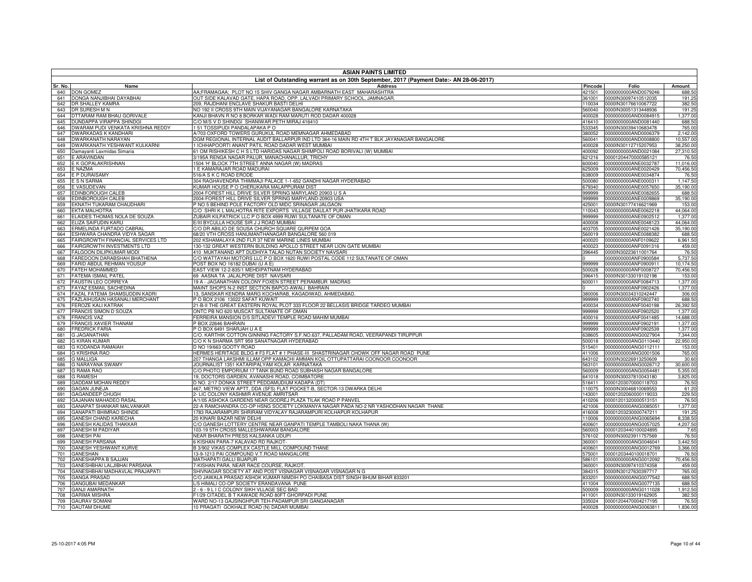# ASIAN PAINTS LIMITED

## List of Outstanding warrant as on 30th September, 2017 (Payment Date:- AN 28-06-2017)

| Sr. No. | Name | Address | Pincode | Folio | Amount |
|---|---|---|---|---|---|
| 640 | DON GOMEZ | AA;FRAMAGAA; PLOT NO 15 SHIV GANGA NAGAR AMBARNATH EAST MAHARASHTRA | 421501 | 0000000000AND0079246 | 688.50 |
| 641 | DONGA NANJIBHAI DAYABHAI | OUT SIDE KALAVAD GATE, HAPA ROAD, OPP. LALVADI PRIMARY SCHOOL, JAMNAGAR. | 361001 | 0000IN30097410512035 | 191.25 |
| 642 | DR SHALLEY KAMRA | 209, RAJDHANI ENCLAVE SHAKUR BASTI DELHI | 110034 | 0000IN30176610067722 | 382.50 |
| 643 | DR SURESH M N | NO 192 II CROSS 9TH MAIN VIJAYANAGAR BANGALORE KARNATAKA | 560040 | 0000IN30051313448936 | 191.25 |
| 644 | DTTARAM RAM BHAU GORIVALE | KANJI BHAVN R NO 8 BORKAR WADI RAM MARUTI ROD DADAR 400028 | 400028 | 0000000000AND0084915 | 1,377.00 |
| 645 | DUNDAPPA VIRAPPA SHINDGI | C/O M/S V D SHINDGI SHANIWAR PETH MIRAJ 416410 | 416410 | 0000000000AND0081440 | 688.50 |
| 646 | DWARAM PUDI VENKATA KRISHNA REDDY | 1 51 TOSSIPUDI PANDALAPAKA P O | 533345 | 0000IN30039410683478 | 765.00 |
| 647 | DWARKADAS K KANDHARI | A/703 OXFORD TOWERS GURUKUL ROAD MEMNAGAR AHMEDABAD | 380052 | 0000000000AND0006379 | 2,142.00 |
| 648 | DWARKANATH NARAYAN | DGM REGIONAL INTERNAL AUDIT BALLARPUR IND LTD 364-16 MAIN RD 4TH T BLK JAYANAGAR BANGALORE | 560041 | 0000000000AND0008800 | 10,557.00 |
| 649 | DWARKANATH YESHWANT KULKARNI | 1 ICHHAPOORTI ANANT PATIL ROAD DADAR WEST MUMBAI | 400028 | 0000IN30112715207953 | 38,250.00 |
| 650 | Damayanti Laxmidas Simaria | 61 OM RISHIKESH C H S LTD HARIDAS NAGAR SHIMPOLI ROAD BORIVALI (W) MUMBAI | 400092 | 0000000000AND0021084 | 27,310.50 |
| 651 | E ARAVINDAN | 3/195A RENGA NAGAR PALUR, MANACHANALLUR, TRICHY | 621216 | 00001204470000585121 | 76.50 |
| 652 | E K GOPALAKRISHNAN | 1504 'H' BLOCK 7TH STREET ANNA NAGAR (W) MADRAS | 600040 | 0000000000ANE0032787 | 11,016.00 |
| 653 | E NAZMA | 1 E KAMARAJAR ROAD MADURAI | 625009 | 0000000000ANE0020429 | 70,456.50 |
| 654 | E P DURAISAMY | 516/A S K C ROAD ERODE | 638009 | 0000000000ANE0034874 | 76.50 |
| 655 | E S N SARMA | 304 RAGHAVENDRA THIMMAJI PALACE 1-1-652 GANDHI NAGAR HYDERABAD | 500080 | 0000000000ANE0000311 | 1,147.50 |
| 656 | E VASUDEVAN | KUMAR HOUSE P O CHERUKARA MALAPPURAM DIST | 679340 | 0000000000ANE0057650 | 35,190.00 |
| 657 | EDINBOROUGH CALEB | 2004 FOREST HILL DRIVE SILVER SPRING MARYLAND 20903 U S A | 999999 | 0000000000ANE0082655 | 688.50 |
| 658 | EDINBOROUGH CALEB | 2004-FOREST HILL DRIVE SILVER SPRING MARYLAND-20903 USA | 999999 | 0000000000ANE0009869 | 35,190.00 |
| 659 | EKNATH TUKARAM CHAUDHARI | P NO 5 BEHIND POLE FACTORY OLD MIDC SRINAGAR JALGAON | 425001 | 0000IN30177416621969 | 153.00 |
| 660 | EKTA MALHOTRA | C/O SHRI K L MALHOTRA RITE EXPORTS VILLAGE DAULAT PUR JHATIKARA ROAD | 110043 | 0000000000ANE0062218 | 44,064.00 |
| 661 | ELAIDES THOMAS NOLA DE SOUZA | ZUBAIR KILPATRICK LLC P O BOX 4999 RUWI SULTANATE OF OMAN | 999999 | 0000000000ANE0902512 | 1,377.00 |
| 662 | ELIZA SAIFUDIN KARU | E/III BYCULLA HOUSE SIR J J ROAD MUMBAI | 400008 | 0000000000ANE0048123 | 44,064.00 |
| 663 | ERMELINDA FURTADO CABRAL | C/O DR ABILIO DE SOUSA CHURCH SQUARE QURPEM GOA | 403705 | 0000000000ANE0021426 | 35,190.00 |
| 664 | ESHWARA CHANDRA VIDYA SAGAR | 68/20 VTH CROSS HANUMANTHANAGAR BANGALORE 560 019 | 560019 | 0000000000ANE0088382 | 688.50 |
| 665 | FAIRGROWTH FINANCIAL SERVICES LTD | 202 KSHAMALAYA 2ND FLR 37 NEW MARINE LINES MUMBAI | 400020 | 0000000000ANF0109622 | 6,961.50 |
| 666 | FAIRGROWTH INVESTMENTS LTD | 130-132 GREAT WESTERN BUILDING APOLLO STREET NEAR LION GATE MUMBAI | 400023 | 0000000000ANF0091316 | 459.00 |
| 667 | FALGOON DILIPKUMAR MODI | 410 MUKTANAND APT DUDHIYA TALAO NUTAN SOCIETY NAVSARI | 396445 | 0000IN30223611001764 | 76.50 |
| 668 | FAREDOON DARABSHAH BHATHENA | C/O WATTAYAH MOTORS LLC P O BOX 1620 RUWI POSTAL CODE 112 SULTANATE OF OMAN | 0 | 0000000000ANF0900584 | 5,737.50 |
| 669 | FARID ABDUL REHMAN YOUSUF | POST BOX NO 16182 DUBAI (U A E) | 999999 | 0000000000ANF0900911 | 10,174.50 |
| 670 | FATEH MOHAMMED | EAST VIEW 12-2-835/1 MEHDIPATNAM HYDERABAD | 500028 | 0000000000ANF0008727 | 70,456.50 |
| 671 | FATEMA ISMAIL PATEL | 69 AASNA TA JALALPORE DIST NAVSARI | 396415 | 0000IN30133019102198 | 153.00 |
| 672 | FAUSTIN LEO CORREYA | 19 A - JAGANATHAN COLONY FOXEN STREET PERAMBUR MADRAS | 600011 | 0000000000ANF0084713 | 1,377.00 |
| 673 | FAYAZ ESMAIL SACHEDINA | MAINT SHOPS N-2 INST SECTION BAPCO-AWALI BAHRAIN | 0 | 0000000000ANF0902426 | 1,377.00 |
| 674 | FAZAL FATEMA SHAMSUDDIN KADRI | 13, SANSKAR KENDRA MARG KOCHARAB, KAGADIWAD, AHMEDABAD. | 380006 | 0000IN30034310242447 | 306.00 |
| 675 | FAZLAIHUSAIN HASANALI MERCHANT | P O BOX 2106 13022 SAFAT KUWAIT | 999999 | 0000000000ANF0902740 | 688.50 |
| 676 | FEROZE KALI KATRAK | 21-B-II THE GREAT EASTERN ROYAL PLOT 333 FLOOR 22 BELLASIS BRIDGE TARDEO MUMBAI | 400034 | 0000000000ANF0040198 | 26,392.50 |
| 677 | FRANCIS SIMON D SOUZA | ONTC PB NO 620 MUSCAT SULTANATE OF OMAN | 999999 | 0000000000ANF0902520 | 1,377.00 |
| 678 | FRANCIS VAZ | FERREIRA MANSION D/5 SITLADEVI TEMPLE ROAD MAHIM MUMBAI | 400016 | 0000000000ANF0041485 | 14,688.00 |
| 679 | FRANCIS XAVIER THANAM | P BOX 22646 BAHRAIN | 999999 | 0000000000ANF0902191 | 1,377.00 |
| 680 | FREDRICK FARIA | P O BOX 6491 SHARJAH U A E | 999999 | 0000000000ANF0902539 | 1,377.00 |
| 681 | G JAGANATHAN | C/O. KARTHIK COTTON GINNING FACTORY S.F.NO.637, PALLADAM ROAD, VEERAPANDI TIRUPPUR | 638605 | 0000000000ANG0027904 | 7,344.00 |
| 682 | G KIRAN KUMAR | C/O K N SHARMA SRT 959 SANATNAGAR HYDERABAD | 500018 | 0000000000ANG0110440 | 22,950.00 |
| 683 | G KODANDA RAMAIAH | D NO 19/663 GOOTY ROAD | 515401 | 0000000000ANG0112111 | 153.00 |
| 684 | G KRISHNA RAO | HERMES HERITAGE BLDG # F3 FLAT # 1 PHASE-III SHASTRINAGAR CHOWK OFF NAGAR ROAD PUNE | 411006 | 0000000000ANG0001506 | 765.00 |
| 685 | G MALLIGA | 207 THANGA LAKSHMI ILLAM OPP KAMACHI AMMAN KOIL OTTUPATTARAI COONOOR COONOOR | 643102 | 0000IN30226913250609 | 30.60 |
| 686 | G NARAYANA SWAMY | JOURNALIST 1351 KATARIPALYAM KOLAR KARNATAKA | 563101 | 0000000000ANG0026712 | 30,600.00 |
| 687 | G RAMA RAO | C/O PHOTO EMPORIUM 17 TANK BUND ROAD SUBHASH NAGAR BANGALORE | 560009 | 0000000000ANG0054481 | 5,355.00 |
| 688 | G RAMESH | 19, DOCTORS GARDEN, AVANASHI ROAD, COIMBATORE | 641018 | 0000IN30037810043180 | 3,825.00 |
| 689 | GADDAM MOHAN REDDY | D NO. 2/17 DONKA STREET PEDDAMUDIUM KADAPA (DT) | 516411 | 00001203070000118703 | 76.50 |
| 690 | GAGAN JUNEJA | 467, METRO VIEW APTT, DDA (SFS) FLAT POCKET-B, SECTOR-13 DWARKA DELHI | 110075 | 0000IN30046810069553 | 61.20 |
| 691 | GAGANDEEP CHUGH | 2- LIC COLONY KASHMIR AVENUE AMRITSAR | 143001 | 00001202060000119033 | 229.50 |
| 692 | GAJANAN MAHADEO RASAL | A/1/05 ASHOKA GARDENS NEAR GODREJ PLAZA TILAK ROAD P PANVEL | 410206 | 00001201320000513151 | 76.50 |
| 693 | GANAPAT SHANKAR MALVANKAR | 22-A RAMCHANDRA CO-OP HSNG SOCIETY LOKMANYA NAGAR PADA NO-2 NR YASHODHAN NAGAR THANE | 421006 | 0000000000ANG0085051 | 1,377.00 |
| 694 | GANAPATI BHIMRAO SHINDE | 1783 RAJARAMPURI SHRIRAM VIDYALAY RAJARAMPURI KOLHAPUR KOLHAPUR | 416008 | 00001203230000747211 | 191.25 |
| 695 | GANESH CHAND KARECHA | 20 KINARI BAZAR NEW DELHI | 110006 | 0000000000ANG0065694 | 8,338.50 |
| 696 | GANESH KALIDAS THAKKAR | C/O GANESH LOTTERY CENTRE NEAR GANPATI TEMPLE TAMBOLI NAKA THANA (W) | 400601 | 0000000000ANG0057025 | 4,207.50 |
| 697 | GANESH M PADIYAR | 103-19 5TH CROSS MALLESHWARAM BANGALORE | 560003 | 00001203440100024895 | 7.65 |
| 698 | GANESH PAI | NEAR BHARATH PRESS KALSANKA UDUPI | 576102 | 0000IN30023911757569 | 76.50 |
| 699 | GANESH PARSANA | 6 KISHAN PARA-7 KALAVAD RD RAJKOT- | 360001 | 0000000000ANG0046041 | 3,442.50 |
| 700 | GANESH YESHWANT KURVE | B 3/902 VIKAS COMPLEX CASTLE MILL COMPOUND THANE | 400601 | 0000000000ANG0012769 | 3,366.00 |
| 701 | GANESHAN | 13-9-1213 PAI COMPOUND V.T.ROAD MANGALORE | 575001 | 00001203440100018701 | 76.50 |
| 702 | GANESHAPPA B SAJJAN | MATHAPATI GALLI BIJAPUR | 586101 | 0000000000ANG0012092 | 70,456.50 |
| 703 | GANESHBHAI LALJIBHAI PARSANA | 7-KISHAN PARA, NEAR RACE COURSE, RAJKOT. | 360001 | 0000IN30097410374358 | 459.00 |
| 704 | GANESHBHAI MADHAVLAL PRAJAPATI | SHIVNAGAR SOCIETY AT AND POST VISNAGAR VISNAGAR VISNAGAR N G | 384315 | 0000IN30127630397717 | 765.00 |
| 705 | GANGA PRASAD | C/O JAWALA PRASAD ASHOK KUMAR NIMDIH PO CHAIBASA DIST SINGH BHUM BIHAR 833201 | 833201 | 0000000000ANG0077542 | 688.50 |
| 706 | GANGUBAI MEDANKAR | L/5 HIMALI CO-OP SOCIETY ERANDAVANA PUNE | 411004 | 0000000000ANG0077135 | 688.50 |
| 707 | GANJI AMARNATH | 2 - 6 - 9 L I C COLONY SIKH VLLAGE SEC BAD | 500009 | 0000000000ANG0111028 | 1,912.50 |
| 708 | GARIMA MISHRA | F1/29 CITADEL B T KAWADE ROAD 80FT GHORPADI PUNE | 411001 | 0000IN30133019162905 | 382.50 |
| 709 | GAURAV SOMANI | WARD NO-13 GAJSINGHPUR TEH-PADAMPUR SRI GANGANAGAR | 335024 | 00001204470004217195 | 76.50 |
| 710 | GAUTAM DHUME | 10 PRAGATI GOKHALE ROAD (N) DADAR MUMBAI | 400028 | 0000000000ANG0063811 | 1,836.00 |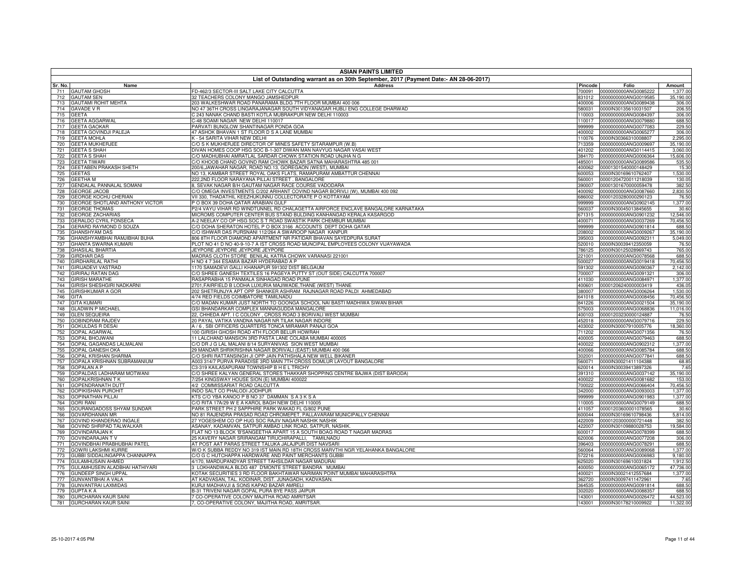# ASIAN PAINTS LIMITED

## List of Outstanding warrant as on 30th September, 2017 (Payment Date:- AN 28-06-2017)

| Sr. No. | Name | Address | Pincode | Folio | Amount |
|---|---|---|---|---|---|
| 711 | GAUTAM GHOSH | FD-462/3 SECTOR-III SALT LAKE CITY CALCUTTA | 700091 | 0000000000ANG0085222 | 1,377.00 |
| 712 | GAUTAM SEN | 32 TEACHERS COLONY MANGO JAMSHEDPUR | 831012 | 0000000000ANG0019585 | 35,190.00 |
| 713 | GAUTAMI ROHIT MEHTA | 203 WALKESHWAR ROAD PANARAMA BLDG 7TH FLOOR MUMBAI 400 006 | 400006 | 0000000000ANG0089438 | 306.00 |
| 714 | GAVADE V R | NO 47 36TH CROSS LINGARAJANAGAR SOUTH VIDYANAGAR HUBLI ENG COLLEGE DHARWAD | 580031 | 0000IN30135610031507 | 206.55 |
| 715 | GEETA | C 243 NANAK CHAND BASTI KOTLA MUBRAKPUR NEW DELHI 110003 | 110003 | 0000000000ANG0084397 | 306.00 |
| 716 | GEETA AGGARWAL | C-48 SOAMI NAGAR NEW DELHI 110017 | 110017 | 0000000000ANG0079880 | 688.50 |
| 717 | GEETA GAOKAR | PARVATI BUNGLOW SHANTINAGAR PONDA GOA | 999999 | 0000000000ANG0077083 | 229.50 |
| 718 | GEETA GOVINDJI PALEJA | 47 ASHOK BHAVAN 1 ST FLOOR D S A LANE MUMBAI | 400002 | 0000000000ANG0065277 | 306.00 |
| 719 | GEETA MOHLA | K - 54 SARITA VIHAR NEW DELHI | 110076 | 0000IN30366310008807 | 2,295.00 |
| 720 | GEETA MUKHERJEE | C/O S K MUKHERJEE DIRECTOR OF MINES SAFETY SITARAMPUR (W.B) | 713359 | 0000000000ANG0009697 | 35,190.00 |
| 721 | GEETA S SHAH | DIVAN HOMES COOP HSG SOC B-1-307 DIWAN MAN NAVYUG NAGAR VASAI WEST | 401202 | 0000000000ANG0114415 | 3,060.00 |
| 722 | GEETA S SHAH | C/O MADHUBHAI AMRATLAL SARDAR CHOWK STATION ROAD UNJHA N G | 384170 | 0000000000ANG0006364 | 15,606.00 |
| 723 | GEETA TIWARI | C/O KHOOB CHAND GOVIND RAM CHOWK BAZAR SATNA MAHARASHTRA 485 001 | 485001 | 0000000000ANG0089586 | 535.50 |
| 724 | GEETABEN PRAKASH SHETH | 200/6,JAWAHAR NAGAR, ROAD NO.13, GOREGAON (WEST), MUMBAI | 400062 | 00001301540000148429 | 15.30 |
| 725 | GEETAS | NO 13, KAMBAR STREET ROYAL OAKS FLATS, RAMAPURAM AMBATTUR CHENNAI | 600053 | 0000IN30169610762407 | 1,530.00 |
| 726 | GEETHA M | 222,2ND FLOOR NARAYANA PILLAI STREET , BANGALORE | 560001 | 00001204720011218039 | 130.05 |
| 727 | GENDALAL PANNALAL SOMANI | 8, SEVAK NAGAR B/H GAUTAM NAGAR RACE COURSE VADODARA | 390007 | 00001301670000059478 | 382.50 |
| 728 | GEORGE JACOB | C/O OMEGA INVESTMENTS C/202 ARIHANT COVIND NAGAR BORIVLI (W), MUMBAI 400 092 | 400092 | 0000000000ANG0087660 | 2,830.50 |
| 729 | GEORGE KOCHU CHERIAN | VII 330, THADATHIL KEEZHUKUNNU COLLECTORATE P O KOTTAYAM | 686002 | 00001203280000290123 | 76.50 |
| 730 | GEORGE SHOTLAND ANTHONY VICTOR | P O BOX 39 DOHA QATAR ARABIAN GULF | 999999 | 0000000000ANG0902145 | 1,377.00 |
| 731 | GEORGE THOMAS | P2/4 VAYU VIHAR RD WINDTUNNEL RD CHALAGETTA AIRFORCE ENCLAVE BANGALORE KARNATAKA | 560037 | 0000IN30045013845655 | 30.60 |
| 732 | GEORGE ZACHARIAS | MICROMS COMPUTER CENTER BUS STAND BULDING KANHANGAD KERALA KASARGOD | 671315 | 0000000000ANG0901232 | 12,546.00 |
| 733 | GERALDO CYRIL FONSECA | A-2 NEELAY CO OP HSG SOC S T ROAD SWASTIK PARK CHEMBUR MUMBAI | 400071 | 0000000000ANG0037269 | 70,456.50 |
| 734 | GERARD RAYMOND D SOUZA | C/O DOHA SHERATON HOTEL P O BOX 3166 ACCOUNTS DEPT DOHA QATAR | 999999 | 0000000000ANG0901814 | 688.50 |
| 735 | GHANSHYAM DAS | C/O ISHWAR DAS PURSNANI 112/264 A SWAROOP NAGAR KANPUR | 208002 | 0000000000ANG0009267 | 35,190.00 |
| 736 | GHANSHYAMBHAI RAMJIBHAI BUHA | 806 8TH FLOOR DIAMOND APARTMENT NR PATIDAR BHAVAN SAYEDPURA SURAT | 395003 | 0000000000ANG0092311 | 5,049.00 |
| 737 | GHANTA SWARNA KUMARI | PLOT NO 41 D NO 40-9-10-7 A IST CROSS ROAD MUNCIPAL EMPLOYEES COLONY VIJAYAWADA | 520010 | 0000IN30039412350059 | 76.50 |
| 738 | GHASILAL BHARTIA | JEYPORE JEYPORE JEYPORE | 786125 | 0000IN30125028969743 | 765.00 |
| 739 | GIRDHAR DAS | MADRAS CLOTH STORE BENILAL KATRA CHOWK VARANASI 221001 | 221001 | 0000000000ANG0078568 | 688.50 |
| 740 | GIRDHARILAL RATHI | H NO 4 7 344 ESAMIA BAZAR HYDERABAD A P | 500027 | 0000000000ANG0019418 | 70,456.50 |
| 741 | GIRIJADEVI VASTRAD | 1170 SAMADEVI GALLI KHANAPUR 591302 DIST BELGAUM | 591302 | 0000000000ANG0090367 | 2,142.00 |
| 742 | GIRIRAJ RATAN DAG | C/O SHREE GANESH TEXTILES 16 PAGEYA PUTTY ST (OUT SIDE) CALCUTTA 700007 | 700007 | 0000000000ANG0091321 | 306.00 |
| 743 | GIRISH MARATHE | RASAPRABHA 15 PANMALA SINHAGAD ROAD PUNE | 411030 | 0000000000ANG0084971 | 1,377.00 |
| 744 | GIRISH SHESHGIRI NADKARNI | 2701,FAIRFIELD B LODHA LUXURIA MAJIWADE,THANE (WEST) THANE | 400601 | 00001206240000003419 | 436.05 |
| 745 | GIRISHKUMAR A GOR | 202 SHETRUNJYA APT OPP SHANKER ASHRAM RAJNAGAR ROAD PALDI AHMEDABAD | 380007 | 0000000000ANG0006264 | 1,530.00 |
| 746 | GITA | 4/74 RED FIELDS COIMBATORE TAMILNADU | 641018 | 0000000000ANG0008456 | 70,456.50 |
| 747 | GITA KUMARI | C/O MADAN KUMAR JUST NORTH TO GOONGA SCHOOL NAI BASTI MADHIWA SIWAN BIHAR | 841226 | 0000000000ANG0021504 | 35,190.00 |
| 748 | GLADWIN P MICHAEL | GSI BHANDARKAR COMPLEX MANNAGUDDA MANGALORE | 575003 | 0000000000ANG0068836 | 11,016.00 |
| 749 | GLEN SEQUEIRA | 22, CHHEDA APT. I C COLONY , CROSS ROAD 3 BORIVALI WEST MUMBAI | 400103 | 00001203230000124887 | 76.50 |
| 750 | GOBINDRAM RAJDEV | 20 PAYAL VATIKA VANDNA NAGAR NR TILAK NAGAR INDORE | 452018 | 0000000000ANG0079716 | 229.50 |
| 751 | GOKULDAS R DESAI | A / 6 , SBI OFFICERS QUARTERS TONCA MIRAMAR PANAJI GOA | 403002 | 0000IN30007910005776 | 18,360.00 |
| 752 | GOPAL AGARWAL | 100 GIRISH GHOSH ROAD 4TH FLOOR BELUR HOWRAH | 711202 | 0000000000ANG0071356 | 76.50 |
| 753 | GOPAL BHOJWANI | 11 LALCHAND MANSION 3RD PASTA LANE COLABA MUMBAI 400005 | 400005 | 0000000000ANG0079463 | 688.50 |
| 754 | GOPAL GAGANDAS LALMALANI | C/O DR J G LAL MALANI 8/14 SURYANIVAS SION WEST MUMBAI | 400022 | 0000000000ANG0902312 | 1,377.00 |
| 755 | GOPAL GANESH OKA | 29 MANDAR SHRIKRISHNA NAGAR BORIVALI (EAST) MUMBAI 400 066 | 400066 | 0000000000ANG0085784 | 688.50 |
| 756 | GOPAL KRISHAN SHARMA | C/O SHRI RATTANSINGH JI OPP JAIN PATHSHALA NEW WELL BIKANER | 302001 | 0000000000ANG0077841 | 688.50 |
| 757 | GOPALA KRISHNAN SUBRAMANIUM | A003 314/7 PURVA PARADISE 3RD MAIN 7TH CROSS DOMLUR LAYOUT BANGALORE | 560071 | 0000IN30021411104388 | 68.85 |
| 758 | GOPALAN A P | C3-319 KAILASAPURAM TOWNSHIP B H E L TRICHY | 620014 | 0000IN30039413897326 | 7.65 |
| 759 | GOPALDAS LADHARAM MOTWANI | C/O SHREE KALYAN GENERAL STORES THAKKAR SHOPPING CENTRE BAJWA (DIST BARODA) | 391310 | 0000000000ANG0037142 | 35,190.00 |
| 760 | GOPALKRISHNAN T K | 7/254 KINGSWAY HOUSE SION (E) MUMBAI 400022 | 400022 | 0000000000ANG0081682 | 153.00 |
| 761 | GOPENDRANATH DUTT | 4/2 COMMISSARIAT ROAD CALCUTTA | 700022 | 0000000000ANG0066404 | 70,456.50 |
| 762 | GOPIKISHAN PUROHIT | INDO SALT CO PHALODI JODHPUR | 342000 | 0000000000ANG0093003 | 1,377.00 |
| 763 | GOPINATHAN PILLAI | KTS C/O YBA KANOO P B NO 37 DAMMAN S A 3 K S A | 999999 | 0000000000ANG0901983 | 1,377.00 |
| 764 | GORI RANI | C/O RITA 17A/29 W E A KAROL BAGH NEW DELHI 110005 | 110005 | 0000000000ANG0079149 | 688.50 |
| 765 | GOURANGADOSS SHYAM SUNDAR | PARK STREET PH 2 SAPPHIRE PARK WAKAD FL G/802 PUNE | 411057 | 00001203600001078565 | 30.60 |
| 766 | GOVARDHANAN MR | NO 81 RAJENDRA PRASAD ROAD CHROMEPET, PALLAVARAM MUNICIPALLY CHENNAI | 600044 | 0000IN30169610798436 | 5,814.00 |
| 767 | GOVIND KHANDERAO INGALE | 27 YOGESHEM CO OP HUG SOC RAJIV NAGAR NASHIK NASHIK | 422009 | 00001203000000721448 | 382.50 |
| 768 | GOVIND SHRIPAD TALWALKAR | ASANAY, KADAMVAN, SATPUR AMBAD LINK ROAD, SATPUR, NASHIK. | 422007 | 0000IN30109880028753 | 19,584.00 |
| 769 | GOVINDARAJAN K | FLAT NO 13 BLOCK 'B'SANGEETHA APART 15 A SOUTH BOAG ROAD T NAGAR MADRAS | 600017 | 0000000000ANG0078399 | 688.50 |
| 770 | GOVINDARAJAN T V | 25 KAVERY NAGAR SRIRANGAM TIRUCHIRAPALLI, TAMILNADU | 620006 | 0000000000ANG0077208 | 306.00 |
| 771 | GOVINDBHAI PRABHUBHAI PATEL | AT POST AAT PARAS STREET TALUKA JALAJPUR DIST NAVSARI | 396403 | 0000000000ANG0078291 | 688.50 |
| 772 | GOWRI LAKSHMI KURRE | W/O K SUBBA REDDY NO 319 IST MAIN RD 18TH CROSS MARVTHI NGR YELAHANKA BANGALORE | 560064 | 0000000000ANG0089068 | 1,377.00 |
| 773 | GUBBI SIDDALINGAPPA CHANNAPPA | C/O G C HUTCHAPPA HARDWARE AND PAINT MERCHANTS GUBBI | 572216 | 0000000000ANG0006983 | 9,180.00 |
| 774 | GULAMHUSAIN AHMED | 4/170, MARDUPANDYAR STREET TAHSILDAR NAGAR MADURAI | 625020 | 0000IN30169610031824 | 1,912.50 |
| 775 | GULAMHUSEIN ALADBHAI HATHIYARI | 3 LOKHANDWALA BLDG 487 D'MONTE STREET BANDRA MUMBAI | 400050 | 0000000000ANG0065172 | 47,736.00 |
| 776 | GUNDEEP SINGH UPPAL | KOTAK SECURITIES 3 RD FLOOR BAKHTAWAR NARIMAN POINT MUMBAI MAHARASHTRA | 400021 | 0000IN30021412557684 | 1,377.00 |
| 777 | GUNVANTBHAI A VALA | AT KADVASAN, TAL. KODINAR, DIST. JUNAGADH, KADVASAN. | 362720 | 0000IN30097411472961 | 7.65 |
| 778 | GUNVANTRAI LAXMIDAS | KURJI MADHAVJI & SONS KAPAD BAZAR AMRELI | 364535 | 0000000000ANG0091814 | 688.50 |
| 779 | GUPTA K A | B-31 TRIVENI NAGAR GOPAL PURA BYE PASS JAIPUR | 302020 | 0000000000ANG0088357 | 688.50 |
| 780 | GURCHARAN KAUR SAINI | 7 CO-OPERATIVE COLONY MAJITHA ROAD AMRITSAR | 143001 | 0000000000ANG0026472 | 44,523.00 |
| 781 | GURCHARAN KAUR SAINI | 7, CO-OPERATIVE COLONY, MAJITHA ROAD, AMRITSAR. | 143001 | 0000IN30178210009922 | 11,322.00 |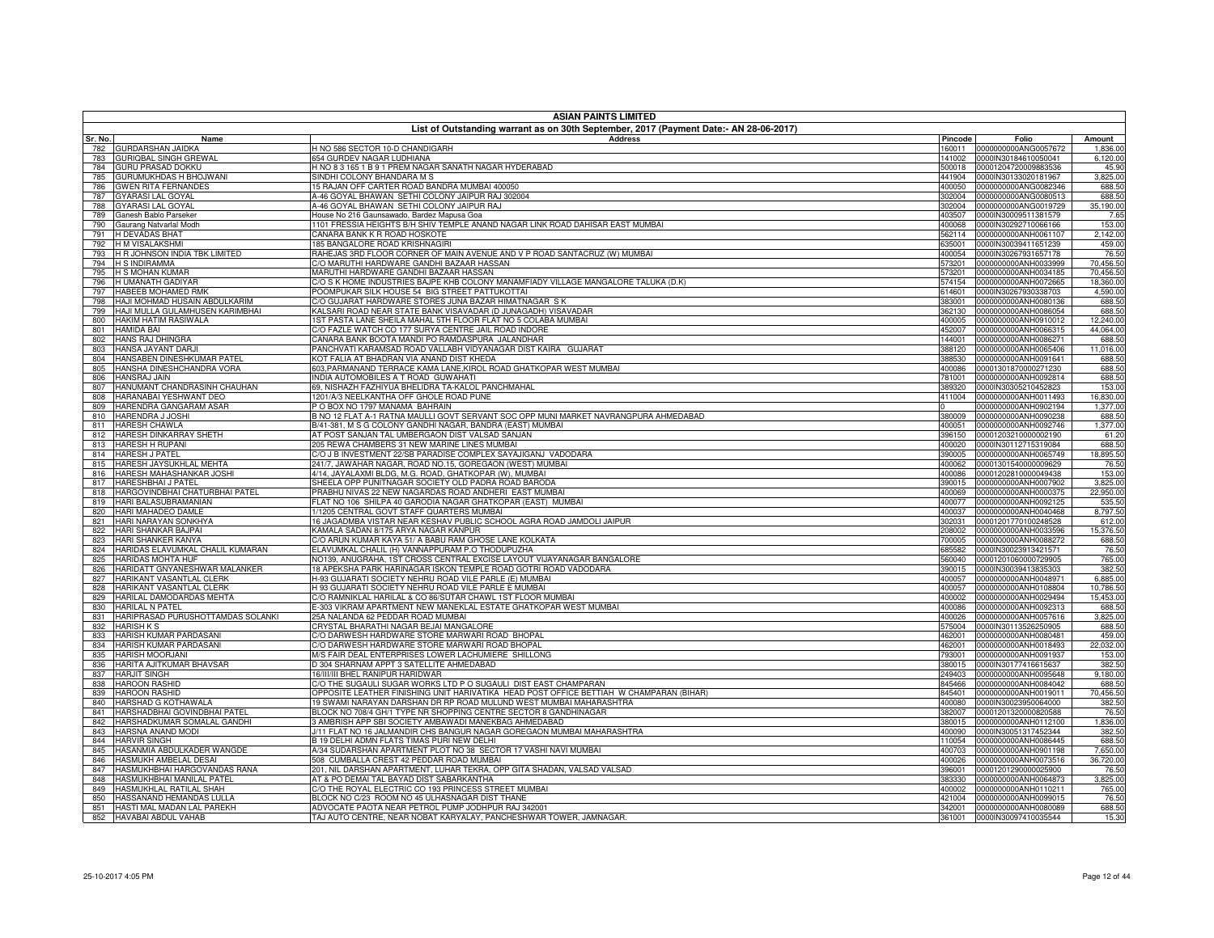| ASIAN PAINTS LIMITED | | | | | |
|---|---|---|---|---|---|
| List of Outstanding warrant as on 30th September, 2017 (Payment Date:- AN 28-06-2017) | | | | | |
| Sr. No. | Name | Address | Pincode | Folio | Amount |
| 782 | GURDARSHAN JAIDKA | H NO 586 SECTOR 10-D CHANDIGARH | 160011 | 0000000000ANG0057672 | 1,836.00 |
| 783 | GURIQBAL SINGH GREWAL | 654 GURDEV NAGAR LUDHIANA | 141002 | 0000IN30184610050041 | 6,120.00 |
| 784 | GURU PRASAD DOKKU | H NO 8 3 165 1 B 9 1 PREM NAGAR SANATH NAGAR HYDERABAD | 500018 | 00001204720009883536 | 45.90 |
| 785 | GURUMUKHDAS H BHOJWANI | SINDHI COLONY BHANDARA M S | 441904 | 0000IN30133020181967 | 3,825.00 |
| 786 | GWEN RITA FERNANDES | 15 RAJAN OFF CARTER ROAD BANDRA MUMBAI 400050 | 400050 | 0000000000ANG0082346 | 688.50 |
| 787 | GYARASI LAL GOYAL | A-46 GOYAL BHAWAN SETHI COLONY JAIPUR RAJ 302004 | 302004 | 0000000000ANG0080513 | 688.50 |
| 788 | GYARASI LAL GOYAL | A-46 GOYAL BHAWAN SETHI COLONY JAIPUR RAJ | 302004 | 0000000000ANG0019729 | 35,190.00 |
| 789 | Ganesh Bablo Parseker | House No 216 Gaunsawado, Bardez Mapusa Goa | 403507 | 0000IN30009511381579 | 7.65 |
| 790 | Gaurang Natvarlal Modh | 1101 FRESSIA HEIGHTS B/H SHIV TEMPLE ANAND NAGAR LINK ROAD DAHISAR EAST MUMBAI | 400068 | 0000IN30292710066166 | 153.00 |
| 791 | H DEVADAS BHAT | CANARA BANK K R ROAD HOSKOTE | 562114 | 0000000000ANH0061107 | 2,142.00 |
| 792 | H M VISALAKSHMI | 185 BANGALORE ROAD KRISHNAGIRI | 635001 | 0000IN30039411651239 | 459.00 |
| 793 | H R JOHNSON INDIA TBK LIMITED | RAHEJAS 3RD FLOOR CORNER OF MAIN AVENUE AND V P ROAD SANTACRUZ (W) MUMBAI | 400054 | 0000IN30267931657178 | 76.50 |
| 794 | H S INDIRAMMA | C/O MARUTHI HARDWARE GANDHI BAZAAR HASSAN | 573201 | 0000000000ANH0033999 | 70,456.50 |
| 795 | H S MOHAN KUMAR | MARUTHI HARDWARE GANDHI BAZAAR HASSAN | 573201 | 0000000000ANH0034185 | 70,456.50 |
| 796 | H UMANATH GADIYAR | C/O S K HOME INDUSTRIES BAJPE KHB COLONY MANAMFIADY VILLAGE MANGALORE TALUKA (D.K) | 574154 | 0000000000ANH0072665 | 18,360.00 |
| 797 | HABEEB MOHAMED RMK | POOMPUKAR SILK HOUSE 54 BIG STREET PATTUKOTTAI | 614601 | 0000IN30267930338703 | 4,590.00 |
| 798 | HAJI MOHMAD HUSAIN ABDULKARIM | C/O GUJARAT HARDWARE STORES JUNA BAZAR HIMATNAGAR S K | 383001 | 0000000000ANH0080136 | 688.50 |
| 799 | HAJI MULLA GULAMHUSEN KARIMBHAI | KALSARI ROAD NEAR STATE BANK VISAVADAR (D JUNAGADH) VISAVADAR | 362130 | 0000000000ANH0086054 | 688.50 |
| 800 | HAKIM HATIM RASIWALA | 1ST PASTA LANE SHEILA MAHAL 5TH FLOOR FLAT NO 5 COLABA MUMBAI | 400005 | 0000000000ANH0910012 | 12,240.00 |
| 801 | HAMIDA BAI | C/O FAZLE WATCH CO 177 SURYA CENTRE JAIL ROAD INDORE | 452007 | 0000000000ANH0066315 | 44,064.00 |
| 802 | HANS RAJ DHINGRA | CANARA BANK BOOTA MANDI PO RAMDASPURA JALANDHAR | 144001 | 0000000000ANH0086271 | 688.50 |
| 803 | HANSA JAYANT DARJI | PANCHVATI KARAMSAD ROAD VALLABH VIDYANAGAR DIST KAIRA GUJARAT | 388120 | 0000000000ANH0065406 | 11,016.00 |
| 804 | HANSABEN DINESHKUMAR PATEL | KOT FALIA AT BHADRAN VIA ANAND DIST KHEDA | 388530 | 0000000000ANH0091641 | 688.50 |
| 805 | HANSHA DINESHCHANDRA VORA | 603,PARMANAND TERRACE KAMA LANE,KIROL ROAD GHATKOPAR WEST MUMBAI | 400086 | 00001301870000271230 | 688.50 |
| 806 | HANSRAJ JAIN | INDIA AUTOMOBILES A T ROAD GUWAHATI | 781001 | 0000000000ANH0092814 | 688.50 |
| 807 | HANUMANT CHANDRASINH CHAUHAN | 69, NISHAZH FAZHIYUA BHELIDRA TA-KALOL PANCHMAHAL | 389320 | 0000IN30305210452823 | 153.00 |
| 808 | HARANABAI YESHWANT DEO | 1201/A/3 NEELKANTHA OFF GHOLE ROAD PUNE | 411004 | 0000000000ANH0011493 | 16,830.00 |
| 809 | HARENDRA GANGARAM ASAR | P O BOX NO 1797 MANAMA BAHRAIN | 0 | 0000000000ANH0902194 | 1,377.00 |
| 810 | HARENDRA J JOSHI | B NO 12 FLAT A-1 RATNA MAULLI GOVT SERVANT SOC OPP MUNI MARKET NAVRANGPURA AHMEDABAD | 380009 | 0000000000ANH0090238 | 688.50 |
| 811 | HARESH CHAWLA | B/41-381, M S G COLONY GANDHI NAGAR, BANDRA (EAST) MUMBAI | 400051 | 0000000000ANH0092746 | 1,377.00 |
| 812 | HARESH DINKARRAY SHETH | AT POST SANJAN TAL UMBERGAON DIST VALSAD SANJAN | 396150 | 00001203210000002190 | 61.20 |
| 813 | HARESH H RUPANI | 205 REWA CHAMBERS 31 NEW MARINE LINES MUMBAI | 400020 | 0000IN30112715319084 | 688.50 |
| 814 | HARESH J PATEL | C/O J B INVESTMENT 22/SB PARADISE COMPLEX SAYAJIGANJ VADODARA | 390005 | 0000000000ANH0065749 | 18,895.50 |
| 815 | HARESH JAYSUKHLAL MEHTA | 241/7, JAWAHAR NAGAR, ROAD NO.15, GOREGAON (WEST) MUMBAI | 400062 | 00001301540000009629 | 76.50 |
| 816 | HARESH MAHASHANKAR JOSHI | 4/14, JAYALAXMI BLDG, M.G. ROAD, GHATKOPAR (W), MUMBAI | 400086 | 00001202810000049438 | 153.00 |
| 817 | HARESHBHAI J PATEL | SHEELA OPP PUNITNAGAR SOCIETY OLD PADRA ROAD BARODA | 390015 | 0000000000ANH0007902 | 3,825.00 |
| 818 | HARGOVINDBHAI CHATURBHAI PATEL | PRABHU NIVAS 22 NEW NAGARDAS ROAD ANDHERI EAST MUMBAI | 400069 | 0000000000ANH0000375 | 22,950.00 |
| 819 | HARI BALASUBRAMANIAN | FLAT NO 106 SHILPA 40 GARODIA NAGAR GHATKOPAR (EAST) MUMBAI | 400077 | 0000000000ANH0092125 | 535.50 |
| 820 | HARI MAHADEO DAMLE | 1/1205 CENTRAL GOVT STAFF QUARTERS MUMBAI | 400037 | 0000000000ANH0040468 | 8,797.50 |
| 821 | HARI NARAYAN SONKHYA | 16 JAGADMBA VISTAR NEAR KESHAV PUBLIC SCHOOL AGRA ROAD JAMDOLI JAIPUR | 302031 | 00001201770100248528 | 612.00 |
| 822 | HARI SHANKAR BAJPAI | KAMALA SADAN 8/175 ARYA NAGAR KANPUR | 208002 | 0000000000ANH0033596 | 15,376.50 |
| 823 | HARI SHANKER KANYA | C/O ARUN KUMAR KAYA 51/ A BABU RAM GHOSE LANE KOLKATA | 700005 | 0000000000ANH0088272 | 688.50 |
| 824 | HARIDAS ELAVUMKAL CHALIL KUMARAN | ELAVUMKAL CHALIL (H) VANNAPPURAM P.O THODUPUZHA | 685582 | 0000IN30023913421571 | 76.50 |
| 825 | HARIDAS MOHTA HUF | NO139, ANUGRAHA, 1ST CROSS CENTRAL EXCISE LAYOUT VIJAYANAGAR BANGALORE | 560040 | 00001201060000729905 | 765.00 |
| 826 | HARIDATT GNYANESHWAR MALANKER | 18 APEKSHA PARK HARINAGAR ISKON TEMPLE ROAD GOTRI ROAD VADODARA | 390015 | 0000IN30039413835303 | 382.50 |
| 827 | HARIKANT VASANTLAL CLERK | H-93 GUJARATI SOCIETY NEHRU ROAD VILE PARLE (E) MUMBAI | 400057 | 0000000000ANH0048971 | 6,885.00 |
| 828 | HARIKANT VASANTLAL CLERK | H 93 GUJARATI SOCIETY NEHRU ROAD VILE PARLE E MUMBAI | 400057 | 0000000000ANH0108804 | 10,786.50 |
| 829 | HARILAL DAMODARDAS MEHTA | C/O RAMNIKLAL HARILAL & CO 86/SUTAR CHAWL 1ST FLOOR MUMBAI | 400002 | 0000000000ANH0029494 | 15,453.00 |
| 830 | HARILAL N PATEL | E-303 VIKRAM APARTMENT NEW MANEKLAL ESTATE GHATKOPAR WEST MUMBAI | 400086 | 0000000000ANH0092313 | 688.50 |
| 831 | HARIPRASAD PURUSHOTTAMDAS SOLANKI | 25A NALANDA 62 PEDDAR ROAD MUMBAI | 400026 | 0000000000ANH0057616 | 3,825.00 |
| 832 | HARISH K S | CRYSTAL BHARATHI NAGAR BEJAI MANGALORE | 575004 | 0000IN30113526250905 | 688.50 |
| 833 | HARISH KUMAR PARDASANI | C/O DARWESH HARDWARE STORE MARWARI ROAD BHOPAL | 462001 | 0000000000ANH0080481 | 459.00 |
| 834 | HARISH KUMAR PARDASANI | C/O DARWESH HARDWARE STORE MARWARI ROAD BHOPAL | 462001 | 0000000000ANH0018493 | 22,032.00 |
| 835 | HARISH MOORJANI | M/S FAIR DEAL ENTERPRISES LOWER LACHUMIERE SHILLONG | 793001 | 0000000000ANH0091937 | 153.00 |
| 836 | HARITA AJITKUMAR BHAVSAR | D 304 SHARNAM APPT 3 SATELLITE AHMEDABAD | 380015 | 0000IN30177416615637 | 382.50 |
| 837 | HARJIT SINGH | 16/III/III BHEL RANIPUR HARIDWAR | 249403 | 0000000000ANH0095648 | 9,180.00 |
| 838 | HAROON RASHID | C/O THE SUGAULI SUGAR WORKS LTD P O SUGAULI DIST EAST CHAMPARAN | 845466 | 0000000000ANH0084042 | 688.50 |
| 839 | HAROON RASHID | OPPOSITE LEATHER FINISHING UNIT HARIVATIKA HEAD POST OFFICE BETTIAH W CHAMPARAN (BIHAR) | 845401 | 0000000000ANH0019011 | 70,456.50 |
| 840 | HARSHAD G KOTHAWALA | 19 SWAMI NARAYAN DARSHAN DR RP ROAD MULUND WEST MUMBAI MAHARASHTRA | 400080 | 0000IN30023950064000 | 382.50 |
| 841 | HARSHADBHAI GOVINDBHAI PATEL | BLOCK NO 708/4 GH/1 TYPE NR SHOPPING CENTRE SECTOR 8 GANDHINAGAR | 382007 | 00001201320000820588 | 76.50 |
| 842 | HARSHADKUMAR SOMALAL GANDHI | 3 AMBRISH APP SBI SOCIETY AMBAWADI MANEKBAG AHMEDABAD | 380015 | 0000000000ANH0112100 | 1,836.00 |
| 843 | HARSNA ANAND MODI | J/11 FLAT NO 16 JALMANDIR CHS BANGUR NAGAR GOREGAON MUMBAI MAHARASHTRA | 400090 | 0000IN30051317452344 | 382.50 |
| 844 | HARVIR SINGH | B 19 DELHI ADMN FLATS TIMAS PURI NEW DELHI | 110054 | 0000000000ANH0086445 | 688.50 |
| 845 | HASANMIA ABDULKADER WANGDE | A/34 SUDARSHAN APARTMENT PLOT NO 38 SECTOR 17 VASHI NAVI MUMBAI | 400703 | 0000000000ANH0901198 | 7,650.00 |
| 846 | HASMUKH AMBELAL DESAI | 508 CUMBALLA CREST 42 PEDDAR ROAD MUMBAI | 400026 | 0000000000ANH0073516 | 36,720.00 |
| 847 | HASMUKHBHAI HARGOVANDAS RANA | 201, NIL DARSHAN APARTMENT, LUHAR TEKRA, OPP GITA SHADAN, VALSAD VALSAD | 396001 | 00001201290000025900 | 76.50 |
| 848 | HASMUKHBHAI MANILAL PATEL | AT & PO DEMAI TAL BAYAD DIST SABARKANTHA | 383330 | 0000000000ANH0064873 | 3,825.00 |
| 849 | HASMUKHLAL RATILAL SHAH | C/O THE ROYAL ELECTRIC CO 193 PRINCESS STREET MUMBAI | 400002 | 0000000000ANH0110211 | 765.00 |
| 850 | HASSANAND HEMANDAS LULLA | BLOCK NO C/23 ROOM NO 45 ULHASNAGAR DIST THANE | 421004 | 0000000000ANH0099015 | 76.50 |
| 851 | HASTI MAL MADAN LAL PAREKH | ADVOCATE PAOTA NEAR PETROL PUMP JODHPUR RAJ 342001 | 342001 | 0000000000ANH0080089 | 688.50 |
| 852 | HAVABAI ABDUL VAHAB | TAJ AUTO CENTRE, NEAR NOBAT KARYALAY, PANCHESHWAR TOWER, JAMNAGAR. | 361001 | 0000IN30097410035544 | 15.30 |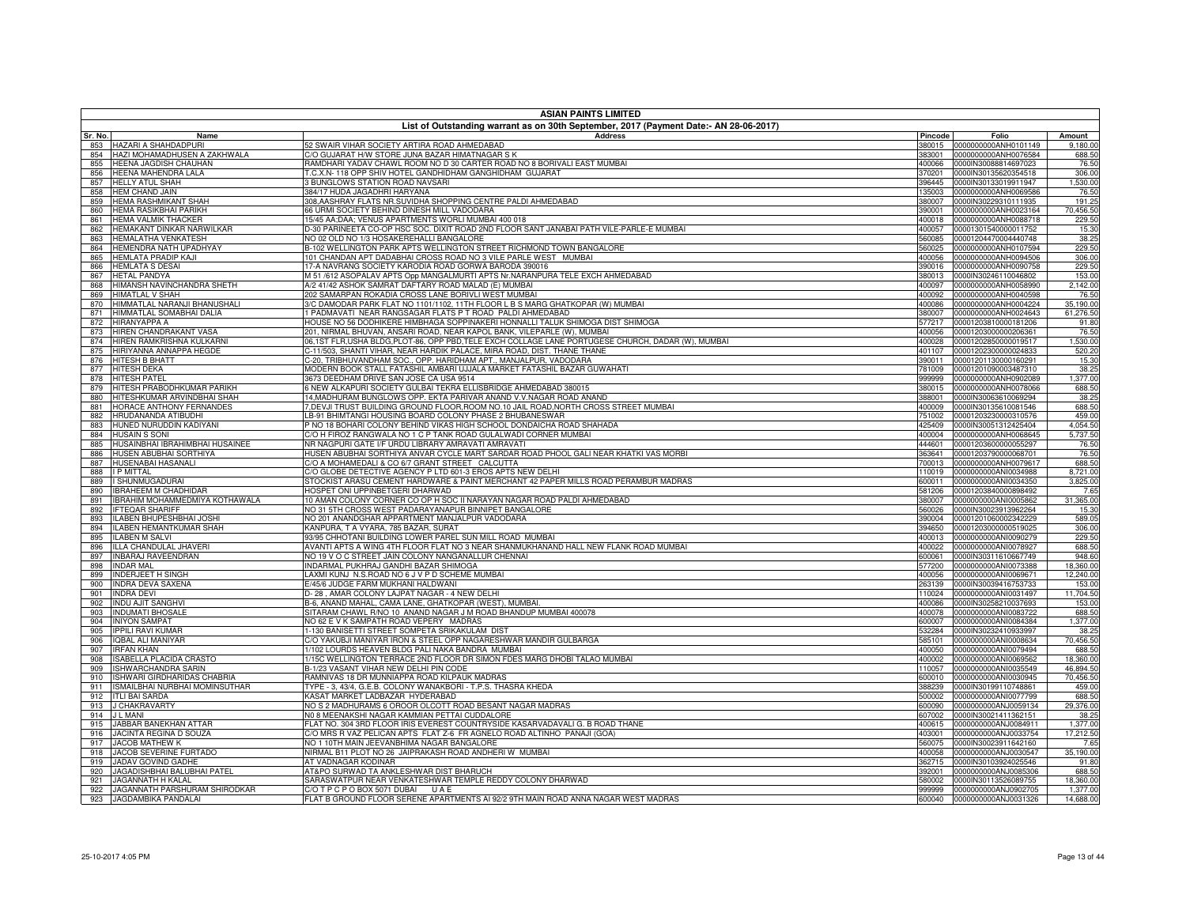# ASIAN PAINTS LIMITED

## List of Outstanding warrant as on 30th September, 2017 (Payment Date:- AN 28-06-2017)

| Sr. No. | Name | Address | Pincode | Folio | Amount |
|---|---|---|---|---|---|
| 853 | HAZARI A SHAHDADPURI | 52 SWAIR VIHAR SOCIETY ARTIRA ROAD AHMEDABAD | 380015 | 0000000000ANH0101149 | 9,180.00 |
| 854 | HAZI MOHAMADHUSEN A ZAKHWALA | C/O GUJARAT H/W STORE JUNA BAZAR HIMATNAGAR S K | 383001 | 0000000000ANH0076584 | 688.50 |
| 855 | HEENA JAGDISH CHAUHAN | RAMDHARI YADAV CHAWL ROOM NO D 30 CARTER ROAD NO 8 BORIVALI EAST MUMBAI | 400066 | 0000IN30088814697023 | 76.50 |
| 856 | HEENA MAHENDRA LALA | T.C.X.N- 118 OPP SHIV HOTEL GANDHIDHAM GANGHIDHAM GUJARAT | 370201 | 0000IN30135620354518 | 306.00 |
| 857 | HELLY ATUL SHAH | 3 BUNGLOWS STATION ROAD NAVSARI | 396445 | 0000IN30133019911947 | 1,530.00 |
| 858 | HEM CHAND JAIN | 384/17 HUDA JAGADHRI HARYANA | 135003 | 0000000000ANH0069586 | 76.50 |
| 859 | HEMA RASHMIKANT SHAH | 308,AASHRAY FLATS NR.SUVIDHA SHOPPING CENTRE PALDI AHMEDABAD | 380007 | 0000IN30229310111935 | 191.25 |
| 860 | HEMA RASIKBHAI PARIKH | 66 URMI SOCIETY BEHIND DINESH MILL VADODARA | 390001 | 0000000000ANH0023164 | 70,456.50 |
| 861 | HEMA VALMIK THACKER | 15/45 AA;DAA; VENUS APARTMENTS WORLI MUMBAI 400 018 | 400018 | 0000000000ANH0088718 | 229.50 |
| 862 | HEMAKANT DINKAR NARWILKAR | D-30 PARINEETA CO-OP HSC SOC. DIXIT ROAD 2ND FLOOR SANT JANABAI PATH VILE-PARLE-E MUMBAI | 400057 | 00001301540000011752 | 15.30 |
| 863 | HEMALATHA VENKATESH | NO 02 OLD NO 1/3 HOSAKEREHALLI BANGALORE | 560085 | 00001204470004440748 | 38.25 |
| 864 | HEMENDRA NATH UPADHYAY | B-102 WELLINGTON PARK APTS WELLINGTON STREET RICHMOND TOWN BANGALORE | 560025 | 0000000000ANH0107594 | 229.50 |
| 865 | HEMLATA PRADIP KAJI | 101 CHANDAN APT DADABHAI CROSS ROAD NO 3 VILE PARLE WEST MUMBAI | 400056 | 0000000000ANH0094506 | 306.00 |
| 866 | HEMLATA S DESAI | 17-A NAVRANG SOCIETY KARODIA ROAD GORWA BARODA 390016 | 390016 | 0000000000ANH0090758 | 229.50 |
| 867 | HETAL PANDYA | M 51 /612 ASOPALAV APTS Opp MANGALMURTI APTS Nr.NARANPURA TELE EXCH AHMEDABAD | 380013 | 0000IN30246110046802 | 153.00 |
| 868 | HIMANSH NAVINCHANDRA SHETH | A/2 41/42 ASHOK SAMRAT DAFTARY ROAD MALAD (E) MUMBAI | 400097 | 0000000000ANH0058990 | 2,142.00 |
| 869 | HIMATLAL V SHAH | 202 SAMARPAN ROKADIA CROSS LANE BORIVLI WEST MUMBAI | 400092 | 0000000000ANH0040598 | 76.50 |
| 870 | HIMMATLAL NARANJI BHANUSHALI | 3/C DAMODAR PARK FLAT NO 1101/1102, 11TH FLOOR L B S MARG GHATKOPAR (W) MUMBAI | 400086 | 0000000000ANH0004224 | 35,190.00 |
| 871 | HIMMATLAL SOMABHAI DALIA | 1 PADMAVATI NEAR RANGSAGAR FLATS P T ROAD PALDI AHMEDABAD | 380007 | 0000000000ANH0024643 | 61,276.50 |
| 872 | HIRANYAPPA A | HOUSE NO 56 DODHIKERE HIMBHAGA SOPPINAKERI HONNALLI TALUK SHIMOGA DIST SHIMOGA | 577217 | 00001203810000181206 | 91.80 |
| 873 | HIREN CHANDRAKANT VASA | 201, NIRMAL BHUVAN, ANSARI ROAD, NEAR KAPOL BANK, VILEPARLE (W), MUMBAI | 400056 | 00001203000000206361 | 76.50 |
| 874 | HIREN RAMKRISHNA KULKARNI | 06,1ST FLR,USHA BLDG,PLOT-86, OPP PBD,TELE EXCH COLLAGE LANE PORTUGESE CHURCH, DADAR (W), MUMBAI | 400028 | 00001202850000019517 | 1,530.00 |
| 875 | HIRIYANNA ANNAPPA HEGDE | C-11/503, SHANTI VIHAR, NEAR HARDIK PALACE, MIRA ROAD, DIST. THANE THANE | 401107 | 00001202300000024833 | 520.20 |
| 876 | HITESH B BHATT | C-20, TRIBHUVANDHAM SOC., OPP. HARIDHAM APT., MANJALPUR, VADODARA | 390011 | 00001201130000160291 | 15.30 |
| 877 | HITESH DEKA | MODERN BOOK STALL FATASHIL AMBARI UJJALA MARKET FATASHIL BAZAR GUWAHATI | 781009 | 00001201090003487310 | 38.25 |
| 878 | HITESH PATEL | 3673 DEEDHAM DRIVE SAN JOSE CA USA 9514 | 999999 | 0000000000ANH0902089 | 1,377.00 |
| 879 | HITESH PRABODHKUMAR PARIKH | 6 NEW ALKAPURI SOCIETY GULBAI TEKRA ELLISBRIDGE AHMEDABAD 380015 | 380015 | 0000000000ANH0078066 | 688.50 |
| 880 | HITESHKUMAR ARVINDBHAI SHAH | 14,MADHURAM BUNGLOWS OPP. EKTA PARIVAR ANAND V.V.NAGAR ROAD ANAND | 388001 | 0000IN30063610069294 | 38.25 |
| 881 | HORACE ANTHONY FERNANDES | 7,DEVJI TRUST BUILDING GROUND FLOOR,ROOM NO.10 JAIL ROAD,NORTH CROSS STREET MUMBAI | 400009 | 0000IN30135610081546 | 688.50 |
| 882 | HRUDANANDA ATIBUDHI | LB-91 BHIMTANGI HOUSING BOARD COLONY PHASE 2 BHUBANESWAR | 751002 | 00001203230000310576 | 459.00 |
| 883 | HUNED NURUDDIN KADIYANI | P NO 18 BOHARI COLONY BEHIND VIKAS HIGH SCHOOL DONDAICHA ROAD SHAHADA | 425409 | 0000IN30051312425404 | 4,054.50 |
| 884 | HUSAIN S SONI | C/O H FIROZ RANGWALA NO 1 C P TANK ROAD GULALWADI CORNER MUMBAI | 400004 | 0000000000ANH0068645 | 5,737.50 |
| 885 | HUSAINBHAI IBRAHIMBHAI HUSAINEE | NR NAGPURI GATE I/F URDU LIBRARY AMRAVATI AMRAVATI | 444601 | 00001203600000055297 | 76.50 |
| 886 | HUSEN ABUBHAI SORTHIYA | HUSEN ABUBHAI SORTHIYA ANVAR CYCLE MART SARDAR ROAD PHOOL GALI NEAR KHATKI VAS MORBI | 363641 | 00001203790000068701 | 76.50 |
| 887 | HUSENABAI HASANALI | C/O A MOHAMEDALI & CO 6/7 GRANT STREET CALCUTTA | 700013 | 0000000000ANH0079617 | 688.50 |
| 888 | I P MITTAL | C/O GLOBE DETECTIVE AGENCY P LTD 601-3 EROS APTS NEW DELHI | 110019 | 0000000000ANI0034988 | 8,721.00 |
| 889 | I SHUNMUGADURAI | STOCKIST ARASU CEMENT HARDWARE & PAINT MERCHANT 42 PAPER MILLS ROAD PERAMBUR MADRAS | 600011 | 0000000000ANI0034350 | 3,825.00 |
| 890 | IBRAHEEM M CHADHIDAR | HOSPET ONI UPPINBETGERI DHARWAD | 581206 | 00001203840000898492 | 7.65 |
| 891 | IBRAHIM MOHAMMEDMIYA KOTHAWALA | 10 AMAN COLONY CORNER CO OP H SOC II NARAYAN NAGAR ROAD PALDI AHMEDABAD | 380007 | 0000000000ANI0005862 | 31,365.00 |
| 892 | IFTEQAR SHARIFF | NO 31 5TH CROSS WEST PADARAYANAPUR BINNIPET BANGALORE | 560026 | 0000IN30023913962264 | 15.30 |
| 893 | ILABEN BHUPESHBHAI JOSHI | NO 201 ANANDGHAR APPARTMENT MANJALPUR VADODARA | 390004 | 00001201060002342229 | 589.05 |
| 894 | ILABEN HEMANTKUMAR SHAH | KANPURA, T A VYARA, 785 BAZAR, SURAT | 394650 | 00001203000000519025 | 306.00 |
| 895 | ILABEN M SALVI | 93/95 CHHOTANI BUILDING LOWER PAREL SUN MILL ROAD MUMBAI | 400013 | 0000000000ANI0090279 | 229.50 |
| 896 | ILLA CHANDULAL JHAVERI | AVANTI APTS A WING 4TH FLOOR FLAT NO 3 NEAR SHANMUKHANAND HALL NEW FLANK ROAD MUMBAI | 400022 | 0000000000ANI0078927 | 688.50 |
| 897 | INBARAJ RAVEENDRAN | NO 19 V O C STREET JAIN COLONY NANGANALLUR CHENNAI | 600061 | 0000IN30311610667749 | 948.60 |
| 898 | INDAR MAL | INDARMAL PUKHRAJ GANDHI BAZAR SHIMOGA | 577200 | 0000000000ANI0073388 | 18,360.00 |
| 899 | INDERJEET H SINGH | LAXMI KUNJ N.S.ROAD NO 6 J V P D SCHEME MUMBAI | 400056 | 0000000000ANI0069671 | 12,240.00 |
| 900 | INDRA DEVA SAXENA | E/45/6 JUDGE FARM MUKHANI HALDWANI | 263139 | 0000IN30039416753733 | 153.00 |
| 901 | INDRA DEVI | D- 28 , AMAR COLONY LAJPAT NAGAR - 4 NEW DELHI | 110024 | 0000000000ANI0031497 | 11,704.50 |
| 902 | INDU AJIT SANGHVI | B-6, ANAND MAHAL, CAMA LANE, GHATKOPAR (WEST), MUMBAI. | 400086 | 0000IN30258210037693 | 153.00 |
| 903 | INDUMATI BHOSALE | SITARAM CHAWL R/NO 10 ANAND NAGAR J M ROAD BHANDUP MUMBAI 400078 | 400078 | 0000000000ANI0083722 | 688.50 |
| 904 | INIYON SAMPAT | NO 62 E V K SAMPATH ROAD VEPERY MADRAS | 600007 | 0000000000ANI0084384 | 1,377.00 |
| 905 | IPPILI RAVI KUMAR | 1-130 BANISETTI STREET SOMPETA SRIKAKULAM DIST | 532284 | 0000IN30232410933997 | 38.25 |
| 906 | IQBAL ALI MANIYAR | C/O YAKUBJI MANIYAR IRON & STEEL OPP NAGARESHWAR MANDIR GULBARGA | 585101 | 0000000000ANI0008634 | 70,456.50 |
| 907 | IRFAN KHAN | 1/102 LOURDS HEAVEN BLDG PALI NAKA BANDRA MUMBAI | 400050 | 0000000000ANI0079494 | 688.50 |
| 908 | ISABELLA PLACIDA CRASTO | 1/15C WELLINGTON TERRACE 2ND FLOOR DR SIMON FDES MARG DHOBI TALAO MUMBAI | 400002 | 0000000000ANI0069562 | 18,360.00 |
| 909 | ISHWARCHANDRA SARIN | B-1/23 VASANT VIHAR NEW DELHI PIN CODE | 110057 | 0000000000ANI0035549 | 46,894.50 |
| 910 | ISHWARI GIRDHARIDAS CHABRIA | RAMNIVAS 18 DR MUNNIAPPA ROAD KILPAUK MADRAS | 600010 | 0000000000ANI0030945 | 70,456.50 |
| 911 | ISMAILBHAI NURBHAI MOMINSUTHAR | TYPE - 3, 43/4, G.E.B. COLONY WANAKBORI - T.P.S. THASRA KHEDA | 388239 | 0000IN30199110748861 | 459.00 |
| 912 | ITLI BAI SARDA | KASAT MARKET LADBAZAR HYDERABAD | 500002 | 0000000000ANI0077799 | 688.50 |
| 913 | J CHAKRAVARTY | NO S 2 MADHURAMS 6 OROOR OLCOTT ROAD BESANT NAGAR MADRAS | 600090 | 0000000000ANJ0059134 | 29,376.00 |
| 914 | J L MANI | N0 8 MEENAKSHI NAGAR KAMMIAN PETTAI CUDDALORE | 607002 | 0000IN30021411362151 | 38.25 |
| 915 | JABBAR BANEKHAN ATTAR | FLAT NO. 304 3RD FLOOR IRIS EVEREST COUNTRYSIDE KASARVADAVALI G. B ROAD THANE | 400615 | 0000000000ANJ0084911 | 1,377.00 |
| 916 | JACINTA REGINA D SOUZA | C/O MRS R VAZ PELICAN APTS FLAT Z-6 FR AGNELO ROAD ALTINHO PANAJI (GOA) | 403001 | 0000000000ANJ0033754 | 17,212.50 |
| 917 | JACOB MATHEW K | NO 1 10TH MAIN JEEVANBHIMA NAGAR BANGALORE | 560075 | 0000IN30023911642160 | 7.65 |
| 918 | JACOB SEVERINE FURTADO | NIRMAL B11 PLOT NO 26 JAIPRAKASH ROAD ANDHERI W MUMBAI | 400058 | 0000000000ANJ0030547 | 35,190.00 |
| 919 | JADAV GOVIND GADHE | AT VADNAGAR KODINAR | 362715 | 0000IN30103924025546 | 91.80 |
| 920 | JAGADISHBHAI BALUBHAI PATEL | AT&PO SURWAD TA ANKLESHWAR DIST BHARUCH | 392001 | 0000000000ANJ0085306 | 688.50 |
| 921 | JAGANNATH H KALAL | SARASWATPUR NEAR VENKATESHWAR TEMPLE REDDY COLONY DHARWAD | 580002 | 0000IN30113526089755 | 18,360.00 |
| 922 | JAGANNATH PARSHURAM SHIRODKAR | C/O T P C P O BOX 5071 DUBAI U A E | 999999 | 0000000000ANJ0902705 | 1,377.00 |
| 923 | JAGDAMBIKA PANDALAI | FLAT B GROUND FLOOR SERENE APARTMENTS AI 92/2 9TH MAIN ROAD ANNA NAGAR WEST MADRAS | 600040 | 0000000000ANJ0031326 | 14,688.00 |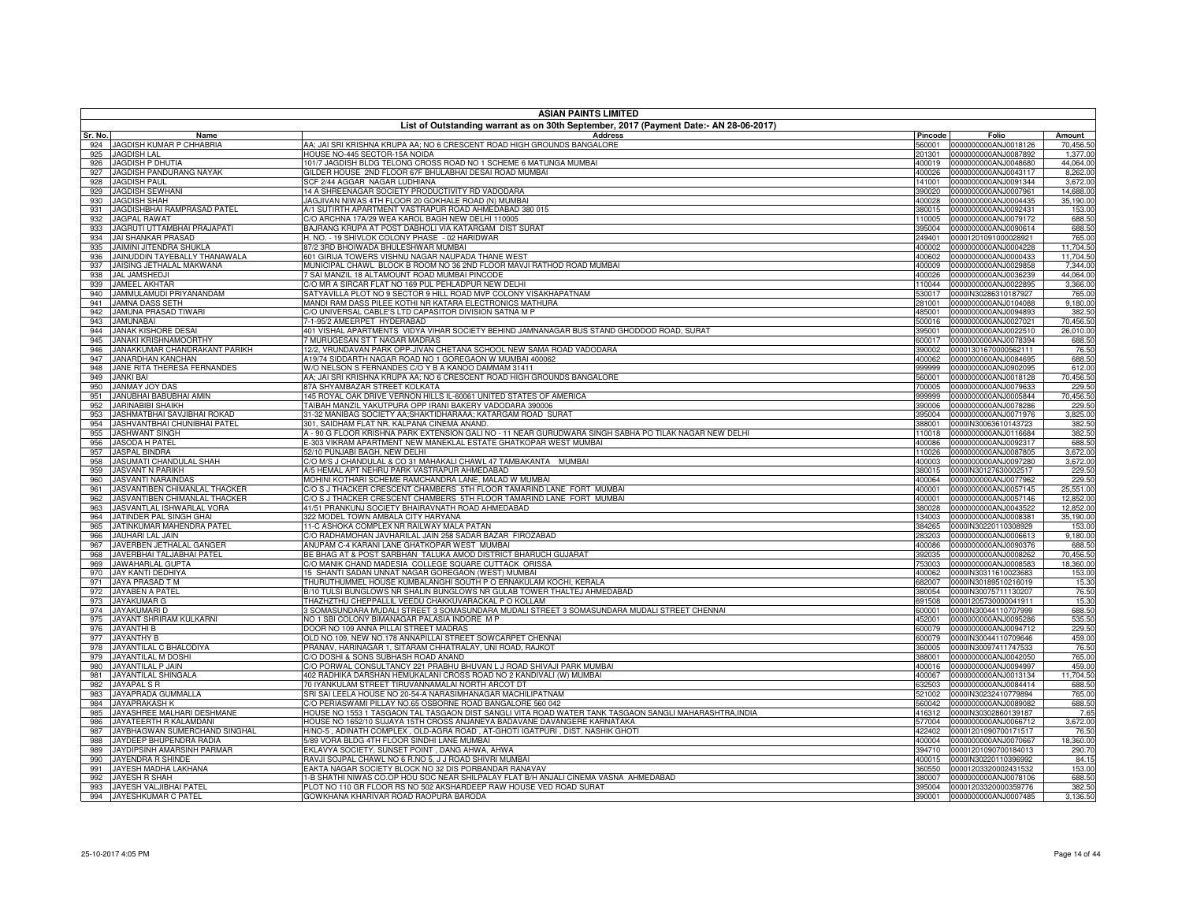# ASIAN PAINTS LIMITED

## List of Outstanding warrant as on 30th September, 2017 (Payment Date:- AN 28-06-2017)

| Sr. No. | Name | Address | Pincode | Folio | Amount |
|---|---|---|---|---|---|
| 924 | JAGDISH KUMAR P CHHABRIA | AA; JAI SRI KRISHNA KRUPA AA; NO 6 CRESCENT ROAD HIGH GROUNDS BANGALORE | 560001 | 0000000000ANJ0018126 | 70,456.50 |
| 925 | JAGDISH LAL | HOUSE NO-445 SECTOR-15A NOIDA | 201301 | 0000000000ANJ0087892 | 1,377.00 |
| 926 | JAGDISH P DHUTIA | 101/7 JAGDISH BLDG TELONG CROSS ROAD NO 1 SCHEME 6 MATUNGA MUMBAI | 400019 | 0000000000ANJ0048680 | 44,064.00 |
| 927 | JAGDISH PANDURANG NAYAK | GILDER HOUSE 2ND FLOOR 67F BHULABHAI DESAI ROAD MUMBAI | 400026 | 0000000000ANJ0043117 | 8,262.00 |
| 928 | JAGDISH PAUL | SCF 2/44 AGGAR NAGAR LUDHIANA | 141001 | 0000000000ANJ0091344 | 3,672.00 |
| 929 | JAGDISH SEWHANI | 14 A SHREENAGAR SOCIETY PRODUCTIVITY RD VADODARA | 390020 | 0000000000ANJ0007961 | 14,688.00 |
| 930 | JAGDISH SHAH | JAGJIVAN NIWAS 4TH FLOOR 20 GOKHALE ROAD (N) MUMBAI | 400028 | 0000000000ANJ0004435 | 35,190.00 |
| 931 | JAGDISHBHAI RAMPRASAD PATEL | A/1 SUTIRTH APARTMENT VASTRAPUR ROAD AHMEDABAD 380 015 | 380015 | 0000000000ANJ0092431 | 153.00 |
| 932 | JAGPAL RAWAT | C/O ARCHNA 17A/29 WEA KAROL BAGH NEW DELHI 110005 | 110005 | 0000000000ANJ0079172 | 688.50 |
| 933 | JAGRUTI UTTAMBHAI PRAJAPATI | BAJRANG KRUPA AT POST DABHOLI VIA KATARGAM DIST SURAT | 395004 | 0000000000ANJ0090614 | 688.50 |
| 934 | JAI SHANKAR PRASAD | H. NO. - 19 SHIVLOK COLONY PHASE - 02 HARIDWAR | 249401 | 00001201091000028921 | 765.00 |
| 935 | JAIMINI JITENDRA SHUKLA | 87/2 3RD BHOIWADA BHULESHWAR MUMBAI | 400002 | 0000000000ANJ0004228 | 11,704.50 |
| 936 | JAINUDDIN TAYEBALLY THANAWALA | 601 GIRIJA TOWERS VISHNU NAGAR NAUPADA THANE WEST | 400602 | 0000000000ANJ0000433 | 11,704.50 |
| 937 | JAISING JETHALAL MAKWANA | MUNICIPAL CHAWL BLOCK B ROOM NO 36 2ND FLOOR MAVJI RATHOD ROAD MUMBAI | 400009 | 0000000000ANJ0029858 | 7,344.00 |
| 938 | JAL JAMSHEDJI | 7 SAI MANZIL 18 ALTAMOUNT ROAD MUMBAI PINCODE | 400026 | 0000000000ANJ0036239 | 44,064.00 |
| 939 | JAMEEL AKHTAR | C/O MR A SIRCAR FLAT NO 169 PUL PEHLADPUR NEW DELHI | 110044 | 0000000000ANJ0022895 | 3,366.00 |
| 940 | JAMMULAMUDI PRIYANANDAM | SATYAVILLA PLOT NO 9 SECTOR 9 HILL ROAD MVP COLONY VISAKHAPATNAM | 530017 | 0000IN30286310187927 | 765.00 |
| 941 | JAMNA DASS SETH | MANDI RAM DASS PILEE KOTHI NR KATARA ELECTRONICS MATHURA | 281001 | 0000000000ANJ0104088 | 9,180.00 |
| 942 | JAMUNA PRASAD TIWARI | C/O UNIVERSAL CABLE'S LTD CAPASITOR DIVISION SATNA M P | 485001 | 0000000000ANJ0094893 | 382.50 |
| 943 | JAMUNABAI | 7-1-95/2 AMEERPET HYDERABAD | 500016 | 0000000000ANJ0027021 | 70,456.50 |
| 944 | JANAK KISHORE DESAI | 401 VISHAL APARTMENTS VIDYA VIHAR SOCIETY BEHIND JAMNANAGAR BUS STAND GHODDOD ROAD, SURAT | 395001 | 0000000000ANJ0022510 | 26,010.00 |
| 945 | JANAKI KRISHNAMOORTHY | 7 MURUGESAN ST T NAGAR MADRAS | 600017 | 0000000000ANJ0078394 | 688.50 |
| 946 | JANAKKUMAR CHANDRAKANT PARIKH | 12/2, VRUNDAVAN PARK OPP-JIVAN CHETANA SCHOOL NEW SAMA ROAD VADODARA | 390002 | 00001301670000562111 | 76.50 |
| 947 | JANARDHAN KANCHAN | A19/74 SIDDARTH NAGAR ROAD NO 1 GOREGAON W MUMBAI 400062 | 400062 | 0000000000ANJ0084695 | 688.50 |
| 948 | JANE RITA THERESA FERNANDES | W/O NELSON S FERNANDES C/O Y B A KANOO DAMMAM 31411 | 999999 | 0000000000ANJ0902095 | 612.00 |
| 949 | JANKI BAI | AA; JAI SRI KRISHNA KRUPA AA; NO 6 CRESCENT ROAD HIGH GROUNDS BANGALORE | 560001 | 0000000000ANJ0018128 | 70,456.50 |
| 950 | JANMAY JOY DAS | 87A SHYAMBAZAR STREET KOLKATA | 700005 | 0000000000ANJ0079633 | 229.50 |
| 951 | JANUBHAI BABUBHAI AMIN | 145 ROYAL OAK DRIVE VERNON HILLS IL-60061 UNITED STATES OF AMERICA | 999999 | 0000000000ANJ0005844 | 70,456.50 |
| 952 | JARINABIBI SHAIKH | TAIBAH MANZIL YAKUTPURA OPP IRANI BAKERY VADODARA 390006 | 390006 | 0000000000ANJ0078286 | 229.50 |
| 953 | JASHMATBHAI SAVJIBHAI ROKAD | 31-32 MANIBAG SOCIETY AA;SHAKTIDHARAAA; KATARGAM ROAD SURAT | 395004 | 0000000000ANJ0071976 | 3,825.00 |
| 954 | JASHVANTBHAI CHUNIBHAI PATEL | 301, SAIDHAM FLAT NR. KALPANA CINEMA ANAND. | 388001 | 0000IN30063610143723 | 382.50 |
| 955 | JASHWANT SINGH | A - 90 G FLOOR KRISHNA PARK EXTENSION GALI NO - 11 NEAR GURUDWARA SINGH SABHA PO TILAK NAGAR NEW DELHI | 110018 | 0000000000ANJ0116684 | 382.50 |
| 956 | JASODA H PATEL | E-303 VIKRAM APARTMENT NEW MANEKLAL ESTATE GHATKOPAR WEST MUMBAI | 400086 | 0000000000ANJ0092317 | 688.50 |
| 957 | JASPAL BINDRA | 52/10 PUNJABI BAGH, NEW DELHI | 110026 | 0000000000ANJ0087805 | 3,672.00 |
| 958 | JASUMATI CHANDULAL SHAH | C/O M/S J CHANDULAL & CO 31 MAHAKALI CHAWL 47 TAMBAKANTA MUMBAI | 400003 | 0000000000ANJ0097280 | 3,672.00 |
| 959 | JASVANT N PARIKH | A/5 HEMAL APT NEHRU PARK VASTRAPUR AHMEDABAD | 380015 | 0000IN30127630002517 | 229.50 |
| 960 | JASVANTI NARAINDAS | MOHINI KOTHARI SCHEME RAMCHANDRA LANE, MALAD W MUMBAI | 400064 | 0000000000ANJ0077962 | 229.50 |
| 961 | JASVANTIBEN CHIMANLAL THACKER | C/O S J THACKER CRESCENT CHAMBERS 5TH FLOOR TAMARIND LANE FORT MUMBAI | 400001 | 0000000000ANJ0057145 | 25,551.00 |
| 962 | JASVANTIBEN CHIMANLAL THACKER | C/O S J THACKER CRESCENT CHAMBERS 5TH FLOOR TAMARIND LANE FORT MUMBAI | 400001 | 0000000000ANJ0057146 | 12,852.00 |
| 963 | JASVANTLAL ISHWARLAL VORA | 41/51 PRANKUNJ SOCIETY BHAIRAVNATH ROAD AHMEDABAD | 380028 | 0000000000ANJ0043522 | 12,852.00 |
| 964 | JATINDER PAL SINGH GHAI | 322 MODEL TOWN AMBALA CITY HARYANA | 134003 | 0000000000ANJ0008381 | 35,190.00 |
| 965 | JATINKUMAR MAHENDRA PATEL | 11-C ASHOKA COMPLEX NR RAILWAY MALA PATAN | 384265 | 0000IN30220110308929 | 153.00 |
| 966 | JAUHARI LAL JAIN | C/O RADHAMOHAN JAVHARILAL JAIN 258 SADAR BAZAR FIROZABAD | 283203 | 0000000000ANJ0006613 | 9,180.00 |
| 967 | JAVERBEN JETHALAL GANGER | ANUPAM C-4 KARANI LANE GHATKOPAR WEST MUMBAI | 400086 | 0000000000ANJ0090376 | 688.50 |
| 968 | JAVERBHAI TALJABHAI PATEL | BE BHAG AT & POST SARBHAN TALUKA AMOD DISTRICT BHARUCH GUJARAT | 392035 | 0000000000ANJ0008262 | 70,456.50 |
| 969 | JAWAHARLAL GUPTA | C/O MANIK CHAND MADESIA COLLEGE SQUARE CUTTACK ORISSA | 753003 | 0000000000ANJ0008583 | 18,360.00 |
| 970 | JAY KANTI DEDHIYA | 15 SHANTI SADAN UNNAT NAGAR GOREGAON (WEST) MUMBAI | 400062 | 0000IN30311610023683 | 153.00 |
| 971 | JAYA PRASAD T M | THURUTHUMMEL HOUSE KUMBALANGHI SOUTH P O ERNAKULAM KOCHI, KERALA | 682007 | 0000IN30189510216019 | 15.30 |
| 972 | JAYABEN A PATEL | B/10 TULSI BUNGLOWS NR SHALIN BUNGLOWS NR GULAB TOWER THALTEJ AHMEDABAD | 380054 | 0000IN30075711130207 | 76.50 |
| 973 | JAYAKUMAR G | THAZHZTHU CHEPPALLIL VEEDU CHAKKUVARACKAL P O KOLLAM | 691508 | 00001205730000041911 | 15.30 |
| 974 | JAYAKUMARI D | 3 SOMASUNDARA MUDALI STREET 3 SOMASUNDARA MUDALI STREET 3 SOMASUNDARA MUDALI STREET CHENNAI | 600001 | 0000IN30044110707999 | 688.50 |
| 975 | JAYANT SHRIRAM KULKARNI | NO 1 SBI COLONY BIMANAGAR PALASIA INDORE M P | 452001 | 0000000000ANJ0095286 | 535.50 |
| 976 | JAYANTHI B | DOOR NO 109 ANNA PILLAI STREET MADRAS | 600079 | 0000000000ANJ0094712 | 229.50 |
| 977 | JAYANTHY B | OLD.NO.109, NEW NO.178 ANNAPILLAI STREET SOWCARPET CHENNAI | 600079 | 0000IN30044110709646 | 459.00 |
| 978 | JAYANTILAL C BHALODIYA | PRANAV, HARINAGAR 1, SITARAM CHHATRALAY, UNI ROAD, RAJKOT | 360005 | 0000IN30097411747533 | 76.50 |
| 979 | JAYANTILAL M DOSHI | C/O DOSHI & SONS SUBHASH ROAD ANAND | 388001 | 0000000000ANJ0042050 | 765.00 |
| 980 | JAYANTILAL P JAIN | C/O PORWAL CONSULTANCY 221 PRABHU BHUVAN L J ROAD SHIVAJI PARK MUMBAI | 400016 | 0000000000ANJ0094997 | 459.00 |
| 981 | JAYANTILAL SHINGALA | 402 RADHIKA DARSHAN HEMUKALANI CROSS ROAD NO 2 KANDIVALI (W) MUMBAI | 400067 | 0000000000ANJ0013134 | 11,704.50 |
| 982 | JAYAPAL S R | 70 IYANKULAM STREET TIRUVANNAMALAI NORTH ARCOT DT | 632503 | 0000000000ANJ0084414 | 688.50 |
| 983 | JAYAPRADA GUMMALLA | SRI SAI LEELA HOUSE NO 20-54-A NARASIMHANAGAR MACHILIPATNAM | 521002 | 0000IN30232410779894 | 765.00 |
| 984 | JAYAPRAKASH K | C/O PERIASWAMI PILLAY NO.65 OSBORNE ROAD BANGALORE 560 042 | 560042 | 0000000000ANJ0089082 | 688.50 |
| 985 | JAYASHREE MALHARI DESHMANE | HOUSE NO 1553 1 TASGAON TAL TASGAON DIST SANGLI VITA ROAD WATER TANK TASGAON SANGLI MAHARASHTRA,INDIA | 416312 | 0000IN30302860139187 | 7.65 |
| 986 | JAYATEERTH R KALAMDANI | HOUSE NO 1652/10 SUJAYA 15TH CROSS ANJANEYA BADAVANE DAVANGERE KARNATAKA | 577004 | 0000000000ANJ0066712 | 3,672.00 |
| 987 | JAYBHAGWAN SUMERCHAND SINGHAL | H/NO-5 , ADINATH COMPLEX , OLD-AGRA ROAD , AT-GHOTI IGATPURI , DIST. NASHIK GHOTI | 422402 | 00001201090700171517 | 76.50 |
| 988 | JAYDEEP BHUPENDRA RADIA | 5/89 VORA BLDG 4TH FLOOR SINDHI LANE MUMBAI | 400004 | 0000000000ANJ0070667 | 18,360.00 |
| 989 | JAYDIPSINH AMARSINH PARMAR | EKLAVYA SOCIETY, SUNSET POINT , DANG AHWA, AHWA | 394710 | 00001201090700184013 | 290.70 |
| 990 | JAYENDRA R SHINDE | RAVJI SOJPAL CHAWL NO 6 R.NO 5, J J ROAD SHIVRI MUMBAI | 400015 | 0000IN30220110396992 | 84.15 |
| 991 | JAYESH MADHA LAKHANA | EAKTA NAGAR SOCIETY BLOCK NO 32 DIS PORBANDAR RANAVAV | 360550 | 00001203320002431532 | 153.00 |
| 992 | JAYESH R SHAH | 1-B SHATHI NIWAS CO.OP HOU SOC NEAR SHILPALAY FLAT B/H ANJALI CINEMA VASNA AHMEDABAD | 380007 | 0000000000ANJ0078106 | 688.50 |
| 993 | JAYESH VALJIBHAI PATEL | PLOT NO 110 GR FLOOR RS NO 502 AKSHARDEEP RAW HOUSE VED ROAD SURAT | 395004 | 00001203320000359776 | 382.50 |
| 994 | JAYESHKUMAR C PATEL | GOWKHANA KHARIVAR ROAD RAOPURA BARODA | 390001 | 0000000000ANJ0007485 | 3,136.50 |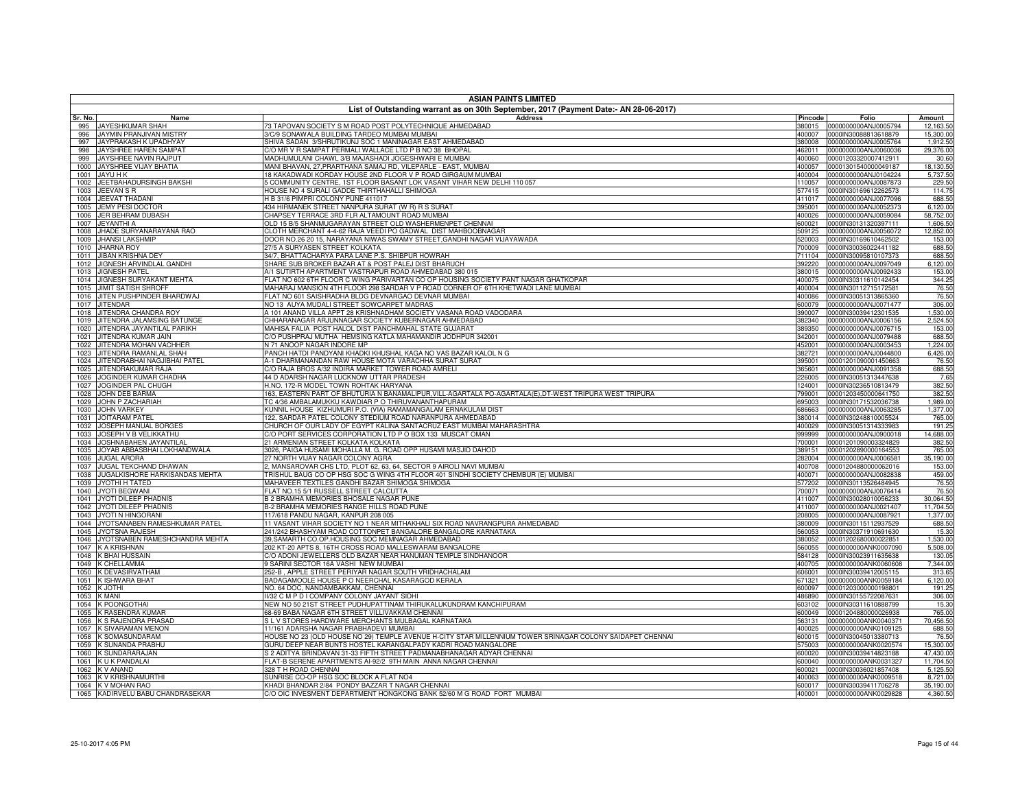# ASIAN PAINTS LIMITED

## List of Outstanding warrant as on 30th September, 2017 (Payment Date:- AN 28-06-2017)

| Sr. No. | Name | Address | Pincode | Folio | Amount |
|---|---|---|---|---|---|
| 995 | JAYESHKUMAR SHAH | 73 TAPOVAN SOCIETY S M ROAD POST POLYTECHNIQUE AHMEDABAD | 380015 | 0000000000ANJ0005794 | 12,163.50 |
| 996 | JAYMIN PRANJIVAN MISTRY | 3/C/9 SONAWALA BUILDING TARDEO MUMBAI MUMBAI | 400007 | 0000IN30088813618879 | 15,300.00 |
| 997 | JAYPRAKASH K UPADHYAY | SHIVA SADAN 3/SHRUTIKUNJ SOC 1 MANINAGAR EAST AHMEDABAD | 380008 | 0000000000ANJ0005764 | 1,912.50 |
| 998 | JAYSHREE HAREN SAMPAT | C/O MR V R SAMPAT PERMALI WALLACE LTD P B NO 38 BHOPAL | 462011 | 0000000000ANJ0060036 | 29,376.00 |
| 999 | JAYSHREE NAVIN RAJPUT | MADHUMULANI CHAWL 3/B MAJASHADI JOGESHWARI E MUMBAI | 400060 | 00001203320007412911 | 30.60 |
| 1000 | JAYSHREE VIJAY BHATIA | MANI BHAVAN, 27,PRARTHANA SAMAJ RD, VILEPARLE - EAST, MUMBAI | 400057 | 00001301540000049187 | 18,130.50 |
| 1001 | JAYU H K | 18 KAKADWADI KORDAY HOUSE 2ND FLOOR V P ROAD GIRGAUM MUMBAI | 400004 | 0000000000ANJ0104224 | 5,737.50 |
| 1002 | JEETBAHADURSINGH BAKSHI | 5 COMMUNITY CENTRE, 1ST FLOOR BASANT LOK VASANT VIHAR NEW DELHI 110 057 | 110057 | 0000000000ANJ0087873 | 229.50 |
| 1003 | JEEVAN S R | HOUSE NO 4 SURALI GADDE THIRTHAHALLI SHIMOGA | 577415 | 0000IN30169612262573 | 114.75 |
| 1004 | JEEVAT THADANI | H B 31/6 PIMPRI COLONY PUNE 411017 | 411017 | 0000000000ANJ0077096 | 688.50 |
| 1005 | JEMY PESI DOCTOR | 434 HIRMANEK STREET NANPURA SURAT (W R) R S SURAT | 395001 | 0000000000ANJ0052373 | 6,120.00 |
| 1006 | JER BEHRAM DUBASH | CHAPSEY TERRACE 3RD FLR ALTAMOUNT ROAD MUMBAI | 400026 | 0000000000ANJ0059084 | 58,752.00 |
| 1007 | JEYANTHI A | OLD 15 B/5 SHANMUGARAYAN STREET OLD WASHERMENPET CHENNAI | 600021 | 0000IN30131320397111 | 1,606.50 |
| 1008 | JHADE SURYANARAYANA RAO | CLOTH MERCHANT 4-4-62 RAJA VEEDI PO GADWAL DIST MAHBOOBNAGAR | 509125 | 0000000000ANJ0056072 | 12,852.00 |
| 1009 | JHANSI LAKSHMIP | DOOR NO.26 20 15, NARAYANA NIWAS SWAMY STREET,GANDHI NAGAR VIJAYAWADA | 520003 | 0000IN30169610462502 | 153.00 |
| 1010 | JHARNA ROY | 27/5 A SURYASEN STREET KOLKATA | 700009 | 0000IN30036022441182 | 688.50 |
| 1011 | JIBAN KRISHNA DEY | 34/7, BHATTACHARYA PARA LANE P.S. SHIBPUR HOWRAH | 711104 | 0000IN30095810107373 | 688.50 |
| 1012 | JIGNESH ARVINDLAL GANDHI | SHARE SUB BROKER BAZAR AT & POST PALEJ DIST BHARUCH | 392220 | 0000000000ANJ0097049 | 6,120.00 |
| 1013 | JIGNESH PATEL | A/1 SUTIRTH APARTMENT VASTRAPUR ROAD AHMEDABAD 380 015 | 380015 | 0000000000ANJ0092433 | 153.00 |
| 1014 | JIGNESH SURYAKANT MEHTA | FLAT NO 602 6TH FLOOR C WING PARIVARTAN CO OP HOUSING SOCIETY PANT NAGAR GHATKOPAR | 400075 | 0000IN30311610142454 | 344.25 |
| 1015 | JIMIT SATISH SHROFF | MAHARAJ MANSION 4TH FLOOR 298 SARDAR V P ROAD CORNER OF 6TH KHETWADI LANE MUMBAI | 400004 | 0000IN30112715172581 | 76.50 |
| 1016 | JITEN PUSHPINDER BHARDWAJ | FLAT NO 601 SAISHRADHA BLDG DEVNARGAO DEVNAR MUMBAI | 400086 | 0000IN30051313865360 | 76.50 |
| 1017 | JITENDAR | NO 13 AUYA MUDALI STREET SOWCARPET MADRAS | 600079 | 0000000000ANJ0071477 | 306.00 |
| 1018 | JITENDRA CHANDRA ROY | A 101 ANAND VILLA APPT 28 KRISHNADHAM SOCIETY VASANA ROAD VADODARA | 390007 | 0000IN30039412301535 | 1,530.00 |
| 1019 | JITENDRA JALAMSING BATUNGE | CHHARANAGAR ARJUNNAGAR SOCIETY KUBERNAGAR AHMEDABAD | 382340 | 0000000000ANJ0006156 | 2,524.50 |
| 1020 | JITENDRA JAYANTILAL PARIKH | MAHISA FALIA POST HALOL DIST PANCHMAHAL STATE GUJARAT | 389350 | 0000000000ANJ0076715 | 153.00 |
| 1021 | JITENDRA KUMAR JAIN | C/O PUSHPRAJ MUTHA HEMSING KATLA MAHAMANDIR JODHPUR 342001 | 342001 | 0000000000ANJ0079488 | 688.50 |
| 1022 | JITENDRA MOHAN VACHHER | N 71 ANOOP NAGAR INDORE MP | 452001 | 0000000000ANJ0003453 | 1,224.00 |
| 1023 | JITENDRA RAMANLAL SHAH | PANCH HATDI PANDYANI KHADKI KHUSHAL KAGA NO VAS BAZAR KALOL N G | 382721 | 0000000000ANJ0044800 | 6,426.00 |
| 1024 | JITENDRABHAI NAGJIBHAI PATEL | A-1 DHARMANANDAN RAW HOUSE MOTA VARACHHA SURAT SURAT | 395001 | 00001201090001450663 | 76.50 |
| 1025 | JITENDRAKUMAR RAJA | C/O RAJA BROS A/32 INDIRA MARKET TOWER ROAD AMRELI | 365601 | 0000000000ANJ0091358 | 688.50 |
| 1026 | JOGINDER KUMAR CHADHA | 44 D ADARSH NAGAR LUCKNOW UTTAR PRADESH | 226005 | 0000IN30051313447638 | 7.65 |
| 1027 | JOGINDER PAL CHUGH | H.NO. 172-R MODEL TOWN ROHTAK HARYANA | 124001 | 0000IN30236510813479 | 382.50 |
| 1028 | JOHN DEB BARMA | 163, EASTERN PART OF BHUTURIA N BANAMALIPUR,VILL-AGARTALA PO-AGARTALA(E),DT-WEST TRIPURA WEST TRIPURA | 799001 | 00001203450000641750 | 382.50 |
| 1029 | JOHN P ZACHARIAH | TC 4/36 AMBALAMUKKU KAWDIAR P O THIRUVANANTHAPURAM | 695003 | 0000IN30171532036738 | 1,989.00 |
| 1030 | JOHN VARKEY | KUNNIL HOUSE KIZHUMURI P.O. (VIA) RAMAMANGALAM ERNAKULAM DIST | 686663 | 0000000000ANJ0063285 | 1,377.00 |
| 1031 | JOITARAM PATEL | 122, SARDAR PATEL COLONY STEDIUM ROAD NARANPURA AHMEDABAD | 380014 | 0000IN30248810005524 | 765.00 |
| 1032 | JOSEPH MANUAL BORGES | CHURCH OF OUR LADY OF EGYPT KALINA SANTACRUZ EAST MUMBAI MAHARASHTRA | 400029 | 0000IN30051314333983 | 191.25 |
| 1033 | JOSEPH V B VELIKKATHU | C/O PORT SERVICES CORPORATION LTD P O BOX 133 MUSCAT OMAN | 999999 | 0000000000ANJ0900018 | 14,688.00 |
| 1034 | JOSHNABAHEN JAYANTILAL | 21 ARMENIAN STREET KOLKATA KOLKATA | 700001 | 00001201090003324829 | 382.50 |
| 1035 | JOYAB ABBASBHAI LOKHANDWALA | 3026, PAIGA HUSAMI MOHALLA M. G. ROAD OPP HUSAMI MASJID DAHOD | 389151 | 00001202890000164553 | 765.00 |
| 1036 | JUGAL ARORA | 27 NORTH VIJAY NAGAR COLONY AGRA | 282004 | 0000000000ANJ0006581 | 35,190.00 |
| 1037 | JUGAL TEKCHAND DHAWAN | 2, MANSAROVAR CHS LTD, PLOT 62, 63, 64, SECTOR 9 AIROLI NAVI MUMBAI | 400708 | 00001204880000062016 | 153.00 |
| 1038 | JUGALKISHORE HARKISANDAS MEHTA | TRISHUL BAUG CO OP HSG SOC G WING 4TH FLOOR 401 SINDHI SOCIETY CHEMBUR (E) MUMBAI | 400071 | 0000000000ANJ0082838 | 459.00 |
| 1039 | JYOTHI H TATED | MAHAVEER TEXTILES GANDHI BAZAR SHIMOGA SHIMOGA | 577202 | 0000IN30113526484945 | 76.50 |
| 1040 | JYOTI BEGWANI | FLAT NO.15 5/1 RUSSELL STREET CALCUTTA | 700071 | 0000000000ANJ0076414 | 76.50 |
| 1041 | JYOTI DILEEP PHADNIS | B 2 BRAMHA MEMORIES BHOSALE NAGAR PUNE | 411007 | 0000IN30028010056233 | 30,064.50 |
| 1042 | JYOTI DILEEP PHADNIS | B-2 BRAMHA MEMORIES RANGE HILLS ROAD PUNE | 411007 | 0000000000ANJ0021407 | 11,704.50 |
| 1043 | JYOTI N HINGORANI | 117/618 PANDU NAGAR, KANPUR 208 005 | 208005 | 0000000000ANJ0087921 | 1,377.00 |
| 1044 | JYOTSANABEN RAMESHKUMAR PATEL | 11 VASANT VIHAR SOCIETY NO 1 NEAR MITHAKHALI SIX ROAD NAVRANGPURA AHMEDABAD | 380009 | 0000IN30115112937529 | 688.50 |
| 1045 | JYOTSNA RAJESH | 241/242 BHASHYAM ROAD COTTONPET BANGALORE BANGALORE KARNATAKA | 560053 | 0000IN30371910691630 | 15.30 |
| 1046 | JYOTSNABEN RAMESHCHANDRA MEHTA | 39,SAMARTH CO.OP.HOUSING SOC MEMNAGAR AHMEDABAD | 380052 | 00001202680000022851 | 1,530.00 |
| 1047 | K A KRISHNAN | 202 KT-20 APTS 8, 16TH CROSS ROAD MALLESWARAM BANGALORE | 560055 | 0000000000ANK0007090 | 5,508.00 |
| 1048 | K BHAI HUSSAIN | C/O ADONI JEWELLERS OLD BAZAR NEAR HANUMAN TEMPLE SINDHANOOR | 584128 | 0000IN30023911635638 | 130.05 |
| 1049 | K CHELLAMMA | 9 SARINI SECTOR 16A VASHI NEW MUMBAI | 400705 | 0000000000ANK0060608 | 7,344.00 |
| 1050 | K DEVASIRVATHAM | 252-B , APPLE STREET PERIYAR NAGAR SOUTH VRIDHACHALAM | 606001 | 0000IN30039412005115 | 313.65 |
| 1051 | K ISHWARA BHAT | BADAGAMOOLE HOUSE P O NEERCHAL KASARAGOD KERALA | 671321 | 0000000000ANK0059184 | 6,120.00 |
| 1052 | K JOTHI | NO. 64 DOC, NANDAMBAKKAM, CHENNAI | 600097 | 00001203000000198801 | 191.25 |
| 1053 | K MANI | II/32 C M P D I COMPANY COLONY JAYANT SIDHI | 486890 | 0000IN30155722087631 | 306.00 |
| 1054 | K POONGOTHAI | NEW NO 50 21ST STREET PUDHUPATTINAM THIRUKALUKUNDRAM KANCHIPURAM | 603102 | 0000IN30311610888799 | 15.30 |
| 1055 | K RASENDRA KUMAR | 68-69 BABA NAGAR 6TH STREET VILLIVAKKAM CHENNAI | 600049 | 00001204880000026938 | 765.00 |
| 1056 | K S RAJENDRA PRASAD | S L V STORES HARDWARE MERCHANTS MULBAGAL KARNATAKA | 563131 | 0000000000ANK0040371 | 70,456.50 |
| 1057 | K SIVARAMAN MENON | 11/161 ADARSHA NAGAR PRABHADEVI MUMBAI | 400025 | 0000000000ANK0109125 | 688.50 |
| 1058 | K SOMASUNDARAM | HOUSE NO 23 (OLD HOUSE NO 29) TEMPLE AVENUE H-CITY STAR MILLENNIUM TOWER SRINAGAR COLONY SAIDAPET CHENNAI | 600015 | 0000IN30045013380713 | 76.50 |
| 1059 | K SUNANDA PRABHU | GURU DEEP NEAR BUNTS HOSTEL KARANGALPADY KADRI ROAD MANGALORE | 575003 | 0000000000ANK0020574 | 15,300.00 |
| 1060 | K SUNDARARAJAN | S 2 ADITYA BRINDAVAN 31-33 FIFTH STREET PADMANABHANAGAR ADYAR CHENNAI | 600020 | 0000IN30039414823188 | 47,430.00 |
| 1061 | K U K PANDALAI | FLAT-B SERENE APARTMENTS AI-92/2 9TH MAIN ANNA NAGAR CHENNAI | 600040 | 0000000000ANK0031327 | 11,704.50 |
| 1062 | K V ANAND | 328 T H ROAD CHENNAI | 600021 | 0000IN30036021857408 | 5,125.50 |
| 1063 | K V KRISHNAMURTHI | SUNRISE CO-OP HSG SOC BLOCK A FLAT NO4 | 400063 | 0000000000ANK0009518 | 8,721.00 |
| 1064 | K V MOHAN RAO | KHADI BHANDAR 2/84 PONDY BAZZAR T NAGAR CHENNAI | 600017 | 0000IN30039411706278 | 35,190.00 |
| 1065 | KADIRVELU BABU CHANDRASEKAR | C/O OIC INVESMENT DEPARTMENT HONGKONG BANK 52/60 M G ROAD FORT MUMBAI | 400001 | 0000000000ANK0029828 | 4,360.50 |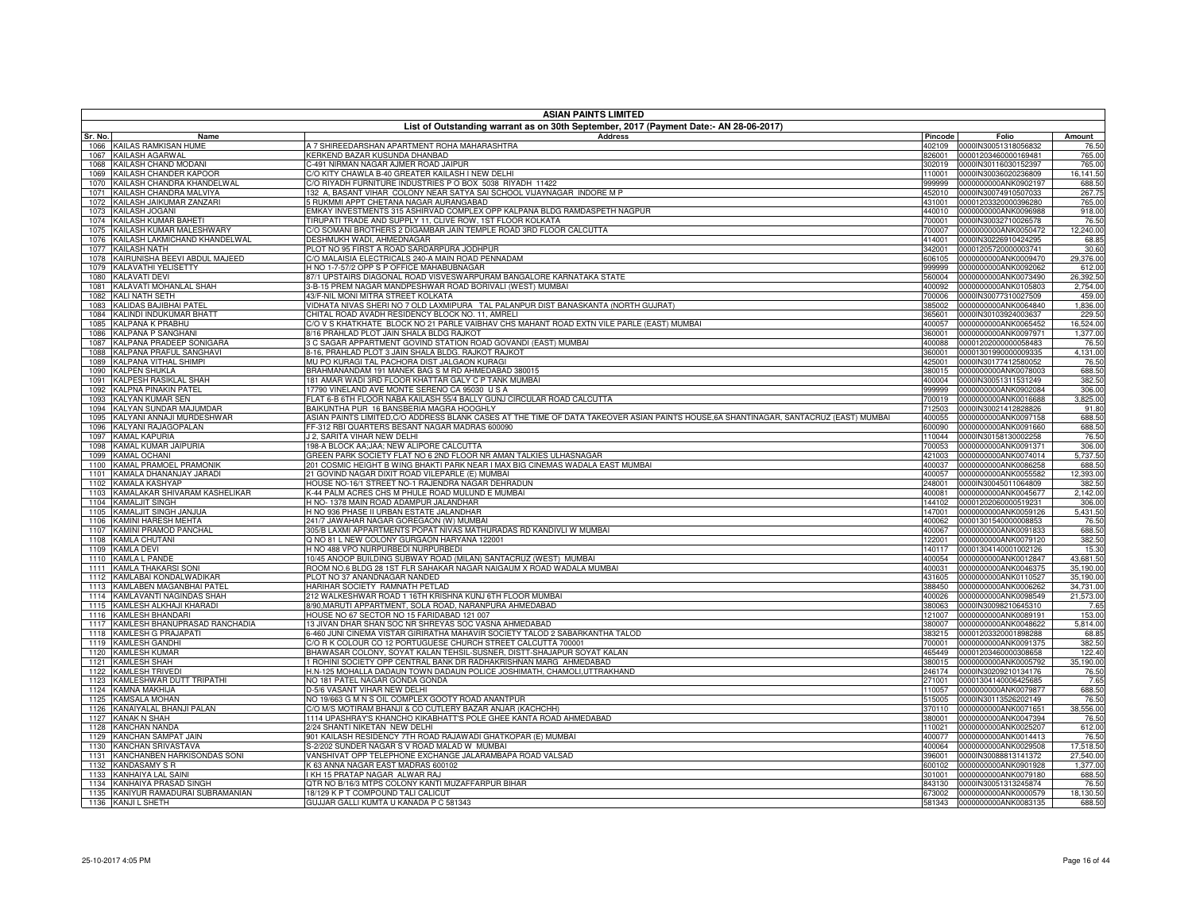# ASIAN PAINTS LIMITED

## List of Outstanding warrant as on 30th September, 2017 (Payment Date:- AN 28-06-2017)

| Sr. No. | Name | Address | Pincode | Folio | Amount |
|---|---|---|---|---|---|
| 1066 | KAILAS RAMKISAN HUME | A 7 SHIREEDARSHAN APARTMENT ROHA MAHARASHTRA | 402109 | 0000IN30051318056832 | 76.50 |
| 1067 | KAILASH AGARWAL | KERKEND BAZAR KUSUNDA DHANBAD | 826001 | 00001203460000169481 | 765.00 |
| 1068 | KAILASH CHAND MODANI | C-491 NIRMAN NAGAR AJMER ROAD JAIPUR | 302019 | 0000IN30116030152397 | 765.00 |
| 1069 | KAILASH CHANDER KAPOOR | C/O KITY CHAWLA B-40 GREATER KAILASH I NEW DELHI | 110001 | 0000IN30036020236809 | 16,141.50 |
| 1070 | KAILASH CHANDRA KHANDELWAL | C/O RIYADH FURNITURE INDUSTRIES P O BOX 5038 RIYADH 11422 | 999999 | 0000000000ANK0902197 | 688.50 |
| 1071 | KAILASH CHANDRA MALVIYA | 132 A, BASANT VIHAR COLONY NEAR SATYA SAI SCHOOL VIJAYNAGAR INDORE M P | 452010 | 0000IN30074910507033 | 267.75 |
| 1072 | KAILASH JAIKUMAR ZANZARI | 5 RUKMMI APPT CHETANA NAGAR AURANGABAD | 431001 | 00001203320000396280 | 765.00 |
| 1073 | KAILASH JOGANI | EMKAY INVESTMENTS 315 ASHIRVAD COMPLEX OPP KALPANA BLDG RAMDASPETH NAGPUR | 440010 | 0000000000ANK0096988 | 918.00 |
| 1074 | KAILASH KUMAR BAHETI | TIRUPATI TRADE AND SUPPLY 11, CLIVE ROW, 1ST FLOOR KOLKATA | 700001 | 0000IN30032710026578 | 76.50 |
| 1075 | KAILASH KUMAR MALESHWARY | C/O SOMANI BROTHERS 2 DIGAMBAR JAIN TEMPLE ROAD 3RD FLOOR CALCUTTA | 700007 | 0000000000ANK0050472 | 12,240.00 |
| 1076 | KAILASH LAKMICHAND KHANDELWAL | DESHMUKH WADI, AHMEDNAGAR | 414001 | 0000IN30226910424295 | 68.85 |
| 1077 | KAILASH NATH | PLOT NO 95 FIRST A ROAD SARDARPURA JODHPUR | 342001 | 00001205720000003741 | 30.60 |
| 1078 | KAIRUNISHA BEEVI ABDUL MAJEED | C/O MALAISIA ELECTRICALS 240-A MAIN ROAD PENNADAM | 606105 | 0000000000ANK0009470 | 29,376.00 |
| 1079 | KALAVATHI YELISETTY | H NO 1-7-57/2 OPP S P OFFICE MAHABUBNAGAR | 999999 | 0000000000ANK0092062 | 612.00 |
| 1080 | KALAVATI DEVI | 87/1 UPSTAIRS DIAGONAL ROAD VISVESWARPURAM BANGALORE KARNATAKA STATE | 560004 | 0000000000ANK0073490 | 26,392.50 |
| 1081 | KALAVATI MOHANLAL SHAH | 3-B-15 PREM NAGAR MANDPESHWAR ROAD BORIVALI (WEST) MUMBAI | 400092 | 0000000000ANK0105803 | 2,754.00 |
| 1082 | KALI NATH SETH | 43/F-NIL MONI MITRA STREET KOLKATA | 700006 | 0000IN30077310027509 | 459.00 |
| 1083 | KALIDAS BAJIBHAI PATEL | VIDHATA NIVAS SHERI NO 7 OLD LAXMIPURA TAL PALANPUR DIST BANASKANTA (NORTH GUJRAT) | 385002 | 0000000000ANK0064840 | 1,836.00 |
| 1084 | KALINDI INDUKUMAR BHATT | CHITAL ROAD AVADH RESIDENCY BLOCK NO. 11, AMRELI | 365601 | 0000IN30103924003637 | 229.50 |
| 1085 | KALPANA K PRABHU | C/O V S KHATKHATE BLOCK NO 21 PARLE VAIBHAV CHS MAHANT ROAD EXTN VILE PARLE (EAST) MUMBAI | 400057 | 0000000000ANK0065452 | 16,524.00 |
| 1086 | KALPANA P SANGHANI | 8/16 PRAHLAD PLOT JAIN SHALA BLDG RAJKOT | 360001 | 0000000000ANK0097971 | 1,377.00 |
| 1087 | KALPANA PRADEEP SONIGARA | 3 C SAGAR APPARTMENT GOVIND STATION ROAD GOVANDI (EAST) MUMBAI | 400088 | 00001202000000058483 | 76.50 |
| 1088 | KALPANA PRAFUL SANGHAVI | 8-16, PRAHLAD PLOT 3 JAIN SHALA BLDG. RAJKOT RAJKOT | 360001 | 00001301990000009335 | 4,131.00 |
| 1089 | KALPANA VITHAL SHIMPI | MU PO KURAGI TAL PACHORA DIST JALGAON KURAGI | 425001 | 0000IN30177412580052 | 76.50 |
| 1090 | KALPEN SHUKLA | BRAHMANANDAM 191 MANEK BAG S M RD AHMEDABAD 380015 | 380015 | 0000000000ANK0078003 | 688.50 |
| 1091 | KALPESH RASIKLAL SHAH | 181 AMAR WADI 3RD FLOOR KHATTAR GALY C P TANK MUMBAI | 400004 | 0000IN30051311531249 | 382.50 |
| 1092 | KALPNA PINAKIN PATEL | 17790 VINELAND AVE MONTE SERENO CA 95030 U S A | 999999 | 0000000000ANK0902084 | 306.00 |
| 1093 | KALYAN KUMAR SEN | FLAT 6-B 6TH FLOOR NABA KAILASH 55/4 BALLY GUNJ CIRCULAR ROAD CALCUTTA | 700019 | 0000000000ANK0016688 | 3,825.00 |
| 1094 | KALYAN SUNDAR MAJUMDAR | BAIKUNTHA PUR 16 BANSBERIA MAGRA HOOGHLY | 712503 | 0000IN30021412828826 | 91.80 |
| 1095 | KALYANI ANNAJI MURDESHWAR | ASIAN PAINTS LIMITED,C/O ADDRESS BLANK CASES AT THE TIME OF DATA TAKEOVER ASIAN PAINTS HOUSE,6A SHANTINAGAR, SANTACRUZ (EAST) MUMBAI | 400055 | 0000000000ANK0097158 | 688.50 |
| 1096 | KALYANI RAJAGOPALAN | FF-312 RBI QUARTERS BESANT NAGAR MADRAS 600090 | 600090 | 0000000000ANK0091660 | 688.50 |
| 1097 | KAMAL KAPURIA | J 2, SARITA VIHAR NEW DELHI | 110044 | 0000IN30158130002258 | 76.50 |
| 1098 | KAMAL KUMAR JAIPURIA | 198-A BLOCK AA;JAA; NEW ALIPORE CALCUTTA | 700053 | 0000000000ANK0091371 | 306.00 |
| 1099 | KAMAL OCHANI | GREEN PARK SOCIETY FLAT NO 6 2ND FLOOR NR AMAN TALKIES ULHASNAGAR | 421003 | 0000000000ANK0074014 | 5,737.50 |
| 1100 | KAMAL PRAMOEL PRAMONIK | 201 COSMIC HEIGHT B WING BHAKTI PARK NEAR I MAX BIG CINEMAS WADALA EAST MUMBAI | 400037 | 0000000000ANK0086258 | 688.50 |
| 1101 | KAMALA DHANANJAY JARADI | 21 GOVIND NAGAR DIXIT ROAD VILEPARLE (E) MUMBAI | 400057 | 0000000000ANK0055582 | 12,393.00 |
| 1102 | KAMALA KASHYAP | HOUSE NO-16/1 STREET NO-1 RAJENDRA NAGAR DEHRADUN | 248001 | 0000IN30045011064809 | 382.50 |
| 1103 | KAMALAKAR SHIVARAM KASHELIKAR | K-44 PALM ACRES CHS M PHULE ROAD MULUND E MUMBAI | 400081 | 0000000000ANK0045677 | 2,142.00 |
| 1104 | KAMALJIT SINGH | H NO- 1378 MAIN ROAD ADAMPUR JALANDHAR | 144102 | 00001202060000519231 | 306.00 |
| 1105 | KAMALJIT SINGH JANJUA | H NO 936 PHASE II URBAN ESTATE JALANDHAR | 147001 | 0000000000ANK0059126 | 5,431.50 |
| 1106 | KAMINI HARESH MEHTA | 241/7 JAWAHAR NAGAR GOREGAON (W) MUMBAI | 400062 | 00001301540000008853 | 76.50 |
| 1107 | KAMINI PRAMOD PANCHAL | 305/B LAXMI APPARTMENTS POPAT NIVAS MATHURADAS RD KANDIVLI W MUMBAI | 400067 | 0000000000ANK0091833 | 688.50 |
| 1108 | KAMLA CHUTANI | Q NO 81 L NEW COLONY GURGAON HARYANA 122001 | 122001 | 0000000000ANK0079120 | 382.50 |
| 1109 | KAMLA DEVI | H NO 488 VPO NURPURBEDI NURPURBEDI | 140117 | 00001304140001002126 | 15.30 |
| 1110 | KAMLA L PANDE | 10/45 ANOOP BUILDING SUBWAY ROAD (MILAN) SANTACRUZ (WEST) MUMBAI | 400054 | 0000000000ANK0012847 | 43,681.50 |
| 1111 | KAMLA THAKARSI SONI | ROOM NO.6 BLDG 28 1ST FLR SAHAKAR NAGAR NAIGAUM X ROAD WADALA MUMBAI | 400031 | 0000000000ANK0046375 | 35,190.00 |
| 1112 | KAMLABAI KONDALWADIKAR | PLOT NO 37 ANANDNAGAR NANDED | 431605 | 0000000000ANK0110527 | 35,190.00 |
| 1113 | KAMLABEN MAGANBHAI PATEL | HARIHAR SOCIETY RAMNATH PETLAD | 388450 | 0000000000ANK0006262 | 34,731.00 |
| 1114 | KAMLAVANTI NAGINDAS SHAH | 212 WALKESHWAR ROAD 1 16TH KRISHNA KUNJ 6TH FLOOR MUMBAI | 400026 | 0000000000ANK0098549 | 21,573.00 |
| 1115 | KAMLESH ALKHAJI KHARADI | 8/90,MARUTI APPARTMENT, SOLA ROAD, NARANPURA AHMEDABAD | 380063 | 0000IN30098210645310 | 7.65 |
| 1116 | KAMLESH BHANDARI | HOUSE NO 67 SECTOR NO 15 FARIDABAD 121 007 | 121007 | 0000000000ANK0089191 | 153.00 |
| 1117 | KAMLESH BHANUPRASAD RANCHADIA | 13 JIVAN DHAR SHAN SOC NR SHREYAS SOC VASNA AHMEDABAD | 380007 | 0000000000ANK0048622 | 5,814.00 |
| 1118 | KAMLESH G PRAJAPATI | 6-460 JUNI CINEMA VISTAR GIRIRATHA MAHAVIR SOCIETY TALOD 2 SABARKANTHA TALOD | 383215 | 00001203320001898288 | 68.85 |
| 1119 | KAMLESH GANDHI | C/O R K COLOUR CO 12 PORTUGUESE CHURCH STREET CALCUTTA 700001 | 700001 | 0000000000ANK0091375 | 382.50 |
| 1120 | KAMLESH KUMAR | BHAWASAR COLONY, SOYAT KALAN TEHSIL-SUSNER, DISTT-SHAJAPUR SOYAT KALAN | 465449 | 00001203460000308658 | 122.40 |
| 1121 | KAMLESH SHAH | 1 ROHINI SOCIETY OPP CENTRAL BANK DR RADHAKRISHNAN MARG AHMEDABAD | 380015 | 0000000000ANK0005792 | 35,190.00 |
| 1122 | KAMLESH TRIVEDI | H.N-125 MOHALLA DADAUN TOWN DADAUN POLICE JOSHIMATH, CHAMOLI,UTTRAKHAND | 246174 | 0000IN30209210134176 | 76.50 |
| 1123 | KAMLESHWAR DUTT TRIPATHI | NO 181 PATEL NAGAR GONDA GONDA | 271001 | 00001304140006425685 | 7.65 |
| 1124 | KAMNA MAKHIJA | D-5/6 VASANT VIHAR NEW DELHI | 110057 | 0000000000ANK0079877 | 688.50 |
| 1125 | KAMSALA MOHAN | NO 19/663 G M N S OIL COMPLEX GOOTY ROAD ANANTPUR | 515005 | 0000IN30113526202149 | 76.50 |
| 1126 | KANAIYALAL BHANJI PALAN | C/O M/S MOTIRAM BHANJI & CO CUTLERY BAZAR ANJAR (KACHCHH) | 370110 | 0000000000ANK0071651 | 38,556.00 |
| 1127 | KANAK N SHAH | 1114 UPASHRAY'S KHANCHO KIKABHATT'S POLE GHEE KANTA ROAD AHMEDABAD | 380001 | 0000000000ANK0047394 | 76.50 |
| 1128 | KANCHAN NANDA | 2/24 SHANTI NIKETAN NEW DELHI | 110021 | 0000000000ANK0025207 | 612.00 |
| 1129 | KANCHAN SAMPAT JAIN | 901 KAILASH RESIDENCY 7TH ROAD RAJAWADI GHATKOPAR (E) MUMBAI | 400077 | 0000000000ANK0014413 | 76.50 |
| 1130 | KANCHAN SRIVASTAVA | S-2/202 SUNDER NAGAR S V ROAD MALAD W MUMBAI | 400064 | 0000000000ANK0029508 | 17,518.50 |
| 1131 | KANCHANBEN HARKISONDAS SONI | VANSHIVAT OPP TELEPHONE EXCHANGE JALARAMBAPA ROAD VALSAD | 396001 | 0000IN30088813141372 | 27,540.00 |
| 1132 | KANDASAMY S R | K 63 ANNA NAGAR EAST MADRAS 600102 | 600102 | 0000000000ANK0901928 | 1,377.00 |
| 1133 | KANHAIYA LAL SAINI | I KH 15 PRATAP NAGAR ALWAR RAJ | 301001 | 0000000000ANK0079180 | 688.50 |
| 1134 | KANHAIYA PRASAD SINGH | QTR NO B/16/3 MTPS COLONY KANTI MUZAFFARPUR BIHAR | 843130 | 0000IN30051313245874 | 76.50 |
| 1135 | KANIYUR RAMADURAI SUBRAMANIAN | 18/129 K P T COMPOUND TALI CALICUT | 673002 | 0000000000ANK0000579 | 18,130.50 |
| 1136 | KANJI L SHETH | GUJJAR GALLI KUMTA U KANADA P C 581343 | 581343 | 0000000000ANK0083135 | 688.50 |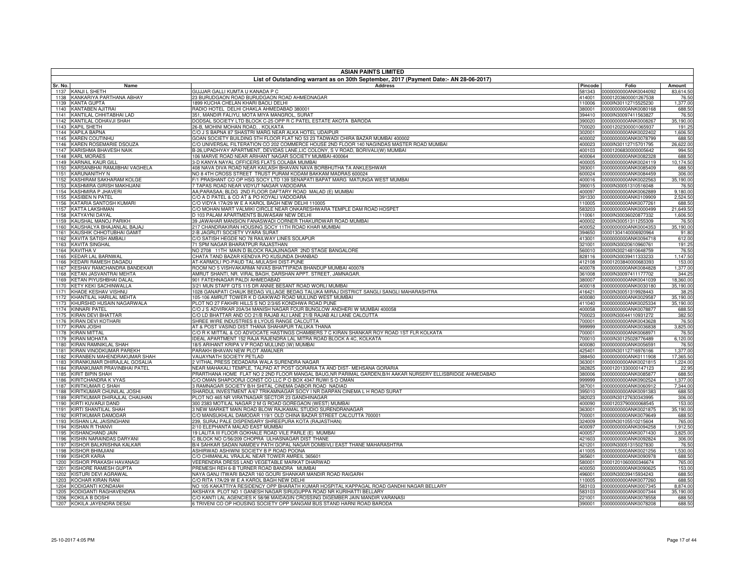# ASIAN PAINTS LIMITED

## List of Outstanding warrant as on 30th September, 2017 (Payment Date:- AN 28-06-2017)

| Sr. No. | Name | Address | Pincode | Folio | Amount |
|---|---|---|---|---|---|
| 1137 | KANJI L SHETH | GUJJAR GALLI KUMTA U KANADA P C | 581343 | 0000000000ANK0044092 | 83,614.50 |
| 1138 | KANKARIYA PARTHANA ABHAY | 23 BURUDGAON ROAD BURUDGAON ROAD AHMEDNAGAR | 414001 | 00001203600001267538 | 76.50 |
| 1139 | KANTA GUPTA | 1899 KUCHA CHELAN KHARI BAOLI DELHI | 110006 | 0000IN30112715525230 | 1,377.00 |
| 1140 | KANTABEN AJITRAI | RADIO HOTEL DELHI CHAKLA AHMEDABAD 380001 | 380001 | 0000000000ANK0080168 | 688.50 |
| 1141 | KANTILAL CHHITABHAI LAD | 351, MANDIR FALIYU, MOTA MIYA MANGROL, SURAT | 394410 | 0000IN30097411563827 | 76.50 |
| 1142 | KANTILAL ODHAVJI SHAH | DODSAL SOCIETY LTD BLOCK C-25 OPP R C PATEL ESTATE AKOTA BARODA | 390020 | 0000000000ANK0008267 | 35,190.00 |
| 1143 | KAPIL SHETH | 26-B, MOHINI MOHAN ROAD, . KOLKATA | 700020 | 00001202300001065937 | 191.25 |
| 1144 | KAPILA BAPNA | C/O J S BAPNA 87 SHASTRI MARG NEAR ALKA HOTEL UDAIPUR | 302001 | 0000000000ANK0022402 | 1,606.50 |
| 1145 | KAREN COUTINHU | GOAN SOCIETY BUILDING 5TH FLOOR FLAT NO 53 23 TADWADI CHIRA BAZAR MUMBAI 400002 | 400002 | 0000000000ANK0078799 | 688.50 |
| 1146 | KAREN ROSEMARIE DSOUZA | C/O UNIVERSAL FILTERATION CO 202 COMMERCE HOUSE 2ND FLOOR 140 NAGINDAS MASTER ROAD MUMBAI | 400023 | 0000IN30112715701795 | 26,622.00 |
| 1147 | KARISHMA BHAVESH NAIK | B-26,UPADHYAY APARTMENT, DEVIDAS LANE,LIC COLONY, S V ROAD, BORIVALI(W) MUMBAI | 400103 | 00001206830000005642 | 994.50 |
| 1148 | KARL MORAES | 106 MARVE ROAD NEAR ARIHANT NAGAR SOCIETY MUMBAI-400064 | 400064 | 0000000000ANK0082328 | 688.50 |
| 1149 | KARNAIL KAUR GILL | 3-D KANYA NAYAL OFFICERS FLATS COLABA MUMBAI | 400005 | 0000000000ANK0024119 | 10,174.50 |
| 1150 | KARSANBHAI RAMJIBHAI VAGHELA | 408 NAVA DIVA ROAD NEAR KAILASH BHAVAN NAVA BORBHUTHA TA ANKLESHWAR | 393001 | 0000000000ANK0085409 | 688.50 |
| 1151 | KARUNANITHY N | NO 8 4TH CROSS STREET TRUST PURAM KODAM BAKKAM MADRAS 600024 | 600024 | 0000000000ANK0084459 | 306.00 |
| 1152 | KASHIRAM SAKHARAM KOLGE | F/1 PRASHANT CO OP HSG SOCY LTD 139 SENAPATI BAPAT MARG MATUNGA WEST MUMBAI | 400016 | 0000000000ANK0022563 | 35,190.00 |
| 1153 | KASHMIRA GIRISH MAKHIJANI | 7 TAPAS ROAD NEAR VIDYUT NAGAR VADODARA | 390015 | 0000IN30051310516048 | 76.50 |
| 1154 | KASHMIRA P JHAVERI | AA;PARASAA; BLDG 2ND FLOOR DAFTARY ROAD MALAD (E) MUMBAI | 400097 | 0000000000ANK0062889 | 9,180.00 |
| 1155 | KASIBEN N PATEL | C/O A D PATEL & CO AT & PO KOYALI VADODARA | 391330 | 0000000000ANK0109909 | 2,524.50 |
| 1156 | KATARIA SANTOSH KUMARI | C/O VIDYA 17A/29 W E A KAROL BAGH NEW DELHI 110005 | 110005 | 0000000000ANK0077261 | 688.50 |
| 1157 | KATTA LAKSHMAN | C/O MOHAN MART VALMIKI CIRCLE NEAR ONKARESHWARA TEMPLE DAM ROAD HOSPET | 583203 | 0000000000ANK0000499 | 21,649.50 |
| 1158 | KATYAYNI DAYAL | D 103 PALAM APARTMENTS BIJWASAW NEW DELHI | 110061 | 0000IN30036020877332 | 1,606.50 |
| 1159 | KAUSHAL MANOJ PARIKH | 39 JAWAHAR MANSION FANASWADI CORNER THAKURDWAR ROAD MUMBAI | 400002 | 0000IN30051311255309 | 76.50 |
| 1160 | KAUSHALYA BHAJANLAL BAJAJ | 217 CHANDRAKIRAN HOUSING SOCY 11TH ROAD KHAR MUMBAI | 400052 | 0000000000ANK0004353 | 35,190.00 |
| 1161 | KAUSHIK CHHOTUBHAI GAMIT | 2-B JAGRUTI SOCIETY VYARA SURAT | 394650 | 00001304140006920964 | 91.80 |
| 1162 | KAVITA SATISH AMBALI | C/O SATISH HEGDE NO 78 RAILWAY LINES SOLAPUR | 413001 | 0000000000ANK0094718 | 612.00 |
| 1163 | KAVITA SINGHAL | 71 SPM NAGAR BHARATPUR RAJASTHAN | 321001 | 0000IN30020610960761 | 191.25 |
| 1164 | KAVITHA V | NO 2708 11TH MAIN D BLOCK RAJAJINAGAR 2ND STAGE BANGALORE | 560010 | 0000IN30214810648759 | 76.50 |
| 1165 | KEDAR LAL BARNWAL | CHATA TAND BAZAR KENDVA PO KUSUNDA DHANBAD | 828116 | 0000IN30039411333233 | 1,147.50 |
| 1166 | KEDARI RAMESH DAGADU | AT-KARMOLI PO-PAUD TAL-MULASHI DIST-PUNE | 412108 | 00001203840000683393 | 153.00 |
| 1167 | KESHAV RAMCHANDRA BANDEKAR | ROOM NO 5 VISHVAKARMA NIVAS BHATTIPADA BHANDUP MUMBAI 400078 | 400078 | 0000000000ANK0084828 | 1,377.00 |
| 1168 | KETAN JASVANTRAI MEHTA | AMRUT SHANTI, NR. VIRAL BAGH, DARSHAN APPT. STREET, JAMNAGAR. | 361008 | 0000IN30097411177702 | 344.25 |
| 1169 | KETAN PIYUSHBHAI DALAL | 901 FATEHNAGAR PALDI AHMEDABAD | 380007 | 0000000000ANK0041039 | 18,360.00 |
| 1170 | KETY KEKI SACHINWALLA | 3/21 MUN STAFF QTS 115 DR ANNIE BESANT ROAD WORLI MUMBAI | 400018 | 0000000000ANK0030180 | 35,190.00 |
| 1171 | KHADE KESHAV VISHNU | 1028 GANAPATI CHAUK BEDAG VILLAGE BEDAG TALUKA MIRAJ DISTRICT SANGLI SANGLI MAHARASHTRA | 416421 | 0000IN30051319928443 | 38.25 |
| 1172 | KHANTILAL HARILAL MEHTA | 105-106 AMRUT TOWER K D GAIKWAD ROAD MULUND WEST MUMBAI | 400080 | 0000000000ANK0029587 | 35,190.00 |
| 1173 | KHURSHID HUSAIN NAGARWALA | PLOT NO 27 FAKHRI HILLS S NO 2/3/65 KONDHWA ROAD PUNE | 411040 | 0000000000ANK0025334 | 35,190.00 |
| 1174 | KINNARI PATEL | C/O J S ADVIRKAR 20A/34 MANISH NAGAR FOUR BUNGLOW ANDHERI W MUMBAI 400058 | 400058 | 0000000000ANK0078877 | 688.50 |
| 1175 | KIRAN DEVI BHATTAR | C/O LD BHATTAR AND CO 21/B RAJAB ALI LANE 21/B RAJAB ALI LANE CALCUTTA | 700023 | 0000IN30044110931272 | 382.50 |
| 1176 | KIRAN DEVI KOTHARI | SHREE WIRE INDUSTRIES 8 LYOUS RANGE CALCUTTA | 700001 | 0000000000ANK0043628 | 76.50 |
| 1177 | KIRAN JOSHI | AT & POST VASIND DIST THANA SHAHAPUR TALUKA THANA | 999999 | 0000000000ANK0036838 | 3,825.00 |
| 1178 | KIRAN MITTAL | C/O R K MITTAL & CO ADVOCATE HASTINGS CHAMBERS 7 C KIRAN SHANKAR ROY ROAD 1ST FLR KOLKATA | 700001 | 0000000000ANK0068971 | 76.50 |
| 1179 | KIRAN MOHATA | IDEAL APARTMENT 152 RAJA RAJENDRA LAL MITRA ROAD BLOCK A 4C, KOLKATA | 700010 | 0000IN30125028776489 | 6,120.00 |
| 1180 | KIRAN RAMNIKLAL SHAH | 18/5 ARIHANT KRIPA V P ROAD MULUND (W) MUMBAI | 400080 | 0000000000ANK0056591 | 76.50 |
| 1181 | KIRAN VINODKUMAR PAREKH | PARAKH BHAVAN NEW PLOT AMALNER | 425401 | 0000IN30112716976166 | 1,377.00 |
| 1182 | KIRANBEN MAHENDRAKUMAR SHAH | VAIJAYNATH SOCIETY PETLAD | 388450 | 0000000000ANK0111908 | 17,365.50 |
| 1183 | KIRANKUMAR DHIRAJLAL GOSALIA | 2 VITHAL PRESS DEDADARA WALA SURENDRA NAGAR | 363001 | 0000000000ANK0021815 | 1,224.00 |
| 1184 | KIRANKUMAR PRAVINBHAI PATEL | NEAR MAHAKALI TEMPLE, TALPAD AT POST GORARIA TA AND DIST- MEHSANA GORARIA | 382825 | 00001201330000147123 | 22.95 |
| 1185 | KIRIT BIPIN SHAH | PRARTHANA HOME FLAT NO 2 2ND FLOOR MANGAL BAUG,NR PARIMAL GARDEN,B/H AAKAR NURSERY ELLISBRIDGE AHMEDABAD | 380006 | 0000000000ANK0085877 | 688.50 |
| 1186 | KIRITCHANDRA K VYAS | C/O OMAN SHAPOORJI CONST CO LLC P O BOX 4347 RUWI S O OMAN | 999999 | 0000000000ANK0902524 | 1,377.00 |
| 1187 | KIRITKUMAR C SHAH | 3 RAMNAGAR SOCIETY B/H SHITAL CINEMA DABOR ROAD NADIAD | 387001 | 0000000000ANK0060912 | 7,344.00 |
| 1188 | KIRITKUMAR CHUNILAL JOSHI | SHARDUL INVESTMENT A/67 TRIKAMNAGAR SOCY I NR DARPAN CINEMA L H ROAD SURAT | 395010 | 0000000000ANK0091383 | 688.50 |
| 1189 | KIRITKUMAR DHIRAJLAL CHAUHAN | PLOT NO 465 NR VIRATNAGAR SECTOR 23 GANDHINAGAR | 382023 | 0000IN30127630343995 | 306.00 |
| 1190 | KIRTI KUVARJI DAND | 300 2383 MOTILAL NAGAR 2 M G ROAD GOREGAON (WEST) MUMBAI | 400090 | 00001203790000068545 | 153.00 |
| 1191 | KIRTI SHANTILAL SHAH | 3 NEW MARKET MAIN ROAD BLOW RAJKAMAL STUDIO SURENDRANAGAR | 363001 | 0000000000ANK0021875 | 35,190.00 |
| 1192 | KIRTIKUMAR DAMODAR | C/O MANSUKHLAL DAMODAR 119/1 OLD CHINA BAZAR STREET CALCUTTA 700001 | 700001 | 0000000000ANK0079649 | 688.50 |
| 1193 | KISHAN LAL JAISINGHANI | 239, SURAJ PALE DISPENSARY SHREEPURA KOTA (RAJASTHAN) | 324009 | 0000IN30105510215604 | 765.00 |
| 1194 | KISHAN R THANVI | 2/10 ELEPHANTA MALAD EAST MUMBAI | 400097 | 0000000000ANK0094258 | 1,912.50 |
| 1195 | KISHANCHAND JAIN | 19 LALITA III FLOOR GOKHALE ROAD VILE PARLE (E) MUMBAI | 400057 | 0000000000ANK0071430 | 3,825.00 |
| 1196 | KISHIN NARAINDAS DARYANI | C BLOCK NO C/56/209 CHOPRA ULHASNAGAR DIST THANE | 421603 | 0000000000ANK0092824 | 306.00 |
| 1197 | KISHOR BALKRISHNA KALKAR | B/4 SAHKAR SADAN NAMDEV PATH GOPAL NAGAR DOMBIVLI EAST THANE MAHARASHTRA | 421201 | 0000IN30051315027830 | 76.50 |
| 1198 | KISHOR BHIMJIANI | ASHIRWAD ASHIWNI SOCIETY B P ROAD POONA | 411005 | 0000000000ANK0021256 | 1,530.00 |
| 1199 | KISHOR KARIA | C/O CHIMANLAL VRAJLAL NEAR TOWER AMREIL 365601 | 365601 | 0000000000ANK0090978 | 688.50 |
| 1200 | KISHOR PRAKASH HAVANAGI | VEERENDRA DRESS LAND VEGETABLE MARKAT DHARWAD | 580001 | 00001201060000346674 | 765.00 |
| 1201 | KISHORE RAMESH GUPTA | PREMESH REH 6-B TURNER ROAD BANDRA MUMBAI | 400050 | 0000000000ANK0090625 | 153.00 |
| 1202 | KISTURI DEVI AGRAWAL | NAYA GANJ ITWARI BAZAR 160 GOURI SHANKAR MANDIR ROAD RAIGARH | 496001 | 0000IN30039415934243 | 688.50 |
| 1203 | KOCHAR KIRAN RANI | C/O RITA 17A/29 W E A KAROL BAGH NEW DELHI | 110005 | 0000000000ANK0077260 | 688.50 |
| 1204 | KODIGANTI KONDAIAH | NO 105 KAKATTIYA RESIDENCY OPP BHARATH KUMAR HOSPITAL KAPPAGAL ROAD GANDHI NAGAR BELLARY | 583103 | 0000000000ANK0007345 | 8,874.00 |
| 1205 | KODIGANTI RAGHAVENDRA | AKSHAYA PLOT NO 1 GANESH NAGAR SIRUGUPPA ROAD NR KURIHATTI BELLARY | 583103 | 0000000000ANK0007344 | 35,190.00 |
| 1206 | KOKILA B DOSHI | C/O KANTI LAL AGENCIES K 58/98 MAIDAGIN CROSSING DIGEMBER JAIN MANDIR VARANASI | 221001 | 0000000000ANK0078558 | 688.50 |
| 1207 | KOKILA JAYENDRA DESAI | 6 TRIVENI CO OP HOUSING SOCIETY OPP SANGAM BUS STAND HARNI ROAD BARODA | 390001 | 0000000000ANK0078208 | 688.50 |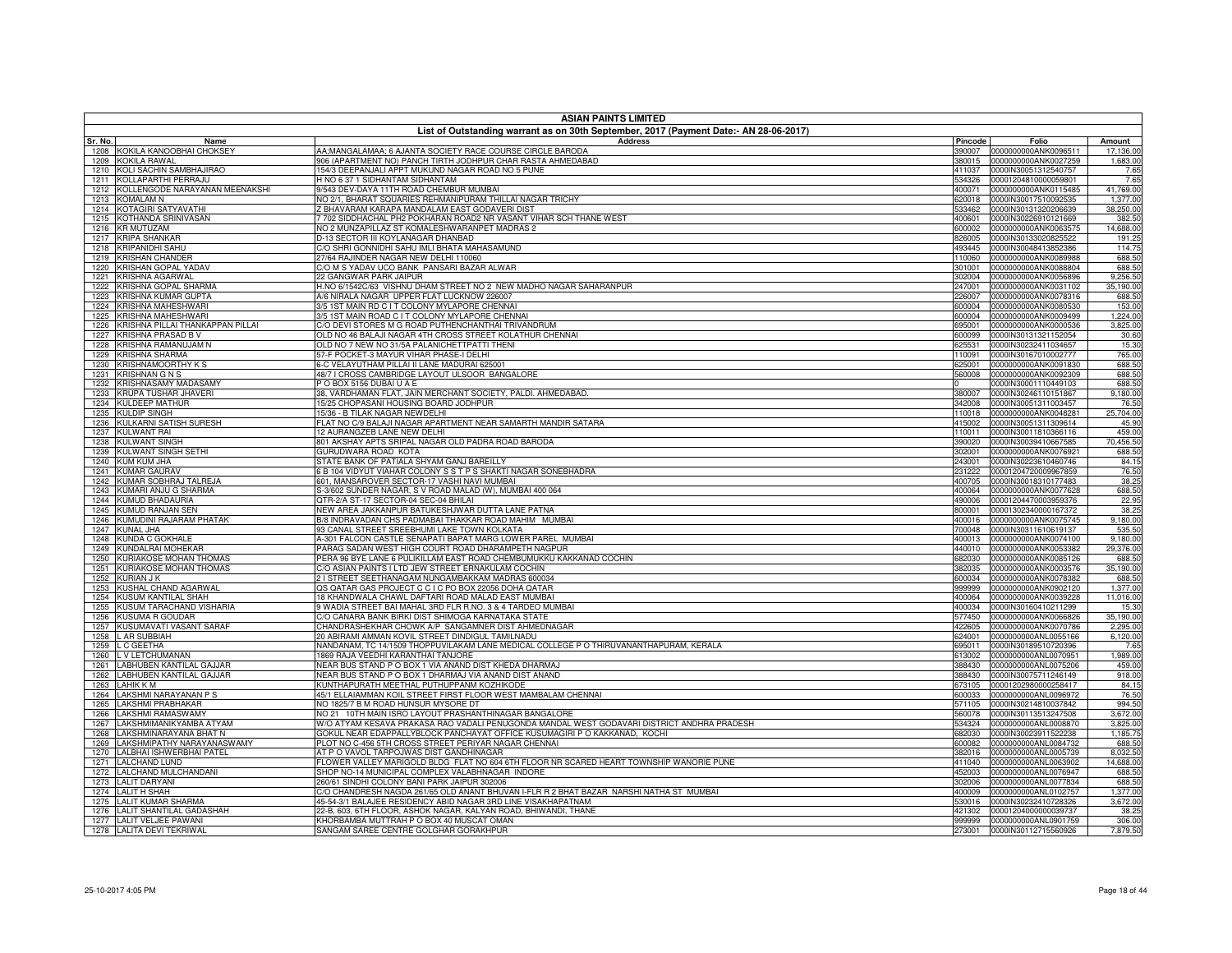# ASIAN PAINTS LIMITED

## List of Outstanding warrant as on 30th September, 2017 (Payment Date:- AN 28-06-2017)

| Sr. No. | Name | Address | Pincode | Folio | Amount |
|---|---|---|---|---|---|
| 1208 | KOKILA KANOOBHAI CHOKSEY | AA;MANGALAMAA; 6 AJANTA SOCIETY RACE COURSE CIRCLE BARODA | 390007 | 0000000000ANK0096511 | 17,136.00 |
| 1209 | KOKILA RAWAL | 906 (APARTMENT NO) PANCH TIRTH JODHPUR CHAR RASTA AHMEDABAD | 380015 | 0000000000ANK0027259 | 1,683.00 |
| 1210 | KOLI SACHIN SAMBHAJIRAO | 154/3 DEEPANJALI APPT MUKUND NAGAR ROAD NO 5 PUNE | 411037 | 0000IN30051312540757 | 7.65 |
| 1211 | KOLLAPARTHI PERRAJU | H NO 6 37 1 SIDHANTAM SIDHANTAM | 534326 | 00001204810000059801 | 7.65 |
| 1212 | KOLLENGODE NARAYANAN MEENAKSHI | 9/543 DEV-DAYA 11TH ROAD CHEMBUR MUMBAI | 400071 | 0000000000ANK0115485 | 41,769.00 |
| 1213 | KOMALAM N | NO 2/1, BHARAT SQUARIES REHMANIPURAM THILLAI NAGAR TRICHY | 620018 | 0000IN30017510092535 | 1,377.00 |
| 1214 | KOTAGIRI SATYAVATHI | Z BHAVARAM KARAPA MANDALAM EAST GODAVERI DIST | 533462 | 0000IN30131320206639 | 38,250.00 |
| 1215 | KOTHANDA SRINIVASAN | 7 702 SIDDHACHAL PH2 POKHARAN ROAD2 NR VASANT VIHAR SCH THANE WEST | 400601 | 0000IN30226910121669 | 382.50 |
| 1216 | KR MUTUZAM | NO 2 MUNZAPILLAZ ST KOMALESHWARANPET MADRAS 2 | 600002 | 0000000000ANK0063575 | 14,688.00 |
| 1217 | KRIPA SHANKAR | D-13 SECTOR III KOYLANAGAR DHANBAD | 826005 | 0000IN30133020825522 | 191.25 |
| 1218 | KRIPANIDHI SAHU | C/O SHRI GONNIDHI SAHU IMLI BHATA MAHASAMUND | 493445 | 0000IN30048413852386 | 114.75 |
| 1219 | KRISHAN CHANDER | 27/64 RAJINDER NAGAR NEW DELHI 110060 | 110060 | 0000000000ANK0089988 | 688.50 |
| 1220 | KRISHAN GOPAL YADAV | C/O M S YADAV UCO BANK PANSARI BAZAR ALWAR | 301001 | 0000000000ANK0088804 | 688.50 |
| 1221 | KRISHNA AGARWAL | 22 GANGWAR PARK JAIPUR | 302004 | 0000000000ANK0056896 | 9,256.50 |
| 1222 | KRISHNA GOPAL SHARMA | H.NO 6/1542C/63 VISHNU DHAM STREET NO 2 NEW MADHO NAGAR SAHARANPUR | 247001 | 0000000000ANK0031102 | 35,190.00 |
| 1223 | KRISHNA KUMAR GUPTA | A/6 NIRALA NAGAR UPPER FLAT LUCKNOW 226007 | 226007 | 0000000000ANK0078316 | 688.50 |
| 1224 | KRISHNA MAHESHWARI | 3/5 1ST MAIN RD C I T COLONY MYLAPORE CHENNAI | 600004 | 0000000000ANK0080530 | 153.00 |
| 1225 | KRISHNA MAHESHWARI | 3/5 1ST MAIN ROAD C I T COLONY MYLAPORE CHENNAI | 600004 | 0000000000ANK0009499 | 1,224.00 |
| 1226 | KRISHNA PILLAI THANKAPPAN PILLAI | C/O DEVI STORES M G ROAD PUTHENCHANTHAI TRIVANDRUM | 695001 | 0000000000ANK0000536 | 3,825.00 |
| 1227 | KRISHNA PRASAD B V | OLD NO 46 BALAJI NAGAR 4TH CROSS STREET KOLATHUR CHENNAI | 600099 | 0000IN30131321152054 | 30.60 |
| 1228 | KRISHNA RAMANUJAM N | OLD NO 7 NEW NO 31/5A PALANICHETTPATTI THENI | 625531 | 0000IN30232411034657 | 15.30 |
| 1229 | KRISHNA SHARMA | 57-F POCKET-3 MAYUR VIHAR PHASE-I DELHI | 110091 | 0000IN30167010002777 | 765.00 |
| 1230 | KRISHNAMOORTHY K S | 6-C VELAYUTHAM PILLAI II LANE MADURAI 625001 | 625001 | 0000000000ANK0091830 | 688.50 |
| 1231 | KRISHNAN G N S | 48/7 I CROSS CAMBRIDGE LAYOUT ULSOOR BANGALORE | 560008 | 0000000000ANK0092309 | 688.50 |
| 1232 | KRISHNASAMY MADASAMY | P O BOX 5156 DUBAI U A E | 0 | 0000IN30001110449103 | 688.50 |
| 1233 | KRUPA TUSHAR JHAVERI | 38, VARDHAMAN FLAT, JAIN MERCHANT SOCIETY, PALDI. AHMEDABAD. | 380007 | 0000IN30246110151867 | 9,180.00 |
| 1234 | KULDEEP MATHUR | 15/25 CHOPASANI HOUSING BOARD JODHPUR | 342008 | 0000IN30051311003457 | 76.50 |
| 1235 | KULDIP SINGH | 15/36 - B TILAK NAGAR NEWDELHI | 110018 | 0000000000ANK0048281 | 25,704.00 |
| 1236 | KULKARNI SATISH SURESH | FLAT NO C/9 BALAJI NAGAR APARTMENT NEAR SAMARTH MANDIR SATARA | 415002 | 0000IN30051311309614 | 45.90 |
| 1237 | KULWANT RAI | 12 AURANGZEB LANE NEW DELHI | 110011 | 0000IN30011810366116 | 459.00 |
| 1238 | KULWANT SINGH | 801 AKSHAY APTS SRIPAL NAGAR OLD PADRA ROAD BARODA | 390020 | 0000IN30039410667585 | 70,456.50 |
| 1239 | KULWANT SINGH SETHI | GURUDWARA ROAD KOTA | 302001 | 0000000000ANK0076921 | 688.50 |
| 1240 | KUM KUM JHA | STATE BANK OF PATIALA SHYAM GANJ BAREILLY | 243001 | 0000IN30223610460746 | 84.15 |
| 1241 | KUMAR GAURAV | 6 B 104 VIDYUT VIAHAR COLONY S S T P S SHAKTI NAGAR SONEBHADRA | 231222 | 00001204720009967859 | 76.50 |
| 1242 | KUMAR SOBHRAJ TALREJA | 601, MANSAROVER SECTOR-17 VASHI NAVI MUMBAI | 400705 | 0000IN30018310177483 | 38.25 |
| 1243 | KUMARI ANJU G SHARMA | S-3/602 SUNDER NAGAR, S V ROAD MALAD (W), MUMBAI 400 064 | 400064 | 0000000000ANK0077628 | 688.50 |
| 1244 | KUMUD BHADAURIA | QTR-2/A ST-17 SECTOR-04 SEC-04 BHILAI | 490006 | 00001204470003959376 | 22.95 |
| 1245 | KUMUD RANJAN SEN | NEW AREA JAKKANPUR BATUKESHJWAR DUTTA LANE PATNA | 800001 | 00001302340000167372 | 38.25 |
| 1246 | KUMUDINI RAJARAM PHATAK | B/8 INDRAVADAN CHS PADMABAI THAKKAR ROAD MAHIM MUMBAI | 400016 | 0000000000ANK0075745 | 9,180.00 |
| 1247 | KUNAL JHA | 93 CANAL STREET SREEBHUMI LAKE TOWN KOLKATA | 700048 | 0000IN30311610619137 | 535.50 |
| 1248 | KUNDA C GOKHALE | A-301 FALCON CASTLE SENAPATI BAPAT MARG LOWER PAREL MUMBAI | 400013 | 0000000000ANK0074100 | 9,180.00 |
| 1249 | KUNDALRAI MOHEKAR | PARAG SADAN WEST HIGH COURT ROAD DHARAMPETH NAGPUR | 440010 | 0000000000ANK0053382 | 29,376.00 |
| 1250 | KURIAKOSE MOHAN THOMAS | PERA 96 BYE LANE 6 PULIKILLAM EAST ROAD CHEMBUMUKKU KAKKANAD COCHIN | 682030 | 0000000000ANK0085126 | 688.50 |
| 1251 | KURIAKOSE MOHAN THOMAS | C/O ASIAN PAINTS I LTD JEW STREET ERNAKULAM COCHIN | 382035 | 0000000000ANK0003576 | 35,190.00 |
| 1252 | KURIAN J K | 2 I STREET SEETHANAGAM NUNGAMBAKKAM MADRAS 600034 | 600034 | 0000000000ANK0078382 | 688.50 |
| 1253 | KUSHAL CHAND AGARWAL | QS QATAR GAS PROJECT C C I C PO BOX 22056 DOHA QATAR | 999999 | 0000000000ANK0902120 | 1,377.00 |
| 1254 | KUSUM KANTILAL SHAH | 18 KHANDWALA CHAWL DAFTARI ROAD MALAD EAST MUMBAI | 400064 | 0000000000ANK0039228 | 11,016.00 |
| 1255 | KUSUM TARACHAND VISHARIA | 9 WADIA STREET BAI MAHAL 3RD FLR R.NO. 3 & 4 TARDEO MUMBAI | 400034 | 0000IN30160410211299 | 15.30 |
| 1256 | KUSUMA R GOUDAR | C/O CANARA BANK BIRKI DIST SHIMOGA KARNATAKA STATE | 577450 | 0000000000ANK0066826 | 35,190.00 |
| 1257 | KUSUMAVATI VASANT SARAF | CHANDRASHEKHAR CHOWK A/P SANGAMNER DIST AHMEDNAGAR | 422605 | 0000000000ANK0070786 | 2,295.00 |
| 1258 | L AR SUBBIAH | 20 ABIRAMI AMMAN KOVIL STREET DINDIGUL TAMILNADU | 624001 | 0000000000ANL0055166 | 6,120.00 |
| 1259 | L C GEETHA | NANDANAM, TC 14/1509 THOPPUVILAKAM LANE MEDICAL COLLEGE P O THIRUVANANTHAPURAM, KERALA | 695011 | 0000IN30189510720396 | 7.65 |
| 1260 | L V LETCHUMANAN | 1869 RAJA VEEDHI KARANTHAI TANJORE | 613002 | 0000000000ANL0070951 | 1,989.00 |
| 1261 | LABHUBEN KANTILAL GAJJAR | NEAR BUS STAND P O BOX 1 VIA ANAND DIST KHEDA DHARMAJ | 388430 | 0000000000ANL0075206 | 459.00 |
| 1262 | LABHUBEN KANTILAL GAJJAR | NEAR BUS STAND P O BOX 1 DHARMAJ VIA ANAND DIST ANAND | 388430 | 0000IN30075711246149 | 918.00 |
| 1263 | LAHIK K M | KUNTHAPURATH MEETHAL PUTHUPPANM KOZHIKODE | 673105 | 00001202980000258417 | 84.15 |
| 1264 | LAKSHMI NARAYANAN P S | 45/1 ELLAIAMMAN KOIL STREET FIRST FLOOR WEST MAMBALAM CHENNAI | 600033 | 0000000000ANL0096972 | 76.50 |
| 1265 | LAKSHMI PRABHAKAR | NO 1825/7 B M ROAD HUNSUR MYSORE DT | 571105 | 0000IN30214810037842 | 994.50 |
| 1266 | LAKSHMI RAMASWAMY | NO 21 10TH MAIN ISRO LAYOUT PRASHANTHINAGAR BANGALORE | 560078 | 0000IN30113513247508 | 3,672.00 |
| 1267 | LAKSHMIMANIKYAMBA ATYAM | W/O ATYAM KESAVA PRAKASA RAO VADALI PENUGONDA MANDAL WEST GODAVARI DISTRICT ANDHRA PRADESH | 534324 | 0000000000ANL0008870 | 3,825.00 |
| 1268 | LAKSHMINARAYANA BHAT N | GOKUL NEAR EDAPPALLYBLOCK PANCHAYAT OFFICE KUSUMAGIRI P O KAKKANAD, KOCHI | 682030 | 0000IN30023911522238 | 1,185.75 |
| 1269 | LAKSHMIPATHY NARAYANASWAMY | PLOT NO C-456 5TH CROSS STREET PERIYAR NAGAR CHENNAI | 600082 | 0000000000ANL0084732 | 688.50 |
| 1270 | LALBHAI ISHWERBHAI PATEL | AT P O VAVOL TARPOJWAS DIST GANDHINAGAR | 382016 | 0000000000ANL0005739 | 8,032.50 |
| 1271 | LALCHAND LUND | FLOWER VALLEY MARIGOLD BLDG FLAT NO 604 6TH FLOOR NR SCARED HEART TOWNSHIP WANORIE PUNE | 411040 | 0000000000ANL0063902 | 14,688.00 |
| 1272 | LALCHAND MULCHANDANI | SHOP NO-14 MUNICIPAL COMPLEX VALABHNAGAR INDORE | 452003 | 0000000000ANL0076947 | 688.50 |
| 1273 | LALIT DARYANI | 260/61 SINDHI COLONY BANI PARK JAIPUR 302006 | 302006 | 0000000000ANL0077834 | 688.50 |
| 1274 | LALIT H SHAH | C/O CHANDRESH NAGDA 261/65 OLD ANANT BHUVAN I-FLR R 2 BHAT BAZAR NARSHI NATHA ST MUMBAI | 400009 | 0000000000ANL0102757 | 1,377.00 |
| 1275 | LALIT KUMAR SHARMA | 45-54-3/1 BALAJEE RESIDENCY ABID NAGAR 3RD LINE VISAKHAPATNAM | 530016 | 0000IN30232410728326 | 3,672.00 |
| 1276 | LALIT SHANTILAL GADASHAH | 22-B, 603, 6TH FLOOR, ASHOK NAGAR, KALYAN ROAD, BHIWANDI, THANE | 421302 | 00001204000000039737 | 38.25 |
| 1277 | LALIT VELJEE PAWANI | KHORBAMBA MUTTRAH P O BOX 40 MUSCAT OMAN | 999999 | 0000000000ANL0901759 | 306.00 |
| 1278 | LALITA DEVI TEKRIWAL | SANGAM SAREE CENTRE GOLGHAR GORAKHPUR | 273001 | 0000IN30112715560926 | 7,879.50 |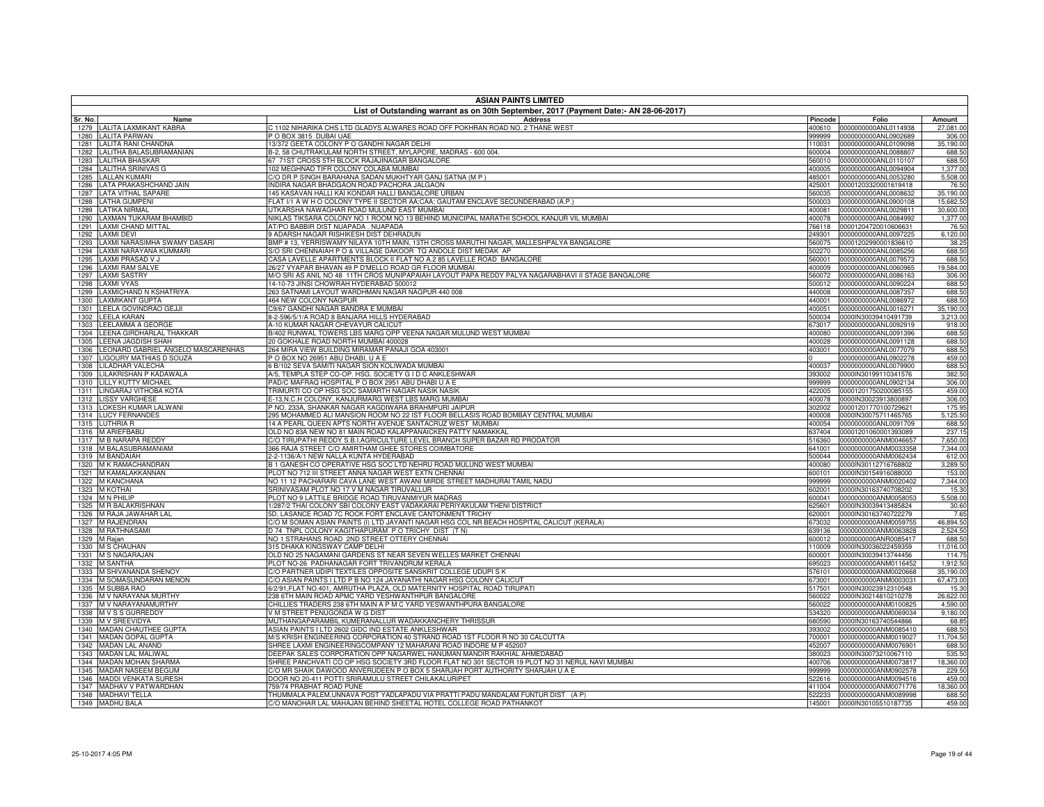**ASIAN PAINTS LIMITED**

**List of Outstanding warrant as on 30th September, 2017 (Payment Date:- AN 28-06-2017)**

| Sr. No. | Name | Address | Pincode | Folio | Amount |
|---|---|---|---|---|---|
| 1279 | LALITA LAXMIKANT KABRA | C 1102 NIHARIKA CHS LTD GLADYS ALWARES ROAD OFF POKHRAN ROAD NO. 2 THANE WEST | 400610 | 0000000000ANL0114938 | 27,081.00 |
| 1280 | LALITA PARWAN | P O BOX 3815 DUBAI UAE | 999999 | 0000000000ANL0902689 | 306.00 |
| 1281 | LALITA RANI CHANDNA | 13/372 GEETA COLONY P O GANDHI NAGAR DELHI | 110031 | 0000000000ANL0109098 | 35,190.00 |
| 1282 | LALITHA BALASUBRAMANIAN | B-2, 58 CHUTRAKULAM NORTH STREET, MYLAPORE, MADRAS - 600 004. | 600004 | 0000000000ANL0088807 | 688.50 |
| 1283 | LALITHA BHASKAR | 67 71ST CROSS 5TH BLOCK RAJAJINAGAR BANGALORE | 560010 | 0000000000ANL0110107 | 688.50 |
| 1284 | LALITHA SRINIVAS G | 102 MEGHNAD TIFR COLONY COLABA MUMBAI | 400005 | 0000000000ANL0094904 | 1,377.00 |
| 1285 | LALLAN KUMARI | C/O DR P SINGH BARAHANA SADAN MUKHTYAR GANJ SATNA (M P ) | 485001 | 0000000000ANL0053280 | 5,508.00 |
| 1286 | LATA PRAKASHCHAND JAIN | INDIRA NAGAR BHADGAON ROAD PACHORA JALGAON | 425001 | 00001203320001619418 | 76.50 |
| 1287 | LATA VITHAL SAPARE | 145 KASAVAN HALLI KAI KONDAR HALLI BANGALORE URBAN | 560035 | 0000000000ANL0008632 | 35,190.00 |
| 1288 | LATHA GUMPENI | FLAT I/1 A W H O COLONY TYPE II SECTOR AA;CAA; GAUTAM ENCLAVE SECUNDERABAD (A.P.) | 500003 | 0000000000ANL0900108 | 15,682.50 |
| 1289 | LATIKA NIRMAL | UTKARSHA NAWAGHAR ROAD MULUND EAST MUMBAI | 400081 | 0000000000ANL0029811 | 30,600.00 |
| 1290 | LAXMAN TUKARAM BHAMBID | NIKLAS TIKSARA COLONY NO 1 ROOM NO 13 BEHIND MUNICIPAL MARATHI SCHOOL KANJUR VIL MUMBAI | 400078 | 0000000000ANL0084992 | 1,377.00 |
| 1291 | LAXMI CHAND MITTAL | AT/PO BABBIR DIST NUAPADA . NUAPADA | 766118 | 00001204720010606631 | 76.50 |
| 1292 | LAXMI DEVI | 9 ADARSH NAGAR RISHIKESH DIST DEHRADUN | 249301 | 0000000000ANL0097225 | 6,120.00 |
| 1293 | LAXMI NARASIMHA SWAMY DASARI | BMP # 13, YERRISWAMY NILAYA 10TH MAIN, 13TH CROSS MARUTHI NAGAR, MALLESHPALYA BANGALORE | 560075 | 00001202990001836610 | 38.25 |
| 1294 | LAXMI NARAYANA KUMMARI | S/O SRI CHENNAIAH P O & VILLAGE DAKOOR TQ ANDOLE DIST MEDAK AP | 502270 | 0000000000ANL0085256 | 688.50 |
| 1295 | LAXMI PRASAD V J | CASA LAVELLE APARTMENTS BLOCK II FLAT NO A.2 85 LAVELLE ROAD BANGALORE | 560001 | 0000000000ANL0079573 | 688.50 |
| 1296 | LAXMI RAM SALVE | 26/27 VYAPAR BHAVAN 49 P D'MELLO ROAD GR FLOOR MUMBAI | 400009 | 0000000000ANL0060965 | 19,584.00 |
| 1297 | LAXMI SASTRY | M/O SRI AS ANIL NO 48 11TH CROS MUNIPAPAIAH LAYOUT PAPA REDDY PALYA NAGARABHAVI II STAGE BANGALORE | 560072 | 0000000000ANL0086163 | 306.00 |
| 1298 | LAXMI VYAS | 14-10-73 JINSI CHOWRAH HYDERABAD 500012 | 500012 | 0000000000ANL0090224 | 688.50 |
| 1299 | LAXMICHAND N KSHATRIYA | 263 SATNAMI LAYOUT WARDHMAN NAGAR NAGPUR 440 008 | 440008 | 0000000000ANL0087357 | 688.50 |
| 1300 | LAXMIKANT GUPTA | 464 NEW COLONY NAGPUR | 440001 | 0000000000ANL0086972 | 688.50 |
| 1301 | LEELA GOVINDRAO GEJJI | C9/67 GANDHI NAGAR BANDRA E MUMBAI | 400051 | 0000000000ANL0016271 | 35,190.00 |
| 1302 | LEELA KARAN | 8-2-596/5/1/A ROAD 8 BANJARA HILLS HYDERABAD | 500034 | 0000IN30039410491739 | 3,213.00 |
| 1303 | LEELAMMA A GEORGE | A-10 KUMAR NAGAR CHEVAYUR CALICUT | 673017 | 0000000000ANL0092919 | 918.00 |
| 1304 | LEENA GIRDHARLAL THAKKAR | B/402 RUNWAL TOWERS LBS MARG OPP VEENA NAGAR MULUND WEST MUMBAI | 400080 | 0000000000ANL0091396 | 688.50 |
| 1305 | LEENA JAGDISH SHAH | 20 GOKHALE ROAD NORTH MUMBAI 400028 | 400028 | 0000000000ANL0091128 | 688.50 |
| 1306 | LEONARD GABRIEL ANGELO MASCARENHAS | 264 MIRA VIEW BUILDING MIRAMAR PANAJI GOA 403001 | 403001 | 0000000000ANL0077079 | 688.50 |
| 1307 | LIGOURY MATHIAS D SOUZA | P O BOX NO 26951 ABU DHABI, U A E | 0 | 0000000000ANL0902278 | 459.00 |
| 1308 | LILADHAR VALECHA | 6 B/102 SEVA SAMITI NAGAR SION KOLIWADA MUMBAI | 400037 | 0000000000ANL0079900 | 688.50 |
| 1309 | LILAKRISHAN P KADAWALA | A/5, TEMPLA STEP CO-OP. HSG. SOCIETY G I D C ANKLESHWAR | 393002 | 0000IN30199110341576 | 382.50 |
| 1310 | LILLY KUTTY MICHAEL | PAD/C MAFRAQ HOSPITAL P O BOX 2951 ABU DHABI U A E | 999999 | 0000000000ANL0902134 | 306.00 |
| 1311 | LINGARAJ VITHOBA KOTA | TRIMURTI CO OP HSG SOC SAMARTH NAGAR NASIK NASIK | 422005 | 00001201750200085155 | 459.00 |
| 1312 | LISSY VARGHESE | E-13,N.C.H COLONY, KANJURMARG WEST LBS MARG MUMBAI | 400078 | 0000IN30023913800897 | 306.00 |
| 1313 | LOKESH KUMAR LALWANI | P NO. 233A, SHANKAR NAGAR KAGDIWARA BRAHMPURI JAIPUR | 302002 | 00001201770100729621 | 175.95 |
| 1314 | LUCY FERNANDES | 295 MOHAMMED ALI MANSION ROOM NO 22 IST FLOOR BELLASIS ROAD BOMBAY CENTRAL MUMBAI | 400008 | 0000IN30075711465765 | 5,125.50 |
| 1315 | LUTHRIA R | 14 A PEARL QUEEN APTS NORTH AVENUE SANTACRUZ WEST MUMBAI | 400054 | 0000000000ANL0091709 | 688.50 |
| 1316 | M ARIEFBABU | OLD NO 83A NEW NO 81 MAIN ROAD KALAPPANAICKEN PATTY NAMAKKAL | 637404 | 00001201060001393089 | 237.15 |
| 1317 | M B NARAPA REDDY | C/O TIRUPATHI REDDY S.B.I.AGRICULTURE LEVEL BRANCH SUPER BAZAR RD PRODATOR | 516360 | 0000000000ANM0046657 | 7,650.00 |
| 1318 | M BALASUBRAMANIAM | 366 RAJA STREET C/O AMIRTHAM GHEE STORES COIMBATORE | 641001 | 0000000000ANM0033358 | 7,344.00 |
| 1319 | M BANDAIAH | 2-2-1136/A/1 NEW NALLA KUNTA HYDERABAD | 500044 | 0000000000ANM0062434 | 612.00 |
| 1320 | M K RAMACHANDRAN | B 1 GANESH CO OPERATIVE HSG SOC LTD NEHRU ROAD MULUND WEST MUMBAI | 400080 | 0000IN30112716768802 | 3,289.50 |
| 1321 | M KAMALAKKANNAN | PLOT NO 712 III STREET ANNA NAGAR WEST EXTN CHENNAI | 600101 | 0000IN30154916088000 | 153.00 |
| 1322 | M KANCHANA | NO 11 12 PACHARARI CAVA LANE WEST AWANI MIRDE STREET MADHURAI TAMIL NADU | 999999 | 0000000000ANM0020402 | 7,344.00 |
| 1323 | M KOTHAI | SRINIVASAM PLOT NO 17 V M NAGAR TIRUVALLUR | 602001 | 0000IN30163740708202 | 15.30 |
| 1324 | M N PHILIP | PLOT NO 9 LATTILE BRIDGE ROAD TIRUVANMIYUR MADRAS | 600041 | 0000000000ANM0058053 | 5,508.00 |
| 1325 | M R BALAKRISHNAN | 1/287/2 THAI COLONY SBI COLONY EAST VADAKARAI PERIYAKULAM THENI DISTRICT | 625601 | 0000IN30039413485824 | 30.60 |
| 1326 | M RAJA JAWAHAR LAL | 5D, LASANCE ROAD 7C ROCK FORT ENCLAVE CANTONMENT TRICHY | 620001 | 0000IN30163740722279 | 7.65 |
| 1327 | M RAJENDRAN | C/O M SOMAN ASIAN PAINTS (I) LTD JAYANTI NAGAR HSG COL NR BEACH HOSPITAL CALICUT (KERALA) | 673032 | 0000000000ANM0059755 | 46,894.50 |
| 1328 | M RATHNASAMI | D 74 TNPL COLONY KAGITHAPURAM P O TRICHY DIST (T N) | 639136 | 0000000000ANM0063828 | 2,524.50 |
| 1329 | M Rajan | NO 1 STRAHANS ROAD 2ND STREET OTTERY CHENNAI | 600012 | 0000000000ANR0085417 | 688.50 |
| 1330 | M S CHAUHAN | 315 DHAKA KINGSWAY CAMP DELHI | 110009 | 0000IN30036022459359 | 11,016.00 |
| 1331 | M S NAGARAJAN | OLD NO 25 NAGAMANI GARDENS ST NEAR SEVEN WELLES MARKET CHENNAI | 600001 | 0000IN30039413744456 | 114.75 |
| 1332 | M SANTHA | PLOT NO-26 PADHANAGAR FORT TRIVANDRUM KERALA | 695023 | 0000000000ANM0116452 | 1,912.50 |
| 1333 | M SHIVANANDA SHENOY | C/O PARTNER UDIPI TEXTILES OPPOSITE SANSKRIT COLLEGE UDUPI S K | 576101 | 0000000000ANM0020668 | 35,190.00 |
| 1334 | M SOMASUNDARAN MENON | C/O ASIAN PAINTS I LTD P B NO 124 JAYANATHI NAGAR HSG COLONY CALICUT | 673001 | 0000000000ANM0003031 | 67,473.00 |
| 1335 | M SUBBA RAO | 6/2/91,FLAT NO.401, AMRUTHA PLAZA, OLD MATERNITY HOSPITAL ROAD TIRUPATI | 517501 | 0000IN30023912310548 | 15.30 |
| 1336 | M V NARAYANA MURTHY | 238 6TH MAIN ROAD APMC YARD YESHWANTHPUR BANGALORE | 560022 | 0000IN30214810210278 | 26,622.00 |
| 1337 | M V NARAYANAMURTHY | CHILLIES TRADERS 238 6TH MAIN A P M C YARD YESWANTHPURA BANGALORE | 560022 | 0000000000ANM0100825 | 4,590.00 |
| 1338 | M V S S GURREDDY | V M STREET PENUGONDA W G DIST | 534320 | 0000000000ANM0069034 | 9,180.00 |
| 1339 | M V SREEVIDYA | MUTHANGAPARAMBIL KUMERANALLUR WADAKKANCHERY THRISSUR | 680590 | 0000IN30163740544866 | 68.85 |
| 1340 | MADAN CHAUTHEE GUPTA | ASIAN PAINTS I LTD 2602 GIDC IND ESTATE ANKLESHWAR | 393002 | 0000000000ANM0085410 | 688.50 |
| 1341 | MADAN GOPAL GUPTA | M/S KRISH ENGINEERING CORPORATION 40 STRAND ROAD 1ST FLOOR R NO 30 CALCUTTA | 700001 | 0000000000ANM0019027 | 11,704.50 |
| 1342 | MADAN LAL ANAND | SHREE LAXMI ENGINEERINGCOMPANY 12 MAHARANI ROAD INDORE M P 452007 | 452007 | 0000000000ANM0076901 | 688.50 |
| 1343 | MADAN LAL MALIWAL | DEEPAK SALES CORPORATION OPP NAGARWEL HANUMAN MANDIR RAKHIAL AHMEDABAD | 380023 | 0000IN30073210067110 | 535.50 |
| 1344 | MADAN MOHAN SHARMA | SHREE PANCHVATI CO OP HSG SOCIETY 3RD FLOOR FLAT NO 301 SECTOR 19 PLOT NO 31 NERUL NAVI MUMBAI | 400706 | 0000000000ANM0073817 | 18,360.00 |
| 1345 | MADAR NASEEM BEGUM | C/O MR SHAIK DAWOOD ANVERUDEEN P O BOX 5 SHARJAH PORT AUTHORITY SHARJAH U A E | 999999 | 0000000000ANM0902578 | 229.50 |
| 1346 | MADDI VENKATA SURESH | DOOR NO 20-411 POTTI SRIRAMULU STREET CHILAKALURIPET | 522616 | 0000000000ANM0094516 | 459.00 |
| 1347 | MADHAV V PATWARDHAN | 759/74 PRABHAT ROAD PUNE | 411004 | 0000000000ANM0071776 | 18,360.00 |
| 1348 | MADHAVI TELLA | THUMMALA PALEM,UNNAVA POST YADLAPADU VIA PRATTI PADU MANDALAM FUNTUR DIST (A P) | 522233 | 0000000000ANM0089998 | 688.50 |
| 1349 | MADHU BALA | C/O MANOHAR LAL MAHAJAN BEHIND SHEETAL HOTEL COLLEGE ROAD PATHANKOT | 145001 | 0000IN30105510187735 | 459.00 |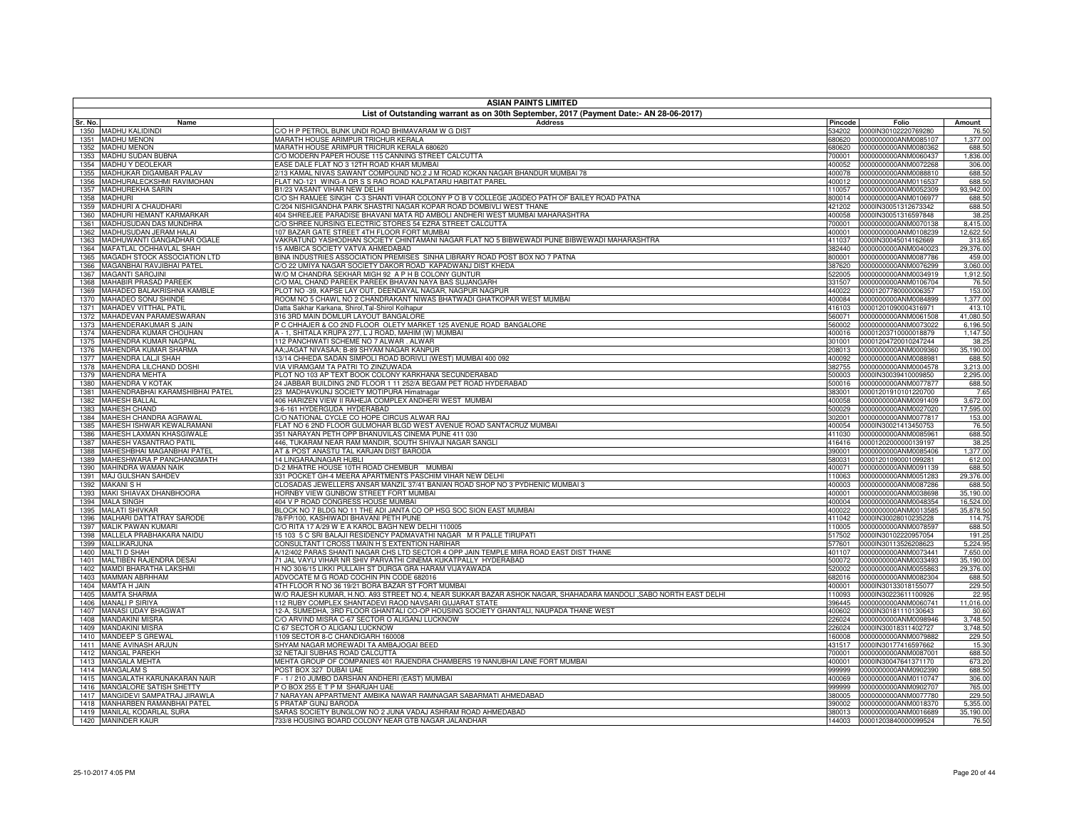# ASIAN PAINTS LIMITED

## List of Outstanding warrant as on 30th September, 2017 (Payment Date:- AN 28-06-2017)

| Sr. No. | Name | Address | Pincode | Folio | Amount |
|---|---|---|---|---|---|
| 1350 | MADHU KALIDINDI | C/O H P PETROL BUNK UNDI ROAD BHIMAVARAM W G DIST | 534202 | 0000IN30102220769280 | 76.50 |
| 1351 | MADHU MENON | MARATH HOUSE ARIMPUR TRICHUR KERALA | 680620 | 0000000000ANM0085107 | 1,377.00 |
| 1352 | MADHU MENON | MARATH HOUSE ARIMPUR TRICRUR KERALA 680620 | 680620 | 0000000000ANM0080362 | 688.50 |
| 1353 | MADHU SUDAN BUBNA | C/O MODERN PAPER HOUSE 115 CANNING STREET CALCUTTA | 700001 | 0000000000ANM0060437 | 1,836.00 |
| 1354 | MADHU Y DEOLEKAR | EASE DALE FLAT NO 3 12TH ROAD KHAR MUMBAI | 400052 | 0000000000ANM0072268 | 306.00 |
| 1355 | MADHUKAR DIGAMBAR PALAV | 2/13 KAMAL NIVAS SAWANT COMPOUND NO.2 J M ROAD KOKAN NAGAR BHANDUR MUMBAI 78 | 400078 | 0000000000ANM0088810 | 688.50 |
| 1356 | MADHURALECKSHMI RAVIMOHAN | FLAT NO-121 WING-A DR S S RAO ROAD KALPATARU HABITAT PAREL | 400012 | 0000000000ANM0116537 | 688.50 |
| 1357 | MADHUREKHA SARIN | B1/23 VASANT VIHAR NEW DELHI | 110057 | 0000000000ANM0052309 | 93,942.00 |
| 1358 | MADHURI | C/O SH RAMJEE SINGH C-3 SHANTI VIHAR COLONY P O B V COLLEGE JAGDEO PATH OF BAILEY ROAD PATNA | 800014 | 0000000000ANM0106977 | 688.50 |
| 1359 | MADHURI A CHAUDHARI | C/204 NISHIGANDHA PARK SHASTRI NAGAR KOPAR ROAD DOMBIVLI WEST THANE | 421202 | 0000IN30051312673342 | 688.50 |
| 1360 | MADHURI HEMANT KARMARKAR | 404 SHREEJEE PARADISE BHAVANI MATA RD AMBOLI ANDHERI WEST MUMBAI MAHARASHTRA | 400058 | 0000IN30051316597848 | 38.25 |
| 1361 | MADHUSUDAN DAS MUNDHRA | C/O SHREE NURSING ELECTRIC STORES 54 EZRA STREET CALCUTTA | 700001 | 0000000000ANM0070138 | 8,415.00 |
| 1362 | MADHUSUDAN JERAM HALAI | 107 BAZAR GATE STREET 4TH FLOOR FORT MUMBAI | 400001 | 0000000000ANM0108239 | 12,622.50 |
| 1363 | MADHUWANTI GANGADHAR OGALE | VAKRATUND YASHODHAN SOCIETY CHINTAMANI NAGAR FLAT NO 5 BIBWEWADI PUNE BIBWEWADI MAHARASHTRA | 411037 | 0000IN30045014162669 | 313.65 |
| 1364 | MAFATLAL OCHHAVLAL SHAH | 15 AMBICA SOCIETY VATVA AHMEDABAD | 382440 | 0000000000ANM0040023 | 29,376.00 |
| 1365 | MAGADH STOCK ASSOCIATION LTD | BINA INDUSTRIES ASSOCIATION PREMISES SINHA LIBRARY ROAD POST BOX NO 7 PATNA | 800001 | 0000000000ANM0087786 | 459.00 |
| 1366 | MAGANBHAI RAVJIBHAI PATEL | C/O 22 UMIYA NAGAR SOCIETY DAKOR ROAD KAPADWANJ DIST KHEDA | 387620 | 0000000000ANM0076299 | 3,060.00 |
| 1367 | MAGANTI SAROJINI | W/O M CHANDRA SEKHAR MIGH 92 A P H B COLONY GUNTUR | 522005 | 0000000000ANM0034919 | 1,912.50 |
| 1368 | MAHABIR PRASAD PAREEK | C/O MAL CHAND PAREEK PAREEK BHAVAN NAYA BAS SUJANGARH | 331507 | 0000000000ANM0106704 | 76.50 |
| 1369 | MAHADEO BALAKRISHNA KAMBLE | PLOT NO -39, KAPSE LAY OUT, DEENDAYAL NAGAR, NAGPUR NAGPUR | 440022 | 00001207780000006357 | 153.00 |
| 1370 | MAHADEO SONU SHINDE | ROOM NO 5 CHAWL NO 2 CHANDRAKANT NIWAS BHATWADI GHATKOPAR WEST MUMBAI | 400084 | 0000000000ANM0084899 | 1,377.00 |
| 1371 | MAHADEV VITTHAL PATIL | Datta Sakhar Karkana, Shirol,Tal-Shirol Kolhapur | 416103 | 00001201090004316971 | 413.10 |
| 1372 | MAHADEVAN PARAMESWARAN | 316 3RD MAIN DOMLUR LAYOUT BANGALORE | 560071 | 0000000000ANM0061508 | 41,080.50 |
| 1373 | MAHENDERAKUMAR S JAIN | P C CHHAJER & CO 2ND FLOOR OLETY MARKET 125 AVENUE ROAD BANGALORE | 560002 | 0000000000ANM0073022 | 6,196.50 |
| 1374 | MAHENDRA KUMAR CHOUHAN | A - 1, SHITALA KRUPA 277, L J ROAD, MAHIM (W) MUMBAI | 400016 | 00001203710000018879 | 1,147.50 |
| 1375 | MAHENDRA KUMAR NAGPAL | 112 PANCHWATI SCHEME NO 7 ALWAR . ALWAR | 301001 | 00001204720010247244 | 38.25 |
| 1376 | MAHENDRA KUMAR SHARMA | AA;JAGAT NIVASAA; B-89 SHYAM NAGAR KANPUR | 208013 | 0000000000ANM0009360 | 35,190.00 |
| 1377 | MAHENDRA LALJI SHAH | 13/14 CHHEDA SADAN SIMPOLI ROAD BORIVLI (WEST) MUMBAI 400 092 | 400092 | 0000000000ANM0088981 | 688.50 |
| 1378 | MAHENDRA LILCHAND DOSHI | VIA VIRAMGAM TA PATRI TO ZINZUWADA | 382755 | 0000000000ANM0004578 | 3,213.00 |
| 1379 | MAHENDRA MEHTA | PLOT NO 103 AP TEXT BOOK COLONY KARKHANA SECUNDERABAD | 500003 | 0000IN30039410009850 | 2,295.00 |
| 1380 | MAHENDRA V KOTAK | 24 JABBAR BUILDING 2ND FLOOR 1 11 252/A BEGAM PET ROAD HYDERABAD | 500016 | 0000000000ANM0077877 | 688.50 |
| 1381 | MAHENDRABHAI KARAMSHIBHAI PATEL | 23 MADHAVKUNJ SOCIETY MOTIPURA Himatnagar | 383001 | 00001201910101220700 | 7.65 |
| 1382 | MAHESH BALLAL | 406 HARIZEN VIEW II RAHEJA COMPLEX ANDHERI WEST MUMBAI | 400058 | 0000000000ANM0091409 | 3,672.00 |
| 1383 | MAHESH CHAND | 3-6-161 HYDERGUDA HYDERABAD | 500029 | 0000000000ANM0027020 | 17,595.00 |
| 1384 | MAHESH CHANDRA AGRAWAL | C/O NATIONAL CYCLE CO HOPE CIRCUS ALWAR RAJ | 302001 | 0000000000ANM0077817 | 153.00 |
| 1385 | MAHESH ISHWAR KEWALRAMANI | FLAT NO 6 2ND FLOOR GULMOHAR BLGD WEST AVENUE ROAD SANTACRUZ MUMBAI | 400054 | 0000IN30021413450753 | 76.50 |
| 1386 | MAHESH LAXMAN KHASGIWALE | 351 NARAYAN PETH OPP BHANUVILAS CINEMA PUNE 411 030 | 411030 | 0000000000ANM0085961 | 688.50 |
| 1387 | MAHESH VASANTRAO PATIL | 446, TUKARAM NEAR RAM MANDIR, SOUTH SHIVAJI NAGAR SANGLI | 416416 | 00001202000000139197 | 38.25 |
| 1388 | MAHESHBHAI MAGANBHAI PATEL | AT & POST ANASTU TAL KARJAN DIST BARODA | 390001 | 0000000000ANM0085406 | 1,377.00 |
| 1389 | MAHESHWARA P PANCHANGMATH | 14 LINGARAJNAGAR HUBLI | 580031 | 00001201090001099281 | 612.00 |
| 1390 | MAHINDRA WAMAN NAIK | D-2 MHATRE HOUSE 10TH ROAD CHEMBUR MUMBAI | 400071 | 0000000000ANM0091139 | 688.50 |
| 1391 | MAJ GULSHAN SAHDEV | 331 POCKET GH-4 MEERA APARTMENTS PASCHIM VIHAR NEW DELHI | 110063 | 0000000000ANM0051283 | 29,376.00 |
| 1392 | MAKANI S H | CLOSADAS JEWELLERS ANSAR MANZIL 37/41 BANIAN ROAD SHOP NO 3 PYDHENIC MUMBAI 3 | 400003 | 0000000000ANM0087286 | 688.50 |
| 1393 | MAKI SHIAVAX DHANBHOORA | HORNBY VIEW GUNBOW STREET FORT MUMBAI | 400001 | 0000000000ANM0038698 | 35,190.00 |
| 1394 | MALA SINGH | 404 V P ROAD CONGRESS HOUSE MUMBAI | 400004 | 0000000000ANM0048354 | 16,524.00 |
| 1395 | MALATI SHIVKAR | BLOCK NO 7 BLDG NO 11 THE ADI JANTA CO OP HSG SOC SION EAST MUMBAI | 400022 | 0000000000ANM0013585 | 35,878.50 |
| 1396 | MALHARI DATTATRAY SARODE | 78/FP/100, KASHIWADI BHAVANI PETH PUNE | 411042 | 0000IN30028010235228 | 114.75 |
| 1397 | MALIK PAWAN KUMARI | C/O RITA 17 A/29 W E A KAROL BAGH NEW DELHI 110005 | 110005 | 0000000000ANM0078597 | 688.50 |
| 1398 | MALLELA PRABHAKARA NAIDU | 15 103 5 C SRI BALAJI RESIDENCY PADMAVATHI NAGAR M R PALLE TIRUPATI | 517502 | 0000IN30102220957054 | 191.25 |
| 1399 | MALLIKARJUNA | CONSULTANT I CROSS I MAIN H S EXTENTION HARIHAR | 577601 | 0000IN30113526208623 | 5,224.95 |
| 1400 | MALTI D SHAH | A/12/402 PARAS SHANTI NAGAR CHS LTD SECTOR 4 OPP JAIN TEMPLE MIRA ROAD EAST DIST THANE | 401107 | 0000000000ANM0073441 | 7,650.00 |
| 1401 | MALTIBEN RAJENDRA DESAI | 71 JAL VAYU VIHAR NR SHIV PARVATHI CINEMA KUKATPALLY HYDERABAD | 500072 | 0000000000ANM0033493 | 35,190.00 |
| 1402 | MAMDI BHARATHA LAKSHMI | H NO 30/6/15 LIKKI PULLAIH ST DURGA GRA HARAM VIJAYAWADA | 520002 | 0000000000ANM0055863 | 29,376.00 |
| 1403 | MAMMAN ABRHHAM | ADVOCATE M G ROAD COCHIN PIN CODE 682016 | 682016 | 0000000000ANM0082304 | 688.50 |
| 1404 | MAMTA H JAIN | 4TH FLOOR R NO 36 19/21 BORA BAZAR ST FORT MUMBAI | 400001 | 0000IN30133018155077 | 229.50 |
| 1405 | MAMTA SHARMA | W/O RAJESH KUMAR, H.NO. A93 STREET NO.4, NEAR SUKKAR BAZAR ASHOK NAGAR, SHAHADARA MANDOLI ,SABO NORTH EAST DELHI | 110093 | 0000IN30223611100926 | 22.95 |
| 1406 | MANALI P SIRIYA | 112 RUBY COMPLEX SHANTADEVI RAOD NAVSARI GUJARAT STATE | 396445 | 0000000000ANM0060741 | 11,016.00 |
| 1407 | MANASI UDAY BHAGWAT | 12-A, SUMEDHA, 3RD FLOOR GHANTALI CO-OP HOUSING SOCIETY GHANTALI, NAUPADA THANE WEST | 400602 | 0000IN30181110130643 | 30.60 |
| 1408 | MANDAKINI MISRA | C/O ARVIND MISRA C-67 SECTOR O ALIGANJ LUCKNOW | 226024 | 0000000000ANM0098946 | 3,748.50 |
| 1409 | MANDAKINI MISRA | C 67 SECTOR O ALIGANJ LUCKNOW | 226024 | 0000IN30018311402727 | 3,748.50 |
| 1410 | MANDEEP S GREWAL | 1109 SECTOR 8-C CHANDIGARH 160008 | 160008 | 0000000000ANM0079882 | 229.50 |
| 1411 | MANE AVINASH ARJUN | SHYAM NAGAR MOREWADI TA AMBAJOGAI BEED | 431517 | 0000IN30177416597662 | 15.30 |
| 1412 | MANGAL PAREKH | 32 NETAJI SUBHAS ROAD CALCUTTA | 700001 | 0000000000ANM0087001 | 688.50 |
| 1413 | MANGALA MEHTA | MEHTA GROUP OF COMPANIES 401 RAJENDRA CHAMBERS 19 NANUBHAI LANE FORT MUMBAI | 400001 | 0000IN30047641371170 | 673.20 |
| 1414 | MANGALAM S | POST BOX 327 DUBAI UAE | 999999 | 0000000000ANM0902390 | 688.50 |
| 1415 | MANGALATH KARUNAKARAN NAIR | F - 1 / 210 JUMBO DARSHAN ANDHERI (EAST) MUMBAI | 400069 | 0000000000ANM0110747 | 306.00 |
| 1416 | MANGALORE SATISH SHETTY | P O BOX 255 E T P M SHARJAH UAE | 999999 | 0000000000ANM0902707 | 765.00 |
| 1417 | MANGIDEVI SAMPATRAJ JIRAWLA | 7 NARAYAN APPARTMENT AMBIKA NAWAR RAMNAGAR SABARMATI AHMEDABAD | 380005 | 0000000000ANM0077780 | 229.50 |
| 1418 | MANHARBEN RAMANBHAI PATEL | 5 PRATAP GUNJ BARODA | 390002 | 0000000000ANM0018370 | 5,355.00 |
| 1419 | MANILAL KODARLAL SURA | SARAS SOCIETY BUNGLOW NO 2 JUNA VADAJ ASHRAM ROAD AHMEDABAD | 380013 | 0000000000ANM0016689 | 35,190.00 |
| 1420 | MANINDER KAUR | 733/8 HOUSING BOARD COLONY NEAR GTB NAGAR JALANDHAR | 144003 | 00001203840000099524 | 76.50 |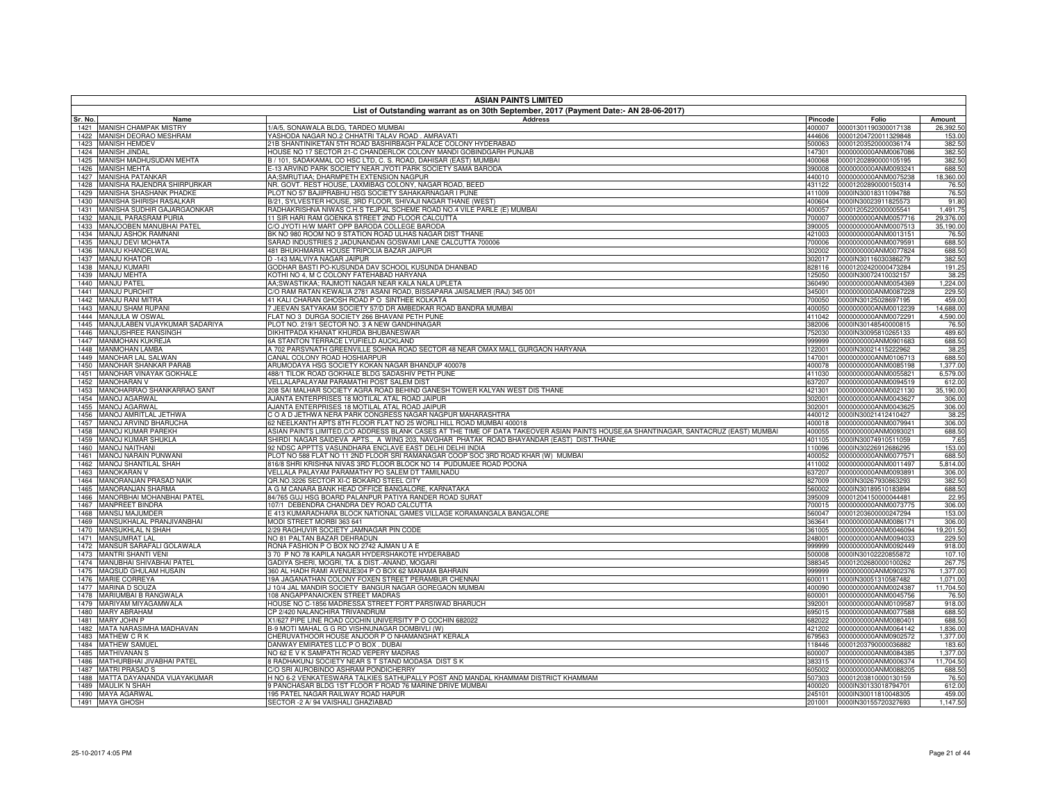**ASIAN PAINTS LIMITED**

**List of Outstanding warrant as on 30th September, 2017 (Payment Date:- AN 28-06-2017)**

| Sr. No. | Name | Address | Pincode | Folio | Amount |
|---|---|---|---|---|---|
| 1421 | MANISH CHAMPAK MISTRY | 1/A/5, SONAWALA BLDG, TARDEO MUMBAI | 400007 | 00001301190300017138 | 26,392.50 |
| 1422 | MANISH DEORAO MESHRAM | YASHODA NAGAR NO.2 CHHATRI TALAV ROAD . AMRAVATI | 444606 | 00001204720011329848 | 153.00 |
| 1423 | MANISH HEMDEV | 21B SHANTINIKETAN 5TH ROAD BASHIRBAGH PALACE COLONY HYDERABAD | 500063 | 00001203520000036174 | 382.50 |
| 1424 | MANISH JINDAL | HOUSE NO 17 SECTOR 21-C CHANDERLOK COLONY MANDI GOBINDGARH PUNJAB | 147301 | 0000000000ANM0067086 | 382.50 |
| 1425 | MANISH MADHUSUDAN MEHTA | B / 101, SADAKAMAL CO HSC LTD, C. S. ROAD, DAHISAR (EAST) MUMBAI | 400068 | 00001202890000105195 | 382.50 |
| 1426 | MANISH MEHTA | E-13 ARVIND PARK SOCIETY NEAR JYOTI PARK SOCIETY SAMA BARODA | 390008 | 0000000000ANM0093241 | 688.50 |
| 1427 | MANISHA PATANKAR | AA;SMRUTIAA; DHARMPETH EXTENSION NAGPUR | 440010 | 0000000000ANM0075238 | 18,360.00 |
| 1428 | MANISHA RAJENDRA SHIRPURKAR | NR. GOVT. REST HOUSE, LAXMIBAG COLONY, NAGAR ROAD, BEED | 431122 | 00001202890000150314 | 76.50 |
| 1429 | MANISHA SHASHANK PHADKE | PLOT NO 57 BAJIPRABHU HSG SOCIETY SAHAKARNAGAR I PUNE | 411009 | 0000IN30018311094788 | 76.50 |
| 1430 | MANISHA SHIRISH RASALKAR | B/21, SYLVESTER HOUSE, 3RD FLOOR, SHIVAJI NAGAR THANE (WEST) | 400604 | 0000IN30023911825573 | 91.80 |
| 1431 | MANISHA SUDHIR GAJARGAONKAR | RADHAKRISHNA NIWAS C.H.S TEJPAL SCHEME ROAD NO.4 VILE PARLE (E) MUMBAI | 400057 | 00001205220000005541 | 1,491.75 |
| 1432 | MANJIL PARASRAM PURIA | 11 SIR HARI RAM GOENKA STREET 2ND FLOOR CALCUTTA | 700007 | 0000000000ANM0057716 | 29,376.00 |
| 1433 | MANJOOBEN MANUBHAI PATEL | C/O JYOTI H/W MART OPP BARODA COLLEGE BARODA | 390005 | 0000000000ANM0007513 | 35,190.00 |
| 1434 | MANJU ASHOK RAMNANI | BK NO 980 ROOM NO 9 STATION ROAD ULHAS NAGAR DIST THANE | 421003 | 0000000000ANM0013151 | 76.50 |
| 1435 | MANJU DEVI MOHATA | SARAD INDUSTRIES 2 JADUNANDAN GOSWAMI LANE CALCUTTA 700006 | 700006 | 0000000000ANM0079591 | 688.50 |
| 1436 | MANJU KHANDELWAL | 481 BHUKHMARIA HOUSE TRIPOLIA BAZAR JAIPUR | 302002 | 0000000000ANM0077824 | 688.50 |
| 1437 | MANJU KHATOR | D -143 MALVIYA NAGAR JAIPUR | 302017 | 0000IN30116030386279 | 382.50 |
| 1438 | MANJU KUMARI | GODHAR BASTI PO-KUSUNDA DAV SCHOOL KUSUNDA DHANBAD | 828116 | 00001202420000473284 | 191.25 |
| 1439 | MANJU MEHTA | KOTHI NO 4, M C COLONY FATEHABAD HARYANA | 125050 | 0000IN30072410032157 | 38.25 |
| 1440 | MANJU PATEL | AA;SWASTIKAA; RAJMOTI NAGAR NEAR KALA NALA UPLETA | 360490 | 0000000000ANM0054369 | 1,224.00 |
| 1441 | MANJU PUROHIT | C/O RAM RATAN KEWALIA 2781 ASANI ROAD, BISSAPARA JAISALMER (RAJ) 345 001 | 345001 | 0000000000ANM0087228 | 229.50 |
| 1442 | MANJU RANI MITRA | 41 KALI CHARAN GHOSH ROAD P O SINTHEE KOLKATA | 700050 | 0000IN30125028697195 | 459.00 |
| 1443 | MANJU SHAM RUPANI | 7 JEEVAN SATYAKAM SOCIETY 57/D DR AMBEDKAR ROAD BANDRA MUMBAI | 400050 | 0000000000ANM0012239 | 14,688.00 |
| 1444 | MANJULA W OSWAL | FLAT NO 3 DURGA SOCIETY 266 BHAVANI PETH PUNE | 411042 | 0000000000ANM0072291 | 4,590.00 |
| 1445 | MANJULABEN VIJAYKUMAR SADARIYA | PLOT NO. 219/1 SECTOR NO. 3 A NEW GANDHINAGAR | 382006 | 0000IN30148540000815 | 76.50 |
| 1446 | MANJUSHREE RANSINGH | DIKHITPADA KHANAT KHURDA BHUBANESWAR | 752030 | 0000IN30095810265133 | 489.60 |
| 1447 | MANMOHAN KUKREJA | 6A STANTON TERRACE LYUFIELD AUCKLAND | 999999 | 0000000000ANM0901683 | 688.50 |
| 1448 | MANMOHAN LAMBA | A 702 PARSVNATH GREENVILLE SOHNA ROAD SECTOR 48 NEAR OMAX MALL GURGAON HARYANA | 122001 | 0000IN30021415222962 | 38.25 |
| 1449 | MANOHAR LAL SALWAN | CANAL COLONY ROAD HOSHIARPUR | 147001 | 0000000000ANM0106713 | 688.50 |
| 1450 | MANOHAR SHANKAR PARAB | ARUMODAYA HSG SOCIETY KOKAN NAGAR BHANDUP 400078 | 400078 | 0000000000ANM0085198 | 1,377.00 |
| 1451 | MANOHAR VINAYAK GOKHALE | 488/1 TILOK ROAD GOKHALE BLDG SADASHIV PETH PUNE | 411030 | 0000000000ANM0055821 | 6,579.00 |
| 1452 | MANOHARAN V | VELLALAPALAYAM PARAMATHI POST SALEM DIST | 637207 | 0000000000ANM0094519 | 612.00 |
| 1453 | MANOHARRAO SHANKARRAO SANT | 208 SAI MALHAR SOCIETY AGRA ROAD BEHIND GANESH TOWER KALYAN WEST DIS THANE | 421301 | 0000000000ANM0021130 | 35,190.00 |
| 1454 | MANOJ AGARWAL | AJANTA ENTERPRISES 18 MOTILAL ATAL ROAD JAIPUR | 302001 | 0000000000ANM0043627 | 306.00 |
| 1455 | MANOJ AGARWAL | AJANTA ENTERPRISES 18 MOTILAL ATAL ROAD JAIPUR | 302001 | 0000000000ANM0043625 | 306.00 |
| 1456 | MANOJ AMRITLAL JETHWA | C O A D JETHWA NERA PARK CONGRESS NAGAR NAGPUR MAHARASHTRA | 440012 | 0000IN30021412410427 | 38.25 |
| 1457 | MANOJ ARVIND BHARUCHA | 62 NEELKANTH APTS 8TH FLOOR FLAT NO 25 WORLI HILL ROAD MUMBAI 400018 | 400018 | 0000000000ANM0079941 | 306.00 |
| 1458 | MANOJ KUMAR PAREKH | ASIAN PAINTS LIMITED,C/O ADDRESS BLANK CASES AT THE TIME OF DATA TAKEOVER ASIAN PAINTS HOUSE,6A SHANTINAGAR, SANTACRUZ (EAST) MUMBAI | 400055 | 0000000000ANM0093021 | 688.50 |
| 1459 | MANOJ KUMAR SHUKLA | SHIRDI NAGAR SAIDEVA APTS., A WING 203, NAVGHAR PHATAK ROAD BHAYANDAR (EAST) DIST.THANE | 401105 | 0000IN30074910511059 | 7.65 |
| 1460 | MANOJ NAITHANI | 92 NDSC APPTTS VASUNDHARA ENCLAVE EAST DELHI DELHI INDIA | 110096 | 0000IN30226912686295 | 153.00 |
| 1461 | MANOJ NARAIN PUNWANI | PLOT NO 588 FLAT NO 11 2ND FLOOR SRI RAMANAGAR COOP SOC 3RD ROAD KHAR (W) MUMBAI | 400052 | 0000000000ANM0077571 | 688.50 |
| 1462 | MANOJ SHANTILAL SHAH | 816/8 SHRI KRISHNA NIVAS 3RD FLOOR BLOCK NO 14 PUDUMJEE ROAD POONA | 411002 | 0000000000ANM0011497 | 5,814.00 |
| 1463 | MANOKARAN V | VELLALA PALAYAM PARAMATHY PO SALEM DT TAMILNADU | 637207 | 0000000000ANM0093891 | 306.00 |
| 1464 | MANORANJAN PRASAD NAIK | QR.NO.3226 SECTOR XI-C BOKARO STEEL CITY | 827009 | 0000IN30267930863293 | 382.50 |
| 1465 | MANORANJAN SHARMA | A G M CANARA BANK HEAD OFFICE BANGALORE, KARNATAKA | 560002 | 0000IN30189510183894 | 688.50 |
| 1466 | MANORBHAI MOHANBHAI PATEL | 84/765 GUJ HSG BOARD PALANPUR PATIYA RANDER ROAD SURAT | 395009 | 00001204150000044481 | 22.95 |
| 1467 | MANPREET BINDRA | 107/1 DEBENDRA CHANDRA DEY ROAD CALCUTTA | 700015 | 0000000000ANM0073775 | 306.00 |
| 1468 | MANSIJ MAJUMDER | E 413 KUMARADHARA BLOCK NATIONAL GAMES VILLAGE KORAMANGALA BANGALORE | 560047 | 00001203600000247294 | 153.00 |
| 1469 | MANSUKHALAL PRANJIVANBHAI | MODI STREET MORBI 363 641 | 363641 | 0000000000ANM0086171 | 306.00 |
| 1470 | MANSUKHLAL N SHAH | 2/29 RAGHUVIR SOCIETY JAMNAGAR PIN CODE | 361005 | 0000000000ANM0046094 | 19,201.50 |
| 1471 | MANSUMRAT LAL | NO 81 PALTAN BAZAR DEHRADUN | 248001 | 0000000000ANM0094033 | 229.50 |
| 1472 | MANSUR SARAFALI GOLAWALA | RONA FASHION P O BOX NO 2742 AJMAN U A E | 999999 | 0000000000ANM0092449 | 918.00 |
| 1473 | MANTRI SHANTI VENI | 3 70 P NO 78 KAPILA NAGAR HYDERSHAKOTE HYDERABAD | 500008 | 0000IN30102220855872 | 107.10 |
| 1474 | MANUBHAI SHIVABHAI PATEL | GADIYA SHERI, MOGRI, TA. & DIST.-ANAND, MOGARI | 388345 | 00001202680000100262 | 267.75 |
| 1475 | MAQSUD GHULAM HUSAIN | 360 AL HADH RAMI AVENUE304 P O BOX 62 MANAMA BAHRAIN | 999999 | 0000000000ANM0902376 | 1,377.00 |
| 1476 | MARIE CORREYA | 19A JAGANATHAN COLONY FOXEN STREET PERAMBUR CHENNAI | 600011 | 0000IN30051310587482 | 1,071.00 |
| 1477 | MARINA D SOUZA | J 10/4 JAL MANDIR SOCIETY BANGUR NAGAR GOREGAON MUMBAI | 400090 | 0000000000ANM0024387 | 11,704.50 |
| 1478 | MARIUMBAI B RANGWALA | 108 ANGAPPANAICKEN STREET MADRAS | 600001 | 0000000000ANM0045756 | 76.50 |
| 1479 | MARIYAM MIYAGAMWALA | HOUSE NO C-1856 MADRESSA STREET FORT PARSIWAD BHARUCH | 392001 | 0000000000ANM0109587 | 918.00 |
| 1480 | MARY ABRAHAM | CP 2/420 NALANCHIRA TRIVANDRUM | 695015 | 0000000000ANM0077588 | 688.50 |
| 1481 | MARY JOHN P | X1/627 PIPE LINE ROAD COCHIN UNIVERSITY P O COCHIN 682022 | 682022 | 0000000000ANM0080401 | 688.50 |
| 1482 | MATA NARASIMHA MADHAVAN | B-9 MOTI MAHAL G G RD VISHNUNAGAR DOMBIVLI (W) | 421202 | 0000000000ANM0064142 | 1,836.00 |
| 1483 | MATHEW C R K | CHERUVATHOOR HOUSE ANJOOR P O NHAMANGHAT KERALA | 679563 | 0000000000ANM0902572 | 1,377.00 |
| 1484 | MATHEW SAMUEL | DANWAY EMIRATES LLC P O BOX . DUBAI | 118446 | 00001203790000036882 | 183.60 |
| 1485 | MATHIVANAN S | NO 62 E V K SAMPATH ROAD VEPERY MADRAS | 600007 | 0000000000ANM0084385 | 1,377.00 |
| 1486 | MATHURBHAI JIVABHAI PATEL | 8 RADHAKUNJ SOCIETY NEAR S T STAND MODASA DIST S K | 383315 | 0000000000ANM0006374 | 11,704.50 |
| 1487 | MATRI PRASAD S | C/O SRI AUROBINDO ASHRAM PONDICHERRY | 605002 | 0000000000ANM0088205 | 688.50 |
| 1488 | MATTA DAYANANDA VIJAYAKUMAR | H NO 6-2 VENKATESWARA TALKIES SATHUPALLY POST AND MANDAL KHAMMAM DISTRICT KHAMMAM | 507303 | 00001203810000130159 | 76.50 |
| 1489 | MAULIK N SHAH | 9 PANCHASAR BLDG 1ST FLOOR F ROAD 76 MARINE DRIVE MUMBAI | 400020 | 0000IN30133018794701 | 612.00 |
| 1490 | MAYA AGARWAL | 195 PATEL NAGAR RAILWAY ROAD HAPUR | 245101 | 0000IN30011810048305 | 459.00 |
| 1491 | MAYA GHOSH | SECTOR -2 A/ 94 VAISHALI GHAZIABAD | 201001 | 0000IN30155720327693 | 1,147.50 |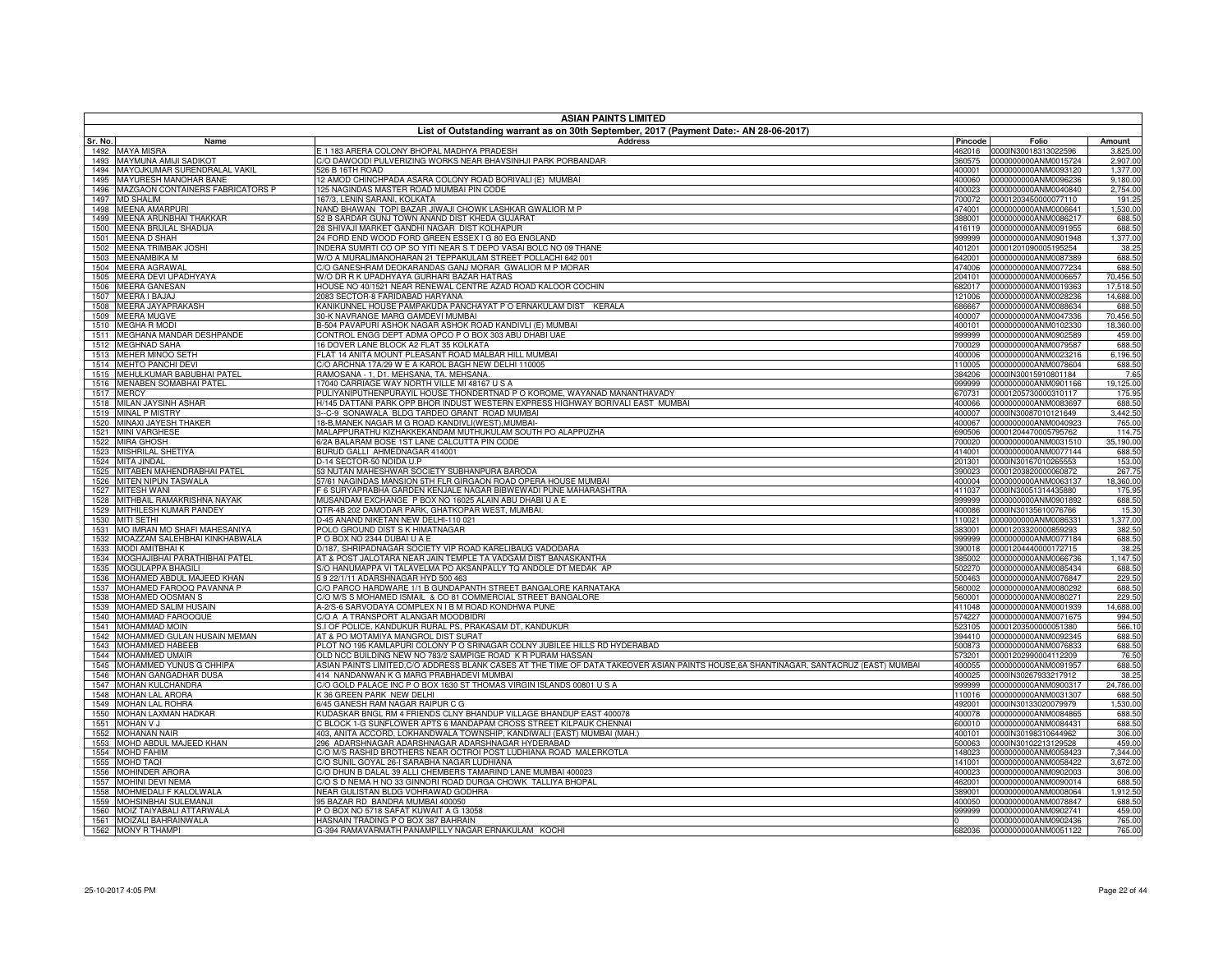# ASIAN PAINTS LIMITED

## List of Outstanding warrant as on 30th September, 2017 (Payment Date:- AN 28-06-2017)

| Sr. No. | Name | Address | Pincode | Folio | Amount |
|---|---|---|---|---|---|
| 1492 | MAYA MISRA | E 1 183 ARERA COLONY BHOPAL MADHYA PRADESH | 462016 | 0000IN30018313022596 | 3,825.00 |
| 1493 | MAYMUNA AMIJI SADIKOT | C/O DAWOODI PULVERIZING WORKS NEAR BHAVSINHJI PARK PORBANDAR | 360575 | 0000000000ANM0015724 | 2,907.00 |
| 1494 | MAYOJKUMAR SURENDRALAL VAKIL | 526 B 16TH ROAD | 400001 | 0000000000ANM0093120 | 1,377.00 |
| 1495 | MAYURESH MANOHAR BANE | 12 AMOD CHINCHPADA ASARA COLONY ROAD BORIVALI (E) MUMBAI | 400060 | 0000000000ANM0096236 | 9,180.00 |
| 1496 | MAZGAON CONTAINERS FABRICATORS P | 125 NAGINDAS MASTER ROAD MUMBAI PIN CODE | 400023 | 0000000000ANM0040840 | 2,754.00 |
| 1497 | MD SHALIM | 167/3, LENIN SARANI, KOLKATA | 700072 | 00001203450000077110 | 191.25 |
| 1498 | MEENA AMARPURI | NAND BHAWAN TOPI BAZAR JIWAJI CHOWK LASHKAR GWALIOR M P | 474001 | 0000000000ANM0006641 | 1,530.00 |
| 1499 | MEENA ARUNBHAI THAKKAR | 52 B SARDAR GUNJ TOWN ANAND DIST KHEDA GUJARAT | 388001 | 0000000000ANM0086217 | 688.50 |
| 1500 | MEENA BRIJLAL SHADIJA | 28 SHIVAJI MARKET GANDHI NAGAR DIST KOLHAPUR | 416119 | 0000000000ANM0091955 | 688.50 |
| 1501 | MEENA D SHAH | 24 FORD END WOOD FORD GREEN ESSEX I G 80 EG ENGLAND | 999999 | 0000000000ANM0901948 | 1,377.00 |
| 1502 | MEENA TRIMBAK JOSHI | INDERA SUMRTI CO OP SO YITI NEAR S T DEPO VASAI BOLC NO 09 THANE | 401201 | 00001201090005195254 | 38.25 |
| 1503 | MEENAMBIKA M | W/O A MURALIMANOHARAN 21 TEPPAKULAM STREET POLLACHI 642 001 | 642001 | 0000000000ANM0087389 | 688.50 |
| 1504 | MEERA AGRAWAL | C/O GANESHRAM DEOKARANDAS GANJ MORAR GWALIOR M P MORAR | 474006 | 0000000000ANM0077234 | 688.50 |
| 1505 | MEERA DEVI UPADHYAYA | W/O DR R K UPADHYAYA GURHARI BAZAR HATRAS | 204101 | 0000000000ANM0006657 | 70,456.50 |
| 1506 | MEERA GANESAN | HOUSE NO 40/1521 NEAR RENEWAL CENTRE AZAD ROAD KALOOR COCHIN | 682017 | 0000000000ANM0019363 | 17,518.50 |
| 1507 | MEERA I BAJAJ | 2083 SECTOR-8 FARIDABAD HARYANA | 121006 | 0000000000ANM0028236 | 14,688.00 |
| 1508 | MEERA JAYAPRAKASH | KANIKUNNEL HOUSE PAMPAKUDA PANCHAYAT P O ERNAKULAM DIST KERALA | 686667 | 0000000000ANM0088634 | 688.50 |
| 1509 | MEERA MUGVE | 30-K NAVRANGE MARG GAMDEVI MUMBAI | 400007 | 0000000000ANM0047336 | 70,456.50 |
| 1510 | MEGHA R MODI | B-504 PAVAPURI ASHOK NAGAR ASHOK ROAD KANDIVLI (E) MUMBAI | 400101 | 0000000000ANM0102330 | 18,360.00 |
| 1511 | MEGHANA MANDAR DESHPANDE | CONTROL ENGG DEPT ADMA OPCO P O BOX 303 ABU DHABI UAE | 999999 | 0000000000ANM0902589 | 459.00 |
| 1512 | MEGHNAD SAHA | 16 DOVER LANE BLOCK A2 FLAT 35 KOLKATA | 700029 | 0000000000ANM0079587 | 688.50 |
| 1513 | MEHER MINOO SETH | FLAT 14 ANITA MOUNT PLEASANT ROAD MALBAR HILL MUMBAI | 400006 | 0000000000ANM0023216 | 6,196.50 |
| 1514 | MEHTO PANCHI DEVI | C/O ARCHNA 17A/29 W E A KAROL BAGH NEW DELHI 110005 | 110005 | 0000000000ANM0078604 | 688.50 |
| 1515 | MEHULKUMAR BABUBHAI PATEL | RAMOSANA - 1, D1. MEHSANA, TA. MEHSANA. | 384206 | 0000IN30015910801184 | 7.65 |
| 1516 | MENABEN SOMABHAI PATEL | 17040 CARRIAGE WAY NORTH VILLE MI 48167 U S A | 999999 | 0000000000ANM0901166 | 19,125.00 |
| 1517 | MERCY | PULIYANIPUTHENPURAYIL HOUSE THONDERTNAD P O KOROME, WAYANAD MANANTHAVADY | 670731 | 00001205730000310117 | 175.95 |
| 1518 | MILAN JAYSINH ASHAR | H/145 DATTANI PARK OPP BHOR INDUST WESTERN EXPRESS HIGHWAY BORIVALI EAST MUMBAI | 400066 | 0000000000ANM0083697 | 688.50 |
| 1519 | MINAL P MISTRY | 3--C-9 SONAWALA BLDG TARDEO GRANT ROAD MUMBAI | 400007 | 0000IN30087010121649 | 3,442.50 |
| 1520 | MINAXI JAYESH THAKER | 18-B,MANEK NAGAR M G ROAD KANDIVLI(WEST),MUMBAI- | 400067 | 0000000000ANM0040923 | 765.00 |
| 1521 | MINI VARGHESE | MALAPPURATHU KIZHAKKEKANDAM MUTHUKULAM SOUTH PO ALAPPUZHA | 690506 | 00001204470005795762 | 114.75 |
| 1522 | MIRA GHOSH | 6/2A BALARAM BOSE 1ST LANE CALCUTTA PIN CODE | 700020 | 0000000000ANM0031510 | 35,190.00 |
| 1523 | MISHRILAL SHETIYA | BURUD GALLI AHMEDNAGAR 414001 | 414001 | 0000000000ANM0077144 | 688.50 |
| 1524 | MITA JINDAL | D-14 SECTOR-50 NOIDA U.P | 201301 | 0000IN30167010265553 | 153.00 |
| 1525 | MITABEN MAHENDRABHAI PATEL | 53 NUTAN MAHESHWAR SOCIETY SUBHANPURA BARODA | 390023 | 00001203820000060872 | 267.75 |
| 1526 | MITEN NIPUN TASWALA | 57/61 NAGINDAS MANSION 5TH FLR GIRGAON ROAD OPERA HOUSE MUMBAI | 400004 | 0000000000ANM0063137 | 18,360.00 |
| 1527 | MITESH WANI | F 6 SURYAPRABHA GARDEN KENJALE NAGAR BIBWEWADI PUNE MAHARASHTRA | 411037 | 0000IN30051314435880 | 175.95 |
| 1528 | MITHBAIL RAMAKRISHNA NAYAK | MUSANDAM EXCHANGE P BOX NO 16025 ALAIN ABU DHABI U A E | 999999 | 0000000000ANM0901892 | 688.50 |
| 1529 | MITHILESH KUMAR PANDEY | QTR-4B 202 DAMODAR PARK, GHATKOPAR WEST, MUMBAI. | 400086 | 0000IN30135610076766 | 15.30 |
| 1530 | MITI SETHI | D-45 ANAND NIKETAN NEW DELHI-110 021 | 110021 | 0000000000ANM0086331 | 1,377.00 |
| 1531 | MO IMRAN MO SHAFI MAHESANIYA | POLO GROUND DIST S K HIMATNAGAR | 383001 | 00001203320000859293 | 382.50 |
| 1532 | MOAZZAM SALEHBHAI KINKHABWALA | P O BOX NO 2344 DUBAI U A E | 999999 | 0000000000ANM0077184 | 688.50 |
| 1533 | MODI AMITBHAI K | D/187, SHRIPADNAGAR SOCIETY VIP ROAD KARELIBAUG VADODARA | 390018 | 00001204440000172715 | 38.25 |
| 1534 | MOGHAJIBHAI PARATHIBHAI PATEL | AT & POST JALOTARA NEAR JAIN TEMPLE TA VADGAM DIST BANASKANTHA | 385002 | 0000000000ANM0066736 | 1,147.50 |
| 1535 | MOGULAPPA BHAGILI | S/O HANUMAPPA VI TALAVELMA PO AKSANPALLY TQ ANDOLE DT MEDAK AP | 502270 | 0000000000ANM0085434 | 688.50 |
| 1536 | MOHAMED ABDUL MAJEED KHAN | 5 9 22/1/11 ADARSHNAGAR HYD 500 463 | 500463 | 0000000000ANM0076847 | 229.50 |
| 1537 | MOHAMED FAROOQ PAVANNA P | C/O PARCO HARDWARE 1/1 B GUNDAPANTH STREET BANGALORE KARNATAKA | 560002 | 0000000000ANM0080292 | 688.50 |
| 1538 | MOHAMED OOSMAN S | C/O M/S S MOHAMED ISMAIL & CO 81 COMMERCIAL STREET BANGALORE | 560001 | 0000000000ANM0080271 | 229.50 |
| 1539 | MOHAMED SALIM HUSAIN | A-2/S-6 SARVODAYA COMPLEX N I B M ROAD KONDHWA PUNE | 411048 | 0000000000ANM0001939 | 14,688.00 |
| 1540 | MOHAMMAD FAROOQUE | C/O A A TRANSPORT ALANGAR MOODBIDRI | 574227 | 0000000000ANM0071675 | 994.50 |
| 1541 | MOHAMMAD MOIN | S.I OF POLICE, KANDUKUR RURAL PS, PRAKASAM DT, KANDUKUR | 523105 | 00001203500000051380 | 566.10 |
| 1542 | MOHAMMED GULAN HUSAIN MEMAN | AT & PO MOTAMIYA MANGROL DIST SURAT | 394410 | 0000000000ANM0092345 | 688.50 |
| 1543 | MOHAMMED HABEEB | PLOT NO 195 KAMLAPURI COLONY P O SRINAGAR COLNY JUBILEE HILLS RD HYDERABAD | 500873 | 0000000000ANM0076833 | 688.50 |
| 1544 | MOHAMMED UMAIR | OLD NCC BUILDING NEW NO 783/2 SAMPIGE ROAD K R PURAM HASSAN | 573201 | 00001202990004112209 | 76.50 |
| 1545 | MOHAMMED YUNUS G CHHIPA | ASIAN PAINTS LIMITED,C/O ADDRESS BLANK CASES AT THE TIME OF DATA TAKEOVER ASIAN PAINTS HOUSE,6A SHANTINAGAR, SANTACRUZ (EAST) MUMBAI | 400055 | 0000000000ANM0091957 | 688.50 |
| 1546 | MOHAN GANGADHAR DUSA | 414 NANDANWAN K G MARG PRABHADEVI MUMBAI | 400025 | 0000IN30267933217912 | 38.25 |
| 1547 | MOHAN KULCHANDRA | C/O GOLD PALACE INC P O BOX 1630 ST THOMAS VIRGIN ISLANDS 00801 U S A | 999999 | 0000000000ANM0900317 | 24,786.00 |
| 1548 | MOHAN LAL ARORA | K 36 GREEN PARK NEW DELHI | 110016 | 0000000000ANM0031307 | 688.50 |
| 1549 | MOHAN LAL ROHRA | 6/45 GANESH RAM NAGAR RAIPUR C G | 492001 | 0000IN30133020079979 | 1,530.00 |
| 1550 | MOHAN LAXMAN HADKAR | KUDASKAR BNGL RM 4 FRIENDS CLNY BHANDUP VILLAGE BHANDUP EAST 400078 | 400078 | 0000000000ANM0084865 | 688.50 |
| 1551 | MOHAN V J | C BLOCK 1-G SUNFLOWER APTS 6 MANDAPAM CROSS STREET KILPAUK CHENNAI | 600010 | 0000000000ANM0084431 | 688.50 |
| 1552 | MOHANAN NAIR | 403, ANITA ACCORD, LOKHANDWALA TOWNSHIP, KANDIWALI (EAST) MUMBAI (MAH.) | 400101 | 0000IN30198310644962 | 306.00 |
| 1553 | MOHD ABDUL MAJEED KHAN | 296 ADARSHNAGAR ADARSHNAGAR ADARSHNAGAR HYDERABAD | 500063 | 0000IN30102213129528 | 459.00 |
| 1554 | MOHD FAHIM | C/O M/S RASHID BROTHERS NEAR OCTROI POST LUDHIANA ROAD MALERKOTLA | 148023 | 0000000000ANM0058423 | 7,344.00 |
| 1555 | MOHD TAQI | C/O SUNIL GOYAL 26-I SARABHA NAGAR LUDHIANA | 141001 | 0000000000ANM0058422 | 3,672.00 |
| 1556 | MOHINDER ARORA | C/O DHUN B DALAL 39 ALLI CHEMBERS TAMARIND LANE MUMBAI 400023 | 400023 | 0000000000ANM0902003 | 306.00 |
| 1557 | MOHINI DEVI NEMA | C/O S D NEMA H NO 33 GINNORI ROAD DURGA CHOWK TALLIYA BHOPAL | 462001 | 0000000000ANM0090014 | 688.50 |
| 1558 | MOHMEDALI F KALOLWALA | NEAR GULISTAN BLDG VOHRAWAD GODHRA | 389001 | 0000000000ANM0008064 | 1,912.50 |
| 1559 | MOHSINBHAI SULEMANJI | 95 BAZAR RD BANDRA MUMBAI 400050 | 400050 | 0000000000ANM0078847 | 688.50 |
| 1560 | MOIZ TAIYABALI ATTARWALA | P O BOX NO 5718 SAFAT KUWAIT A G 13058 | 999999 | 0000000000ANM0902741 | 459.00 |
| 1561 | MOIZALI BAHRAINWALA | HASNAIN TRADING P O BOX 387 BAHRAIN | 0 | 0000000000ANM0902436 | 765.00 |
| 1562 | MONY R THAMPI | G-394 RAMAVARMATH PANAMPILLY NAGAR ERNAKULAM KOCHI | 682036 | 0000000000ANM0051122 | 765.00 |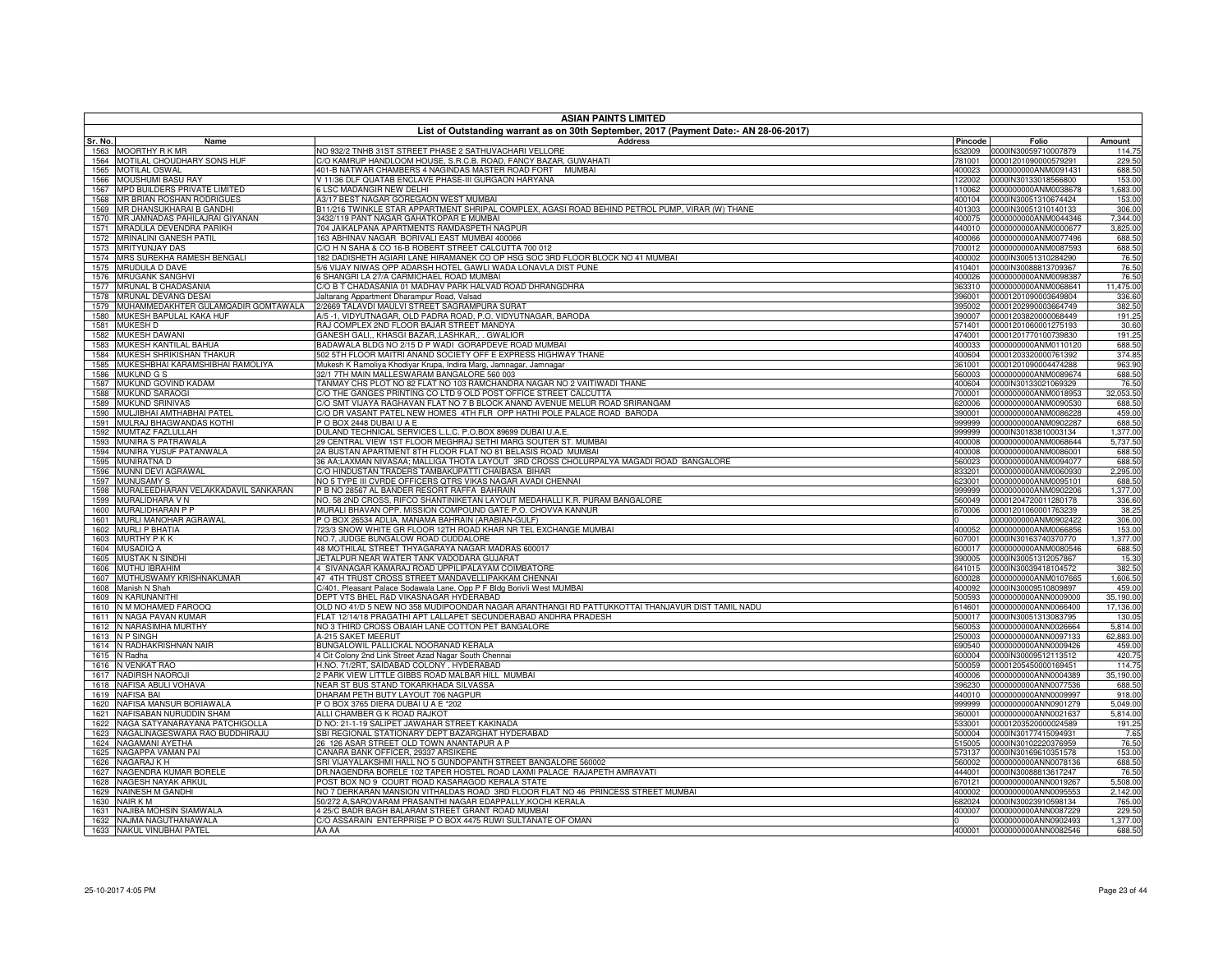# ASIAN PAINTS LIMITED

## List of Outstanding warrant as on 30th September, 2017 (Payment Date:- AN 28-06-2017)

| Sr. No. | Name | Address | Pincode | Folio | Amount |
|---|---|---|---|---|---|
| 1563 | MOORTHY R K MR | NO 932/2 TNHB 31ST STREET PHASE 2 SATHUVACHARI VELLORE | 632009 | 0000IN30059710007879 | 114.75 |
| 1564 | MOTILAL CHOUDHARY SONS HUF | C/O KAMRUP HANDLOOM HOUSE, S.R.C.B. ROAD, FANCY BAZAR, GUWAHATI | 781001 | 00001201090000579291 | 229.50 |
| 1565 | MOTILAL OSWAL | 401-B NATWAR CHAMBERS 4 NAGINDAS MASTER ROAD FORT MUMBAI | 400023 | 0000000000ANM0091431 | 688.50 |
| 1566 | MOUSHUMI BASU RAY | V 11/36 DLF QUATAB ENCLAVE PHASE-III GURGAON HARYANA | 122002 | 0000IN30133018566800 | 153.00 |
| 1567 | MPD BUILDERS PRIVATE LIMITED | 6 LSC MADANGIR NEW DELHI | 110062 | 0000000000ANM0038678 | 1,683.00 |
| 1568 | MR BRIAN ROSHAN RODRIGUES | A3/17 BEST NAGAR GOREGAON WEST MUMBAI | 400104 | 0000IN30051310674424 | 153.00 |
| 1569 | MR DHANSUKHARAI B GANDHI | B11/216 TWINKLE STAR APPARTMENT SHRIPAL COMPLEX, AGASI ROAD BEHIND PETROL PUMP, VIRAR (W) THANE | 401303 | 0000IN30051310140133 | 306.00 |
| 1570 | MR JAMNADAS PAHILAJRAI GIYANAN | 3432/119 PANT NAGAR GAHATKOPAR E MUMBAI | 400075 | 0000000000ANM0044346 | 7,344.00 |
| 1571 | MRADULA DEVENDRA PARIKH | 704 JAIKALPANA APARTMENTS RAMDASPETH NAGPUR | 440010 | 0000000000ANM0000677 | 3,825.00 |
| 1572 | MRINALINI GANESH PATIL | 163 ABHINAV NAGAR BORIVALI EAST MUMBAI 400066 | 400066 | 0000000000ANM0077496 | 688.50 |
| 1573 | MRITYUNJAY DAS | C/O H N SAHA & CO 16-B ROBERT STREET CALCUTTA 700 012 | 700012 | 0000000000ANM0087593 | 688.50 |
| 1574 | MRS SUREKHA RAMESH BENGALI | 182 DADISHETH AGIARI LANE HIRAMANEK CO OP HSG SOC 3RD FLOOR BLOCK NO 41 MUMBAI | 400002 | 0000IN30051310284290 | 76.50 |
| 1575 | MRUDULA D DAVE | 5/6 VIJAY NIWAS OPP ADARSH HOTEL GAWLI WADA LONAVLA DIST PUNE | 410401 | 0000IN30088813709367 | 76.50 |
| 1576 | MRUGANK SANGHVI | 6 SHANGRI LA 27/A CARMICHAEL ROAD MUMBAI | 400026 | 0000000000ANM0098387 | 76.50 |
| 1577 | MRUNAL B CHADASANIA | C/O B T CHADASANIA 01 MADHAV PARK HALVAD ROAD DHRANGDHRA | 363310 | 0000000000ANM0068641 | 11,475.00 |
| 1578 | MRUNAL DEVANG DESAI | Jaltarang Appartment Dharampur Road, Valsad | 396001 | 00001201090003649804 | 336.60 |
| 1579 | MUHAMMEDAKHTER GULAMQADIR GOMTAWALA | 2/2669 TALAVDI MAULVI STREET SAGRAMPURA SURAT | 395002 | 00001202990003664749 | 382.50 |
| 1580 | MUKESH BAPULAL KAKA HUF | A/5 -1, VIDYUTNAGAR, OLD PADRA ROAD, P.O. VIDYUTNAGAR, BARODA | 390007 | 00001203820000068449 | 191.25 |
| 1581 | MUKESH D | RAJ COMPLEX 2ND FLOOR BAJAR STREET MANDYA | 571401 | 00001201060001275193 | 30.60 |
| 1582 | MUKESH DAWANI | GANESH GALI,, KHASGI BAZAR,,LASHKAR,,. GWALIOR | 474001 | 00001201770100739830 | 191.25 |
| 1583 | MUKESH KANTILAL BAHUA | BADAWALA BLDG NO 2/15 D P WADI GORAPDEVE ROAD MUMBAI | 400033 | 0000000000ANM0110120 | 688.50 |
| 1584 | MUKESH SHRIKISHAN THAKUR | 502 5TH FLOOR MAITRI ANAND SOCIETY OFF E EXPRESS HIGHWAY THANE | 400604 | 00001203320000761392 | 374.85 |
| 1585 | MUKESHBHAI KARAMSHIBHAI RAMOLIYA | Mukesh K Ramoliya Khodiyar Krupa, Indira Marg, Jamnagar, Jamnagar | 361001 | 00001201090004474288 | 963.90 |
| 1586 | MUKUND G S | 32/1 7TH MAIN MALLESWARAM BANGALORE 560 003 | 560003 | 0000000000ANM0089674 | 688.50 |
| 1587 | MUKUND GOVIND KADAM | TANMAY CHS PLOT NO 82 FLAT NO 103 RAMCHANDRA NAGAR NO 2 VAITIWADI THANE | 400604 | 0000IN30133021069329 | 76.50 |
| 1588 | MUKUND SARAOGI | C/O THE GANGES PRINTING CO LTD 9 OLD POST OFFICE STREET CALCUTTA | 700001 | 0000000000ANM0018953 | 32,053.50 |
| 1589 | MUKUND SRINIVAS | C/O SMT VIJAYA RAGHAVAN FLAT NO 7 B BLOCK ANAND AVENUE MELUR ROAD SRIRANGAM | 620006 | 0000000000ANM0090530 | 688.50 |
| 1590 | MULJIBHAI AMTHABHAI PATEL | C/O DR VASANT PATEL NEW HOMES 4TH FLR OPP HATHI POLE PALACE ROAD BARODA | 390001 | 0000000000ANM0086228 | 459.00 |
| 1591 | MULRAJ BHAGWANDAS KOTHI | P O BOX 2448 DUBAI U A E | 999999 | 0000000000ANM0092287 | 688.50 |
| 1592 | MUMTAZ FAZLULLAH | DULAND TECHNICAL SERVICES L.L.C. P.O.BOX 89699 DUBAI U.A.E. | 999999 | 0000IN30183810003134 | 1,377.00 |
| 1593 | MUNIRA S PATRAWALA | 29 CENTRAL VIEW 1ST FLOOR MEGHRAJ SETHI MARG SOUTER ST. MUMBAI | 400008 | 0000000000ANM0068644 | 5,737.50 |
| 1594 | MUNIRA YUSUF PATANWALA | 2A BUSTAN APARTMENT 8TH FLOOR FLAT NO 81 BELASIS ROAD MUMBAI | 400008 | 0000000000ANM0086001 | 688.50 |
| 1595 | MUNIRATNA D | 36 AA;LAXMAN NIVASAA; MALLIGA THOTA LAYOUT 3RD CROSS CHOLURPALYA MAGADI ROAD BANGALORE | 560023 | 0000000000ANM0094077 | 688.50 |
| 1596 | MUNNI DEVI AGRAWAL | C/O HINDUSTAN TRADERS TAMBAKUPATTI CHAIBASA BIHAR | 833201 | 0000000000ANM0060930 | 2,295.00 |
| 1597 | MUNUSAMY S | NO 5 TYPE III CVRDE OFFICERS QTRS VIKAS NAGAR AVADI CHENNAI | 623001 | 0000000000ANM0095101 | 688.50 |
| 1598 | MURALEEDHARAN VELAKKADAVIL SANKARAN | P B NO 28567 AL BANDER RESORT RAFFA BAHRAIN | 999999 | 0000000000ANM0902206 | 1,377.00 |
| 1599 | MURALIDHARA V N | NO. 58 2ND CROSS, RIFCO SHANTINIKETAN LAYOUT MEDAHALLI K.R. PURAM BANGALORE | 560049 | 00001204720011280178 | 336.60 |
| 1600 | MURALIDHARAN P P | MURALI BHAVAN OPP. MISSION COMPOUND GATE P.O. CHOVVA KANNUR | 670006 | 00001201060001763239 | 38.25 |
| 1601 | MURLI MANOHAR AGRAWAL | P O BOX 26534 ADLIA, MANAMA BAHRAIN (ARABIAN-GULF) | 0 | 0000000000ANM0902422 | 306.00 |
| 1602 | MURLI P BHATIA | 723/3 SNOW WHITE GR FLOOR 12TH ROAD KHAR NR TEL EXCHANGE MUMBAI | 400052 | 0000000000ANM0066856 | 153.00 |
| 1603 | MURTHY P K K | NO.7, JUDGE BUNGALOW ROAD CUDDALORE | 607001 | 0000IN30163740370770 | 1,377.00 |
| 1604 | MUSADIQ A | 48 MOTHILAL STREET THYAGARAYA NAGAR MADRAS 600017 | 600017 | 0000000000ANM0080546 | 688.50 |
| 1605 | MUSTAK N SINDHI | JETALPUR NEAR WATER TANK VADODARA GUJARAT | 390005 | 0000IN30051312057867 | 15.30 |
| 1606 | MUTHU IBRAHIM | 4 SIVANAGAR KAMARAJ ROAD UPPILIPALAYAM COIMBATORE | 641015 | 0000IN30039418104572 | 382.50 |
| 1607 | MUTHUSWAMY KRISHNAKUMAR | 47 4TH TRUST CROSS STREET MANDAVELLIPAKKAM CHENNAI | 600028 | 0000000000ANM0107665 | 1,606.50 |
| 1608 | Manish N Shah | C/401, Pleasant Palace Sodawala Lane, Opp P F Bldg Borivli West MUMBAI | 400092 | 0000IN30009510809897 | 459.00 |
| 1609 | N KARUNANITHI | DEPT VTS BHEL R&D VIKASNAGAR HYDERABAD | 500593 | 0000000000ANN0009000 | 35,190.00 |
| 1610 | N M MOHAMED FAROOQ | OLD NO 41/D 5 NEW NO 358 MUDIPOONDAR NAGAR ARANTHANGI RD PATTUKKOTTAI THANJAVUR DIST TAMIL NADU | 614601 | 0000000000ANN0066400 | 17,136.00 |
| 1611 | N NAGA PAVAN KUMAR | FLAT 12/14/18 PRAGATHI APT LALLAPET SECUNDERABAD ANDHRA PRADESH | 500017 | 0000IN30051313083795 | 130.05 |
| 1612 | N NARASIMHA MURTHY | NO 3 THIRD CROSS OBAIAH LANE COTTON PET BANGALORE | 560053 | 0000000000ANN0026664 | 5,814.00 |
| 1613 | N P SINGH | A-215 SAKET MEERUT | 250003 | 0000000000ANN0097133 | 62,883.00 |
| 1614 | N RADHAKRISHNAN NAIR | BUNGALOWIL PALLICKAL NOORANAD KERALA | 690540 | 0000000000ANN0009426 | 459.00 |
| 1615 | N Radha | 4 Cit Colony 2nd Link Street Azad Nagar South Chennai | 600004 | 0000IN30009512113512 | 420.75 |
| 1616 | N VENKAT RAO | H.NO. 71/2RT, SAIDABAD COLONY , HYDERABAD | 500059 | 00001205450000169451 | 114.75 |
| 1617 | NADIRSH NAOROJI | 2 PARK VIEW LITTLE GIBBS ROAD MALBAR HILL MUMBAI | 400006 | 0000000000ANN0004389 | 35,190.00 |
| 1618 | NAFISA ABULI VOHAVA | NEAR ST BUS STAND TOKARKHADA SILVASSA | 396230 | 0000000000ANN0077536 | 688.50 |
| 1619 | NAFISA BAI | DHARAM PETH BUTY LAYOUT 706 NAGPUR | 440010 | 0000000000ANN0009997 | 918.00 |
| 1620 | NAFISA MANSUR BORIAWALA | P O BOX 3765 DIERA DUBAI U A E *202 | 999999 | 0000000000ANN0901279 | 5,049.00 |
| 1621 | NAFISABAN NURUDDIN SHAM | ALLI CHAMBER G K ROAD RAJKOT | 360001 | 0000000000ANN0021637 | 5,814.00 |
| 1622 | NAGA SATYANARAYANA PATCHIGOLLA | D NO: 21-1-19 SALIPET JAWAHAR STREET KAKINADA | 533001 | 00001203520000024589 | 191.25 |
| 1623 | NAGALINAGESWARA RAO BUDDHIRAJU | SBI REGIONAL STATIONARY DEPT BAZARGHAT HYDERABAD | 500004 | 0000IN30177415094931 | 7.65 |
| 1624 | NAGAMANI AYETHA | 26 126 ASAR STREET OLD TOWN ANANTAPUR A P | 515005 | 0000IN30102220376959 | 76.50 |
| 1625 | NAGAPPA VAMAN PAI | CANARA BANK OFFICER, 29337 ARSIKERE | 573137 | 0000IN30169610351578 | 153.00 |
| 1626 | NAGARAJ K H | SRI VIJAYALAKSHMI HALL NO 5 GUNDOPANTH STREET BANGALORE 560002 | 560002 | 0000000000ANN0078136 | 688.50 |
| 1627 | NAGENDRA KUMAR BORELE | DR.NAGENDRA BORELE 102 TAPER HOSTEL ROAD LAXMI PALACE RAJAPETH AMRAVATI | 444001 | 0000IN30088813617247 | 76.50 |
| 1628 | NAGESH NAYAK ARKUL | POST BOX NO 9 COURT ROAD KASARAGOD KERALA STATE | 670121 | 0000000000ANN0019267 | 5,508.00 |
| 1629 | NAINESH M GANDHI | NO 7 DERKARAN MANSION VITHALDAS ROAD 3RD FLOOR FLAT NO 46 PRINCESS STREET MUMBAI | 400002 | 0000000000ANN0095553 | 2,142.00 |
| 1630 | NAIR K M | 50/272 A,SAROVARAM PRASANTHI NAGAR EDAPPALLY,KOCHI KERALA | 682024 | 0000IN30023910598134 | 765.00 |
| 1631 | NAJIBA MOHSIN SIAMWALA | 4 25/C BADR BAGH BALARAM STREET GRANT ROAD MUMBAI | 400007 | 0000000000ANN0087229 | 229.50 |
| 1632 | NAJMA NAGUTHANAWALA | C/O ASSARAIN ENTERPRISE P O BOX 4475 RUWI SULTANATE OF OMAN | 0 | 0000000000ANN0902493 | 1,377.00 |
| 1633 | NAKUL VINUBHAI PATEL | AA AA | 400001 | 0000000000ANN0082546 | 688.50 |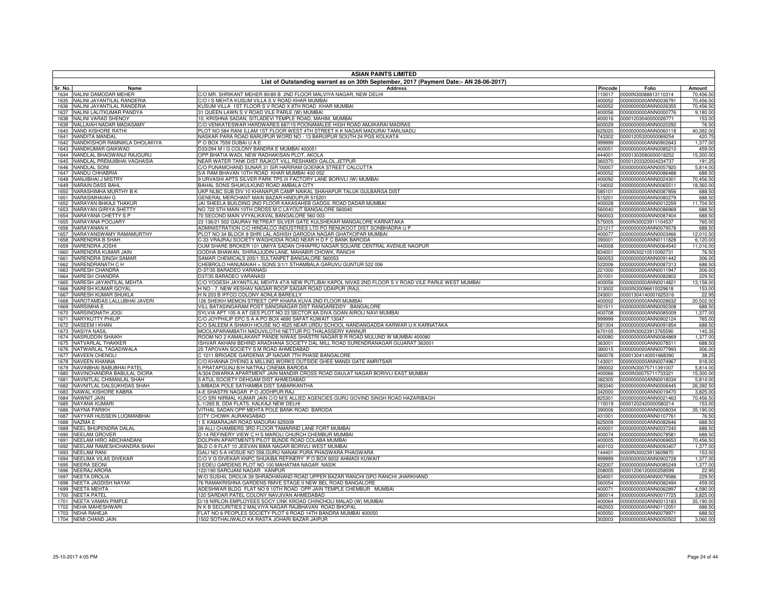# ASIAN PAINTS LIMITED

## List of Outstanding warrant as on 30th September, 2017 (Payment Date:- AN 28-06-2017)

| Sr. No. | Name | Address | Pincode | Folio | Amount |
|---|---|---|---|---|---|
| 1634 | NALINI DAMODAR MEHER | C/O MR. SHRIKANT MEHER 90/89 B 2ND FLOOR MALVIYA NAGAR, NEW DELHI | 110017 | 0000IN30088813110314 | 70,456.50 |
| 1635 | NALINI JAYANTILAL RANDERIA | C/O I S MEHTA KUSUM VILLA S V ROAD KHAR MUMBAI | 400052 | 0000000000ANN0036791 | 70,456.50 |
| 1636 | NALINI JAYANTILAL RANDERIA | KUSUM VILLA 1ST FLOOR S V ROAD X 8TH ROAD KHAR MUMBAI | 400052 | 0000000000ANN0026355 | 70,456.50 |
| 1637 | NALINI LALITKUMAR PANDYA | 31 QUEEN LAWN S V ROAD VILE PARLE (W) MUMBAI | 400056 | 0000000000ANN0000776 | 9,180.00 |
| 1638 | NALINI VARAD SHENOY | 10, KRISHNA SADAN, SITLADEVI TEMPLE ROAD, MAHIM, MUMBAI | 400016 | 00001203040000026771 | 153.00 |
| 1639 | NALLAIAH NADAR MADASAMY | C/O VENKATESWAR HARDWARES 687/15 POONAMALEE HIGH ROAD AMJIKARAI MADRAS | 600029 | 0000000000ANN0020292 | 76.50 |
| 1640 | NAND KISHORE RATHI | PLOT NO 584 RANI ILLAM 1ST FLOOR WEST 4TH STREET K K NAGAR MADURAI TAMILNADU | 625020 | 0000000000ANN0060118 | 40,392.00 |
| 1641 | NANDITA MANDAL | NASKAR PARA ROAD BARUIPUR WORD NO - 13 BARUIPUR SOUTH 24 PGS KOLKATA | 743302 | 00001205320000069254 | 420.75 |
| 1642 | NANDKISHOR RAMNIKLA DHOLAKIYA | P O BOX 7559 DUBAI U A E | 999999 | 0000000000ANN0902643 | 1,377.00 |
| 1643 | NANDKUMAR GAIKWAD | D33/294 M I G COLONY BANDRA E MUMBAI 400051 | 400051 | 0000000000ANN0085210 | 459.00 |
| 1644 | NANDLAL BHAGWANJI RAJGURU | OPP.BHATIA WADI, NEW RADHAKISAN PLOT, AKOLA | 444001 | 00001303580000018252 | 15,300.00 |
| 1645 | NANDLAL PREMJIBHAI VAGHASIA | NEAR WATER TANK DIST RAJKOT VILL RESHAMDI GALOL JETPUR | 360370 | 00001203320004234737 | 191.25 |
| 1646 | NANDLAL SONI | C/O PUNAMCHAND SUNAR 31 SIR HARIRAM GOENKA STREET CALCUTTA | 700007 | 0000000000ANN0057920 | 5,814.00 |
| 1647 | NANDU CHHABRIA | 5/A RAM BHAVAN 10TH ROAD KHAR MUMBAI 400 052 | 400052 | 0000000000ANN0086488 | 688.50 |
| 1648 | NANJIBHAI J MISTRY | 9 URVASHI APTS SILVER PARK TPS III FACTORY LANE BORIVLI (W) MUMBAI | 400092 | 0000000000ANN0024301 | 70,456.50 |
| 1649 | NARAIN DASS BAHL | BAHAL SONS SHUKULKUND ROAD AMBALA CITY | 134002 | 0000000000ANN0065511 | 18,360.00 |
| 1650 | NARASHIMHA MURTHY B K | UKP NLBC SUB DIV 10 KHANAPUR CAMP NAIKAL SHAHAPUR TALUK GULBARGA DIST | 585101 | 0000000000ANN0087856 | 688.50 |
| 1651 | NARASIMHAIAH G | GENERAL MERCHANT MAIN BAZAR HINDUPUR 515201 | 515201 | 0000000000ANN0080279 | 688.50 |
| 1652 | NARAYAN BHKAJI THAKUR | JAI SHEELA BUILDING 2ND FLOOR KAKASAHEB GADGIL ROAD DADAR MUMBAI | 400028 | 0000000000ANN0012259 | 11,704.50 |
| 1653 | NARAYAN GIRIYA SHETTY | NO 722 5TH MAIN 10TH CROSS M C LAYOUT BANGALORE 560040 | 560040 | 0000000000ANN0086969 | 688.50 |
| 1654 | NARAYANA CHETTY S P | 70 SECOND MAIN VYYALIKAVAL BANGALORE 560 003 | 560003 | 0000000000ANN0087404 | 688.50 |
| 1655 | NARAYANA POOJARY | 23 136/21 502 GAURAV RETREAT SILVER GATE KULSHEKAR MANGALORE KARNATAKA | 575005 | 0000IN30023911104537 | 765.00 |
| 1656 | NARAYANAN K | ADMINISTRATION C/O HINDALCO INDUSTRIES LTD PO RENUKOOT DIST SONBHADRA U P | 231217 | 0000000000ANN0079578 | 688.50 |
| 1657 | NARAYANSWAMY RAMAMURTHY | PLOT NO 34 BLOCK 8 SHRI LAL ASHISH GARODIA NAGAR GHATKOPAR MUMBAI | 400077 | 0000000000ANN0003466 | 12,010.50 |
| 1658 | NARENDRA B SHAH | C-33 VRAJRAJ SOCIETY WAGHODIA ROAD NEAR H D F C BANK BARODA | 390001 | 0000000000ANN0111828 | 6,120.00 |
| 1659 | NARENDRA JOSHI | OUM SHARE BROKER 101 UMIYA SADAN CHHAPRU NAGAR SQUARE CENTRAL AVENUE NAGPUR | 440008 | 0000000000ANN0064540 | 11,016.00 |
| 1660 | NARENDRA KUMAR JAIN | GODHA BHAWAN, SHIRAJJUDIN LANE, MAHABIR CHOWK, RANCHI | 834001 | 0000IN30210510092731 | 76.50 |
| 1661 | NARENDRA SINGH SAMAR | SAMAR CHEMICALS 205/1 SULTANPET BANGALORE 560053 | 560053 | 0000000000ANN0091442 | 306.00 |
| 1662 | NARENDRANATH C H | CHEBROLO HANUMAIAH + SONS 3/1/1 STHAMBALA GARUVU GUNTUR 522 006 | 522006 | 0000000000ANN0087313 | 688.50 |
| 1663 | NARESH CHANDRA | D-37/35 BARADEO VARANASI | 221000 | 0000000000ANN0011947 | 306.00 |
| 1664 | NARESH CHANDRA | D37/35 BARADEO VARANASI | 201001 | 0000000000ANN0082802 | 229.50 |
| 1665 | NARESH JAYANTILAL MEHTA | C/O YOGESH JAYANTILAL MEHTA 47/A NEW PUTLIBAI KAPOL NIVAS 2ND FLOOR S V ROAD VILE PARLE WEST MUMBAI | 400056 | 0000000000ANN0014821 | 13,158.00 |
| 1666 | NARESH KUMAR GOYAL | H NO - 7, NEW KESHAV NAGAR ROOP SAGAR ROAD UDAIPUR (RAJ). | 313002 | 0000IN30096610029618 | 153.00 |
| 1667 | NARESH KUMAR SHUKLA | H N 203 B IFFCO COLONY AONLA BAREILLY | 243001 | 00001304140001625316 | 22.95 |
| 1668 | NAROTAMDAS LALLUBHAI JAVERI | 126 SHEIKH MEMON STREET OPP KHARA KUVA 2ND FLOOR MUMBAI | 400002 | 0000000000ANN0028632 | 20,502.00 |
| 1669 | NARSIMHA E | VILL BATASINGARAM POST SANGINAGAR DIST RANGAREDDY BANGALORE | 501511 | 0000000000ANN0092308 | 688.50 |
| 1670 | NARSINGNATH JOGI | SYLVIA APT 105 A AT GES PLOT NO 23 SECTOR 8A DIVA GOAN AIROLI NAVI MUMBAI | 400708 | 0000000000ANN0085009 | 1,377.00 |
| 1671 | NARYKUTTY PHILIP | C/O JOYPHILIP EPC S A A P O BOX 4690 SAFAT KUWAIT 13047 | 999999 | 0000000000ANN0902124 | 765.00 |
| 1672 | NASEEM I KHAN | C/O SALEEM A SHAIKH HOUSE NO 4525 NEAR URDU SCHOOL NANDANGADDA KARWAR U K KARNATAKA | 581304 | 0000000000ANN0091854 | 688.50 |
| 1673 | NASIYA NASIL | MOOLAPARAMBATH NADUVILOTHI NETTUR PO THALASSERY KANNUR | 670105 | 0000IN30023913765590 | 145.35 |
| 1674 | NASRUDDIN SHAIKH | ROOM NO 2 KAMALAKANT PANDE NIWAS SHASTRI NAGAR B R ROAD MULUND W MUMBAI 400080 | 400080 | 0000000000ANN0084869 | 1,377.00 |
| 1675 | NATVARLAL THAKKER | ISHVAR AKHANI BEHIND ARADHANA SOCIETY DAL MILL ROAD SURENDRANAGAR GUJARAT 363001 | 363001 | 0000000000ANN0078511 | 688.50 |
| 1676 | NATWARLAL TAGADIWALA | 25 TAPOVAN SOCIETY S M ROAD AHMEDABAD | 380015 | 0000000000ANN0077993 | 306.00 |
| 1677 | NAVEEN CHENOLI | C 1011 BRIGADE GARDENIA JP NAGAR 7TH PHASE BANGALORE | 560078 | 00001304140001668390 | 38.25 |
| 1678 | NAVEEN KHANNA | C/O KHANNA DYEING & MILLING WORKS OUTSIDE GHEE MANDI GATE AMRITSAR | 143001 | 0000000000ANN0074967 | 918.00 |
| 1679 | NAVINBHAI BABUBHAI PATEL | 5 PRATAPGUNJ B/H NATRAJ CINEMA BARODA | 390002 | 0000IN30075711391007 | 5,814.00 |
| 1680 | NAVINCHANDRA BABULAL DIORA | A/304 DWARKA APARTMENT JAIN MANDIR CROSS ROAD DAULAT NAGAR BORIVLI EAST MUMBAI | 400066 | 0000IN30075711733321 | 15,300.00 |
| 1681 | NAVNITLAL CHIMANLAL SHAH | 5 ATUL SOCIETY DEHGAM DIST AHMEDABAD | 382305 | 0000000000ANN0018034 | 5,814.00 |
| 1682 | NAVNITLAL DALSUKHDAS SHAH | LIMBADA POLE SATHAMBA DIST SABARKANTHA | 383340 | 0000000000ANN0006445 | 26,392.50 |
| 1683 | NAWAL KISHORE KABRA | 4-E SHASTRI NAGAR P O JODHPUR RAJ | 342000 | 0000000000ANN0019470 | 3,825.00 |
| 1684 | NAWNIT JAIN | C/O SRI NIRMAL KUMAR JAIN C/O M/S ALLIED AGENCIES GURU GOVIND SINGH ROAD HAZARIBAGH | 825301 | 0000000000ANN0021463 | 70,456.50 |
| 1685 | NAYANA KUMARI | L-1/265 B, DDA FLATS, KALKAJI NEW DELHI | 110019 | 00001202420000580214 | 153.00 |
| 1686 | NAYNA PARIKH | VITHAL SADAN OPP MEHTA POLE BANK ROAD BARODA | 390006 | 0000000000ANN0008034 | 35,190.00 |
| 1687 | NAYYAR HUSSEIN LUQMANBHAI | CITY CHOWK AURANGABAD | 431001 | 0000000000ANN0107761 | 76.50 |
| 1688 | NAZMA E | 1 E KAMARAJAR ROAD MADURAI 625009 | 625009 | 0000000000ANN0082646 | 688.50 |
| 1689 | NEEL BHUPENDRA DALAL | 39 ALLI CHAMBERS 3RD FLOOR TAMARIND LANE FORT MUMBAI | 400001 | 0000000000ANN0037240 | 688.50 |
| 1690 | NEELAM GROVER | D-14 REFINERY VIEW C H S MAROLI CHURCH CHEMBUR MUMBAI | 400074 | 0000000000ANN0078581 | 688.50 |
| 1691 | NEELAM HIRO ABICHANDANI | DOLPHIN APARTMENTS PILOT BUNDE ROAD COLABA MUMBAI | 400005 | 0000000000ANN0069653 | 70,456.50 |
| 1692 | NEELAM RAMESHCHANDRA SHAH | BLD C-9 FLAT 10 JEEVAN BIMA NAGAR BORIVLI WEST MUMBAI | 400103 | 0000000000ANN0093407 | 1,377.00 |
| 1693 | NEELAM RANI | GALI NO 5-A HOSUE NO 358,GURU NANAK PURA PHAGWARA PHAGWARA | 144401 | 0000IN30023913609870 | 153.00 |
| 1694 | NEELIMA VILAS DIVEKAR | C/O V G DIVEKAR KNPC SHUAIBA REFINERY P O BOX 9202 AHMADI KUWAIT | 999999 | 0000000000ANN0902728 | 1,377.00 |
| 1695 | NEERA SEONI | 3 EDEU GARDENS PLOT NO 100 MAHATMA NAGAR NASIK | 422007 | 0000000000ANN0085249 | 1,377.00 |
| 1696 | NEERAJ ARORA | 122/190 SAROJANI NAGAR . KANPUR | 208005 | 00001206120000258599 | 22.95 |
| 1697 | NEETA DROLIA | W/O SUSHIL DROLIA 39 SHRADHANAND ROAD UPPER BAZAR RANCHI GPO RANCHI JHARKHAND | 834001 | 0000000000ANN0079586 | 229.50 |
| 1698 | NEETA JAGDISH NAYAK | 76 RAMAKRISHNA GARDENS RMVE STAGE II NEW BEL ROAD BANGALORE | 560054 | 0000000000ANN0082494 | 459.00 |
| 1699 | NEETA MEHTA | ADESHWAR BLDG FLAT NO 9 10TH ROAD OPP JAIN TEMPLE CHEMBUR MUMBAI | 400071 | 0000000000ANN0062897 | 4,590.00 |
| 1700 | NEETA PATEL | 120 SARDAR PATEL COLONY NAVJIVAN AHMEDABAD | 380014 | 0000000000ANN0017725 | 3,825.00 |
| 1701 | NEETA VAMAN PIMPLE | D/18 NIRLON EMPLOYEES SOCY LINK KROAD CHINCHOLI MALAD (W) MUMBAI | 400064 | 0000000000ANN0013183 | 35,190.00 |
| 1702 | NEHA MAHESHWARI | N K B SECURITIES 2 MALVIYA NAGAR RAJBHAVAN ROAD BHOPAL | 462003 | 0000000000ANN0112051 | 688.50 |
| 1703 | NEHA RAHEJA | FLAT NO 6 PEOPLES SOCIETY PLOT 6 ROAD 14TH BANDRA MUMBAI 400050 | 400050 | 0000000000ANN0078971 | 688.50 |
| 1704 | NEMI CHAND JAIN | 1502 SOTHALIWALO KA RASTA JOHARI BAZAR JAIPUR | 302003 | 0000000000ANN0050502 | 3,060.00 |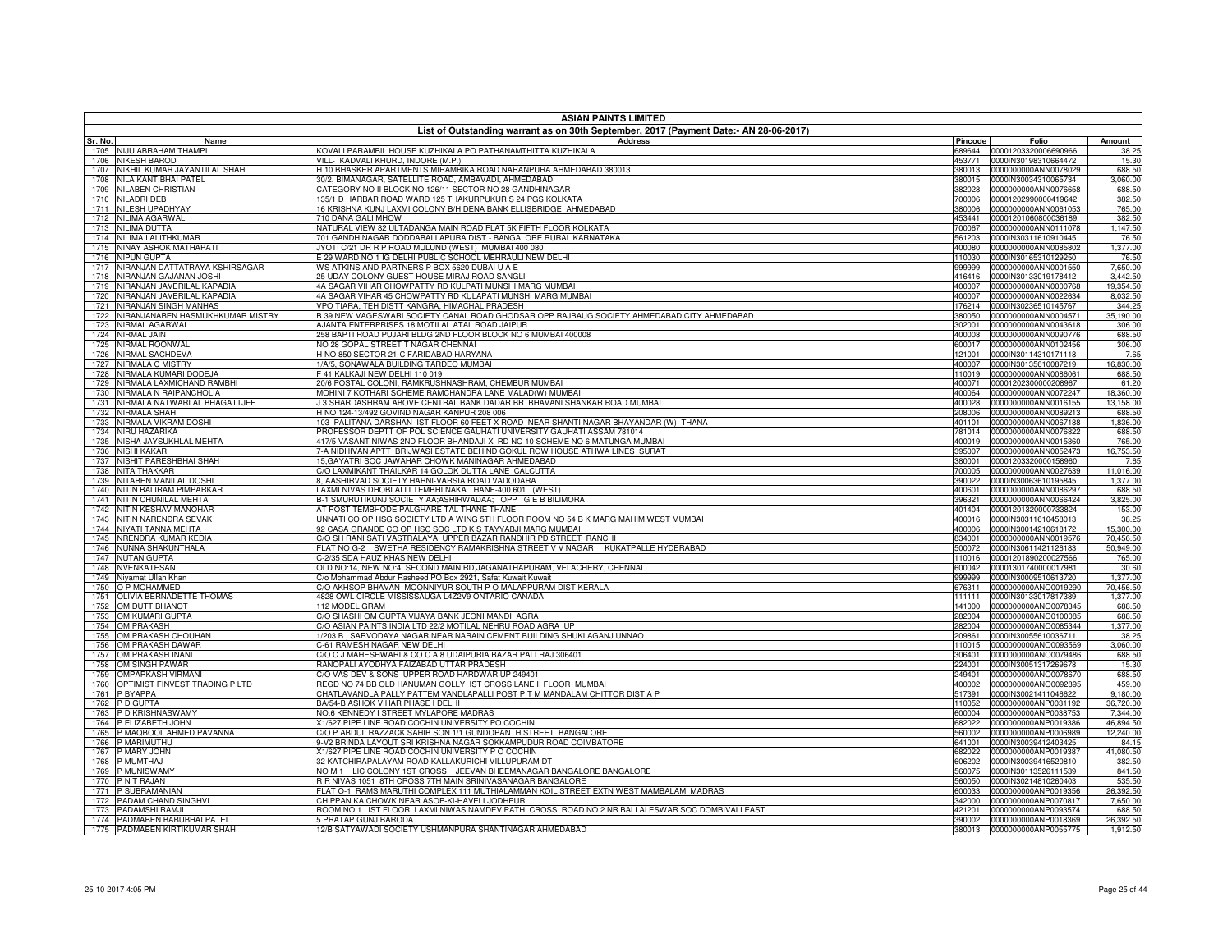# ASIAN PAINTS LIMITED

## List of Outstanding warrant as on 30th September, 2017 (Payment Date:- AN 28-06-2017)

| Sr. No. | Name | Address | Pincode | Folio | Amount |
|---|---|---|---|---|---|
| 1705 | NIJU ABRAHAM THAMPI | KOVALI PARAMBIL HOUSE KUZHIKALA PO PATHANAMTHITTA KUZHIKALA | 689644 | 00001203320006690966 | 38.25 |
| 1706 | NIKESH BAROD | VILL:- KADVALI KHURD, INDORE (M.P.) | 453771 | 0000IN30198310664472 | 15.30 |
| 1707 | NIKHIL KUMAR JAYANTILAL SHAH | H 10 BHASKER APARTMENTS MIRAMBIKA ROAD NARANPURA AHMEDABAD 380013 | 380013 | 0000000000ANN0078029 | 688.50 |
| 1708 | NILA KANTIBHAI PATEL | 30/2, BIMANAGAR, SATELLITE ROAD, AMBAVADI, AHMEDABAD | 380015 | 0000IN30034310065734 | 3,060.00 |
| 1709 | NILABEN CHRISTIAN | CATEGORY NO II BLOCK NO 126/11 SECTOR NO 28 GANDHINAGAR | 382028 | 0000000000ANN0076658 | 688.50 |
| 1710 | NILADRI DEB | 135/1 D HARBAR ROAD WARD 125 THAKURPUKUR S 24 PGS KOLKATA | 700006 | 00001202990000419642 | 382.50 |
| 1711 | NILESH UPADHYAY | 16 KRISHNA KUNJ LAXMI COLONY B/H DENA BANK ELLISBRIDGE AHMEDABAD | 380006 | 0000000000ANN0061053 | 765.00 |
| 1712 | NILIMA AGARWAL | 710 DANA GALI MHOW | 453441 | 00001201060800036189 | 382.50 |
| 1713 | NILIMA DUTTA | NATURAL VIEW 82 ULTADANGA MAIN ROAD FLAT 5K FIFTH FLOOR KOLKATA | 700067 | 0000000000ANN0111078 | 1,147.50 |
| 1714 | NILIMA LALITHKUMAR | 701 GANDHINAGAR DODDABALLAPURA DIST - BANGALORE RURAL KARNATAKA | 561203 | 0000IN30311610910445 | 76.50 |
| 1715 | NINAY ASHOK MATHAPATI | JYOTI C/21 DR R P ROAD MULUND (WEST) MUMBAI 400 080 | 400080 | 0000000000ANN0085802 | 1,377.00 |
| 1716 | NIPUN GUPTA | E 29 WARD NO 1 IG DELHI PUBLIC SCHOOL MEHRAULI NEW DELHI | 110030 | 0000IN30165310129250 | 76.50 |
| 1717 | NIRANJAN DATTATRAYA KSHIRSAGAR | WS ATKINS AND PARTNERS P BOX 5620 DUBAI U A E | 999999 | 0000000000ANN0001550 | 7,650.00 |
| 1718 | NIRANJAN GAJANAN JOSHI | 25 UDAY COLONY GUEST HOUSE MIRAJ ROAD SANGLI | 416416 | 0000IN30133019178412 | 3,442.50 |
| 1719 | NIRANJAN JAVERILAL KAPADIA | 4A SAGAR VIHAR CHOWPATTY RD KULPATI MUNSHI MARG MUMBAI | 400007 | 0000000000ANN0000768 | 19,354.50 |
| 1720 | NIRANJAN JAVERILAL KAPADIA | 4A SAGAR VIHAR 45 CHOWPATTY RD KULAPATI MUNSHI MARG MUMBAI | 400007 | 0000000000ANN0022634 | 8,032.50 |
| 1721 | NIRANJAN SINGH MANHAS | VPO TIARA, TEH DISTT KANGRA, HIMACHAL PRADESH | 176214 | 0000IN30236510145767 | 344.25 |
| 1722 | NIRANJANABEN HASMUKHKUMAR MISTRY | B 39 NEW VAGESWARI SOCIETY CANAL ROAD GHODSAR OPP RAJBAUG SOCIETY AHMEDABAD CITY AHMEDABAD | 380050 | 0000000000ANN0004571 | 35,190.00 |
| 1723 | NIRMAL AGARWAL | AJANTA ENTERPRISES 18 MOTILAL ATAL ROAD JAIPUR | 302001 | 0000000000ANN0043618 | 306.00 |
| 1724 | NIRMAL JAIN | 258 BAPTI ROAD PUJARI BLDG 2ND FLOOR BLOCK NO 6 MUMBAI 400008 | 400008 | 0000000000ANN0090776 | 688.50 |
| 1725 | NIRMAL ROONWAL | NO 28 GOPAL STREET T NAGAR CHENNAI | 600017 | 0000000000ANN0102456 | 306.00 |
| 1726 | NIRMAL SACHDEVA | H NO 850 SECTOR 21-C FARIDABAD HARYANA | 121001 | 0000IN30114310171118 | 7.65 |
| 1727 | NIRMALA C MISTRY | 1/A/5, SONAWALA BUILDING TARDEO MUMBAI | 400007 | 0000IN30135610087219 | 16,830.00 |
| 1728 | NIRMALA KUMARI DODEJA | F 41 KALKAJI NEW DELHI 110 019 | 110019 | 0000000000ANN0086061 | 688.50 |
| 1729 | NIRMALA LAXMICHAND RAMBHI | 20/6 POSTAL COLONI, RAMKRUSHNASHRAM, CHEMBUR MUMBAI | 400071 | 00001202300000208967 | 61.20 |
| 1730 | NIRMALA N RAIPANCHOLIA | MOHINI 7 KOTHARI SCHEME RAMCHANDRA LANE MALAD(W) MUMBAI | 400064 | 0000000000ANN0072247 | 18,360.00 |
| 1731 | NIRMALA NATWARLAL BHAGATTJEE | J 3 SHARDASHRAM ABOVE CENTRAL BANK DADAR BR. BHAVANI SHANKAR ROAD MUMBAI | 400028 | 0000000000ANN0016155 | 13,158.00 |
| 1732 | NIRMALA SHAH | H NO 124-13/492 GOVIND NAGAR KANPUR 208 006 | 208006 | 0000000000ANN0089213 | 688.50 |
| 1733 | NIRMALA VIKRAM DOSHI | 103 PALITANA DARSHAN IST FLOOR 60 FEET X ROAD NEAR SHANTI NAGAR BHAYANDAR (W) THANA | 401101 | 0000000000ANN0067188 | 1,836.00 |
| 1734 | NIRU HAZARIKA | PROFESSOR DEPTT OF POL SCIENCE GAUHATI UNIVERSITY GAUHATI ASSAM 781014 | 781014 | 0000000000ANN0076822 | 688.50 |
| 1735 | NISHA JAYSUKHLAL MEHTA | 417/5 VASANT NIWAS 2ND FLOOR BHANDAJI X RD NO 10 SCHEME NO 6 MATUNGA MUMBAI | 400019 | 0000000000ANN0015360 | 765.00 |
| 1736 | NISHI KAKAR | 7-A NIDHIVAN APTT BRIJWASI ESTATE BEHIND GOKUL ROW HOUSE ATHWA LINES SURAT | 395007 | 0000000000ANN0052473 | 16,753.50 |
| 1737 | NISHIT PARESHBHAI SHAH | 15,GAYATRI SOC JAWAHAR CHOWK MANINAGAR AHMEDABAD | 380001 | 00001203320000158960 | 7.65 |
| 1738 | NITA THAKKAR | C/O LAXMIKANT THAILKAR 14 GOLOK DUTTA LANE CALCUTTA | 700005 | 0000000000ANN0027639 | 11,016.00 |
| 1739 | NITABEN MANILAL DOSHI | 8, AASHIRVAD SOCIETY HARNI-VARSIA ROAD VADODARA | 390022 | 0000IN30063610195845 | 1,377.00 |
| 1740 | NITIN BALIRAM PIMPARKAR | LAXMI NIVAS DHOBI ALLI TEMBHI NAKA THANE-400 601 (WEST) | 400601 | 0000000000ANN0086297 | 688.50 |
| 1741 | NITIN CHUNILAL MEHTA | B-1 SMURUTIKUNJ SOCIETY AA;ASHIRWADAA; OPP G E B BILIMORA | 396321 | 0000000000ANN0066424 | 3,825.00 |
| 1742 | NITIN KESHAV MANOHAR | AT POST TEMBHODE PALGHARE TAL THANE THANE | 401404 | 00001201320000733824 | 153.00 |
| 1743 | NITIN NARENDRA SEVAK | UNNATI CO OP HSG SOCIETY LTD A WING 5TH FLOOR ROOM NO 54 B K MARG MAHIM WEST MUMBAI | 400016 | 0000IN30311610458013 | 38.25 |
| 1744 | NIYATI TANNA MEHTA | 92 CASA GRANDE CO OP HSC SOC LTD K S TAYYABJI MARG MUMBAI | 400006 | 0000IN30014210618172 | 15,300.00 |
| 1745 | NRENDRA KUMAR KEDIA | C/O SH RANI SATI VASTRALAYA UPPER BAZAR RANDHIR PD STREET RANCHI | 834001 | 0000000000ANN0019576 | 70,456.50 |
| 1746 | NUNNA SHAKUNTHALA | FLAT NO G-2 SWETHA RESIDENCY RAMAKRISHNA STREET V V NAGAR KUKATPALLE HYDERABAD | 500072 | 0000IN30611421126183 | 50,949.00 |
| 1747 | NUTAN GUPTA | C-2/35 SDA HAUZ KHAS NEW DELHI | 110016 | 00001201890200027566 | 765.00 |
| 1748 | NVENKATESAN | OLD NO:14, NEW NO:4, SECOND MAIN RD,JAGANATHAPURAM, VELACHERY, CHENNAI | 600042 | 00001301740000017981 | 30.60 |
| 1749 | Niyamat Ullah Khan | C/o Mohammad Abdur Rasheed PO Box 2921, Safat Kuwait Kuwait | 999999 | 0000IN30009510613720 | 1,377.00 |
| 1750 | O P MOHAMMED | C/O AKHSOP BHAVAN MOONNIYUR SOUTH P O MALAPPURAM DIST KERALA | 676311 | 0000000000ANO0019290 | 70,456.50 |
| 1751 | OLIVIA BERNADETTE THOMAS | 4828 OWL CIRCLE MISSISSAUGA L4Z2V9 ONTARIO CANADA | 111111 | 0000IN30133017817389 | 1,377.00 |
| 1752 | OM DUTT BHANOT | 112 MODEL GRAM | 141000 | 0000000000ANO0078345 | 688.50 |
| 1753 | OM KUMARI GUPTA | C/O SHASHI OM GUPTA VIJAYA BANK JEONI MANDI AGRA | 282004 | 0000000000ANO0100085 | 688.50 |
| 1754 | OM PRAKASH | C/O ASIAN PAINTS INDIA LTD 22/2 MOTILAL NEHRU ROAD AGRA UP | 282004 | 0000000000ANO0085344 | 1,377.00 |
| 1755 | OM PRAKASH CHOUHAN | 1/203 B , SARVODAYA NAGAR NEAR NARAIN CEMENT BUILDING SHUKLAGANJ UNNAO | 209861 | 0000IN30055610036711 | 38.25 |
| 1756 | OM PRAKASH DAWAR | C-61 RAMESH NAGAR NEW DELHI | 110015 | 0000000000ANO0093569 | 3,060.00 |
| 1757 | OM PRAKASH INANI | C/O C J MAHESHWARI & CO C A 8 UDAIPURIA BAZAR PALI RAJ 306401 | 306401 | 0000000000ANO0079486 | 688.50 |
| 1758 | OM SINGH PAWAR | RANOPALI AYODHYA FAIZABAD UTTAR PRADESH | 224001 | 0000IN30051317269678 | 15.30 |
| 1759 | OMPARKASH VIRMANI | C/O VAS DEV & SONS UPPER ROAD HARDWAR UP 249401 | 249401 | 0000000000ANO0078670 | 688.50 |
| 1760 | OPTIMIST FINVEST TRADING P LTD | REGD NO 74 BB OLD HANUMAN GOLLY IST CROSS LANE II FLOOR MUMBAI | 400002 | 0000000000ANO0092895 | 459.00 |
| 1761 | P BYAPPA | CHATLAVANDLA PALLY PATTEM VANDLAPALLI POST P T M MANDALAM CHITTOR DIST A P | 517391 | 0000IN30021411046622 | 9,180.00 |
| 1762 | P D GUPTA | BA/54-B ASHOK VIHAR PHASE I DELHI | 110052 | 0000000000ANP0031192 | 36,720.00 |
| 1763 | P D KRISHNASWAMY | NO.6 KENNEDY I STREET MYLAPORE MADRAS | 600004 | 0000000000ANP0038753 | 7,344.00 |
| 1764 | P ELIZABETH JOHN | X1/627 PIPE LINE ROAD COCHIN UNIVERSITY PO COCHIN | 682022 | 0000000000ANP0019386 | 46,894.50 |
| 1765 | P MAQBOOL AHMED PAVANNA | C/O P ABDUL RAZZACK SAHIB SON 1/1 GUNDOPANTH STREET BANGALORE | 560002 | 0000000000ANP0006989 | 12,240.00 |
| 1766 | P MARIMUTHU | 9-V2 BRINDA LAYOUT SRI KRISHNA NAGAR SOKKAMPUDUR ROAD COIMBATORE | 641001 | 0000IN30039412403425 | 84.15 |
| 1767 | P MARY JOHN | X1/627 PIPE LINE ROAD COCHIN UNIVERSITY P O COCHIN | 682022 | 0000000000ANP0019387 | 41,080.50 |
| 1768 | P MUMTHAJ | 32 KATCHIRAPALAYAM ROAD KALLAKURICHI VILLUPURAM DT | 606202 | 0000IN30039416520810 | 382.50 |
| 1769 | P MUNISWAMY | NO M 1 LIC COLONY 1ST CROSS JEEVAN BHEEMANAGAR BANGALORE BANGALORE | 560075 | 0000IN30113526111539 | 841.50 |
| 1770 | P N T RAJAN | R R NIVAS 1051 8TH CROSS 7TH MAIN SRINIVASANAGAR BANGALORE | 560050 | 0000IN30214810260403 | 535.50 |
| 1771 | P SUBRAMANIAN | FLAT O-1 RAMS MARUTHI COMPLEX 111 MUTHIALAMMAN KOIL STREET EXTN WEST MAMBALAM MADRAS | 600033 | 0000000000ANP0019356 | 26,392.50 |
| 1772 | PADAM CHAND SINGHVI | CHIPPAN KA CHOWK NEAR ASOP-KI-HAVELI JODHPUR | 342000 | 0000000000ANP0070817 | 7,650.00 |
| 1773 | PADAMSHI RAMJI | ROOM NO 1 IST FLOOR LAXMI NIWAS NAMDEV PATH CROSS ROAD NO 2 NR BALLALESWAR SOC DOMBIVALI EAST | 421201 | 0000000000ANP0093574 | 688.50 |
| 1774 | PADMABEN BABUBHAI PATEL | 5 PRATAP GUNJ BARODA | 390002 | 0000000000ANP0018369 | 26,392.50 |
| 1775 | PADMABEN KIRTIKUMAR SHAH | 12/B SATYAWADI SOCIETY USHMANPURA SHANTINAGAR AHMEDABAD | 380013 | 0000000000ANP0055775 | 1,912.50 |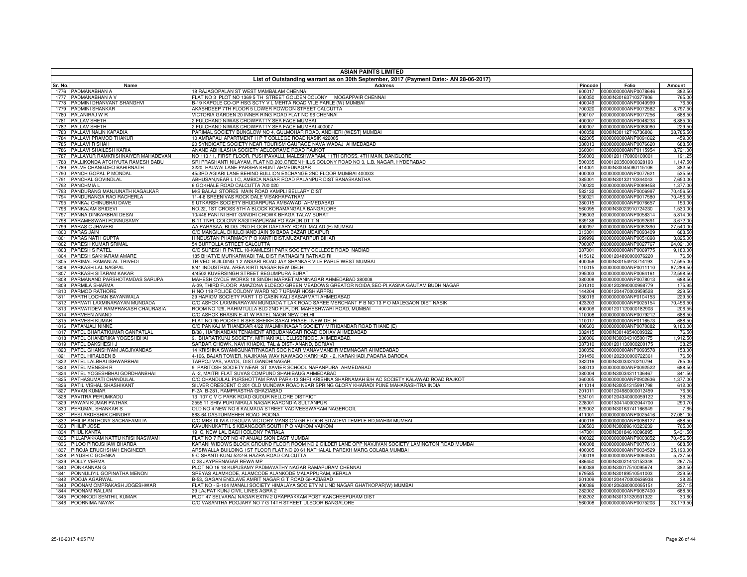# ASIAN PAINTS LIMITED

## List of Outstanding warrant as on 30th September, 2017 (Payment Date:- AN 28-06-2017)

| Sr. No. | Name | Address | Pincode | Folio | Amount |
|---|---|---|---|---|---|
| 1776 | PADMANABHAN A | 18 RAJAGOPALAN ST WEST MAMBALAM CHENNAI | 600017 | 0000000000ANP0078646 | 382.50 |
| 1777 | PADMANABHAN A V | FLAT NO 3 PLOT NO 1369 5 TH STREET GOLDEN COLONY MOGAPPAIR CHENNAI | 600050 | 0000IN30163710377806 | 765.00 |
| 1778 | PADMINI DHANVANT SHANGHVI | B-19 KAPOLE CO-OP HSG SCTY V L MEHTA ROAD VILE PARLE (W) MUMBAI | 400049 | 0000000000ANP0040999 | 76.50 |
| 1779 | PADMINI SHANKAR | AKASHDEEP 7TH FLOOR 5 LOWER ROWDON STREET CALCUTTA | 700020 | 0000000000ANP0072582 | 8,797.50 |
| 1780 | PALANIRAJ W R | VICTORIA GARDEN 20 INNER RING ROAD FLAT NO 96 CHENNAI | 600107 | 0000000000ANP0077256 | 688.50 |
| 1781 | PALLAV SHETH | 2 FULCHAND NIWAS CHOWPATTY SEA FACE MUMBAI | 400007 | 0000000000ANP0046233 | 6,885.00 |
| 1782 | PALLAV SHETH | 2 FULCHAND NIWAS CHOWPATTY SEA FACE MUMBAI 400007 | 400007 | 0000000000ANP0083060 | 229.50 |
| 1783 | PALLAVI NALIN KAPADIA | PARIMAL SOCIETY BUNGLOW NO 4, GULMOHAR ROAD, ANDHERI (WEST) MUMBAI | 400058 | 0000IN30112716736806 | 38,785.50 |
| 1784 | PALLAVI PRAMOD THAKUR | 10 AMRAPALI APARTMENT H P T COLLEGE ROAD NASIK 422005 | 422005 | 0000000000ANP0091862 | 459.00 |
| 1785 | PALLAVI R SHAH | 20 SYNDICATE SOCIETY NEAR TOURISM GAURAGE NAVA WADAJ AHMEDABAD | 380013 | 0000000000ANP0076620 | 688.50 |
| 1786 | PALLAVI SHAILESH KARIA | ANAND ABHILASHA SOCIETY AELODRAME ROAD RAJKOT | 360001 | 0000000000ANP0115954 | 8,721.00 |
| 1787 | PALLAYUR RAMKRISHNAIYER MAHADEVAN | NO 113 / 1, FIRST FLOOR, PUSHPAVALLI, MALESHWARAM, 11TH CROSS, 4TH MAIN, BANGLORE | 560003 | 00001201170000100001 | 191.25 |
| 1788 | PALLIKONDA ATCHYUTA RAMESH BABU | SRI PRASHANTI NILAYAM, FLAT NO.203,GREEN HILLS COLONY ROAD NO 3, L.B. NAGAR, HYDERABAD | 500035 | 00001203500000328193 | 1,147.50 |
| 1789 | PALVE CHANGDEO BAHIRNATH | 3220, HALWAI LANE PARSHA KHUNT AHMEDNAGAR | 414001 | 0000IN30045080115106 | 382.50 |
| 1790 | PANCH GOPAL P MONDAL | 45/3RD AGIARI LANE BEHIND BULLION EXCHANGE 2ND FLOOR MUMBAI 400003 | 400003 | 0000000000ANP0077621 | 535.50 |
| 1791 | PANCHAL GOVINDLAL | ABHUSAN,NEAR L I C, AMBICA NAGAR ROAD PALANPUR DIST BANASKANTHA | 385001 | 0000IN30132110344043 | 7,650.00 |
| 1792 | PANCHMIA L | 6 GOKHALE ROAD CALCUTTA 700 020 | 700020 | 0000000000ANP0089458 | 1,377.00 |
| 1793 | PANDURANG MANJUNATH KAGALKAR | M/S BALAJI STORES MAIN ROAD KAMPLI BELLARY DIST | 583132 | 0000000000ANP0006997 | 70,456.50 |
| 1794 | PANDURANGA RAO RACHERLA | 11-4-8 SREENIVAS ROCK DALE VISAKHAPATNAM | 530021 | 0000000000ANP0017580 | 70,456.50 |
| 1795 | PANKAJ CHINUBHAI DAVE | 9 UTKARSH SOCIETY BHUDARPURA AMBAWADI AHMEDABAD | 380015 | 0000000000ANP0076657 | 153.00 |
| 1796 | PANKAJAM SRIDEVI | NO.22, 1ST CROSS 5TH A BLOCK KORAMANGALA BANGALORE | 560095 | 0000IN30023910724230 | 1,530.00 |
| 1797 | PANNA DINKARBHAI DESAI | 10/446 PANI NI BHIT GANDHI CHOWK BHAGA TALAV SURAT | 395003 | 0000000000ANP0058314 | 5,814.00 |
| 1798 | PARAMESWARI PONNUSAMY | B-11 TNPL COLONY KAGITHAPURAM PO KARUR DT T N | 639136 | 0000000000ANP0092691 | 3,672.00 |
| 1799 | PARAS C JHAVERI | AA;PARASAA; BLDG 2ND FLOOR DAFTARY ROAD MALAD (E) MUMBAI | 400097 | 0000000000ANP0062890 | 27,540.00 |
| 1800 | PARAS JAIN | C/O MANGILAL DHULCHAND JAIN 59 BADA BAZAR UDAIPUR | 313001 | 0000000000ANP0093409 | 688.50 |
| 1801 | PARAS NATH GUPTA | HINDUSTAN PHARMACY P O KANTI DIST.MUZAFARPUR BIHAR | 999999 | 0000000000ANP0051898 | 3,825.00 |
| 1802 | PARESH KUMAR SRIMAL | 54 BURTOLLA STREET CALCUTTA | 700007 | 0000000000ANP0027767 | 24,021.00 |
| 1803 | PARESH S PATEL | C/O SURESH R PATEL 10-KAMLESH PARK SOCIETY COLLEGE ROAD NADIAD | 387001 | 0000000000ANP0069775 | 9,180.00 |
| 1804 | PARESH SAKHARAM AMARE | 185 BHATYE MURKARWADI TAL DIST RATNAGIRI RATNAGIRI | 415612 | 00001204890000076220 | 76.50 |
| 1805 | PARIMAL RAMANLAL TRIVEDI | TRIVEDI BUILDING 1 2 ANSARI ROAD JAY SHANKAR VILE PARLE WEST MUMBAI | 400056 | 0000IN30154918714193 | 17,595.00 |
| 1806 | PARKASH LAL NAGPAL | 8/41 INDUSTRIAL AREA KIRTI NAGAR NEW DELHI | 110015 | 0000000000ANP0011110 | 87,286.50 |
| 1807 | PARKASH SITARAM KAKAR | 4/4502 KUVERSINGH STREET BEGUMPURA SURAT | 395003 | 0000000000ANP0064161 | 72,598.50 |
| 1808 | PARMANAND PARSHOTAMDAS SARUPA | MAHESH CYCLE WORKS 18 SINDHI MARKET MANINAGAR AHMEDABAD 380008 | 380008 | 0000000000ANP0078013 | 688.50 |
| 1809 | PARMILA SHARMA | A-39, THIRD FLOOR AMAZONA ELDECO GREEN MEADOWS GREATOR NOIDA,SEC-PI,KASNA GAUTAM BUDH NAGAR | 201310 | 00001202990000998779 | 175.95 |
| 1810 | PARMOD RATHORE | H NO 118 POLICE COLONY WARD NO 7 URMAR HOSHIARPRU | 144204 | 00001204470003959528 | 229.50 |
| 1811 | PARTH LOCHAN BAYANWALA | 29 HARIOM SOCIETY PART 1 D CABIN KALI SABARMATI AHMEDABAD | 380019 | 0000000000ANP0104153 | 229.50 |
| 1812 | PARVATI LAXMINARAYAN MUNDADA | C/O ASHOK LAXMINARAYAN MUNDADA TILAK ROAD SAREE MERCHANT P B NO 13 P O MALEGAON DIST NASIK | 423203 | 0000000000ANP0025154 | 70,456.50 |
| 1813 | PARVATIDEVI RAMPRAKASH CHAURASIA | ROOM NO.129, RAHIMTULLA BLD 2ND FLR, DR. MAHESHWARI ROAD, MUMBAI | 400009 | 00001201120000182903 | 206.55 |
| 1814 | PARVEEN ANAND | C/O ASHOK BHASIN E-41 W PATEL NAGR NEW DELHI | 110008 | 0000000000ANP0079212 | 688.50 |
| 1815 | PARVESH KUMAR | FLAT NO 90 POCKET B SFS SHEIKH SARAI PHASE-I NEW DELHI | 110017 | 0000000000ANP0116573 | 688.50 |
| 1816 | PATANJALI NINNE | C/O PANKAJ M THANEKAR 4/22 WALMIKINAGAR SOCIETY MITHBANDAR ROAD THANE (E) | 400603 | 0000000000ANP0070882 | 9,180.00 |
| 1817 | PATEL BHARATKUMAR GANPATLAL | B/88 , HARINANDAN TENAMENT ARBUDANAGAR ROAD ODHAV AHMEDABAD | 382415 | 0000IN30148540009322 | 76.50 |
| 1818 | PATEL CHANDRIKA YOGESHBHAI | 9, BHARATKUNJ SOCIETY, MITHAKHALI, ELLISBRIDGE, AHMEDABAD. | 380006 | 0000IN30034310500175 | 1,912.50 |
| 1819 | PATEL DAKSHESH J | SARDAR CHOWK, NAVI KHADKI, TAL & DIST- ANAND, BORIAVI | 387310 | 00001201130000200175 | 38.25 |
| 1820 | PATEL GHANSHYAM JAGJIVANDAS | 14 KRISHNA SWAMIGUNATITNAGAR SOC NEAR MANAVMANDIR MEMNAGAR AHMEDABAD | 380052 | 0000000000ANP0093578 | 153.00 |
| 1821 | PATEL HIRALBEN B | 4-106, BAJAR TOWER, NAJIKANA WAV NAWAGO KARKHADI - 2, KARAKHADI,PADARA BARODA | 391450 | 00001202300000722361 | 76.50 |
| 1822 | PATEL LALBHAI ISHWARBHAI | TARPOJ VAS, VAVOL, DIST.GANDHINAGAR. | 382016 | 0000IN30034310210794 | 765.00 |
| 1823 | PATEL MENESH R | 9 PARITOSH SOCIETY NEAR ST XAVIER SCHOOL NARANPURA AHMEDABAD | 380013 | 0000000000ANP0092522 | 688.50 |
| 1824 | PATEL YOGESHBHAI GORDHANBHAI | A -2, MAITRI FLAT SUVAS COMPUND SHAHIBAUG AHMEDABAD | 380004 | 0000IN30034311136467 | 841.50 |
| 1825 | PATHASUMATI CHANDULAL | C/O CHANDULAL PURSHOTTAM RAVI PARK-13 SHRI KRISHNA SHARNAMAH B/H AC SOCIETY KALAWAD ROAD RAJKOT | 360005 | 0000000000ANP0902636 | 1,377.00 |
| 1826 | PATIL VISHAL SHASHIKANT | SILVER CRESCENT C 201 OLD MUNDWA ROAD NEAR SPRING GLORY KHARADI PUNE MAHARASHTRA INDIA | 411014 | 0000IN30051315991798 | 612.00 |
| 1827 | PAVAN KUMAR | F-2A, B-281, RAMPRASTHA GHAZIABAD | 201011 | 00001204980000012459 | 76.50 |
| 1828 | PAVITRA PERUMKADU | 13 107 C V C PARK ROAD GUDUR NELLORE DISTRICT | 524101 | 00001204340000059122 | 38.25 |
| 1829 | PAWAN KUMAR PATHAK | 2555 11 SHIV PURI NIRALA NAGAR KARONDIA SULTANPUR | 228001 | 00001304140002044700 | 290.70 |
| 1830 | PERUMAL SHANKAR S | OLD NO 4 NEW NO 6 KALMADA STREET VADIVEESWARAM NAGERCOIL | 629002 | 0000IN30163741166949 | 7.65 |
| 1831 | PESI ARDESHIR CHINDHY | 863-64 DASTURMEHER ROAD POONA | 411001 | 0000000000ANP0025416 | 27,081.00 |
| 1832 | PHILIP ANTHONY SACRAFAMILIA | C/O MRS DILVIA D'SOUZA VICTORY MANSION GR FLOOR SITADEVI TEMPLE RD,MAHIM MUMBAI | 400016 | 0000000000ANP0086127 | 688.50 |
| 1833 | PHILIP JOSE | KAVUNNUKATTIL 5 KIDANGOOR SOUTH P O VAIKOM VAIKOM | 686583 | 0000IN30089610323239 | 765.00 |
| 1834 | PHUL KANTA | 19 C, NEW LAL BAGH COLONY PATIALA | 147001 | 0000IN30184610096895 | 5,431.50 |
| 1835 | PILLAPAKKAM NATTU KRISHNASWAMI | FLAT NO 7 PLOT NO 47 ANJALI SION EAST MUMBAI | 400022 | 0000000000ANP0003852 | 70,456.50 |
| 1836 | PILOO PIROJSHAW BHARDA | KARANI WIDOWS BLOCK GROUND FLOOR ROOM NO 2 GILDER LANE OPP NAVJIVAN SOCIETY LAMINGTON ROAD MUMBAI | 400008 | 0000000000ANP0077613 | 688.50 |
| 1837 | PIROJA ERUCHSHAH ENGINEER | ARSIWALLA BUILDING 1ST FLOOR FLAT NO 20 61 NATHALAL PAREKH MARG COLABA MUMBAI | 400005 | 0000000000ANP0034529 | 35,190.00 |
| 1838 | PIYUSH C GOENKA | 5-C SHANTI-KUNJ 52/2-B HAZRA ROAD CALCUTTA | 700019 | 0000000000ANP0064534 | 5,737.50 |
| 1839 | POLLY VERMA | C 28 JAYPEENAGAR REWA MP | 486450 | 0000IN30021413153348 | 267.75 |
| 1840 | PONKANNAN G | PLOT NO 16 18 KUPUSAMY PADMAVATHY NAGAR RAMAPURAM CHENNAI | 600089 | 0000IN30017510095674 | 382.50 |
| 1841 | PONNULIYIL GOPINATHA MENON | SREYAS ALAMKODE, ALAMCODE ALANKODE MALAPPURAM, KERALA | 679585 | 0000IN30189510541003 | 229.50 |
| 1842 | POOJA AGARWAL | B-53, GAGAN ENCLAVE AMRIT NAGAR G T ROAD GHAZIABAD | 201009 | 00001204470000636938 | 38.25 |
| 1843 | POONAM OMPRAKASH JOGESHWAR | FLAT NO - B-104 MANALI SOCIETY HIMALAYA SOCIETY MILIND NAGAR GHATKOPAR(W) MUMBAI | 400086 | 00001206380000095151 | 237.15 |
| 1844 | POONAM RALLAN | 39 LAJPAT KUNJ CIVIL LINES AGRA 2 | 282002 | 0000000000ANP0087400 | 688.50 |
| 1845 | POONKODI SENTHIL KUMAR | PLOT 47 SELVARAJ NAGAR EXTN 2 URAPPAKKAM POST KANCHEEPURAM DIST | 603202 | 0000IN30131320931322 | 30.60 |
| 1846 | POORNIMA NAYAK | C/O VASANTHA POOJARY NO 7 G 14TH STREET ULSOOR BANGALORE | 560008 | 0000000000ANP0075203 | 23,179.50 |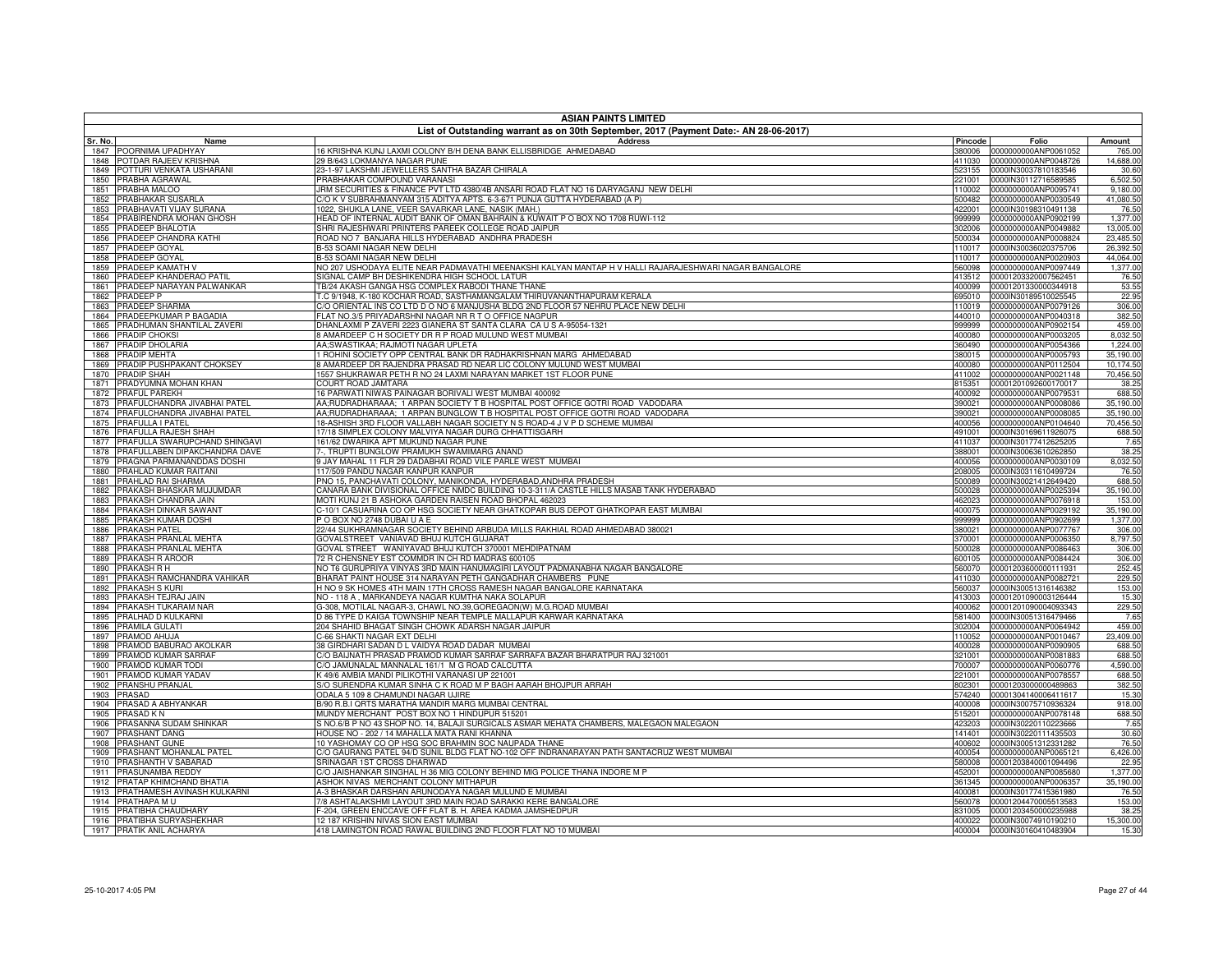# ASIAN PAINTS LIMITED

## List of Outstanding warrant as on 30th September, 2017 (Payment Date:- AN 28-06-2017)

| Sr. No. | Name | Address | Pincode | Folio | Amount |
|---|---|---|---|---|---|
| 1847 | POORNIMA UPADHYAY | 16 KRISHNA KUNJ LAXMI COLONY B/H DENA BANK ELLISBRIDGE AHMEDABAD | 380006 | 0000000000ANP0061052 | 765.00 |
| 1848 | POTDAR RAJEEV KRISHNA | 29 B/643 LOKMANYA NAGAR PUNE | 411030 | 0000000000ANP0048726 | 14,688.00 |
| 1849 | POTTURI VENKATA USHARANI | 23-1-97 LAKSHMI JEWELLERS SANTHA BAZAR CHIRALA | 523155 | 0000IN30037810183546 | 30.60 |
| 1850 | PRABHA AGRAWAL | PRABHAKAR COMPOUND VARANASI | 221001 | 0000IN30112716589585 | 6,502.50 |
| 1851 | PRABHA MALOO | JRM SECURITIES & FINANCE PVT LTD 4380/4B ANSARI ROAD FLAT NO 16 DARYAGANJ NEW DELHI | 110002 | 0000000000ANP0095741 | 9,180.00 |
| 1852 | PRABHAKAR SUSARLA | C/O K V SUBRAHMANYAM 315 ADITYA APTS. 6-3-671 PUNJA GUTTA HYDERABAD (A P) | 500482 | 0000000000ANP0030549 | 41,080.50 |
| 1853 | PRABHAVATI VIJAY SURANA | 1022, SHUKLA LANE, VEER SAVARKAR LANE, NASIK (MAH.) | 422001 | 0000IN30198310491138 | 76.50 |
| 1854 | PRABIRENDRA MOHAN GHOSH | HEAD OF INTERNAL AUDIT BANK OF OMAN BAHRAIN & KUWAIT P O BOX NO 1708 RUWI-112 | 999999 | 0000000000ANP0902199 | 1,377.00 |
| 1855 | PRADEEP BHALOTIA | SHRI RAJESHWARI PRINTERS PAREEK COLLEGE ROAD JAIPUR | 302006 | 0000000000ANP0049882 | 13,005.00 |
| 1856 | PRADEEP CHANDRA KATHI | ROAD NO 7 BANJARA HILLS HYDERABAD ANDHRA PRADESH | 500034 | 0000000000ANP0008824 | 23,485.50 |
| 1857 | PRADEEP GOYAL | B-53 SOAMI NAGAR NEW DELHI | 110017 | 0000IN30036020375706 | 26,392.50 |
| 1858 | PRADEEP GOYAL | B-53 SOAMI NAGAR NEW DELHI | 110017 | 0000000000ANP0020903 | 44,064.00 |
| 1859 | PRADEEP KAMATH V | NO 207 USHODAYA ELITE NEAR PADMAVATHI MEENAKSHI KALYAN MANTAP H V HALLI RAJARAJESHWARI NAGAR BANGALORE | 560098 | 0000000000ANP0097449 | 1,377.00 |
| 1860 | PRADEEP KHANDERAO PATIL | SIGNAL CAMP BH DESHIKENDRA HIGH SCHOOL LATUR | 413512 | 00001203320007562451 | 76.50 |
| 1861 | PRADEEP NARAYAN PALWANKAR | TB/24 AKASH GANGA HSG COMPLEX RABODI THANE THANE | 400099 | 00001201330000344918 | 53.55 |
| 1862 | PRADEEP P | T.C 9/1948, K-180 KOCHAR ROAD, SASTHAMANGALAM THIRUVANANTHAPURAM KERALA | 695010 | 0000IN30189510025545 | 22.95 |
| 1863 | PRADEEP SHARMA | C/O ORIENTAL INS CO LTD D O NO 6 MANJUSHA BLDG 2ND FLOOR 57 NEHRU PLACE NEW DELHI | 110019 | 0000000000ANP0079126 | 306.00 |
| 1864 | PRADEEPKUMAR P BAGADIA | FLAT NO.3/5 PRIYADARSHNI NAGAR NR R T O OFFICE NAGPUR | 440010 | 0000000000ANP0040318 | 382.50 |
| 1865 | PRADHUMAN SHANTILAL ZAVERI | DHANLAXMI P ZAVERI 2223 GIANERA ST SANTA CLARA CA U S A-95054-1321 | 999999 | 0000000000ANP0902154 | 459.00 |
| 1866 | PRADIP CHOKSI | 8 AMARDEEP C H SOCIETY DR R P ROAD MULUND WEST MUMBAI | 400080 | 0000000000ANP0003205 | 8,032.50 |
| 1867 | PRADIP DHOLARIA | AA;SWASTIKAA; RAJMOTI NAGAR UPLETA | 360490 | 0000000000ANP0054366 | 1,224.00 |
| 1868 | PRADIP MEHTA | 1 ROHINI SOCIETY OPP CENTRAL BANK DR RADHAKRISHNAN MARG AHMEDABAD | 380015 | 0000000000ANP0005793 | 35,190.00 |
| 1869 | PRADIP PUSHPAKANT CHOKSEY | 8 AMARDEEP DR RAJENDRA PRASAD RD NEAR LIC COLONY MULUND WEST MUMBAI | 400080 | 0000000000ANP0112504 | 10,174.50 |
| 1870 | PRADIP SHAH | 1557 SHUKRAWAR PETH R NO 24 LAXMI NARAYAN MARKET 1ST FLOOR PUNE | 411002 | 0000000000ANP0021148 | 70,456.50 |
| 1871 | PRADYUMNA MOHAN KHAN | COURT ROAD JAMTARA | 815351 | 00001201092600170017 | 38.25 |
| 1872 | PRAFUL PAREKH | 16 PARWATI NIWAS PAINAGAR BORIVALI WEST MUMBAI 400092 | 400092 | 0000000000ANP0079531 | 688.50 |
| 1873 | PRAFULCHANDRA JIVABHAI PATEL | AA;RUDRADHARAAA; 1 ARPAN SOCIETY T B HOSPITAL POST OFFICE GOTRI ROAD VADODARA | 390021 | 0000000000ANP0008086 | 35,190.00 |
| 1874 | PRAFULCHANDRA JIVABHAI PATEL | AA;RUDRADHARAAA; 1 ARPAN BUNGLOW T B HOSPITAL POST OFFICE GOTRI ROAD VADODARA | 390021 | 0000000000ANP0008085 | 35,190.00 |
| 1875 | PRAFULLA I PATEL | 18-ASHISH 3RD FLOOR VALLABH NAGAR SOCIETY N S ROAD-4 J V P D SCHEME MUMBAI | 400056 | 0000000000ANP0104640 | 70,456.50 |
| 1876 | PRAFULLA RAJESH SHAH | 17/18 SIMPLEX COLONY MALVIYA NAGAR DURG CHHATTISGARH | 491001 | 0000IN30169611926075 | 688.50 |
| 1877 | PRAFULLA SWARUPCHAND SHINGAVI | 161/62 DWARIKA APT MUKUND NAGAR PUNE | 411037 | 0000IN30177412625205 | 7.65 |
| 1878 | PRAFULLABEN DIPAKCHANDRA DAVE | 7-, TRUPTI BUNGLOW PRAMUKH SWAMIMARG ANAND | 388001 | 0000IN30063610262850 | 38.25 |
| 1879 | PRAGNA PARMANANDDAS DOSHI | 9 JAY MAHAL 11 FLR 29 DADABHAI ROAD VILE PARLE WEST MUMBAI | 400056 | 0000000000ANP0030109 | 8,032.50 |
| 1880 | PRAHLAD KUMAR RAITANI | 117/509 PANDU NAGAR KANPUR KANPUR | 208005 | 0000IN30311610499724 | 76.50 |
| 1881 | PRAHLAD RAI SHARMA | PNO 15, PANCHAVATI COLONY, MANIKONDA, HYDERABAD,ANDHRA PRADESH | 500089 | 0000IN30021412649420 | 688.50 |
| 1882 | PRAKASH BHASKAR MUJUMDAR | CANARA BANK DIVISIONAL OFFICE NMDC BUILDING 10-3-311/A CASTLE HILLS MASAB TANK HYDERABAD | 500028 | 0000000000ANP0025394 | 35,190.00 |
| 1883 | PRAKASH CHANDRA JAIN | MOTI KUNJ 21 B ASHOKA GARDEN RAISEN ROAD BHOPAL 462023 | 462023 | 0000000000ANP0076918 | 153.00 |
| 1884 | PRAKASH DINKAR SAWANT | C-10/1 CASUARINA CO OP HSG SOCIETY NEAR GHATKOPAR BUS DEPOT GHATKOPAR EAST MUMBAI | 400075 | 0000000000ANP0029192 | 35,190.00 |
| 1885 | PRAKASH KUMAR DOSHI | P O BOX NO 2748 DUBAI U A E | 999999 | 0000000000ANP0902699 | 1,377.00 |
| 1886 | PRAKASH PATEL | 22/44 SUKHRAMNAGAR SOCIETY BEHIND ARBUDA MILLS RAKHIAL ROAD AHMEDABAD 380021 | 380021 | 0000000000ANP0077767 | 306.00 |
| 1887 | PRAKASH PRANLAL MEHTA | GOVALSTREET VANIAVAD BHUJ KUTCH GUJARAT | 370001 | 0000000000ANP0006350 | 8,797.50 |
| 1888 | PRAKASH PRANLAL MEHTA | GOVAL STREET WANIYAVAD BHUJ KUTCH 370001 MEHDIPATNAM | 500028 | 0000000000ANP0086463 | 306.00 |
| 1889 | PRAKASH R AROOR | 72 R CHENSNEY EST COMMDR IN CH RD MADRAS 600105 | 600105 | 0000000000ANP0084424 | 306.00 |
| 1890 | PRAKASH R H | NO T6 GURUPRIYA VINYAS 3RD MAIN HANUMAGIRI LAYOUT PADMANABHA NAGAR BANGALORE | 560070 | 00001203600000111931 | 252.45 |
| 1891 | PRAKASH RAMCHANDRA VAHIKAR | BHARAT PAINT HOUSE 314 NARAYAN PETH GANGADHAR CHAMBERS PUNE | 411030 | 0000000000ANP0082721 | 229.50 |
| 1892 | PRAKASH S KURI | H NO 9 SK HOMES 4TH MAIN 17TH CROSS RAMESH NAGAR BANGALORE KARNATAKA | 560037 | 0000IN30051316146382 | 153.00 |
| 1893 | PRAKASH TEJRAJ JAIN | NO - 118 A , MARKANDEYA NAGAR KUMTHA NAKA SOLAPUR | 413003 | 00001201090003126444 | 15.30 |
| 1894 | PRAKASH TUKARAM NAR | G-308, MOTILAL NAGAR-3, CHAWL NO.39,GOREGAON(W) M.G.ROAD MUMBAI | 400062 | 00001201090004093343 | 229.50 |
| 1895 | PRALHAD D KULKARNI | D 86 TYPE D KAIGA TOWNSHIP NEAR TEMPLE MALLAPUR KARWAR KARNATAKA | 581400 | 0000IN30051316479466 | 7.65 |
| 1896 | PRAMILA GULATI | 204 SHAHID BHAGAT SINGH CHOWK ADARSH NAGAR JAIPUR | 302004 | 0000000000ANP0064942 | 459.00 |
| 1897 | PRAMOD AHUJA | C-66 SHAKTI NAGAR EXT DELHI | 110052 | 0000000000ANP0010467 | 23,409.00 |
| 1898 | PRAMOD BABURAO AKOLKAR | 38 GIRDHARI SADAN D L VAIDYA ROAD DADAR MUMBAI | 400028 | 0000000000ANP0090905 | 688.50 |
| 1899 | PRAMOD KUMAR SARRAF | C/O BAIJNATH PRASAD PRAMOD KUMAR SARRAF SARRAFA BAZAR BHARATPUR RAJ 321001 | 321001 | 0000000000ANP0081883 | 688.50 |
| 1900 | PRAMOD KUMAR TODI | C/O JAMUNALAL MANNALAL 161/1 M G ROAD CALCUTTA | 700007 | 0000000000ANP0060776 | 4,590.00 |
| 1901 | PRAMOD KUMAR YADAV | K 49/6 AMBIA MANDI PILIKOTHI VARANASI UP 221001 | 221001 | 0000000000ANP0078557 | 688.50 |
| 1902 | PRANSHU PRANJAL | S/O SURENDRA KUMAR SINHA C K ROAD M P BAGH AARAH BHOJPUR ARRAH | 802301 | 00001203000000489863 | 382.50 |
| 1903 | PRASAD | ODALA 5 109 8 CHAMUNDI NAGAR UJIRE | 574240 | 00001304140006411617 | 15.30 |
| 1904 | PRASAD A ABHYANKAR | B/90 R.B.I QRTS MARATHA MANDIR MARG MUMBAI CENTRAL | 400008 | 0000IN30075710936324 | 918.00 |
| 1905 | PRASAD K N | MUNDY MERCHANT POST BOX NO 1 HINDUPUR 515201 | 515201 | 0000000000ANP0078148 | 688.50 |
| 1906 | PRASANNA SUDAM SHINKAR | S NO.6/B P NO 43 SHOP NO. 14, BALAJI SURGICALS ASMAR MEHATA CHAMBERS, MALEGAON MALEGAON | 423203 | 0000IN30220110223666 | 7.65 |
| 1907 | PRASHANT DANG | HOUSE NO - 202 / 14 MAHALLA MATA RANI KHANNA | 141401 | 0000IN30220111435503 | 30.60 |
| 1908 | PRASHANT GUNE | 10 YASHOMAY CO OP HSG SOC BRAHMIN SOC NAUPADA THANE | 400602 | 0000IN30051312331282 | 76.50 |
| 1909 | PRASHANT MOHANLAL PATEL | C/O GAURANG PATEL 94/D SUNIL BLDG FLAT NO-102 OFF INDRANARAYAN PATH SANTACRUZ WEST MUMBAI | 400054 | 0000000000ANP0065121 | 6,426.00 |
| 1910 | PRASHANTH V SABARAD | SRINAGAR 1ST CROSS DHARWAD | 580008 | 00001203840001094496 | 22.95 |
| 1911 | PRASUNAMBA REDDY | C/O JAISHANKAR SINGHAL H 36 MIG COLONY BEHIND MIG POLICE THANA INDORE M P | 452001 | 0000000000ANP0085680 | 1,377.00 |
| 1912 | PRATAP KHIMCHAND BHATIA | ASHOK NIVAS MERCHANT COLONY MITHAPUR | 361345 | 0000000000ANP0006357 | 35,190.00 |
| 1913 | PRATHAMESH AVINASH KULKARNI | A-3 BHASKAR DARSHAN ARUNODAYA NAGAR MULUND E MUMBAI | 400081 | 0000IN30177415361980 | 76.50 |
| 1914 | PRATHAPA M U | 7/8 ASHTALAKSHMI LAYOUT 3RD MAIN ROAD SARAKKI KERE BANGALORE | 560078 | 00001204470005513583 | 153.00 |
| 1915 | PRATIBHA CHAUDHARY | F-204, GREEN ENCCAVE OFF FLAT B. H. AREA KADMA JAMSHEDPUR | 831005 | 00001203450000235988 | 38.25 |
| 1916 | PRATIBHA SURYASHEKHAR | 12 187 KRISHIN NIVAS SION EAST MUMBAI | 400022 | 0000IN30074910190210 | 15,300.00 |
| 1917 | PRATIK ANIL ACHARYA | 418 LAMINGTON ROAD RAWAL BUILDING 2ND FLOOR FLAT NO 10 MUMBAI | 400004 | 0000IN30160410483904 | 15.30 |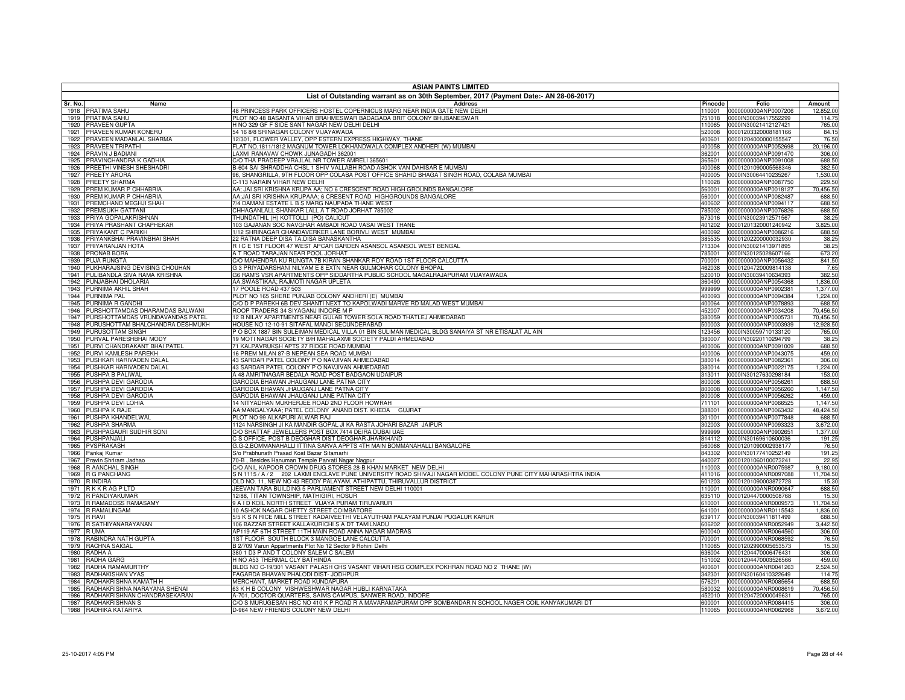# ASIAN PAINTS LIMITED

## List of Outstanding warrant as on 30th September, 2017 (Payment Date:- AN 28-06-2017)

| Sr. No. | Name | Address | Pincode | Folio | Amount |
|---|---|---|---|---|---|
| 1918 | PRATIMA SAHU | 48 PRINCESS PARK OFFICERS HOSTEL COPERNICUS MARG NEAR INDIA GATE NEW DELHI | 110001 | 0000000000ANP0007206 | 12,852.00 |
| 1919 | PRATIMA SAHU | PLOT NO 48 BASANTA VIHAR BRAHMESWAR BADAGADA BRIT COLONY BHUBANESWAR | 751018 | 0000IN30039417552299 | 114.75 |
| 1920 | PRAVEEN GUPTA | H NO 329 GF F SIDE SANT NAGAR NEW DELHI DELHI | 110065 | 0000IN30021412127421 | 765.00 |
| 1921 | PRAVEEN KUMAR KONERU | 54 16 8/8 SRINAGAR COLONY VIJAYAWADA | 520008 | 00001203320008181166 | 84.15 |
| 1922 | PRAVEEN MADANLAL SHARMA | 12/301, FLOWER VALLEY, OPP ESTERN EXPRESS HIGHWAY, THANE | 400601 | 00001204000000155547 | 76.50 |
| 1923 | PRAVEEN TRIPATHI | FLAT NO.1811/1812 MAGNUM TOWER LOKHANDWALA COMPLEX ANDHERI (W) MUMBAI | 400058 | 0000000000ANP0052698 | 20,196.00 |
| 1924 | PRAVIN J BADIANI | LAXMI RANAVAV CHOWK JUNAGADH 362001 | 362001 | 0000000000ANP0091470 | 306.00 |
| 1925 | PRAVINCHANDRA K GADHIA | C/O THA PRADEEP VRAJLAL NR TOWER AMRELI 365601 | 365601 | 0000000000ANP0091008 | 688.50 |
| 1926 | PREETHI VINESH SHESHADRI | B-604 SAI SHRADDHA CHSL 1 SHIV VALLABH ROAD ASHOK VAN DAHISAR E MUMBAI | 400068 | 00001201090005568346 | 382.50 |
| 1927 | PREETY ARORA | 96, SHANGRILLA, 9TH FLOOR OPP COLABA POST OFFICE SHAHID BHAGAT SINGH ROAD, COLABA MUMBAI | 400005 | 0000IN30064410235267 | 1,530.00 |
| 1928 | PREETY SHARMA | C-113 NARAIN VIHAR NEW DELHI | 110028 | 0000000000ANP0087750 | 229.50 |
| 1929 | PREM KUMAR P CHHABRIA | AA; JAI SRI KRISHNA KRUPA AA; NO 6 CRESCENT ROAD HIGH GROUNDS BANGALORE | 560001 | 0000000000ANP0018127 | 70,456.50 |
| 1930 | PREM KUMAR P CHHABRIA | AA;JAI SRI KRISHNA KRUPAAA; 6 CRESENT ROAD HIGHGROUNDS BANGALORE | 560001 | 0000000000ANP0082487 | 688.50 |
| 1931 | PREMCHAND MEGHJI SHAH | 7/4 DAMANI ESTATE L B S MARG NAUPADA THANE WEST | 400602 | 0000000000ANP0094117 | 688.50 |
| 1932 | PREMSUKH GATTANI | CHHAGANLALL SHANKAR LALL A T ROAD JORHAT 785002 | 785002 | 0000000000ANP0076826 | 688.50 |
| 1933 | PRIYA GOPALAKRISHNAN | THUNDATHIL (H) KOTTOLLI (PO) CALICUT | 673016 | 0000IN30023912571567 | 38.25 |
| 1934 | PRIYA PRASHANT CHAPHEKAR | 103 GAJANAN SOC NAVGHAR AMBADI ROAD VASAI WEST THANE | 401202 | 00001201320001240942 | 3,825.00 |
| 1935 | PRIYAKANT C PARIKH | 1/12 SHRINAGAR CHANDAVERKER LANE BORIVLI WEST MUMBAI | 400092 | 0000000000ANP0086216 | 688.50 |
| 1936 | PRIYANKBHAI PRAVINBHAI SHAH | 22 RATNA DEEP DISA TA.DISA BANASKANTHA | 385535 | 00001202200000032930 | 38.25 |
| 1937 | PRIYARANJAN HOTA | R I C E 1ST FLOOR 47 WEST APCAR GARDEN ASANSOL ASANSOL WEST BENGAL | 713304 | 0000IN30021413971895 | 38.25 |
| 1938 | PRONAB BORA | A T ROAD TARAJAN NEAR POOL JORHAT | 785001 | 0000IN30125028607166 | 673.20 |
| 1939 | PUJA RUNGTA | C/O MAHENDRA KU RUNGTA 7B KIRAN SHANKAR ROY ROAD 1ST FLOOR CALCUTTA | 700001 | 0000000000ANP0056432 | 841.50 |
| 1940 | PUKHARAJSING DEVISING CHOUHAN | G 3 PRIYADARSHANI NILYAM E 8 EXTN NEAR GULMOHAR COLONY BHOPAL | 462038 | 00001204720009814138 | 7.65 |
| 1941 | PULIBANDLA SIVA RAMA KRISHNA | G6 RAM'S VSR APARTMENTS OPP SIDDARTHA PUBLIC SCHOOL MAGALRAJAPURAM VIJAYAWADA | 520010 | 0000IN30039410634393 | 382.50 |
| 1942 | PUNJABHAI DHOLARIA | AA;SWASTIKAA; RAJMOTI NAGAR UPLETA | 360490 | 0000000000ANP0054368 | 1,836.00 |
| 1943 | PURNIMA AKHIL SHAH | 17 POOLE ROAD 437 503 | 999999 | 0000000000ANP0902381 | 1,377.00 |
| 1944 | PURNIMA PAL | PLOT NO 165 SHERE PUNJAB COLONY ANDHERI (E) MUMBAI | 400093 | 0000000000ANP0094384 | 1,224.00 |
| 1945 | PURNIMA R GANDHI | C/O D P PAREKH 6B DEV SHANTI NEXT TO KAPOLWADI MARVE RD MALAD WEST MUMBAI | 400064 | 0000000000ANP0078893 | 688.50 |
| 1946 | PURSHOTTAMDAS DHARAMDAS BALWANI | ROOP TRADERS 34 SIYAGANJ INDORE M P | 452007 | 0000000000ANP0034208 | 70,456.50 |
| 1947 | PURSHOTTAMDAS VRUNDAVANDAS PATEL | 12 B NILAY APARTMENTS NEAR GULAB TOWER SOLA ROAD THATLEJ AHMEDABAD | 380059 | 0000000000ANP0005731 | 70,456.50 |
| 1948 | PURUSHOTTAM BHALCHANDRA DESHMUKH | HOUSE NO 12-10-91 SITAFAL MANDI SECUNDERABAD | 500003 | 0000000000ANP0003939 | 12,928.50 |
| 1949 | PURUSOTTAM SINGH | P O BOX 1887 BIN SULEIMAN MEDICAL VILLA 01 BIN SULIMAN MEDICAL BLDG SANAIYA ST NR ETISALAT AL AIN | 123456 | 0000IN30059710133120 | 765.00 |
| 1950 | PURVAL PARESHBHAI MODY | 19 MOTI NAGAR SOCIETY B/H MAHALAXMI SOCIETY PALDI AHMEDABAD | 380007 | 0000IN30220110294799 | 38.25 |
| 1951 | PURVI CHANDRAKANT BHAI PATEL | 71 KALPAVRUKSH APTS 27 RIDGE ROAD MUMBAI | 400006 | 0000000000ANP0091009 | 688.50 |
| 1952 | PURVI KAMLESH PAREKH | 16 PREM MILAN 87-B NEPEAN SEA ROAD MUMBAI | 400006 | 0000000000ANP0043075 | 459.00 |
| 1953 | PUSHKAR HARIVADEN DALAL | 43 SARDAR PATEL COLONY P O NAVJIVAN AHMEDABAD | 380014 | 0000000000ANP0082361 | 306.00 |
| 1954 | PUSHKAR HARIVADEN DALAL | 43 SARDAR PATEL COLONY P O NAVJIVAN AHMEDABAD | 380014 | 0000000000ANP0022175 | 1,224.00 |
| 1955 | PUSHPA B PALIWAL | A 48 AMRITNAGAR BEDALA ROAD POST BADGAON UDAIPUR | 313011 | 0000IN30127630298184 | 153.00 |
| 1956 | PUSHPA DEVI GARODIA | GARODIA BHAWAN JHAUGANJ LANE PATNA CITY | 800008 | 0000000000ANP0056261 | 688.50 |
| 1957 | PUSHPA DEVI GARODIA | GARODIA BHAVAN JHAUGANJ LANE PATNA CITY | 800008 | 0000000000ANP0056260 | 1,147.50 |
| 1958 | PUSHPA DEVI GARODIA | GARODIA BHAWAN JHAUGANJ LANE PATNA CITY | 800008 | 0000000000ANP0056262 | 459.00 |
| 1959 | PUSHPA DEVI LOHIA | 14 NITYADHAN MUKHERJEE ROAD 2ND FLOOR HOWRAH | 711101 | 0000000000ANP0066525 | 1,147.50 |
| 1960 | PUSHPA K RAJE | AA;MANGALYAAA; PATEL COLONY ANAND DIST. KHEDA GUJRAT | 388001 | 0000000000ANP0063432 | 48,424.50 |
| 1961 | PUSHPA KHANDELWAL | PLOT NO 99 ALKAPURI ALWAR RAJ | 301001 | 0000000000ANP0077848 | 688.50 |
| 1962 | PUSHPA SHARMA | 1124 NARSINGH JI KA MANDIR GOPAL JI KA RASTA JOHARI BAZAR JAIPUR | 302003 | 0000000000ANP0093323 | 3,672.00 |
| 1963 | PUSHPAGAURI SUDHIR SONI | C/O SHATTAF JEWELLERS POST BOX 7414 DEIRA DUBAI UAE | 999999 | 0000000000ANP0902651 | 1,377.00 |
| 1964 | PUSHPANJALI | C S OFFICE, POST B DEOGHAR DIST DEOGHAR JHARKHAND | 814112 | 0000IN30169610600036 | 191.25 |
| 1965 | PVSPRAKASH | G.G-2,BOMMANAHALLI ITTINA SARVA APPTS 4TH MAIN BOMMANAHALLI BANGALORE | 560068 | 00001201090002938177 | 76.50 |
| 1966 | Pankaj Kumar | S/o Prabhunath Prasad Koat Bazar Sitamarhi | 843302 | 0000IN30177410252149 | 191.25 |
| 1967 | Pravin Shriram Jadhao | 70-B , Besides Hanuman Temple Parvati Nagar Nagpur | 440027 | 00001201060100073241 | 22.95 |
| 1968 | R AANCHAL SINGH | C/O ANIL KAPOOR CROWN DRUG STORES 28-B KHAN MARKET NEW DELHI | 110003 | 0000000000ANR0075987 | 9,180.00 |
| 1969 | R G PANCHANG | S N 1115 / A / 2 202 LAXMI ENCLAVE PUNE UNIVERSITY ROAD SHIVAJI NAGAR MODEL COLONY PUNE CITY MAHARASHTRA INDIA | 411016 | 0000000000ANR0097088 | 11,704.50 |
| 1970 | R INDIRA | OLD NO. 11, NEW NO 43 REDDY PALAYAM, ATHIPATTU, THIRUVALLUR DISTRICT | 601203 | 00001201090003872728 | 15.30 |
| 1971 | R K K R AG P LTD | JEEVAN TARA BUILDING 5 PARLIAMENT STREET NEW DELHI 110001 | 110001 | 0000000000ANR0090647 | 688.50 |
| 1972 | R PANDIYAKUMAR | 12/88, TITAN TOWNSHIP, MATHIGIRI, HOSUR | 635110 | 00001204470000508768 | 15.30 |
| 1973 | R RAMADOSS RAMASAMY | 9 A I D KOIL NORTH STREET VIJAYA PURAM TIRUVARUR | 610001 | 0000000000ANR0009573 | 11,704.50 |
| 1974 | R RAMALINGAM | 10 ASHOK NAGAR CHETTY STREET COIMBATORE | 641001 | 0000000000ANR0115543 | 1,836.00 |
| 1975 | R RAVI | 5/5 K S N RICE MILL STREET KADAIVEETHI VELAYUTHAM PALAYAM PUNJAI PUGALUR KARUR | 639117 | 0000IN30039411811499 | 688.50 |
| 1976 | R SATHIYANARAYANAN | 106 BAZZAR STREET KALLAKURICHI S A DT TAMILNADU | 606202 | 0000000000ANR0052949 | 3,442.50 |
| 1977 | R UMA | AP119 AF 6TH STREET 11TH MAIN ROAD ANNA NAGAR MADRAS | 600040 | 0000000000ANR0064560 | 306.00 |
| 1978 | RABINDRA NATH GUPTA | 1ST FLOOR SOUTH BLOCK 3 MANGOE LANE CALCUTTA | 700001 | 0000000000ANR0068592 | 76.50 |
| 1979 | RACHNA SAIGAL | B 2/709 Varun Appartments Plot No 12 Sector 9 Rohini Delhi | 110085 | 00001202990005653573 | 15.30 |
| 1980 | RADHA A | 380 1 D3 P AND T COLONY SALEM C SALEM | 636004 | 00001204470006476431 | 306.00 |
| 1981 | RADHA GARG | H NO A53 THERMAL CLY BATHINDA | 151002 | 00001204470003526566 | 459.00 |
| 1982 | RADHA RAMAMURTHY | BLDG NO C-19/301 VASANT PALASH CHS VASANT VIHAR HSG COMPLEX POKHRAN ROAD NO 2 THANE (W) | 400601 | 0000000000ANR0041263 | 2,524.50 |
| 1983 | RADHAKISHAN VYAS | FAGARDA BHAVAN PHALODI DIST- JODHPUR | 342301 | 0000IN30160410322649 | 114.75 |
| 1984 | RADHAKRISHNA KAMATH H | MERCHANT, MARKET ROAD KUNDAPURA | 576201 | 0000000000ANR0085654 | 688.50 |
| 1985 | RADHAKRISHNA NARAYANA SHENAI | 63 K H B COLONY VISHWESHWAR NAGAR HUBLI KARNATAKA | 580032 | 0000000000ANR0008619 | 70,456.50 |
| 1986 | RADHAKRISHNAN CHANDRASEKARAN | A-701, DOCTOR QUARTERS, SAIMS CAMPUS, SANWER ROAD, INDORE | 452010 | 00001204720000049631 | 765.00 |
| 1987 | RADHAKRISHNAN S | C/O S MURUGESAN HSC NO 410 K P ROAD R A MAVARAMAPURAM OPP SOMBANDAR N SCHOOL NAGER COIL KANYAKUMARI DT | 600001 | 0000000000ANR0084415 | 306.00 |
| 1988 | RADHIKA KATARIYA | D-964 NEW FRIENDS COLONY NEW DELHI | 110065 | 0000000000ANR0062968 | 3,672.00 |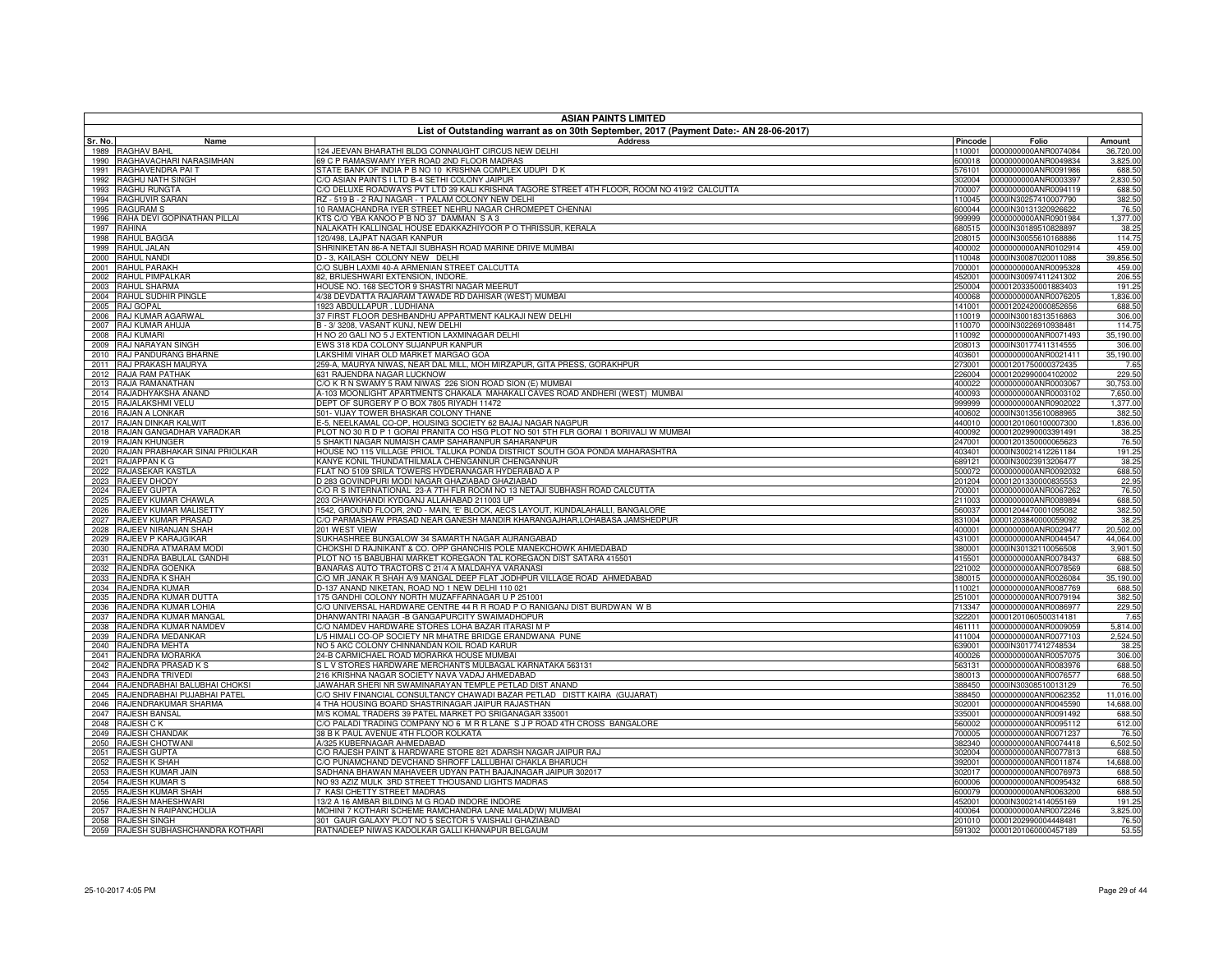# ASIAN PAINTS LIMITED

## List of Outstanding warrant as on 30th September, 2017 (Payment Date:- AN 28-06-2017)

| Sr. No. | Name | Address | Pincode | Folio | Amount |
|---|---|---|---|---|---|
| 1989 | RAGHAV BAHL | 124 JEEVAN BHARATHI BLDG CONNAUGHT CIRCUS NEW DELHI | 110001 | 0000000000ANR0074084 | 36,720.00 |
| 1990 | RAGHAVACHARI NARASIMHAN | 69 C P RAMASWAMY IYER ROAD 2ND FLOOR MADRAS | 600018 | 0000000000ANR0049834 | 3,825.00 |
| 1991 | RAGHAVENDRA PAI T | STATE BANK OF INDIA P B NO 10 KRISHNA COMPLEX UDUPI D K | 576101 | 0000000000ANR0091986 | 688.50 |
| 1992 | RAGHU NATH SINGH | C/O ASIAN PAINTS I LTD B-4 SETHI COLONY JAIPUR | 302004 | 0000000000ANR0003397 | 2,830.50 |
| 1993 | RAGHU RUNGTA | C/O DELUXE ROADWAYS PVT LTD 39 KALI KRISHNA TAGORE STREET 4TH FLOOR, ROOM NO 419/2 CALCUTTA | 700007 | 0000000000ANR0094119 | 688.50 |
| 1994 | RAGHUVIR SARAN | RZ - 519 B - 2 RAJ NAGAR - 1 PALAM COLONY NEW DELHI | 110045 | 0000IN30257410007790 | 382.50 |
| 1995 | RAGURAM S | 10 RAMACHANDRA IYER STREET NEHRU NAGAR CHROMEPET CHENNAI | 600044 | 0000IN30131320926622 | 76.50 |
| 1996 | RAHA DEVI GOPINATHAN PILLAI | KTS C/O YBA KANOO P B NO 37 DAMMAN S A 3 | 999999 | 0000000000ANR0901984 | 1,377.00 |
| 1997 | RAHINA | NALAKATH KALLINGAL HOUSE EDAKKAZHIYOOR P O THRISSUR, KERALA | 680515 | 0000IN30189510828897 | 38.25 |
| 1998 | RAHUL BAGGA | 120/498, LAJPAT NAGAR KANPUR | 208015 | 0000IN30055610168886 | 114.75 |
| 1999 | RAHUL JALAN | SHRINIKETAN 86-A NETAJI SUBHASH ROAD MARINE DRIVE MUMBAI | 400002 | 0000000000ANR0102914 | 459.00 |
| 2000 | RAHUL NANDI | D - 3, KAILASH COLONY NEW DELHI | 110048 | 0000IN30087020011088 | 39,856.50 |
| 2001 | RAHUL PARAKH | C/O SUBH LAXMI 40-A ARMENIAN STREET CALCUTTA | 700001 | 0000000000ANR0095328 | 459.00 |
| 2002 | RAHUL PIMPALKAR | 82, BRIJESHWARI EXTENSION, INDORE. | 452001 | 0000IN30097411241302 | 206.55 |
| 2003 | RAHUL SHARMA | HOUSE NO. 168 SECTOR 9 SHASTRI NAGAR MEERUT | 250004 | 00001203350001883403 | 191.25 |
| 2004 | RAHUL SUDHIR PINGLE | 4/38 DEVDATTA RAJARAM TAWADE RD DAHISAR (WEST) MUMBAI | 400068 | 0000000000ANR0076205 | 1,836.00 |
| 2005 | RAJ GOPAL | 1923 ABDULLAPUR . LUDHIANA | 141001 | 00001202420000852656 | 688.50 |
| 2006 | RAJ KUMAR AGARWAL | 37 FIRST FLOOR DESHBANDHU APPARTMENT KALKAJI NEW DELHI | 110019 | 0000IN30018313516863 | 306.00 |
| 2007 | RAJ KUMAR AHUJA | B - 3/ 3208, VASANT KUNJ, NEW DELHI | 110070 | 0000IN30226910938481 | 114.75 |
| 2008 | RAJ KUMARI | H NO 20 GALI NO 5 J EXTENTION LAXMINAGAR DELHI | 110092 | 0000000000ANR0071493 | 35,190.00 |
| 2009 | RAJ NARAYAN SINGH | EWS 318 KDA COLONY SUJANPUR KANPUR | 208013 | 0000IN30177411314555 | 306.00 |
| 2010 | RAJ PANDURANG BHARNE | LAKSHMI VIHAR OLD MARKET MARGAO GOA | 403601 | 0000000000ANR0021411 | 35,190.00 |
| 2011 | RAJ PRAKASH MAURYA | 259-A, MAURYA NIWAS, NEAR DAL MILL, MOH MIRZAPUR, GITA PRESS, GORAKHPUR | 273001 | 00001201750000372435 | 7.65 |
| 2012 | RAJA RAM PATHAK | 631 RAJENDRA NAGAR LUCKNOW | 226004 | 00001202990004102002 | 229.50 |
| 2013 | RAJA RAMANATHAN | C/O K R N SWAMY 5 RAM NIWAS 226 SION ROAD SION (E) MUMBAI | 400022 | 0000000000ANR0003067 | 30,753.00 |
| 2014 | RAJADHYAKSHA ANAND | A-103 MOONLIGHT APARTMENTS CHAKALA MAHAKALI CAVES ROAD ANDHERI (WEST) MUMBAI | 400093 | 0000000000ANR0003102 | 7,650.00 |
| 2015 | RAJALAKSHMI VELU | DEPT OF SURGERY P O BOX 7805 RIYADH 11472 | 999999 | 0000000000ANR0902022 | 1,377.00 |
| 2016 | RAJAN A LONKAR | 501- VIJAY TOWER BHASKAR COLONY THANE | 400602 | 0000IN30135610088965 | 382.50 |
| 2017 | RAJAN DINKAR KALWIT | E-5, NEELKAMAL CO-OP, HOUSING SOCIETY 62 BAJAJ NAGAR NAGPUR | 440010 | 00001201060100007300 | 1,836.00 |
| 2018 | RAJAN GANGADHAR VARADKAR | PLOT NO 30 R D P 1 GORAI PRANITA CO HSG PLOT NO 501 5TH FLR GORAI 1 BORIVALI W MUMBAI | 400092 | 00001202990003391491 | 38.25 |
| 2019 | RAJAN KHUNGER | 5 SHAKTI NAGAR NUMAISH CAMP SAHARANPUR SAHARANPUR | 247001 | 00001201350000065623 | 76.50 |
| 2020 | RAJAN PRABHAKAR SINAI PRIOLKAR | HOUSE NO 115 VILLAGE PRIOL TALUKA PONDA DISTRICT SOUTH GOA PONDA MAHARASHTRA | 403401 | 0000IN30021412261184 | 191.25 |
| 2021 | RAJAPPAN K G | KANYE KONIL THUNDATHILMALA CHENGANNUR CHENGANNUR | 689121 | 0000IN30023913206477 | 38.25 |
| 2022 | RAJASEKAR KASTLA | FLAT NO 5109 SRILA TOWERS HYDERANAGAR HYDERABAD A P | 500072 | 0000000000ANR0092032 | 688.50 |
| 2023 | RAJEEV DHODY | D 283 GOVINDPURI MODI NAGAR GHAZIABAD GHAZIABAD | 201204 | 00001201330000835553 | 22.95 |
| 2024 | RAJEEV GUPTA | C/O R S INTERNATIONAL 23-A 7TH FLR ROOM NO 13 NETAJI SUBHASH ROAD CALCUTTA | 700001 | 0000000000ANR0067262 | 76.50 |
| 2025 | RAJEEV KUMAR CHAWLA | 203 CHAWKHANDI KYDGANJ ALLAHABAD 211003 UP | 211003 | 0000000000ANR0089894 | 688.50 |
| 2026 | RAJEEV KUMAR MALISETTY | 1542, GROUND FLOOR, 2ND - MAIN, 'E' BLOCK, AECS LAYOUT, KUNDALAHALLI, BANGALORE | 560037 | 00001204470001095082 | 382.50 |
| 2027 | RAJEEV KUMAR PRASAD | C/O PARMASHAW PRASAD NEAR GANESH MANDIR KHARANGAJHAR,LOHABASA JAMSHEDPUR | 831004 | 00001203840000059092 | 38.25 |
| 2028 | RAJEEV NIRANJAN SHAH | 201 WEST VIEW | 400001 | 0000000000ANR0029477 | 20,502.00 |
| 2029 | RAJEEV P KARAJGIKAR | SUKHASHREE BUNGALOW 34 SAMARTH NAGAR AURANGABAD | 431001 | 0000000000ANR0044547 | 44,064.00 |
| 2030 | RAJENDRA ATMARAM MODI | CHOKSHI D RAJNIKANT & CO. OPP GHANCHIS POLE MANEKCHOWK AHMEDABAD | 380001 | 0000IN30132110056508 | 3,901.50 |
| 2031 | RAJENDRA BABULAL GANDHI | PLOT NO 15 BABUBHAI MARKET KOREGAON TAL KOREGAON DIST SATARA 415501 | 415501 | 0000000000ANR0078437 | 688.50 |
| 2032 | RAJENDRA GOENKA | BANARAS AUTO TRACTORS C 21/4 A MALDAHYA VARANASI | 221002 | 0000000000ANR0078569 | 688.50 |
| 2033 | RAJENDRA K SHAH | C/O MR JANAK R SHAH A/9 MANGAL DEEP FLAT JODHPUR VILLAGE ROAD AHMEDABAD | 380015 | 0000000000ANR0026084 | 35,190.00 |
| 2034 | RAJENDRA KUMAR | D-137 ANAND NIKETAN, ROAD NO 1 NEW DELHI 110 021 | 110021 | 0000000000ANR0087769 | 688.50 |
| 2035 | RAJENDRA KUMAR DUTTA | 175 GANDHI COLONY NORTH MUZAFFARNAGAR U P 251001 | 251001 | 0000000000ANR0079194 | 382.50 |
| 2036 | RAJENDRA KUMAR LOHIA | C/O UNIVERSAL HARDWARE CENTRE 44 R R ROAD P O RANIGANJ DIST BURDWAN W B | 713347 | 0000000000ANR0086977 | 229.50 |
| 2037 | RAJENDRA KUMAR MANGAL | DHANWANTRI NAAGR -B GANGAPURCITY SWAIMADHOPUR | 322201 | 00001201060500314181 | 7.65 |
| 2038 | RAJENDRA KUMAR NAMDEV | C/O NAMDEV HARDWARE STORES LOHA BAZAR ITARASI M P | 461111 | 0000000000ANR0009059 | 5,814.00 |
| 2039 | RAJENDRA MEDANKAR | L/5 HIMALI CO-OP SOCIETY NR MHATRE BRIDGE ERANDWANA PUNE | 411004 | 0000000000ANR0077103 | 2,524.50 |
| 2040 | RAJENDRA MEHTA | NO 5 AKC COLONY CHINNANDAN KOIL ROAD KARUR | 639001 | 0000IN30177412748534 | 38.25 |
| 2041 | RAJENDRA MORARKA | 24-B CARMICHAEL ROAD MORARKA HOUSE MUMBAI | 400026 | 0000000000ANR0057075 | 306.00 |
| 2042 | RAJENDRA PRASAD K S | S L V STORES HARDWARE MERCHANTS MULBAGAL KARNATAKA 563131 | 563131 | 0000000000ANR0083976 | 688.50 |
| 2043 | RAJENDRA TRIVEDI | 216 KRISHNA NAGAR SOCIETY NAVA VADAJ AHMEDABAD | 380013 | 0000000000ANR0076577 | 688.50 |
| 2044 | RAJENDRABHAI BALUBHAI CHOKSI | JAWAHAR SHERI NR SWAMINARAYAN TEMPLE PETLAD DIST ANAND | 388450 | 0000IN30308510013129 | 76.50 |
| 2045 | RAJENDRABHAI PUJABHAI PATEL | C/O SHIV FINANCIAL CONSULTANCY CHAWADI BAZAR PETLAD DISTT KAIRA (GUJARAT) | 388450 | 0000000000ANR0062352 | 11,016.00 |
| 2046 | RAJENDRAKUMAR SHARMA | 4 THA HOUSING BOARD SHASTRINAGAR JAIPUR RAJASTHAN | 302001 | 0000000000ANR0045590 | 14,688.00 |
| 2047 | RAJESH BANSAL | M/S KOMAL TRADERS 39 PATEL MARKET PO SRIGANAGAR 335001 | 335001 | 0000000000ANR0091492 | 688.50 |
| 2048 | RAJESH C K | C/O PALADI TRADING COMPANY NO 6 M R R LANE S J P ROAD 4TH CROSS BANGALORE | 560002 | 0000000000ANR0095112 | 612.00 |
| 2049 | RAJESH CHANDAK | 38 B K PAUL AVENUE 4TH FLOOR KOLKATA | 700005 | 0000000000ANR0071237 | 76.50 |
| 2050 | RAJESH CHOTWANI | A/325 KUBERNAGAR AHMEDABAD | 382340 | 0000000000ANR0074418 | 6,502.50 |
| 2051 | RAJESH GUPTA | C/O RAJESH PAINT & HARDWARE STORE 821 ADARSH NAGAR JAIPUR RAJ | 302004 | 0000000000ANR0077813 | 688.50 |
| 2052 | RAJESH K SHAH | C/O PUNAMCHAND DEVCHAND SHROFF LALLUBHAI CHAKLA BHARUCH | 392001 | 0000000000ANR0011874 | 14,688.00 |
| 2053 | RAJESH KUMAR JAIN | SADHANA BHAWAN MAHAVEER UDYAN PATH BAJAJNAGAR JAIPUR 302017 | 302017 | 0000000000ANR0076973 | 688.50 |
| 2054 | RAJESH KUMAR S | NO 93 AZIZ MULK 3RD STREET THOUSAND LIGHTS MADRAS | 600006 | 0000000000ANR0095432 | 688.50 |
| 2055 | RAJESH KUMAR SHAH | 7 KASI CHETTY STREET MADRAS | 600079 | 0000000000ANR0063200 | 688.50 |
| 2056 | RAJESH MAHESHWARI | 13/2 A 16 AMBAR BILDING M G ROAD INDORE INDORE | 452001 | 0000IN30021414055169 | 191.25 |
| 2057 | RAJESH N RAIPANCHOLIA | MOHINI 7 KOTHARI SCHEME RAMCHANDRA LANE MALAD(W) MUMBAI | 400064 | 0000000000ANR0072246 | 3,825.00 |
| 2058 | RAJESH SINGH | 301 GAUR GALAXY PLOT NO 5 SECTOR 5 VAISHALI GHAZIABAD | 201010 | 00001202990004448481 | 76.50 |
| 2059 | RAJESH SUBHASHCHANDRA KOTHARI | RATNADEEP NIWAS KADOLKAR GALLI KHANAPUR BELGAUM | 591302 | 00001201060000457189 | 53.55 |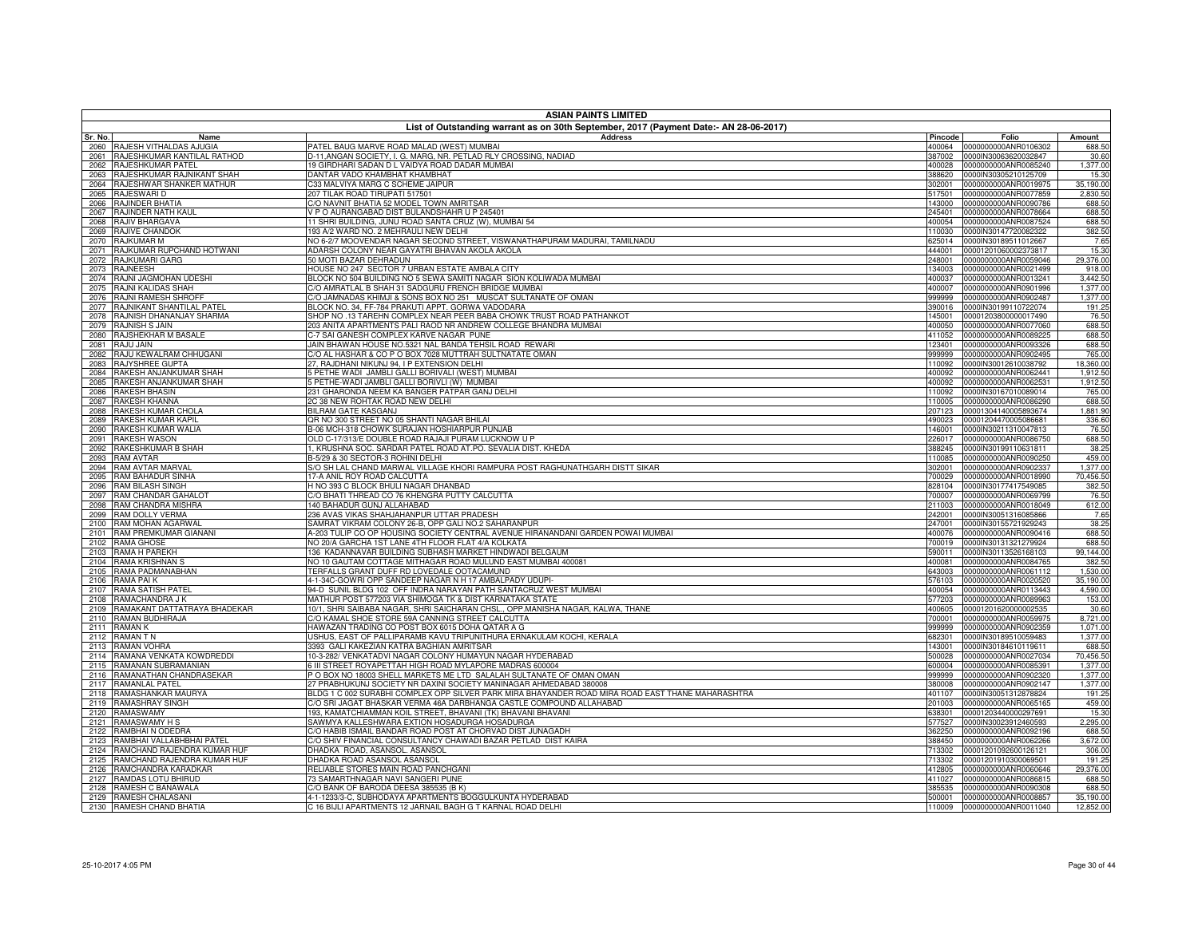# ASIAN PAINTS LIMITED

## List of Outstanding warrant as on 30th September, 2017 (Payment Date:- AN 28-06-2017)

| Sr. No. | Name | Address | Pincode | Folio | Amount |
|---|---|---|---|---|---|
| 2060 | RAJESH VITHALDAS AJUGIA | PATEL BAUG MARVE ROAD MALAD (WEST) MUMBAI | 400064 | 0000000000ANR0106302 | 688.50 |
| 2061 | RAJESHKUMAR KANTILAL RATHOD | D-11,ANGAN SOCIETY, I. G. MARG, NR. PETLAD RLY CROSSING, NADIAD | 387002 | 0000IN30063620032847 | 30.60 |
| 2062 | RAJESHKUMAR PATEL | 19 GIRDHARI SADAN D L VAIDYA ROAD DADAR MUMBAI | 400028 | 0000000000ANR0085240 | 1,377.00 |
| 2063 | RAJESHKUMAR RAJNIKANT SHAH | DANTAR VADO KHAMBHAT KHAMBHAT | 388620 | 0000IN30305210125709 | 15.30 |
| 2064 | RAJESHWAR SHANKER MATHUR | C33 MALVIYA MARG C SCHEME JAIPUR | 302001 | 0000000000ANR0019975 | 35,190.00 |
| 2065 | RAJESWARI D | 207 TILAK ROAD TIRUPATI 517501 | 517501 | 0000000000ANR0077859 | 2,830.50 |
| 2066 | RAJINDER BHATIA | C/O NAVNIT BHATIA 52 MODEL TOWN AMRITSAR | 143000 | 0000000000ANR0090786 | 688.50 |
| 2067 | RAJINDER NATH KAUL | V P O AURANGABAD DIST BULANDSHAHR U P 245401 | 245401 | 0000000000ANR0078664 | 688.50 |
| 2068 | RAJIV BHARGAVA | 11 SHRI BUILDING, JUNU ROAD SANTA CRUZ (W), MUMBAI 54 | 400054 | 0000000000ANR0087524 | 688.50 |
| 2069 | RAJIVE CHANDOK | 193 A/2 WARD NO. 2 MEHRAULI NEW DELHI | 110030 | 0000IN30147720082322 | 382.50 |
| 2070 | RAJKUMAR M | NO 6-2/7 MOOVENDAR NAGAR SECOND STREET, VISWANATHAPURAM MADURAI, TAMILNADU | 625014 | 0000IN30189511012667 | 7.65 |
| 2071 | RAJKUMAR RUPCHAND HOTWANI | ADARSH COLONY NEAR GAYATRI BHAVAN AKOLA AKOLA | 444001 | 00001201060002373817 | 15.30 |
| 2072 | RAJKUMARI GARG | 50 MOTI BAZAR DEHRADUN | 248001 | 0000000000ANR0059046 | 29,376.00 |
| 2073 | RAJNEESH | HOUSE NO 247 SECTOR 7 URBAN ESTATE AMBALA CITY | 134003 | 0000000000ANR0021499 | 918.00 |
| 2074 | RAJNI JAGMOHAN UDESHI | BLOCK NO 504 BUILDING NO 5 SEWA SAMITI NAGAR SION KOLIWADA MUMBAI | 400037 | 0000000000ANR0013241 | 3,442.50 |
| 2075 | RAJNI KALIDAS SHAH | C/O AMRATLAL B SHAH 31 SADGURU FRENCH BRIDGE MUMBAI | 400007 | 0000000000ANR0901996 | 1,377.00 |
| 2076 | RAJNI RAMESH SHROFF | C/O JAMNADAS KHIMJI & SONS BOX NO 251 MUSCAT SULTANATE OF OMAN | 999999 | 0000000000ANR0902487 | 1,377.00 |
| 2077 | RAJNIKANT SHANTILAL PATEL | BLOCK NO. 34, FF-784 PRAKUTI APPT. GORWA VADODARA | 390016 | 0000IN30199110722074 | 191.25 |
| 2078 | RAJNISH DHANANJAY SHARMA | SHOP NO .13 TAREHN COMPLEX NEAR PEER BABA CHOWK TRUST ROAD PATHANKOT | 145001 | 00001203800000017490 | 76.50 |
| 2079 | RAJNISH S JAIN | 203 ANITA APARTMENTS PALI RAOD NR ANDREW COLLEGE BHANDRA MUMBAI | 400050 | 0000000000ANR0077060 | 688.50 |
| 2080 | RAJSHEKHAR M BASALE | C-7 SAI GANESH COMPLEX KARVE NAGAR PUNE | 411052 | 0000000000ANR0089225 | 688.50 |
| 2081 | RAJU JAIN | JAIN BHAWAN HOUSE NO.5321 NAL BANDA TEHSIL ROAD REWARI | 123401 | 0000000000ANR0093326 | 688.50 |
| 2082 | RAJU KEWALRAM CHHUGANI | C/O AL HASHAR & CO P O BOX 7028 MUTTRAH SULTNATATE OMAN | 999999 | 0000000000ANR0902495 | 765.00 |
| 2083 | RAJYSHREE GUPTA | 27, RAJDHANI NIKUNJ 94, I P EXTENSION DELHI | 110092 | 0000IN30012610038792 | 18,360.00 |
| 2084 | RAKESH ANJANKUMAR SHAH | 5 PETHE WADI JAMBLI GALLI BORIVALI (WEST) MUMBAI | 400092 | 0000000000ANR0062441 | 1,912.50 |
| 2085 | RAKESH ANJANKUMAR SHAH | 5 PETHE-WADI JAMBLI GALLI BORIVLI (W) MUMBAI | 400092 | 0000000000ANR0062531 | 1,912.50 |
| 2086 | RAKESH BHASIN | 231 GHARONDA NEEM KA BANGER PATPAR GANJ DELHI | 110092 | 0000IN30167010089014 | 765.00 |
| 2087 | RAKESH KHANNA | 2C 38 NEW ROHTAK ROAD NEW DELHI | 110005 | 0000000000ANR0086290 | 688.50 |
| 2088 | RAKESH KUMAR CHOLA | BILRAM GATE KASGANJ | 207123 | 00001304140005893674 | 1,881.90 |
| 2089 | RAKESH KUMAR KAPIL | QR NO 300 STREET NO 05 SHANTI NAGAR BHILAI | 490023 | 00001204470005086681 | 336.60 |
| 2090 | RAKESH KUMAR WALIA | B-06 MCH-318 CHOWK SURAJAN HOSHIARPUR PUNJAB | 146001 | 0000IN30211310047813 | 76.50 |
| 2091 | RAKESH WASON | OLD C-17/313/E DOUBLE ROAD RAJAJI PURAM LUCKNOW U P | 226017 | 0000000000ANR0086750 | 688.50 |
| 2092 | RAKESHKUMAR B SHAH | 1, KRUSHNA SOC. SARDAR PATEL ROAD AT.PO. SEVALIA DIST. KHEDA | 388245 | 0000IN30199110631811 | 38.25 |
| 2093 | RAM AVTAR | B-5/29 & 30 SECTOR-3 ROHINI DELHI | 110085 | 0000000000ANR0090250 | 459.00 |
| 2094 | RAM AVTAR MARVAL | S/O SH LAL CHAND MARWAL VILLAGE KHORI RAMPURA POST RAGHUNATHGARH DISTT SIKAR | 302001 | 0000000000ANR0902337 | 1,377.00 |
| 2095 | RAM BAHADUR SINHA | 17-A ANIL ROY ROAD CALCUTTA | 700029 | 0000000000ANR0018990 | 70,456.50 |
| 2096 | RAM BILASH SINGH | H NO 393 C BLOCK BHULI NAGAR DHANBAD | 828104 | 0000IN30177417549085 | 382.50 |
| 2097 | RAM CHANDAR GAHALOT | C/O BHATI THREAD CO 76 KHENGRA PUTTY CALCUTTA | 700007 | 0000000000ANR0069799 | 76.50 |
| 2098 | RAM CHANDRA MISHRA | 140 BAHADUR GUNJ ALLAHABAD | 211003 | 0000000000ANR0018049 | 612.00 |
| 2099 | RAM DOLLY VERMA | 236 AVAS VIKAS SHAHJAHANPUR UTTAR PRADESH | 242001 | 0000IN30051316085866 | 7.65 |
| 2100 | RAM MOHAN AGARWAL | SAMRAT VIKRAM COLONY 26-B, OPP GALI NO.2 SAHARANPUR | 247001 | 0000IN30155721929243 | 38.25 |
| 2101 | RAM PREMKUMAR GIANANI | A-203 TULIP CO OP HOUSING SOCIETY CENTRAL AVENUE HIRANANDANI GARDEN POWAI MUMBAI | 400076 | 0000000000ANR0090416 | 688.50 |
| 2102 | RAMA GHOSE | NO 20/A GARCHA 1ST LANE 4TH FLOOR FLAT 4/A KOLKATA | 700019 | 0000IN30131321279924 | 688.50 |
| 2103 | RAMA H PAREKH | 136 KADANNAVAR BUILDING SUBHASH MARKET HINDWADI BELGAUM | 590011 | 0000IN30113526168103 | 99,144.00 |
| 2104 | RAMA KRISHNAN S | NO 10 GAUTAM COTTAGE MITHAGAR ROAD MULUND EAST MUMBAI 400081 | 400081 | 0000000000ANR0084765 | 382.50 |
| 2105 | RAMA PADMANABHAN | TERFALLS GRANT DUFF RD LOVEDALE OOTACAMUND | 643003 | 0000000000ANR0061112 | 1,530.00 |
| 2106 | RAMA PAI K | 4-1-34C-GOWRI OPP SANDEEP NAGAR N H 17 AMBALPADY UDUPI- | 576103 | 0000000000ANR0020520 | 35,190.00 |
| 2107 | RAMA SATISH PATEL | 94-D SUNIL BLDG 102 OFF INDRA NARAYAN PATH SANTACRUZ WEST MUMBAI | 400054 | 0000000000ANR0113443 | 4,590.00 |
| 2108 | RAMACHANDRA J K | MATHUR POST 577203 VIA SHIMOGA TK & DIST KARNATAKA STATE | 577203 | 0000000000ANR0089963 | 153.00 |
| 2109 | RAMAKANT DATTATRAYA BHADEKAR | 10/1, SHRI SAIBABA NAGAR, SHRI SAICHARAN CHSL., OPP.MANISHA NAGAR, KALWA, THANE | 400605 | 00001201620000002535 | 30.60 |
| 2110 | RAMAN BUDHIRAJA | C/O KAMAL SHOE STORE 59A CANNING STREET CALCUTTA | 700001 | 0000000000ANR0059975 | 8,721.00 |
| 2111 | RAMAN K | HAWAZAN TRADING CO POST BOX 6015 DOHA QATAR A G | 999999 | 0000000000ANR0902359 | 1,071.00 |
| 2112 | RAMAN T N | USHUS, EAST OF PALLIPARAMB KAVU TRIPUNITHURA ERNAKULAM KOCHI, KERALA | 682301 | 0000IN30189510059483 | 1,377.00 |
| 2113 | RAMAN VOHRA | 3393 GALI KAKEZIAN KATRA BAGHIAN AMRITSAR | 143001 | 0000IN30184610119611 | 688.50 |
| 2114 | RAMANA VENKATA KOWDREDDI | 10-3-282/ VENKATADVI NAGAR COLONY HUMAYUN NAGAR HYDERABAD | 500028 | 0000000000ANR0027034 | 70,456.50 |
| 2115 | RAMANAN SUBRAMANIAN | 6 III STREET ROYAPETTAH HIGH ROAD MYLAPORE MADRAS 600004 | 600004 | 0000000000ANR0085391 | 1,377.00 |
| 2116 | RAMANATHAN CHANDRASEKAR | P O BOX NO 18003 SHELL MARKETS ME LTD SALALAH SULTANATE OF OMAN OMAN | 999999 | 0000000000ANR0902320 | 1,377.00 |
| 2117 | RAMANLAL PATEL | 27 PRABHUKUNJ SOCIETY NR DAXINI SOCIETY MANINAGAR AHMEDABAD 380008 | 380008 | 0000000000ANR0902147 | 1,377.00 |
| 2118 | RAMASHANKAR MAURYA | BLDG 1 C 002 SURABHI COMPLEX OPP SILVER PARK MIRA BHAYANDER ROAD MIRA ROAD EAST THANE MAHARASHTRA | 401107 | 0000IN30051312878824 | 191.25 |
| 2119 | RAMASHRAY SINGH | C/O SRI JAGAT BHASKAR VERMA 46A DARBHANGA CASTLE COMPOUND ALLAHABAD | 201003 | 0000000000ANR0065165 | 459.00 |
| 2120 | RAMASWAMY | 193, KAMATCHIAMMAN KOIL STREET, BHAVANI (TK) BHAVANI BHAVANI | 638301 | 00001203440000297691 | 15.30 |
| 2121 | RAMASWAMY H S | SAWMYA KALLESHWARA EXTION HOSADURGA HOSADURGA | 577527 | 0000IN30023912460593 | 2,295.00 |
| 2122 | RAMBHAI N ODEDRA | C/O HABIB ISMAIL BANDAR ROAD POST AT CHORVAD DIST JUNAGADH | 362250 | 0000000000ANR0092196 | 688.50 |
| 2123 | RAMBHAI VALLABHBHAI PATEL | C/O SHIV FINANCIAL CONSULTANCY CHAWADI BAZAR PETLAD DIST KAIRA | 388450 | 0000000000ANR0062266 | 3,672.00 |
| 2124 | RAMCHAND RAJENDRA KUMAR HUF | DHADKA ROAD, ASANSOL. ASANSOL | 713302 | 00001201092600126121 | 306.00 |
| 2125 | RAMCHAND RAJENDRA KUMAR HUF | DHADKA ROAD ASANSOL ASANSOL | 713302 | 00001201910300069501 | 191.25 |
| 2126 | RAMCHANDRA KARADKAR | RELIABLE STORES MAIN ROAD PANCHGANI | 412805 | 0000000000ANR0060646 | 29,376.00 |
| 2127 | RAMDAS LOTU BHIRUD | 73 SAMARTHNAGAR NAVI SANGERI PUNE | 411027 | 0000000000ANR0086815 | 688.50 |
| 2128 | RAMESH C BANAWALA | C/O BANK OF BARODA DEESA 385535 (B K) | 385535 | 0000000000ANR0090308 | 688.50 |
| 2129 | RAMESH CHALASANI | 4-1-1233/3-C, SUBHODAYA APARTMENTS BOGGULKUNTA HYDERABAD | 500001 | 0000000000ANR0008857 | 35,190.00 |
| 2130 | RAMESH CHAND BHATIA | C 16 BIJLI APARTMENTS 12 JARNAIL BAGH G T KARNAL ROAD DELHI | 110009 | 0000000000ANR0011040 | 12,852.00 |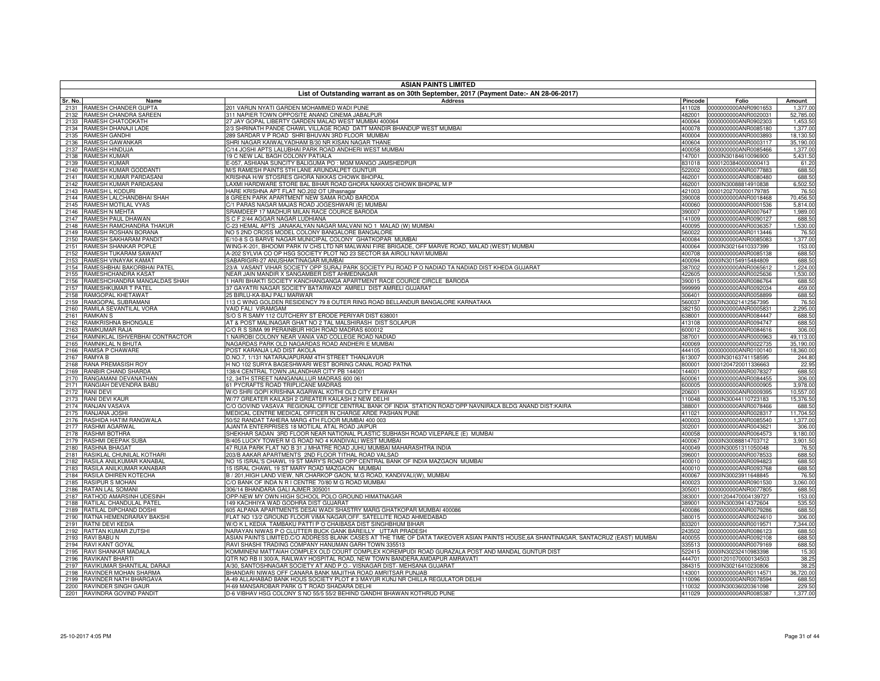# ASIAN PAINTS LIMITED

## List of Outstanding warrant as on 30th September, 2017 (Payment Date:- AN 28-06-2017)

| Sr. No. | Name | Address | Pincode | Folio | Amount |
|---|---|---|---|---|---|
| 2131 | RAMESH CHANDER GUPTA | 201 VARUN NYATI GARDEN MOHAMMED WADI PUNE | 411028 | 0000000000ANR0901653 | 1,377.00 |
| 2132 | RAMESH CHANDRA SAREEN | 311 NAPIER TOWN OPPOSITE ANAND CINEMA JABALPUR | 482001 | 0000000000ANR0020031 | 52,785.00 |
| 2133 | RAMESH CHATODKATH | 27 JAY GOPAL LIBERTY GARDEN MALAD WEST MUMBAI 400064 | 400064 | 0000000000ANR0902303 | 1,453.50 |
| 2134 | RAMESH DHANAJI LADE | 2/3 SHRINATH PANDE CHAWL VILLAGE ROAD DATT MANDIR BHANDUP WEST MUMBAI | 400078 | 0000000000ANR0085180 | 1,377.00 |
| 2135 | RAMESH GANDHI | 289 SARDAR V P ROAD SHRI BHUVAN 3RD FLOOR MUMBAI | 400004 | 0000000000ANR0003893 | 18,130.50 |
| 2136 | RAMESH GAWANKAR | SHRI NAGAR KAIWALYADHAM B/30 NR KISAN NAGAR THANE | 400604 | 0000000000ANR0003117 | 35,190.00 |
| 2137 | RAMESH HINDUJA | C/14 JOSHI APTS LALUBHAI PARK ROAD ANDHERI WEST MUMBAI | 400058 | 0000000000ANR0085466 | 1,377.00 |
| 2138 | RAMESH KUMAR | 19 C NEW LAL BAGH COLONY PATIALA | 147001 | 0000IN30184610096900 | 5,431.50 |
| 2139 | RAMESH KUMAR | E-057, ASHIANA SUNCITY BALIGUMA PO : MGM MANGO JAMSHEDPUR | 831018 | 00001203840000000413 | 61.20 |
| 2140 | RAMESH KUMAR GODDANTI | M/S RAMESH PAINTS 5TH LANE ARUNDALPET GUNTUR | 522002 | 0000000000ANR0077883 | 688.50 |
| 2141 | RAMESH KUMAR PARDASANI | KRISHNA H/W STOSRES GHORA NIKKAS CHOWK BHOPAL | 462001 | 0000000000ANR0080480 | 688.50 |
| 2142 | RAMESH KUMAR PARDASANI | LAXMI HARDWARE STORE BAL BIHAR ROAD GHORA NAKKAS CHOWK BHOPAL M P | 462001 | 0000IN30088814910838 | 6,502.50 |
| 2143 | RAMESH L KODURI | HARE KRISHNA APT FLAT NO.202 OT Ulhasnagar | 421003 | 00001202700000179785 | 76.50 |
| 2144 | RAMESH LALCHANDBHAI SHAH | 8 GREEN PARK APARTMENT NEW SAMA ROAD BARODA | 390008 | 0000000000ANR0018468 | 70,456.50 |
| 2145 | RAMESH MOTILAL VYAS | C/1 PARAS NAGAR MAJAS ROAD JOGESHWARI (E) MUMBAI | 400060 | 0000000000ANR0001536 | 5,814.00 |
| 2146 | RAMESH N MEHTA | SRAMDEEP 17 MADHUR MILAN RACE COURCE BARODA | 390007 | 0000000000ANR0007647 | 1,989.00 |
| 2147 | RAMESH PAUL DHAWAN | S C F 2/44 AGGAR NAGAR LUDHIANA | 141009 | 0000000000ANR0090127 | 688.50 |
| 2148 | RAMESH RAMCHANDRA THAKUR | C-23 HEMAL APTS JANAKALYAN NAGAR MALVANI NO 1 MALAD (W) MUMBAI | 400095 | 0000000000ANR0036357 | 1,530.00 |
| 2149 | RAMESH ROSHAN BORANA | NO 5 2ND CROSS MODEL COLONY BANGALORE BANGALORE | 560022 | 0000000000ANR0113446 | 76.50 |
| 2150 | RAMESH SAKHARAM PANDIT | E/10-8 S G BARVE NAGAR MUNICIPAL COLONY GHATKOPAR MUMBAI | 400084 | 0000000000ANR0085083 | 1,377.00 |
| 2151 | RAMESH SHANKAR POPLE | WING-K-201, BHOOMI PARK IV CHS LTD NR MALWANI FIRE BRIGADE, OFF MARVE ROAD, MALAD (WEST) MUMBAI | 400064 | 0000IN30216410337399 | 153.00 |
| 2152 | RAMESH TUKARAM SAWANT | A-202 SYLVIA CO OP HSG SOCIETY PLOT NO 23 SECTOR 8A AIROLI NAVI MUMBAI | 400708 | 0000000000ANR0085138 | 688.50 |
| 2153 | RAMESH VINAYAK KAMAT | SABARIGIRI-27 ANUSHAKTINAGAR MUMBAI | 400094 | 0000IN30154915484809 | 688.50 |
| 2154 | RAMESHBHAI BAKORBHAI PATEL | 23/A VASANT VIHAR SOCIETY OPP SURAJ PARK SOCIETY PIJ ROAD P O NADIAD TA NADIAD DIST KHEDA GUJARAT | 387002 | 0000000000ANR0065612 | 1,224.00 |
| 2155 | RAMESHCHANDRA KASAT | NEAR JAIN MANDIR X SANGAMBER DIST AHMEDNAGAR | 422605 | 0000000000ANR0025636 | 1,530.00 |
| 2156 | RAMESHCHANDRA MANGALDAS SHAH | 1 HARI BHAKTI SOCIETY KANCHANGANGA APARTMENT RACE COURCE CIRCLE BARODA | 390015 | 0000000000ANR0086764 | 688.50 |
| 2157 | RAMESHKUMAR T PATEL | 37 GAYATRI NAGAR SOCIETY BATARWADI AMRELI DIST AMRELI GUJARAT | 999999 | 0000000000ANR0092034 | 459.00 |
| 2158 | RAMGOPAL KHETAWAT | 25 BIRLU-KA-BAJ PALI MARWAR | 306401 | 0000000000ANR0058899 | 688.50 |
| 2159 | RAMGOPAL SUBRAMANI | 113 C WING GOLDEN RESIDENCY 79 8 OUTER RING ROAD BELLANDUR BANGALORE KARNATAKA | 560037 | 0000IN30021412567395 | 76.50 |
| 2160 | RAMILA SEVANTILAL VORA | VAID FALI VIRAMGAM | 382150 | 0000000000ANR0005831 | 2,295.00 |
| 2161 | RAMKAN S | S/O S R SAMY 112 CUTCHERY ST ERODE PERIYAR DIST 638001 | 638001 | 0000000000ANR0084447 | 688.50 |
| 2162 | RAMKRISHNA BHONGALE | AT & POST MALINAGAR GHAT NO 2 TAL MALSHIRASH DIST SOLAPUR | 413108 | 0000000000ANR0094747 | 688.50 |
| 2163 | RAMKUMAR RAJA | C/O R S SIMA 99 PERAINBUR HIGH ROAD MADRAS 600012 | 600012 | 0000000000ANR0084616 | 306.00 |
| 2164 | RAMNIKLAL ISHVERBHAI CONTRACTOR | 1 NAIROBI COLONY NEAR VANIA VAD COLLEGE ROAD NADIAD | 387001 | 0000000000ANR0000963 | 49,113.00 |
| 2165 | RAMNIKLAL N BHUTA | NAGARDAS PARK OLD NAGARDAS ROAD ANDHERI E MUMBAI | 400069 | 0000000000ANR0022735 | 35,190.00 |
| 2166 | RAMSA P CHAWARE | POST KARANJA LAD DIST AKOLA | 444105 | 0000000000ANR0100140 | 18,360.00 |
| 2167 | RAMYA B | D.NO.7, 1/131 NATARAJAPURAM 4TH STREET THANJAVUR | 613007 | 0000IN30163741158595 | 244.80 |
| 2168 | RANA PREMASISH ROY | H NO 102 SURYA BAGESHWARI WEST BORING CANAL ROAD PATNA | 800001 | 00001204720011336663 | 22.95 |
| 2169 | RANBIR CHAND SHARDA | 138/4 CENTRAL TOWN JALANDHAR CITY PB 144001 | 144001 | 0000000000ANR0078327 | 688.50 |
| 2170 | RANGAMANI DEVANATHAN | 12, 34TH STREET NANGANALLUR MADRAS 600 061 | 600061 | 0000000000ANR0084455 | 306.00 |
| 2171 | RANGIAH DEVENDRA BABU | 61 PYCRAFTS ROAD TRIPLICANE MADRAS | 600005 | 0000000000ANR0000905 | 3,978.00 |
| 2172 | RANI DEVI | W/O SHRI GOPI KRISHNA AGARWAL KOTHI OLD CITY ETAWAH | 206001 | 0000000000ANR0009395 | 10,557.00 |
| 2173 | RANI DEVI KAUR | W/77 GREATER KAILASH 2 GREATER KAILASH 2 NEW DELHI | 110048 | 0000IN30044110723183 | 15,376.50 |
| 2174 | RANJAN VASAVA | C/O GOVIND VASAVA REGIONAL OFFICE CENTRAL BANK OF INDIA STATION ROAD OPP NAVNIRALA BLDG ANAND DIST:KAIRA | 388001 | 0000000000ANR0078466 | 688.50 |
| 2175 | RANJANA JOSHI | MEDICAL CENTRE MEDICAL OFFICER IN CHARGE ARDE PASHAN PUNE | 411021 | 0000000000ANR0028317 | 11,704.50 |
| 2176 | RASHIDA HATIM RANGWALA | 50/52 RANDAT TAHERA MARG 4TH FLOOR MUMBAI 400 003 | 400003 | 0000000000ANR0085540 | 1,377.00 |
| 2177 | RASHMI AGARWAL | AJANTA ENTERPRISES 18 MOTILAL ATAL ROAD JAIPUR | 302001 | 0000000000ANR0043621 | 306.00 |
| 2178 | RASHMI BOTHRA | SHEKHAR SADAN 3RD FLOOR NEAR NATIONAL PLASTIC SUBHASH ROAD VILEPARLE (E) MUMBAI | 400058 | 0000000000ANR0064573 | 9,180.00 |
| 2179 | RASHMI DEEPAK SUBA | B/405 LUCKY TOWER M G ROAD NO 4 KANDIVALI WEST MUMBAI | 400067 | 0000IN30088814703712 | 3,901.50 |
| 2180 | RASHNA BHAGAT | 47 RUIA PARK FLAT NO B 31 J MHATRE ROAD JUHU MUMBAI MAHARASHTRA INDIA | 400049 | 0000IN30051311050048 | 76.50 |
| 2181 | RASIKLAL CHUNILAL KOTHARI | 203/B AAKAR APARTMENTS 2ND FLOOR TITHAL ROAD VALSAD | 396001 | 0000000000ANR0078533 | 688.50 |
| 2182 | RASILA ANILKUMAR KANABAL | NO 15 ISRAL'S CHAWL 19 ST MARY'S ROAD OPP CENTRAL BANK OF INDIA MAZGAON MUMBAI | 400010 | 0000000000ANR0094823 | 688.50 |
| 2183 | RASILA ANILKUMAR KANABAR | 15 ISRAL CHAWL 19 ST MARY ROAD MAZGAON MUMBAI | 400010 | 0000000000ANR0093768 | 688.50 |
| 2184 | RASILA DHIREN KOTECHA | B / 201,HIGH LAND VIEW, NR.CHARKOP GAON, M.G ROAD, KANDIVALI(W), MUMBAI | 400067 | 0000IN30023911648845 | 76.50 |
| 2185 | RASIPUR S MOHAN | C/O BANK OF INDA N R I CENTRE 70/80 M G ROAD MUMBAI | 400023 | 0000000000ANR0901530 | 3,060.00 |
| 2186 | RATAN LAL SOMANI | 306/14 BHANDARA GALI AJMER 305001 | 305001 | 0000000000ANR0077805 | 688.50 |
| 2187 | RATHOD AMARSINH UDESINH | OPP-NEW MY OWN HIGH SCHOOL POLO GROUND HIMATNAGAR | 383001 | 00001204470004139727 | 153.00 |
| 2188 | RATILAL CHANDULAL PATEL | 149 KACHHIYA WAD GODHRA DIST GUJARAT | 389001 | 0000IN30039414372604 | 535.50 |
| 2189 | RATILAL DIPCHAND DOSHI | 605 ALPANA APARTMENTS DESAI WADI SHASTRY MARG GHATKOPAR MUMBAI 400086 | 400086 | 0000000000ANR0079286 | 688.50 |
| 2190 | RATNA HEMENDRARAY BAKSHI | FLAT NO 13/2 GROUND FLOOR VIMA NAGAR,OFF. SATELLITE ROAD AHMEDABAD | 380015 | 0000000000ANR0024610 | 306.00 |
| 2191 | RATNI DEVI KEDIA | W/O K L KEDIA TAMBAKU PATTI P O CHAIBASA DIST SINGHBHUM BIHAR | 833201 | 0000000000ANR0019571 | 7,344.00 |
| 2192 | RATTAN KUMAR ZUTSHI | NARAYAN NIWAS P O CLUTTER BUCK GANK BAREILLY UTTAR PRADESH | 243502 | 0000000000ANR0086123 | 688.50 |
| 2193 | RAVI BABU N | ASIAN PAINTS LIMITED,C/O ADDRESS BLANK CASES AT THE TIME OF DATA TAKEOVER ASIAN PAINTS HOUSE,6A SHANTINAGAR, SANTACRUZ (EAST) MUMBAI | 400055 | 0000000000ANR0092108 | 688.50 |
| 2194 | RAVI KANT GOYAL | RAVI SHASHI TRADING COMPANY HANUMAN GARH TOWN 335513 | 335513 | 0000000000ANR0079169 | 688.50 |
| 2195 | RAVI SHANKAR MADALA | KOMMINENI MATTAIAH COMPLEX OLD COURT COMPLEX KOREMPUDI ROAD GURAZALA POST AND MANDAL GUNTUR DIST | 522415 | 0000IN30232410983398 | 15.30 |
| 2196 | RAVIKANT BHARTI | QTR NO RB II 300/A, RAILWAY HOSPITAL ROAD, NEW TOWN BANDERA,AMDAPUR AMRAVATI | 444701 | 00001201070000134503 | 38.25 |
| 2197 | RAVIKUMAR SHANTILAL DARAJI | A/30, SANTOSHNAGAR SOCIETY AT AND P.O.- VISNAGAR DIST- MEHSANA GUJARAT | 384315 | 0000IN30216410230806 | 38.25 |
| 2198 | RAVINDER MOHAN SHARMA | BHANDARI NIWAS OFF CANARA BANK MAJITHA ROAD AMRITSAR PUNJAB | 143001 | 0000000000ANR0114571 | 36,720.00 |
| 2199 | RAVINDER NATH BHARGAVA | A-49 ALLAHABAD BANK HOUS SOCIETY PLOT # 3 MAYUR KUNJ NR CHILLA REGULATOR DELHI | 110096 | 0000000000ANR0078594 | 688.50 |
| 2200 | RAVINDER SINGH GAUR | H-69 MANSAROBAR PARK G T ROAD SHADARA DELHI | 110032 | 0000IN30036020361098 | 229.50 |
| 2201 | RAVINDRA GOVIND PANDIT | D-6 VIBHAV HSG COLONY S NO 55/5 55/2 BEHIND GANDHI BHAWAN KOTHRUD PUNE | 411029 | 0000000000ANR0085387 | 1,377.00 |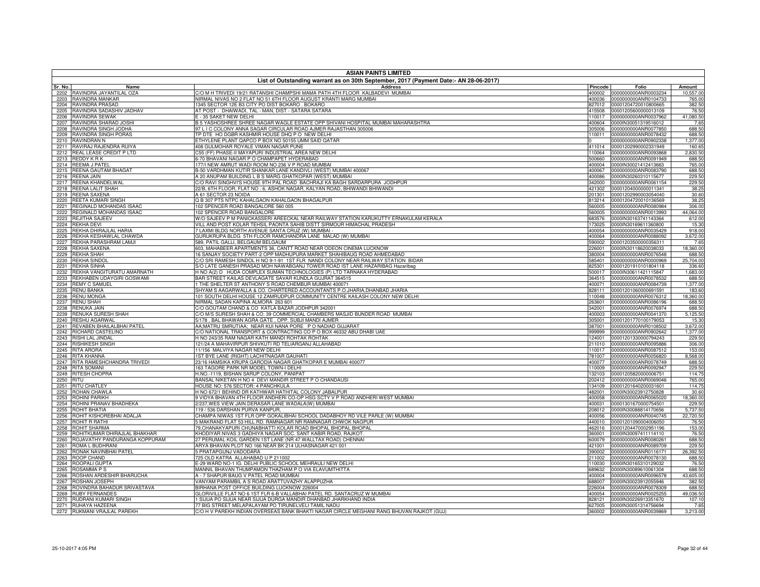# ASIAN PAINTS LIMITED

## List of Outstanding warrant as on 30th September, 2017 (Payment Date:- AN 28-06-2017)

| Sr. No. | Name | Address | Pincode | Folio | Amount |
|---|---|---|---|---|---|
| 2202 | RAVINDRA JAYANTILAL OZA | C/O M H TRIVEDI 19/21 RATANSHI CHAMPSHI MAMA PATH 4TH FLOOR KALBADEVI MUMBAI | 400002 | 0000000000ANR0003234 | 10,557.00 |
| 2203 | RAVINDRA MANKAR | NIRMAL NIVAS NO 2 FLAT NO 51 6TH FLOOR AUGUST KRANTI MARG MUMBAI | 400036 | 0000000000ANR0104733 | 765.00 |
| 2204 | RAVINDRA PRASAD | 1345 SECTOR 12E B3 CITY PO DIST BOKARO . BOKARO | 827012 | 00001204720010800665 | 382.50 |
| 2205 | RAVINDRA SADASHIV JADHAV | AT POST - DHAIWADI, TAL - MAN, DIST - SATARA SATARA | 415508 | 00001205600000013109 | 76.50 |
| 2206 | RAVINDRA SEWAK | E - 35 SAKET NEW DELHI | 110017 | 0000000000ANR0037962 | 41,080.50 |
| 2207 | RAVINDRA SHARAD JOSHI | B 5 YASHOSHREE SHREE NAGAR WAGLE ESTATE OPP SHIVANI HOSPITAL MUMBAI MAHARASHTRA | 400604 | 0000IN30051319516012 | 7.65 |
| 2208 | RAVINDRA SINGH JODHA | 97 L I C COLONY ANNA SAGAR CIRCULAR ROAD AJMER RAJASTHAN 305006 | 305006 | 0000000000ANR0077850 | 688.50 |
| 2209 | RAVINDRA SINGH PORAS | TP DTE HO DGBR KASHMIR HOUSE DHQ P O NEW DELHI | 110011 | 0000000000ANR0078432 | 688.50 |
| 2210 | RAVINDRAN N | ETHYLENE PLANT QAPCO P BOX NO 50155 UMM SAID QATAR | 0 | 0000000000ANR0902338 | 1,377.00 |
| 2211 | RAVIRAJ RAJENDRA RUIYA | 408 GULMOHAR ROYALE VIMAN NAGAR PUNE | 411014 | 00001202990002331949 | 160.65 |
| 2212 | REAL LEASE CREDIT P LTD | C55 (FF) PHASE-II MAYAPURI INDUSTRIAL AREA NEW DELHI | 110064 | 0000000000ANR0093868 | 2,830.50 |
| 2213 | REDDY K R K | 6-70 BHAVANI NAGAR P O CHAMPAPET HYDERABAD | 500660 | 0000000000ANR0091949 | 688.50 |
| 2214 | REEMA J PATEL | 177/I NEW AMRUT WADI ROOM NO 236 V P ROAD MUMBAI | 400004 | 0000IN30021412413663 | 765.00 |
| 2215 | REENA GAUTAM BHAGAT | B-50 VARDHMAN KUTIR SHANKAR LANE KANDIVLI (WEST) MUMBAI 400067 | 400067 | 0000000000ANR0083790 | 688.50 |
| 2216 | REENA JAIN | A 20 ANUPAM BUILDING L B S MARG GHATKOPAR (WEST) MUMBAI | 400086 | 0000IN30260310115677 | 229.50 |
| 2217 | REENA KHANDELWAL | C/O RAVI SINGHVI'S HOUSE 9TH PAL ROAD BACHRAJI KA BAGH SARDARPURA JODHPUR | 342000 | 0000000000ANR0061154 | 229.50 |
| 2218 | REENA LALIT SHAH | 22/B, 6TH FLOOR, FLAT NO : 6, ASHOK NAGAR, KALYAN ROAD, BHIWANDI BHIWANDI | 421302 | 00001204000000011341 | 38.25 |
| 2219 | REENA SAXENA | A 61 SECTOR 23 NOIDA | 201301 | 00001202990003054040 | 30.60 |
| 2220 | REETA KUMARI SINGH | Q B 307 PTS NTPC KAHALGAON KAHALGAON BHAGALPUR | 813214 | 00001204720010136569 | 38.25 |
| 2221 | REGINALD MOHANDAS ISAAC | 102 SPENCER ROAD BANGALORE 560 005 | 560005 | 0000000000ANR0080984 | 306.00 |
| 2222 | REGINALD MOHANDAS ISAAC | 102 SPENCER ROAD BANGALORE | 560005 | 0000000000ANR0013993 | 44,064.00 |
| 2223 | REJITHA SAJEEV | W/O SAJEEV P M PANICKASSERI AREECKAL NEAR RAILWAY STATION KARUKUTTY ERNAKULAM KERALA | 683576 | 0000IN30163741143364 | 612.00 |
| 2224 | REKHA DEVI | VILL AND POST KOLAR TEHSIL PAONTA SAHIB DISTT SIRMOUR HIMACHAL PRADESH | 173025 | 0000IN30169611360800 | 15.30 |
| 2225 | REKHA DHIRAJLAL HARIA | 7 LAXMI BLDG NORTH AVENUE SANTA CRUZ (W) MUMBAI - | 400054 | 0000000000ANR0035429 | 918.00 |
| 2226 | REKHA KESHAWLAL CHAWDA | GURUKRUPA BLDG 5TH FLOOR RAMCHANDRA LANE MALAD (W) MUMBAI | 400064 | 0000000000ANR0088092 | 3,672.00 |
| 2227 | REKHA PARASHRAM LAMJI | 589, PATIL GALLI, BELGAUM BELGAUM | 590002 | 00001203500000356311 | 7.65 |
| 2228 | REKHA SAXENA | 603, MAHABEER APARTMENTS 36, CANTT ROAD NEAR ODEON CINEMA LUCKNOW | 226001 | 0000IN30118620038033 | 18,360.00 |
| 2229 | REKHA SHAH | 16 SANJAY SOCIETY PART-2 OPP MADHUPURA MARKET SHAHIBAUG ROAD AHMEDABAD | 380004 | 0000000000ANR0076548 | 688.50 |
| 2230 | REKHA SINDOL | C/O SRI RAMESH SINDOL H NO 9-1-91 1ST FLR NANDI COLONY NEAR RAILWAY STATION BIDAR | 585401 | 0000000000ANR0000969 | 25,704.00 |
| 2231 | REKHA SINHA | S/O LATE GANESH PRASAD MOH NAWABGANJ TOWER ROAD IST LANE HAZARIBAG Hazaribag | 825301 | 00001201910101804118 | 336.60 |
| 2232 | REKHA VANGITURATU AMARNATH | H NO A(2) D HUDA COMPLEX SUMAN TECHNOLOGIES (P) LTD TARNAKA HYDERABAD | 500017 | 0000IN30611421115847 | 1,683.00 |
| 2233 | REKHABEN UDAYGIRI GOSWAMI | BAR STREET KAILAS DEVLAGATE SAVAR KUNDLA GUJRAT 364515 | 364515 | 0000000000ANR0078532 | 688.50 |
| 2234 | REMY C SAMUEL | 1 THE SHELTER ST ANTHONY S ROAD CHEMBUR MUMBAI 400071 | 400071 | 0000000000ANR0084739 | 1,377.00 |
| 2235 | RENU BANKA | SHYAM S AAGARWALLA & CO. CHARTERED ACCOUNTANTS P.O.JHARIA,DHANBAD JHARIA | 828111 | 00001201060000691591 | 183.60 |
| 2236 | RENU MONGA | 101 SOUTH DELHI HOUSE 12 ZAMRUDPUR COMMUNITY CENTRE KAILASH COLONY NEW DELHI | 110048 | 0000000000ANR0076312 | 18,360.00 |
| 2237 | RENU SHAH | NIRMAL SADAN KAPINA ALMORA 263 601 | 263601 | 0000000000ANR0086196 | 688.50 |
| 2238 | RENUKA JAIN | C/O GOUTAM CHAND & CO KATLA BAZAR JODHPUR 342001 | 342001 | 0000000000ANR0076974 | 688.50 |
| 2239 | RENUKA SURESH SHAH | C/O M/S SURESH SHAH & CO. 39 COMMERCIAL CHAMBERS MASJID BUNDER ROAD MUMBAI | 400003 | 0000000000ANR0041370 | 5,125.50 |
| 2240 | RESHU AGARWAL | 5/178 , BAL BHAWAN AGRA GATE , OPP. SUBJI MANDI AJMER | 305001 | 00001201770100179053 | 15.30 |
| 2241 | REVABEN BHAILALBHAI PATEL | AA;MATRU SMRUTIAA; NEAR KUI NANA PORE P O NADIAD GUJARAT | 387001 | 0000000000ANR0108502 | 3,672.00 |
| 2242 | RICHARD CASTELINO | C/O NATIONAL TRANSPORT & CONTRACTING CO P O BOX 46332 ABU DHABI UAE | 999999 | 0000000000ANR0902642 | 1,377.00 |
| 2243 | RISHI LAL JINDAL | H NO 243/35 RAM NAGAR KATH MANDI ROHTAK ROHTAK | 124001 | 00001201330000794243 | 229.50 |
| 2244 | RISHIKESH SINGH | 121/24 A MAHAVIRPUR SHIVKUTI RD TELIARGANJ ALLAHABAD | 211010 | 0000000000ANR0095886 | 306.00 |
| 2245 | RITA ARORA | 11/156 MALVIYA NAGAR NEW DELHI | 110017 | 0000000000ANR0087512 | 153.00 |
| 2246 | RITA KHANNA | 1ST BYE LANE (RIGHT) LACHITNAGAR GAUHATI | 781007 | 0000000000ANR0056820 | 8,568.00 |
| 2247 | RITA RAMESHCHANDRA TRIVEDI | 23/16 HAMSIKA KRUPA GARODIA NAGAR GHATKOPAR E MUMBAI 400077 | 400077 | 0000000000ANR0078749 | 688.50 |
| 2248 | RITA SOMANI | 163 TAGORE PARK NR MODEL TOWN-I DELHI | 110009 | 0000000000ANR0092947 | 229.50 |
| 2249 | RITESH CHOPRA | H.NO.-1119, BISHAN SARUP COLONY, PANIPAT | 132103 | 00001205820000006751 | 114.75 |
| 2250 | RITU | BANSAL NIKETAN H NO 4 DEVI MANDIR STREET P O CHANDAUSI | 202412 | 0000000000ANR0069046 | 765.00 |
| 2251 | RITU CHATLEY | HOUSE NO: 576 SECTOR: 4 PANCHKULA | 134109 | 00001201640200031601 | 114.75 |
| 2252 | ROHAN CHAWLA | H NO 672/1 BEHIND DR KATHWAR HATHITAL COLONY JABALPUR | 482001 | 0000IN30023912750828 | 30.60 |
| 2253 | ROHINI PARIKH | 9 VIDYA BHAVAN 4TH FLOOR ANDHERI CO-OP HSG SCTY V P ROAD ANDHERI WEST MUMBAI | 400058 | 0000000000ANR0065020 | 18,360.00 |
| 2254 | ROHINI PRANAV BHADHEKA | 2/237,WES VIEW JAIN DERASAR LANE WADALA(W) MUMBAI | 400031 | 00001301670000754501 | 229.50 |
| 2255 | ROHIT BHATIA | 119 / 536 DARSHAN PURVA KANPUR. | 208012 | 0000IN30088814170656 | 5,737.50 |
| 2256 | ROHIT KISHOREBHAI ADALJA | CHAMPA NIWAS 1ST FLR OPP GOKALIBHAI SCHOOL DADABHOY RD VILE PARLE (W) MUMBAI | 400056 | 0000000000ANR0040745 | 22,720.50 |
| 2257 | ROHIT R RATHI | 5 MAKRAND FLAT 53 HILL RD. RAMNAGAR NR RAMNAGAR CHWOK NAGPUR | 440010 | 00001201090004006050 | 76.50 |
| 2258 | ROHIT SHARMA | 79,CHANAKYAPURI CHUNABHATTI KOLAR ROAD BHOPAL BHOPAL BHOPAL | 462016 | 00001204470002951196 | 153.00 |
| 2259 | ROHITKUMAR DHIRAJLAL BHAKHAR | KHODIYAR NIVAS 3 GADHIYA NAGAR SOC. SANT KABIR ROAD, RAJKOT. | 360001 | 0000IN30097411114110 | 76.50 |
| 2260 | ROJAVATHY PANDURANGA KOPPURAM | 27 PERUMAL KOIL GARDEN 1ST LANE (NR 47 WALLTAX ROAD) CHENNAI | 600079 | 0000000000ANR0080261 | 688.50 |
| 2261 | ROMA L BUDHRANI | ARYA BHAVAN PLOT NO 166 NEAR BK 214 ULHASNAGAR 421 001 | 421001 | 0000000000ANR0089709 | 229.50 |
| 2262 | RONAK NAVINBHAI PATEL | 5 PRATAPGUNJ VADODARA | 390002 | 0000000000ANR0116171 | 26,392.50 |
| 2263 | ROOP CHAND | 725 OLD KATRA ALLAHABAD U P 211002 | 211002 | 0000000000ANR0078130 | 688.50 |
| 2264 | ROOPALI GUPTA | E-29 WARD NO-1 IG. DELHI PUBLIC SCHOOL MEHRAULI NEW DELHI | 110030 | 0000IN30165310129032 | 76.50 |
| 2265 | ROSAMMA P S | MANNIL BHAVAN THUMPAMON THAZHAM P O VIA ELAVUMTHITTA | 689632 | 0000IN30089610061304 | 688.50 |
| 2266 | ROSHAN ARDESHIR BHARUCHA | A - 7 SHAPUR BAUG V PATEL ROAD MUMBAI | 400004 | 0000000000ANR0096578 | 43,605.00 |
| 2267 | ROSHAN JOSEPH | VANYAM PARAMBIL A S ROAD ARATTUVAZHY ALAPPUZHA | 688007 | 0000IN30023912055946 | 382.50 |
| 2268 | ROVINDRA BAHADUR SRIVASTAVA | BIRHANA POST OFFICE BUILDING LUCKNOW 226004 | 226004 | 0000000000ANR0078309 | 688.50 |
| 2269 | RUBY FERNANDES | GLORIVILLE FLAT NO 6 1ST FLR 6-B VALLABHAI PATEL RD. SANTACRUZ W MUMBAI | 400054 | 0000000000ANR0025255 | 49,036.50 |
| 2270 | RUDRANI KUMARI SINGH | 1 SIJUA PO SIJUA NEAR SIJUA DURGA MANDIR DHANBAD JHARKHAND INDIA | 828121 | 0000IN30226913351670 | 107.10 |
| 2271 | RUHAYA HAZEENA | 77 BIG STREET MELAPALAYAM PO TIRUNELVELI TAMIL NADU | 627005 | 0000IN30051314756694 | 7.65 |
| 2272 | RUKMANI VRAJLAL PAREKH | C/O H V PAREKH INDIAN OVERSEAS BANK BHAKTI NAGAR CIRCLE MEGHANI RANG BHUVAN RAJKOT (GUJ) | 360002 | 0000000000ANR0039869 | 3,213.00 |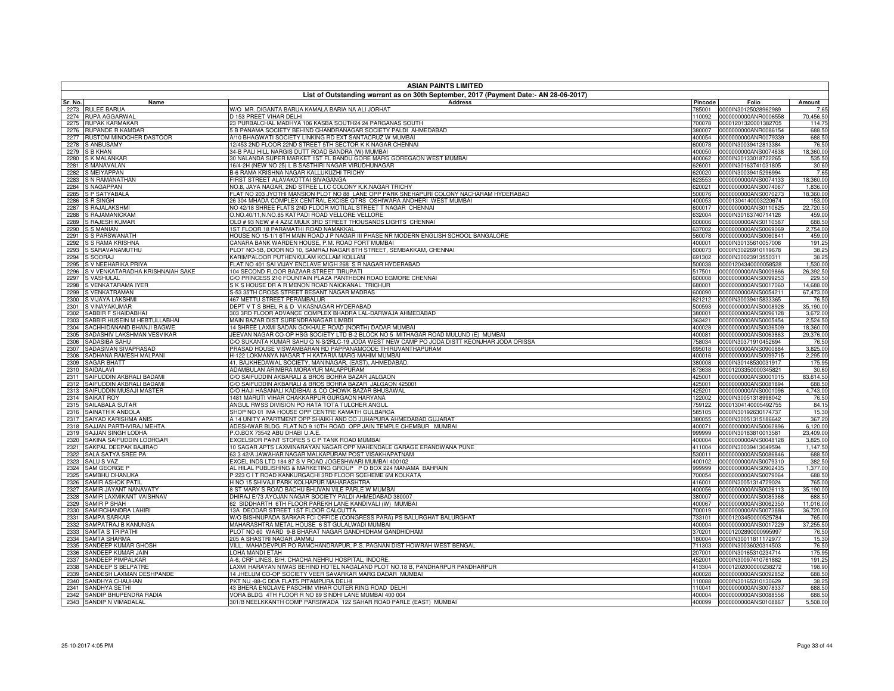# ASIAN PAINTS LIMITED

## List of Outstanding warrant as on 30th September, 2017 (Payment Date:- AN 28-06-2017)

| Sr. No. | Name | Address | Pincode | Folio | Amount |
|---|---|---|---|---|---|
| 2273 | RULEE BARUA | W/O MR. DIGANTA BARUA KAMALA BARIA NA ALI JORHAT | 785001 | 0000IN30125028962989 | 7.65 |
| 2274 | RUPA AGGARWAL | D 153 PREET VIHAR DELHI | 110092 | 0000000000ANR0006558 | 70,456.50 |
| 2275 | RUPAK KARMAKAR | 23 PURBALCHAL MADHYA 106 KASBA SOUTH24 24 PARGANAS SOUTH | 700078 | 00001201320001382705 | 114.75 |
| 2276 | RUPANDE R KAMDAR | 5 B PANAMA SOCIETY BEHIND CHANDRANAGAR SOCIETY PALDI AHMEDABAD | 380007 | 0000000000ANR0086154 | 688.50 |
| 2277 | RUSTOM MINOCHER DASTOOR | A/10 BHAGWATI SOCIETY LINKING RD EXT SANTACRUZ W MUMBAI | 400054 | 0000000000ANR0079339 | 688.50 |
| 2278 | S ANBUSAMY | 12/453 2ND FLOOR 22ND STREET 5TH SECTOR K K NAGAR CHENNAI | 600078 | 0000IN30039412813384 | 76.50 |
| 2279 | S B KHAN | 34-B PALI HILL NARGIS DUTT ROAD BANDRA (W) MUMBAI | 400050 | 0000000000ANS0074638 | 18,360.00 |
| 2280 | S K MALANKAR | 30 NALANDA SUPER MARKET 1ST FL BANDU GORE MARG GOREGAON WEST MUMBAI | 400062 | 0000IN30133018722265 | 535.50 |
| 2281 | S MANAVALAN | 16/4-2H (NEW NO 25) L B SASTHIRI NAGAR VIRUDHUNAGAR | 626001 | 0000IN30163741031805 | 30.60 |
| 2282 | S MEIYAPPAN | B-6 RAMA KRISHNA NAGAR KALLUKUZHI TRICHY | 620020 | 0000IN30039415296994 | 7.65 |
| 2283 | S N RAMANATHAN | FIRST STREET ALAVAKOTTAI SIVAGANGA | 623553 | 0000000000ANS0074133 | 18,360.00 |
| 2284 | S NAGAPPAN | NO.8, JAYA NAGAR, 2ND STREE L.I.C COLONY K.K.NAGAR TRICHY | 620021 | 0000000000ANS0074067 | 1,836.00 |
| 2285 | S P SATYABALA | FLAT NO 203 JYOTHI MANSION PLOT NO 88 LANE OPP PARK SNEHAPURI COLONY NACHARAM HYDERABAD | 500076 | 0000000000ANS0070273 | 18,360.00 |
| 2286 | S R SINGH | 26 304 MHADA COMPLEX CENTRAL EXCISE QTRS OSHIWARA ANDHERI WEST MUMBAI | 400053 | 00001304140003220674 | 153.00 |
| 2287 | S RAJALAKSHMI | NO 42/18 SHREE FLATS 2ND FLOOR MOTILAL STREET T NAGAR CHENNAI | 600017 | 0000000000ANS0110625 | 22,720.50 |
| 2288 | S RAJAMANICKAM | O.NO.40/11,N.NO.85 KATPADI ROAD VELLORE VELLORE | 632004 | 0000IN30163740714126 | 459.00 |
| 2289 | S RAJESH KUMAR | OLD # 93 NEW # 4 AZIZ MULK 3RD STREET THOUSANDS LIGHTS CHENNAI | 600006 | 0000000000ANS0110587 | 688.50 |
| 2290 | S S MANIAN | 1ST FLOOR 18 PARAMATHI ROAD NAMAKKAL | 637002 | 0000000000ANS0069069 | 2,754.00 |
| 2291 | S S PARSWANATH | HOUSE NO 15-1/1 6TH MAIN ROAD J P NAGAR III PHASE NR MODERN ENGLISH SCHOOL BANGALORE | 560078 | 0000000000ANS0060841 | 459.00 |
| 2292 | S S RAMA KRISHNA | CANARA BANK WARDEN HOUSE, P.M. ROAD FORT MUMBAI | 400001 | 0000IN30135610057006 | 191.25 |
| 2293 | S SARAVANAMUTHU | PLOT NO-5B, DOOR NO 10, SAMRAJ NAGAR 8TH STREET, SEMBAKKAM, CHENNAI | 600073 | 0000IN30226910119678 | 38.25 |
| 2294 | S SOORAJ | KARIMPALOOR PUTHENKULAM KOLLAM KOLLAM | 691302 | 0000IN30023913550311 | 38.25 |
| 2295 | S V NEEHARIKA PRIYA | FLAT NO 401 SAI VIJAY ENCLAVE MIGH 268 S R NAGAR HYDERABAD | 500038 | 00001204340000058528 | 1,530.00 |
| 2296 | S V VENKATARADHA KRISHNAIAH SAKE | 104 SECOND FLOOR BAZAAR STREET TIRUPATI | 517501 | 0000000000ANS0009866 | 26,392.50 |
| 2297 | S VASHULAL | C/O PRINCESS 210 FOUNTAIN PLAZA PANTHEON ROAD EGMORE CHENNAI | 600008 | 0000000000ANS0099253 | 229.50 |
| 2298 | S VENKATARAMA IYER | S K S HOUSE DR A R MENON ROAD NAICKANAL TRICHUR | 680001 | 0000000000ANS0017060 | 14,688.00 |
| 2299 | S VENKATRAMAN | S-53 35TH CROSS STREET BESANT NAGAR MADRAS | 600090 | 0000000000ANS0054211 | 67,473.00 |
| 2300 | S VIJAYA LAKSHMI | 467 METTU STREET PERAMBALUR | 621212 | 0000IN30039415833365 | 76.50 |
| 2301 | S VINAYAKUMAR | DEPT V T S BHEL R & D VIKASNAGAR HYDERABAD | 500593 | 0000000000ANS0008928 | 35,190.00 |
| 2302 | SABBIR F SHAIDABHAI | 303 3RD FLOOR ADVANCE COMPLEX BHADRA LAL-DARWAJA AHMEDABAD | 380001 | 0000000000ANS0096128 | 3,672.00 |
| 2303 | SABBIR HUSEIN M HEBTULLABHAI | MAIN BAZAR DIST SURENDRANAGAR LIMBDI | 363421 | 0000000000ANS0005454 | 2,524.50 |
| 2304 | SACHHIDANAND BHANJI BAGWE | 14 SHREE LAXMI SADAN GOKHALE ROAD (NORTH) DADAR MUMBAI | 400028 | 0000000000ANS0036509 | 18,360.00 |
| 2305 | SADASHIV LAKSHMAN VESVIKAR | JEEVAN NAGAR CO-OP HSG SOCIETY LTD B-2 BLOCK NO 5 MITHAGAR ROAD MULUND (E) MUMBAI | 400081 | 0000000000ANS0063863 | 29,376.00 |
| 2306 | SADASIBA SAHU | C/O SUKANTA KUMAR SAHU Q N-S/2RLC-19 JODA WEST NEW CAMP PO JODA DISTT KEONJHAR JODA ORISSA | 758034 | 0000IN30371910452694 | 76.50 |
| 2307 | SADASIVAN SIVAPRASAD | PRASAD HOUSE VISWAMBARAN RD PAPPANAMCODE THIRUVANTHAPURAM | 695018 | 0000000000ANS0900884 | 3,825.00 |
| 2308 | SADHANA RAMESH MALPANI | H-122 LOKMANYA NAGAR T H KATARIA MARG MAHIM MUMBAI | 400016 | 0000000000ANS0099715 | 2,295.00 |
| 2309 | SAGAR BHATT | 41, BAJKHEDAWAL SOCIETY, MANINAGAR, (EAST), AHMEDABAD. | 380008 | 0000IN30148530031917 | 175.95 |
| 2310 | SAIDALAVI | ADAMBULAN ARIMBRA MORAYUR MALAPPURAM | 673638 | 00001203350000345821 | 30.60 |
| 2311 | SAIFUDDIN AKBRALI BADAMI | C/O SAIFUDDIN AKBARALI & BROS BOHRA BAZAR JALGAON | 425001 | 0000000000ANS0001015 | 83,614.50 |
| 2312 | SAIFUDDIN AKBRALI BADAMI | C/O SAIFUDDIN AKBARALI & BROS BOHRA BAZAR JALGAON 425001 | 425001 | 0000000000ANS0081894 | 688.50 |
| 2313 | SAIFUDDIN MUSAJI MASTER | C/O HAJI HASANALI KADIBHAI & CO CHOWK BAZAR BHUSAWAL | 425201 | 0000000000ANS0001096 | 4,743.00 |
| 2314 | SAIKAT ROY | 1481 MARUTI VIHAR CHAKKARPUR GURGAON HARYANA | 122002 | 0000IN30051318998042 | 76.50 |
| 2315 | SAILABALA SUTAR | ANGUL RWSS DIVISION PO HATA TOTA TULCHER ANGUL | 759122 | 00001304140005492755 | 84.15 |
| 2316 | SAINATH K ANDOLA | SHOP NO 01 IMA HOUSE OPP CENTRE KAMATH GULBARGA | 585105 | 0000IN30192630174737 | 15.30 |
| 2317 | SAIYAD KARISHMA ANIS | A 14 UNITY APARTMENT OPP SHAIKH AND CO JUHAPURA AHMEDABAD GUJARAT | 380055 | 0000IN30051315186642 | 367.20 |
| 2318 | SAJJAN PARTHVIRAJ MEHTA | ADESHWAR BLDG FLAT NO 9 10TH ROAD OPP JAIN TEMPLE CHEMBUR MUMBAI | 400071 | 0000000000ANS0062896 | 6,120.00 |
| 2319 | SAJJAN SINGH LODHA | P.O.BOX 73542 ABU DHABI U.A.E. | 999999 | 0000IN30183810013581 | 23,409.00 |
| 2320 | SAKINA SAIFUDDIN LODHGAR | EXCELSIOR PAINT STORES 5 C P TANK ROAD MUMBAI | 400004 | 0000000000ANS0048128 | 3,825.00 |
| 2321 | SAKPAL DEEPAK BAJIRAO | 10 SAGAR APTS LAXMINARAYAN NAGAR OPP MAHENDALE GARAGE ERANDWANA PUNE | 411004 | 0000IN30039413049594 | 1,147.50 |
| 2322 | SALA SATYA SREE PA | 63 3 42/A JAWAHAR NAGAR MALKAPURAM POST VISAKHAPATNAM | 530011 | 0000000000ANS0086846 | 688.50 |
| 2323 | SALU S VAZ | EXCEL INDS LTD 184 87 S V ROAD JOGESHWARI MUMBAI 400102 | 400102 | 0000000000ANS0079310 | 382.50 |
| 2324 | SAM GEORGE P | AL HILAL PUBLISHING & MARKETING GROUP P O BOX 224 MANAMA BAHRAIN | 999999 | 0000000000ANS0902435 | 1,377.00 |
| 2325 | SAMBHU DHANUKA | P 223 C I T ROAD KANKURGACHI 3RD FLOOR SCEHEME 6M KOLKATA | 700054 | 0000000000ANS0079064 | 688.50 |
| 2326 | SAMIR ASHOK PATIL | H NO 15 SHIVAJI PARK KOLHAPUR MAHARASHTRA | 416001 | 0000IN30051314729024 | 765.00 |
| 2327 | SAMIR JAYANT NANAVATY | 8 ST MARY S ROAD BACHU BHUVAN VILE PARLE W MUMBAI | 400056 | 0000000000ANS0026113 | 35,190.00 |
| 2328 | SAMIR LAXMIKANT VAISHNAV | DHIRAJ E/73 AYOJAN NAGAR SOCIETY PALDI AHMEDABAD 380007 | 380007 | 0000000000ANS0085368 | 688.50 |
| 2329 | SAMIR P SHAH | 62 SIDDHARTH 6TH FLOOR PAREKH LANE KANDIVALI (W) MUMBAI | 400067 | 0000000000ANS0062350 | 11,016.00 |
| 2330 | SAMIRCHANDRA LAHIRI | 13A DEODAR STREET 1ST FLOOR CALCUTTA | 700019 | 0000000000ANS0073886 | 36,720.00 |
| 2331 | SAMPA SARKAR | W/O BISHNUPADA SARKAR FCI OFFICE (CONGRESS PARA) PS BALURGHAT BALURGHAT | 733101 | 00001203450000525784 | 765.00 |
| 2332 | SAMPATRAJ B KANUNGA | MAHARASHTRA METAL HOUSE 6 ST GULALWADI MUMBAI | 400004 | 0000000000ANS0017229 | 37,255.50 |
| 2333 | SAMTA S TRIPATHI | PLOT NO 60 WARD 9-B BHARAT NAGAR GANDHIDHAM GANDHIDHAM | 370201 | 00001202890000995997 | 76.50 |
| 2334 | SAMTA SHARMA | 205 A SHASTRI NAGAR JAMMU | 180004 | 0000IN30011811172977 | 15.30 |
| 2335 | SANDEEP KUMAR GHOSH | VILL. MAHADEVPUR PO RAMCHANDRAPUR, P.S. PAGNAN DIST HOWRAH WEST BENGAL | 711303 | 0000IN30036020314503 | 76.50 |
| 2336 | SANDEEP KUMAR JAIN | LOHA MANDI ETAH | 207001 | 0000IN30165310234714 | 175.95 |
| 2337 | SANDEEP PIMPALKAR | A-6, CRP LINES, B/H. CHACHA NEHRU HOSPITAL, INDORE. | 452001 | 0000IN30097410761882 | 191.25 |
| 2338 | SANDEEP S BELPATRE | LAXMI HARAYAN NIWAS BEHIND HOTEL NAGALAND PLOT NO.18 B, PANDHARPUR PANDHARPUR | 413304 | 00001202000000238272 | 198.90 |
| 2339 | SANDESH LAXMAN DESHPANDE | 14 JHELUM CO-OP SOCIETY VEER SAVARKAR MARG DADAR MUMBAI | 400028 | 0000000000ANS0092852 | 688.50 |
| 2340 | SANDHYA CHAUHAN | PKT NU -88-C DDA FLATS PITAMPURA DELHI | 110088 | 0000IN30165310130629 | 38.25 |
| 2341 | SANDHYA SETHI | 43 BHERA ENCLAVE PASCHIM VIHAR OUTER RING ROAD DELHI | 110041 | 0000000000ANS0078337 | 688.50 |
| 2342 | SANDIP BHUPENDRA RADIA | VORA BLDG 4TH FLOOR R NO 89 SINDHI LANE MUMBAI 400 004 | 400004 | 0000000000ANS0088556 | 688.50 |
| 2343 | SANDIP N VIMADALAL | 301/B NEELKKANTH COMP PARSIWADA 122 SAHAR ROAD PARLE (EAST) MUMBAI | 400099 | 0000000000ANS0108867 | 5,508.00 |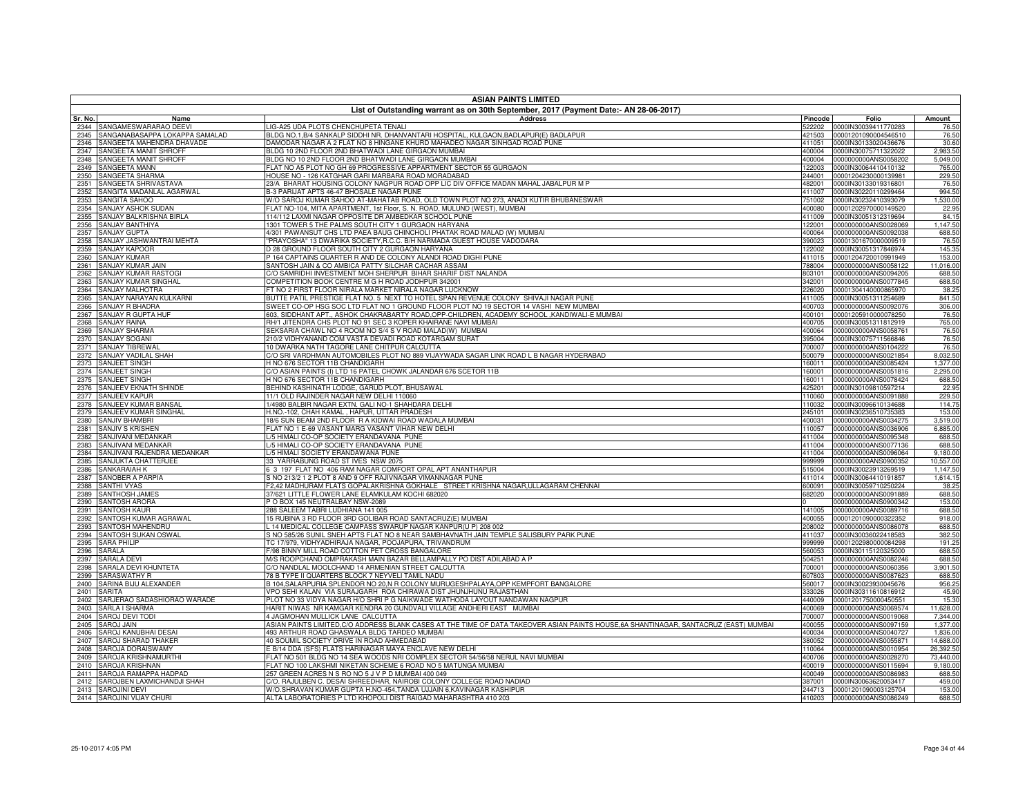# ASIAN PAINTS LIMITED

## List of Outstanding warrant as on 30th September, 2017 (Payment Date:- AN 28-06-2017)

| Sr. No. | Name | Address | Pincode | Folio | Amount |
|---|---|---|---|---|---|
| 2344 | SANGAMESWARARAO DEEVI | LIG-A25 UDA PLOTS CHENCHUPETA TENALI | 522202 | 0000IN30039411770283 | 76.50 |
| 2345 | SANGANABASAPPA LOKAPPA SAMALAD | BLDG NO.1,B/4 SANKALP SIDDHI NR. DHANVANTARI HOSPITAL, KULGAON,BADLAPUR(E) BADLAPUR | 421503 | 00001201090004546510 | 76.50 |
| 2346 | SANGEETA MAHENDRA DHAVADE | DAMODAR NAGAR A 2 FLAT NO 8 HINGANE KHURD MAHADEO NAGAR SINHGAD ROAD PUNE | 411051 | 0000IN30133020436676 | 30.60 |
| 2347 | SANGEETA MANIT SHROFF | BLDG 10 2ND FLOOR 2ND BHATWADI LANE GIRGAON MUMBAI | 400004 | 0000IN30075711322022 | 2,983.50 |
| 2348 | SANGEETA MANIT SHROFF | BLDG NO 10 2ND FLOOR 2ND BHATWADI LANE GIRGAON MUMBAI | 400004 | 0000000000ANS0058202 | 5,049.00 |
| 2349 | SANGEETA MANN | FLAT NO A5 PLOT NO GH 69 PROGRESSIVE APPARTMENT SECTOR 55 GURGAON | 122003 | 0000IN30064410410132 | 765.00 |
| 2350 | SANGEETA SHARMA | HOUSE NO - 126 KATGHAR GARI MARBARA ROAD MORADABAD | 244001 | 00001204230000139981 | 229.50 |
| 2351 | SANGEETA SHRIVASTAVA | 23/A BHARAT HOUSING COLONY NAGPUR ROAD OPP LIC DIV OFFICE MADAN MAHAL JABALPUR M P | 482001 | 0000IN30133019316801 | 76.50 |
| 2352 | SANGITA MADANLAL AGARWAL | B-3 PARIJAT APTS 46-47 BHOSALE NAGAR PUNE | 411007 | 0000IN30220110299464 | 994.50 |
| 2353 | SANGITA SAHOO | W/O SAROJ KUMAR SAHOO AT-MAHATAB ROAD, OLD TOWN PLOT NO 273, ANADI KUTIR BHUBANESWAR | 751002 | 0000IN30232410393079 | 1,530.00 |
| 2354 | SANJAY ASHOK SUDAN | FLAT NO-104, MITA APARTMENT, 1st Floor, S. N. ROAD, MULUND (WEST), MUMBAI | 400080 | 00001202970000149520 | 22.95 |
| 2355 | SANJAY BALKRISHNA BIRLA | 114/112 LAXMI NAGAR OPPOSITE DR AMBEDKAR SCHOOL PUNE | 411009 | 0000IN30051312319694 | 84.15 |
| 2356 | SANJAY BANTHIYA | 1301 TOWER 5 THE PALMS SOUTH CITY 1 GURGAON HARYANA | 122001 | 0000000000ANS0028069 | 1,147.50 |
| 2357 | SANJAY GUPTA | 4/301 PAWANSUT CHS LTD PAEA BAUG CHINCHOLI PHATAK ROAD MALAD (W) MUMBAI | 400064 | 0000000000ANS0092038 | 688.50 |
| 2358 | SANJAY JASHWANTRAI MEHTA | "PRAYOSHA" 13 DWARIKA SOCIETY,R.C.C. B/H NARMADA GUEST HOUSE VADODARA | 390023 | 00001301670000009519 | 76.50 |
| 2359 | SANJAY KAPOOR | D 28 GROUND FLOOR SOUTH CITY 2 GURGAON HARYANA | 122002 | 0000IN30051317846974 | 145.35 |
| 2360 | SANJAY KUMAR | P 164 CAPTAINS QUARTER R AND DE COLONY ALANDI ROAD DIGHI PUNE | 411015 | 00001204720010991949 | 153.00 |
| 2361 | SANJAY KUMAR JAIN | SANTOSH JAIN & CO AMBICA PATTY SILCHAR CACHAR ASSAM | 788004 | 0000000000ANS0058122 | 11,016.00 |
| 2362 | SANJAY KUMAR RASTOGI | C/O SAMRIDHI INVESTMENT MOH SHERPUR BIHAR SHARIF DIST NALANDA | 803101 | 0000000000ANS0094205 | 688.50 |
| 2363 | SANJAY KUMAR SINGHAL | COMPETITION BOOK CENTRE M G H ROAD JODHPUR 342001 | 342001 | 0000000000ANS0077845 | 688.50 |
| 2364 | SANJAY MALHOTRA | FT NO 2 FIRST FLOOR NIRALA MARKET NIRALA NAGAR LUCKNOW | 226020 | 00001304140000865970 | 38.25 |
| 2365 | SANJAY NARAYAN KULKARNI | BUTTE PATIL PRESTIGE FLAT NO. 5 NEXT TO HOTEL SPAN REVENUE COLONY SHIVAJI NAGAR PUNE | 411005 | 0000IN30051311254689 | 841.50 |
| 2366 | SANJAY R BHADRA | SWEET CO-OP HSG SOC LTD FLAT NO 1 GROUND FLOOR PLOT NO 19 SECTOR 14 VASHI NEW MUMBAI | 400703 | 0000000000ANS0092076 | 306.00 |
| 2367 | SANJAY R GUPTA HUF | 603, SIDDHANT APT., ASHOK CHAKRABARTY ROAD,OPP-CHILDREN, ACADEMY SCHOOL ,KANDIWALI-E MUMBAI | 400101 | 00001205910000078250 | 76.50 |
| 2368 | SANJAY RAINA | RH/1 JITENDRA CHS PLOT NO 91 SEC 3 KOPER KHAIRANE NAVI MUMBAI | 400705 | 0000IN30051311812919 | 765.00 |
| 2369 | SANJAY SHARMA | SEKSARIA CHAWL NO 4 ROOM NO S/4 S V ROAD MALAD(W) MUMBAI | 400064 | 0000000000ANS0058761 | 76.50 |
| 2370 | SANJAY SOGANI | 210/2 VIDHYANAND COM VASTA DEVADI ROAD KOTARGAM SURAT | 395004 | 0000IN30075711566846 | 76.50 |
| 2371 | SANJAY TIBREWAL | 10 DWARKA NATH TAGORE LANE CHITPUR CALCUTTA | 700007 | 0000000000ANS0104222 | 76.50 |
| 2372 | SANJAY VADILAL SHAH | C/O SRI VARDHMAN AUTOMOBILES PLOT NO 889 VIJAYWADA SAGAR LINK ROAD L B NAGAR HYDERABAD | 500079 | 0000000000ANS0021854 | 8,032.50 |
| 2373 | SANJEET SINGH | H NO 676 SECTOR 11B CHANDIGARH | 160011 | 0000000000ANS0085424 | 1,377.00 |
| 2374 | SANJEET SINGH | C/O ASIAN PAINTS (I) LTD 16 PATEL CHOWK JALANDAR 676 SCETOR 11B | 160001 | 0000000000ANS0051816 | 2,295.00 |
| 2375 | SANJEET SINGH | H NO 676 SECTOR 11B CHANDIGARH | 160011 | 0000000000ANS0078424 | 688.50 |
| 2376 | SANJEEV EKNATH SHINDE | BEHIND KASHINATH LODGE, GARUD PLOT, BHUSAWAL | 425201 | 0000IN30109810597214 | 22.95 |
| 2377 | SANJEEV KAPUR | 11/1 OLD RAJINDER NAGAR NEW DELHI 110060 | 110060 | 0000000000ANS0091888 | 229.50 |
| 2378 | SANJEEV KUMAR BANSAL | 1/4980 BALBIR NAGAR EXTN. GALI NO-1 SHAHDARA DELHI | 110032 | 0000IN30096610134688 | 114.75 |
| 2379 | SANJEEV KUMAR SINGHAL | H.NO.-102, CHAH KAMAL , HAPUR, UTTAR PRADESH | 245101 | 0000IN30236510735383 | 153.00 |
| 2380 | SANJIV BHAMBRI | 18/6 SUN BEAM 2ND FLOOR R A KIDWAI ROAD WADALA MUMBAI | 400031 | 0000000000ANS0034275 | 3,519.00 |
| 2381 | SANJIV S KRISHEN | FLAT NO 1 E-69 VASANT MARG VASANT VIHAR NEW DELHI | 110057 | 0000000000ANS0036906 | 6,885.00 |
| 2382 | SANJIVANI MEDANKAR | L/5 HIMALI CO-OP SOCIETY ERANDAVANA PUNE | 411004 | 0000000000ANS0095348 | 688.50 |
| 2383 | SANJIVANI MEDANKAR | L/5 HIMALI CO-OP SOCIETY ERANDAVANA PUNE | 411004 | 0000000000ANS0077136 | 688.50 |
| 2384 | SANJIVANI RAJENDRA MEDANKAR | L/5 HIMALI SOCIETY ERANDAWANA PUNE | 411004 | 0000000000ANS0096064 | 9,180.00 |
| 2385 | SANJUKTA CHATTERJEE | 33 YARRABUNG ROAD ST IVES NSW 2075 | 999999 | 0000000000ANS0900352 | 10,557.00 |
| 2386 | SANKARAIAH K | 6 3 197 FLAT NO 406 RAM NAGAR COMFORT OPAL APT ANANTHAPUR | 515004 | 0000IN30023913269519 | 1,147.50 |
| 2387 | SANOBER A PARPIA | S NO 213/2 1 2 PLOT 8 AND 9 OFF RAJIVNAGAR VIMANNAGAR PUNE | 411014 | 0000IN30064410191857 | 1,614.15 |
| 2388 | SANTHI VYAS | F2,42 MADHURAM FLATS GOPALAKRISHNA GOKHALE STREET KRISHNA NAGAR,ULLAGARAM CHENNAI | 600091 | 0000IN30059710250224 | 38.25 |
| 2389 | SANTHOSH JAMES | 37/621 LITTLE FLOWER LANE ELAMKULAM KOCHI 682020 | 682020 | 0000000000ANS0091889 | 688.50 |
| 2390 | SANTOSH ARORA | P O BOX 145 NEUTRALBAY NSW-2089 | 0 | 0000000000ANS0900342 | 153.00 |
| 2391 | SANTOSH KAUR | 288 SALEEM TABRI LUDHIANA 141 005 | 141005 | 0000000000ANS0089716 | 688.50 |
| 2392 | SANTOSH KUMAR AGRAWAL | 15 RUBINA 3 RD FLOOR 3RD GOLIBAR ROAD SANTACRUZ(E) MUMBAI | 400055 | 00001201090000322352 | 918.00 |
| 2393 | SANTOSH MAHENDRU | L 14 MEDICAL COLLEGE CAMPASS SWARUP NAGAR KANPUR(U P) 208 002 | 208002 | 0000000000ANS0086078 | 688.50 |
| 2394 | SANTOSH SUKAN OSWAL | S NO 585/26 SUNIL SNEH APTS FLAT NO 8 NEAR SAMBHAVNATH JAIN TEMPLE SALISBURY PARK PUNE | 411037 | 0000IN30036022418583 | 382.50 |
| 2395 | SARA PHILIP | TC 17/979, VIDHYADHIRAJA NAGAR, POOJAPURA, TRIVANDRUM | 999999 | 00001202980000084298 | 191.25 |
| 2396 | SARALA | F/98 BINNY MILL ROAD COTTON PET CROSS BANGALORE | 560053 | 0000IN30115120325000 | 688.50 |
| 2397 | SARALA DEVI | M/S ROOPCHAND OMPRAKASH MAIN BAZAR BELLAMPALLY PO DIST ADILABAD A P | 504251 | 0000000000ANS0082246 | 688.50 |
| 2398 | SARALA DEVI KHUNTETA | C/O NANDLAL MOOLCHAND 14 ARMENIAN STREET CALCUTTA | 700001 | 0000000000ANS0060356 | 3,901.50 |
| 2399 | SARASWATHY R | 78 B TYPE II QUARTERS BLOCK 7 NEYVELI TAMIL NADU | 607803 | 0000000000ANS0087623 | 688.50 |
| 2400 | SARINA BIJU ALEXANDER | B 104,SALARPURIA SPLENDOR NO 20,N R COLONY MURUGESHPALAYA,OPP KEMPFORT BANGALORE | 560017 | 0000IN30023930045676 | 956.25 |
| 2401 | SARITA | VPO SEHI KALAN VIA SURAJGARH ROA CHIRAWA DIST JHUNJHUNU RAJASTHAN | 333026 | 0000IN30311610816912 | 45.90 |
| 2402 | SARJERAO SADASHIORAO WARADE | PLOT NO 33 VIDYA NAGAR H/O SHRI P G NAIKWADE WATHODA LAYOUT NANDAWAN NAGPUR | 440009 | 00001201750000450551 | 15.30 |
| 2403 | SARLA I SHARMA | HARIT NIWAS NR KAMGAR KENDRA 20 GUNDVALI VILLAGE ANDHERI EAST MUMBAI | 400069 | 0000000000ANS0069574 | 11,628.00 |
| 2404 | SAROJ DEVI TODI | 4 JAGMOHAN MULLICK LANE CALCUTTA | 700007 | 0000000000ANS0019068 | 7,344.00 |
| 2405 | SAROJ JAIN | ASIAN PAINTS LIMITED,C/O ADDRESS BLANK CASES AT THE TIME OF DATA TAKEOVER ASIAN PAINTS HOUSE,6A SHANTINAGAR, SANTACRUZ (EAST) MUMBAI | 400055 | 0000000000ANS0097159 | 1,377.00 |
| 2406 | SAROJ KANUBHAI DESAI | 493 ARTHUR ROAD GHASWALA BLDG TARDEO MUMBAI | 400034 | 0000000000ANS0040727 | 1,836.00 |
| 2407 | SAROJ SHARAD THAKER | 40 SOUMIL SOCIETY DRIVE IN ROAD AHMEDABAD | 380052 | 0000000000ANS0055871 | 14,688.00 |
| 2408 | SAROJA DORAISWAMY | E B/14 DDA (SFS) FLATS HARINAGAR MAYA ENCLAVE NEW DELHI | 110064 | 0000000000ANS0010954 | 26,392.50 |
| 2409 | SAROJA KRISHNAMURTHI | FLAT NO 501 BLDG NO 14 SEA WOODS NRI COMPLEX SECTOR 54/56/58 NERUL NAVI MUMBAI | 400706 | 0000000000ANS0028270 | 73,440.00 |
| 2410 | SAROJA KRISHNAN | FLAT NO 100 LAKSHMI NIKETAN SCHEME 6 ROAD NO 5 MATUNGA MUMBAI | 400019 | 0000000000ANS0115694 | 9,180.00 |
| 2411 | SAROJA RAMAPPA HADPAD | 257 GREEN ACRES N S RO NO 5 J V P D MUMBAI 400 049 | 400049 | 0000000000ANS0086983 | 688.50 |
| 2412 | SAROJBEN LAXMICHANDJI SHAH | C/O. RAJULBEN C. DESAI SHREEDHAR, NAIROBI COLONY COLLEGE ROAD NADIAD | 387001 | 0000IN30063620053417 | 459.00 |
| 2413 | SAROJINI DEVI | W/O.SHRAVAN KUMAR GUPTA H.NO-454,TANDA UJJAIN 6,KAVINAGAR KASHIPUR | 244713 | 00001201090003125704 | 153.00 |
| 2414 | SAROJINI VIJAY CHURI | ALTA LABORATORIES P LTD KHOPOLI DIST RAIGAD MAHARASHTRA 410 203 | 410203 | 0000000000ANS0086249 | 688.50 |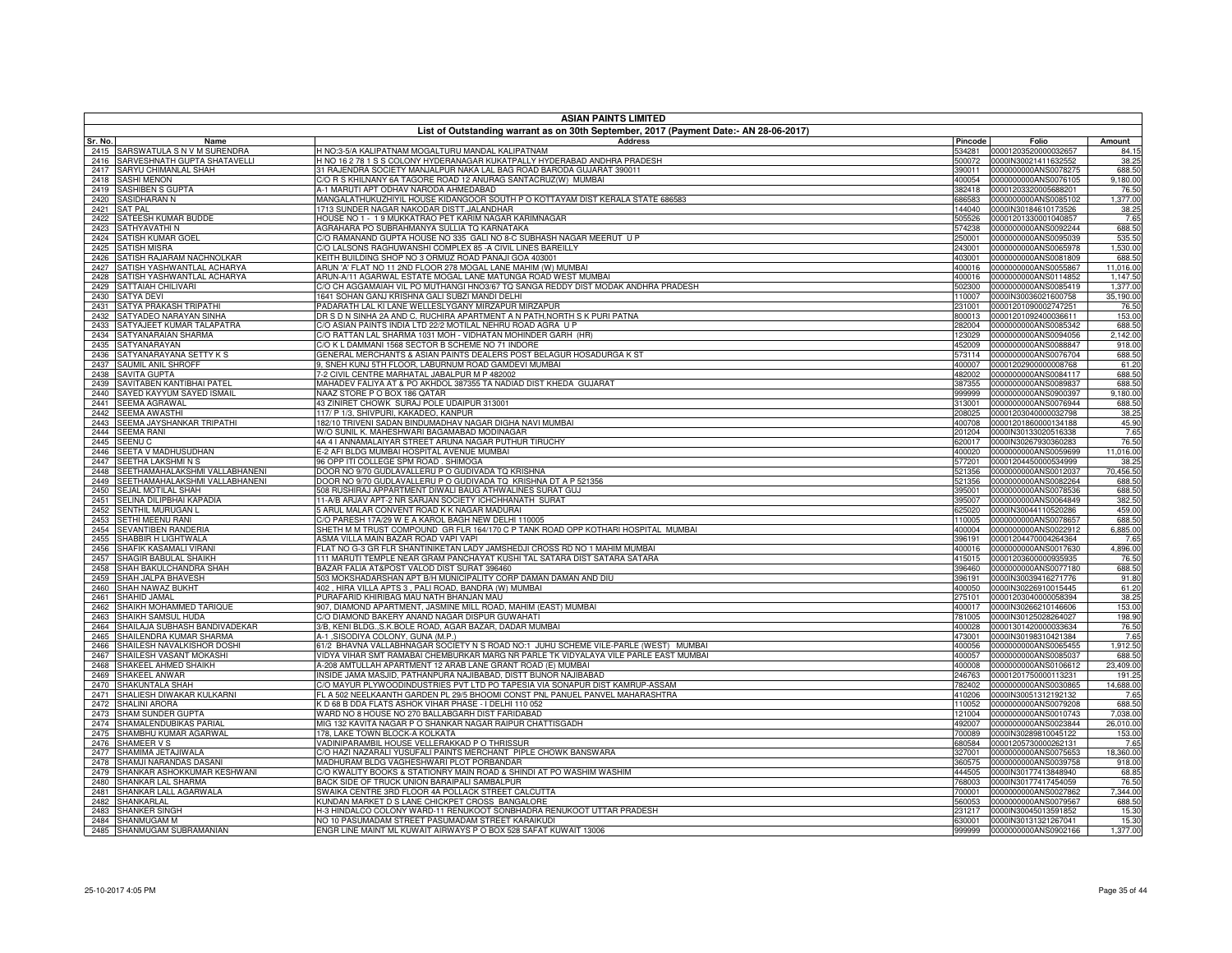# ASIAN PAINTS LIMITED

## List of Outstanding warrant as on 30th September, 2017 (Payment Date:- AN 28-06-2017)

| Sr. No. | Name | Address | Pincode | Folio | Amount |
|---|---|---|---|---|---|
| 2415 | SARSWATULA S N V M SURENDRA | H NO:3-5/A KALIPATNAM MOGALTURU MANDAL KALIPATNAM | 534281 | 00001203520000032657 | 84.15 |
| 2416 | SARVESHNATH GUPTA SHATAVELLI | H NO 16 2 78 1 S S COLONY HYDERANAGAR KUKATPALLY HYDERABAD ANDHRA PRADESH | 500072 | 0000IN30021411632552 | 38.25 |
| 2417 | SARYU CHIMANLAL SHAH | 31 RAJENDRA SOCIETY MANJALPUR NAKA LAL BAG ROAD BARODA GUJARAT 390011 | 390011 | 0000000000ANS0078275 | 688.50 |
| 2418 | SASHI MENON | C/O R S KHILNANY 6A TAGORE ROAD 12 ANURAG SANTACRUZ(W) MUMBAI | 400054 | 0000000000ANS0076105 | 9,180.00 |
| 2419 | SASHIBEN S GUPTA | A-1 MARUTI APT ODHAV NARODA AHMEDABAD | 382418 | 00001203320005688201 | 76.50 |
| 2420 | SASIDHARAN N | MANGALATHUKUZHIYIL HOUSE KIDANGOOR SOUTH P O KOTTAYAM DIST KERALA STATE 686583 | 686583 | 0000000000ANS0085102 | 1,377.00 |
| 2421 | SAT PAL | 1713 SUNDER NAGAR NAKODAR DISTT.JALANDHAR | 144040 | 0000IN30184610173526 | 38.25 |
| 2422 | SATEESH KUMAR BUDDE | HOUSE NO 1 - 1 9 MUKKATRAO PET KARIM NAGAR KARIMNAGAR | 505526 | 00001201330001040857 | 7.65 |
| 2423 | SATHYAVATHI N | AGRAHARA PO SUBRAHMANYA SULLIA TQ KARNATAKA | 574238 | 0000000000ANS0092244 | 688.50 |
| 2424 | SATISH KUMAR GOEL | C/O RAMANAND GUPTA HOUSE NO 335 GALI NO 8-C SUBHASH NAGAR MEERUT U P | 250001 | 0000000000ANS0095039 | 535.50 |
| 2425 | SATISH MISRA | C/O LALSONS RAGHUWANSHI COMPLEX 85 -A CIVIL LINES BAREILLY | 243001 | 0000000000ANS0065978 | 1,530.00 |
| 2426 | SATISH RAJARAM NACHNOLKAR | KEITH BUILDING SHOP NO 3 ORMUZ ROAD PANAJI GOA 403001 | 403001 | 0000000000ANS0081809 | 688.50 |
| 2427 | SATISH YASHWANTLAL ACHARYA | ARUN 'A' FLAT NO 11 2ND FLOOR 278 MOGAL LANE MAHIM (W) MUMBAI | 400016 | 0000000000ANS0055867 | 11,016.00 |
| 2428 | SATISH YASHWANTLAL ACHARYA | ARUN-A/11 AGARWAL ESTATE MOGAL LANE MATUNGA ROAD WEST MUMBAI | 400016 | 0000000000ANS0114852 | 1,147.50 |
| 2429 | SATTAIAH CHILIVARI | C/O CH AGGAMAIAH VIL PO MUTHANGI HNO3/67 TQ SANGA REDDY DIST MODAK ANDHRA PRADESH | 502300 | 0000000000ANS0085419 | 1,377.00 |
| 2430 | SATYA DEVI | 1641 SOHAN GANJ KRISHNA GALI SUBZI MANDI DELHI | 110007 | 0000IN30036021600758 | 35,190.00 |
| 2431 | SATYA PRAKASH TRIPATHI | PADARATH LAL KI LANE WELLESLYGANY MIRZAPUR MIRZAPUR | 231001 | 00001201090002747251 | 76.50 |
| 2432 | SATYADEO NARAYAN SINHA | DR S D N SINHA 2A AND C, RUCHIRA APARTMENT A N PATH,NORTH S K PURI PATNA | 800013 | 00001201092400036611 | 153.00 |
| 2433 | SATYAJEET KUMAR TALAPATRA | C/O ASIAN PAINTS INDIA LTD 22/2 MOTILAL NEHRU ROAD AGRA U P | 282004 | 0000000000ANS0085342 | 688.50 |
| 2434 | SATYANARAIAN SHARMA | C/O RATTAN LAL SHARMA 1031 MOH - VIDHATAN MOHINDER GARH (HR) | 123029 | 0000000000ANS0094056 | 2,142.00 |
| 2435 | SATYANARAYAN | C/O K L DAMMANI 1568 SECTOR B SCHEME NO 71 INDORE | 452009 | 0000000000ANS0088847 | 918.00 |
| 2436 | SATYANARAYANA SETTY K S | GENERAL MERCHANTS & ASIAN PAINTS DEALERS POST BELAGUR HOSADURGA K ST | 573114 | 0000000000ANS0076704 | 688.50 |
| 2437 | SAUMIL ANIL SHROFF | 9, SNEH KUNJ 5TH FLOOR, LABURNUM ROAD GAMDEVI MUMBAI | 400007 | 00001202900000008768 | 61.20 |
| 2438 | SAVITA GUPTA | 7-2 CIVIL CENTRE MARHATAL JABALPUR M P 482002 | 482002 | 0000000000ANS0084117 | 688.50 |
| 2439 | SAVITABEN KANTIBHAI PATEL | MAHADEV FALIYA AT & PO AKHDOL 387355 TA NADIAD DIST KHEDA GUJARAT | 387355 | 0000000000ANS0089837 | 688.50 |
| 2440 | SAYED KAYYUM SAYED ISMAIL | NAAZ STORE P O BOX 186 QATAR | 999999 | 0000000000ANS0900397 | 9,180.00 |
| 2441 | SEEMA AGRAWAL | 43 ZINIRET CHOWK SURAJ POLE UDAIPUR 313001 | 313001 | 0000000000ANS0076944 | 688.50 |
| 2442 | SEEMA AWASTHI | 117/ P 1/3, SHIVPURI, KAKADEO, KANPUR | 208025 | 00001203040000032798 | 38.25 |
| 2443 | SEEMA JAYSHANKAR TRIPATHI | 182/10 TRIVENI SADAN BINDUMADHAV NAGAR DIGHA NAVI MUMBAI | 400708 | 00001201860000134188 | 45.90 |
| 2444 | SEEMA RANI | W/O SUNIL K. MAHESHWARI BAGAMABAD MODINAGAR | 201204 | 0000IN30133020516338 | 7.65 |
| 2445 | SEENU C | 4A 4 I ANNAMALAIYAR STREET ARUNA NAGAR PUTHUR TIRUCHY | 620017 | 0000IN30267930360283 | 76.50 |
| 2446 | SEETA V MADHUSUDHAN | E-2 AFI BLDG MUMBAI HOSPITAL AVENUE MUMBAI | 400020 | 0000000000ANS0059699 | 11,016.00 |
| 2447 | SEETHA LAKSHMI N S | 96 OPP ITI COLLEGE SPM ROAD . SHIMOGA | 577201 | 00001204450000534999 | 38.25 |
| 2448 | SEETHAMAHALAKSHMI VALLABHANENI | DOOR NO 9/70 GUDLAVALLERU P O GUDIVADA TQ KRISHNA | 521356 | 0000000000ANS0012037 | 70,456.50 |
| 2449 | SEETHAMAHALAKSHMI VALLABHANENI | DOOR NO 9/70 GUDLAVALLERU P O GUDIVADA TQ KRISHNA DT A P 521356 | 521356 | 0000000000ANS0082264 | 688.50 |
| 2450 | SEJAL MOTILAL SHAH | 508 RUSHIRAJ APPARTMENT DIWALI BAUG ATHWALINES SURAT GUJ | 395001 | 0000000000ANS0078536 | 688.50 |
| 2451 | SELINA DILIPBHAI KAPADIA | 11-A/B ARJAV APT-2 NR SARJAN SOCIETY ICHCHHANATH SURAT | 395007 | 0000000000ANS0064849 | 382.50 |
| 2452 | SENTHIL MURUGAN L | 5 ARUL MALAR CONVENT ROAD K K NAGAR MADURAI | 625020 | 0000IN30044110520286 | 459.00 |
| 2453 | SETHI MEENU RANI | C/O PARESH 17A/29 W E A KAROL BAGH NEW DELHI 110005 | 110005 | 0000000000ANS0078657 | 688.50 |
| 2454 | SEVANTIBEN RANDERIA | SHETH M M TRUST COMPOUND GR FLR 164/170 C P TANK ROAD OPP KOTHARI HOSPITAL MUMBAI | 400004 | 0000000000ANS0022912 | 6,885.00 |
| 2455 | SHABBIR H LIGHTWALA | ASMA VILLA MAIN BAZAR ROAD VAPI VAPI | 396191 | 00001204470004264364 | 7.65 |
| 2456 | SHAFIK KASAMALI VIRANI | FLAT NO G-3 GR FLR SHANTINIKETAN LADY JAMSHEDJI CROSS RD NO 1 MAHIM MUMBAI | 400016 | 0000000000ANS0017630 | 4,896.00 |
| 2457 | SHAGIR BABULAL SHAIKH | 111 MARUTI TEMPLE NEAR GRAM PANCHAYAT KUSHI TAL SATARA DIST SATARA SATARA | 415015 | 00001203600000935935 | 76.50 |
| 2458 | SHAH BAKULCHANDRA SHAH | BAZAR FALIA AT&POST VALOD DIST SURAT 396460 | 396460 | 0000000000ANS0077180 | 688.50 |
| 2459 | SHAH JALPA BHAVESH | 503 MOKSHADARSHAN APT B/H MUNICIPALITY CORP DAMAN DAMAN AND DIU | 396191 | 0000IN30039416271776 | 91.80 |
| 2460 | SHAH NAWAZ BUKHT | 402 , HIRA VILLA APTS 3 , PALI ROAD, BANDRA (W) MUMBAI | 400050 | 0000IN30226910015445 | 61.20 |
| 2461 | SHAHID JAMAL | PURAFARID KHIRIBAG MAU NATH BHANJAN MAU | 275101 | 00001203040000058394 | 38.25 |
| 2462 | SHAIKH MOHAMMED TARIQUE | 907, DIAMOND APARTMENT, JASMINE MILL ROAD, MAHIM (EAST) MUMBAI | 400017 | 0000IN30266210146606 | 153.00 |
| 2463 | SHAIKH SAMSUL HUDA | C/O DIAMOND BAKERY ANAND NAGAR DISPUR GUWAHATI | 781005 | 0000IN30125028264027 | 198.90 |
| 2464 | SHAILAJA SUBHASH BANDIVADEKAR | 3/B, KENI BLDG.,S.K.BOLE ROAD, AGAR BAZAR, DADAR MUMBAI | 400028 | 00001301420000033634 | 76.50 |
| 2465 | SHAILENDRA KUMAR SHARMA | A-1 ,SISODIYA COLONY, GUNA (M.P.) | 473001 | 0000IN30198310421384 | 7.65 |
| 2466 | SHAILESH NAVALKISHOR DOSHI | 61/2 BHAVNA VALLABHNAGAR SOCIETY N S ROAD NO:1 JUHU SCHEME VILE-PARLE (WEST) MUMBAI | 400056 | 0000000000ANS0065455 | 1,912.50 |
| 2467 | SHAILESH VASANT MOKASHI | VIDYA VIHAR SMT RAMABAI CHEMBURKAR MARG NR PARLE TK VIDYALAYA VILE PARLE EAST MUMBAI | 400057 | 0000000000ANS0085037 | 688.50 |
| 2468 | SHAKEEL AHMED SHAIKH | A-208 AMTULLAH APARTMENT 12 ARAB LANE GRANT ROAD (E) MUMBAI | 400008 | 0000000000ANS0106612 | 23,409.00 |
| 2469 | SHAKEEL ANWAR | INSIDE JAMA MASJID, PATHANPURA NAJIBABAD, DISTT BIJNOR NAJIBABAD | 246763 | 00001201750000113231 | 191.25 |
| 2470 | SHAKUNTALA SHAH | C/O MAYUR PLYWOODINDUSTRIES PVT LTD PO TAPESIA VIA SONAPUR DIST KAMRUP-ASSAM | 782402 | 0000000000ANS0030865 | 14,688.00 |
| 2471 | SHALIESH DIWAKAR KULKARNI | FL A 502 NEELKAANTH GARDEN PL 29/5 BHOOMI CONST PNL PANUEL PANVEL MAHARASHTRA | 410206 | 0000IN30051312192132 | 7.65 |
| 2472 | SHALINI ARORA | K D 68 B DDA FLATS ASHOK VIHAR PHASE - I DELHI 110 052 | 110052 | 0000000000ANS0079208 | 688.50 |
| 2473 | SHAM SUNDER GUPTA | WARD NO 8 HOUSE NO 270 BALLABGARH DIST FARIDABAD | 121004 | 0000000000ANS0010743 | 7,038.00 |
| 2474 | SHAMALENDUBIKAS PARIAL | MIG 132 KAVITA NAGAR P O SHANKAR NAGAR RAIPUR CHATTISGADH | 492007 | 0000000000ANS0023844 | 26,010.00 |
| 2475 | SHAMBHU KUMAR AGARWAL | 178, LAKE TOWN BLOCK-A KOLKATA | 700089 | 0000IN30289810045122 | 153.00 |
| 2476 | SHAMEER V S | VADINIPARAMBIL HOUSE VELLERAKKAD P O THRISSUR | 680584 | 00001205730000262131 | 7.65 |
| 2477 | SHAMIMA JETAJIWALA | C/O HAZI NAZARALI YUSUFALI PAINTS MERCHANT PIPLE CHOWK BANSWARA | 327001 | 0000000000ANS0075653 | 18,360.00 |
| 2478 | SHAMJI NARANDAS DASANI | MADHURAM BLDG VAGHESHWARI PLOT PORBANDAR | 360575 | 0000000000ANS0039758 | 918.00 |
| 2479 | SHANKAR ASHOKKUMAR KESHWANI | C/O KWALITY BOOKS & STATIONRY MAIN ROAD & SHINDI AT PO WASHIM WASHIM | 444505 | 0000IN30177413848940 | 68.85 |
| 2480 | SHANKAR LAL SHARMA | BACK SIDE OF TRUCK UNION BARAIPALI SAMBALPUR | 768003 | 0000IN30177417454059 | 76.50 |
| 2481 | SHANKAR LALL AGARWALA | SWAIKA CENTRE 3RD FLOOR 4A POLLACK STREET CALCUTTA | 700001 | 0000000000ANS0027862 | 7,344.00 |
| 2482 | SHANKARLAL | KUNDAN MARKET D S LANE CHICKPET CROSS BANGALORE | 560053 | 0000000000ANS0079567 | 688.50 |
| 2483 | SHANKER SINGH | H-3 HINDALCO COLONY WARD-11 RENUKOOT SONBHADRA RENUKOOT UTTAR PRADESH | 231217 | 0000IN30045013591852 | 15.30 |
| 2484 | SHANMUGAM M | NO 10 PASUMADAM STREET PASUMADAM STREET KARAIKUDI | 630001 | 0000IN30131321267041 | 15.30 |
| 2485 | SHANMUGAM SUBRAMANIAN | ENGR LINE MAINT ML KUWAIT AIRWAYS P O BOX 528 SAFAT KUWAIT 13006 | 999999 | 0000000000ANS0902166 | 1,377.00 |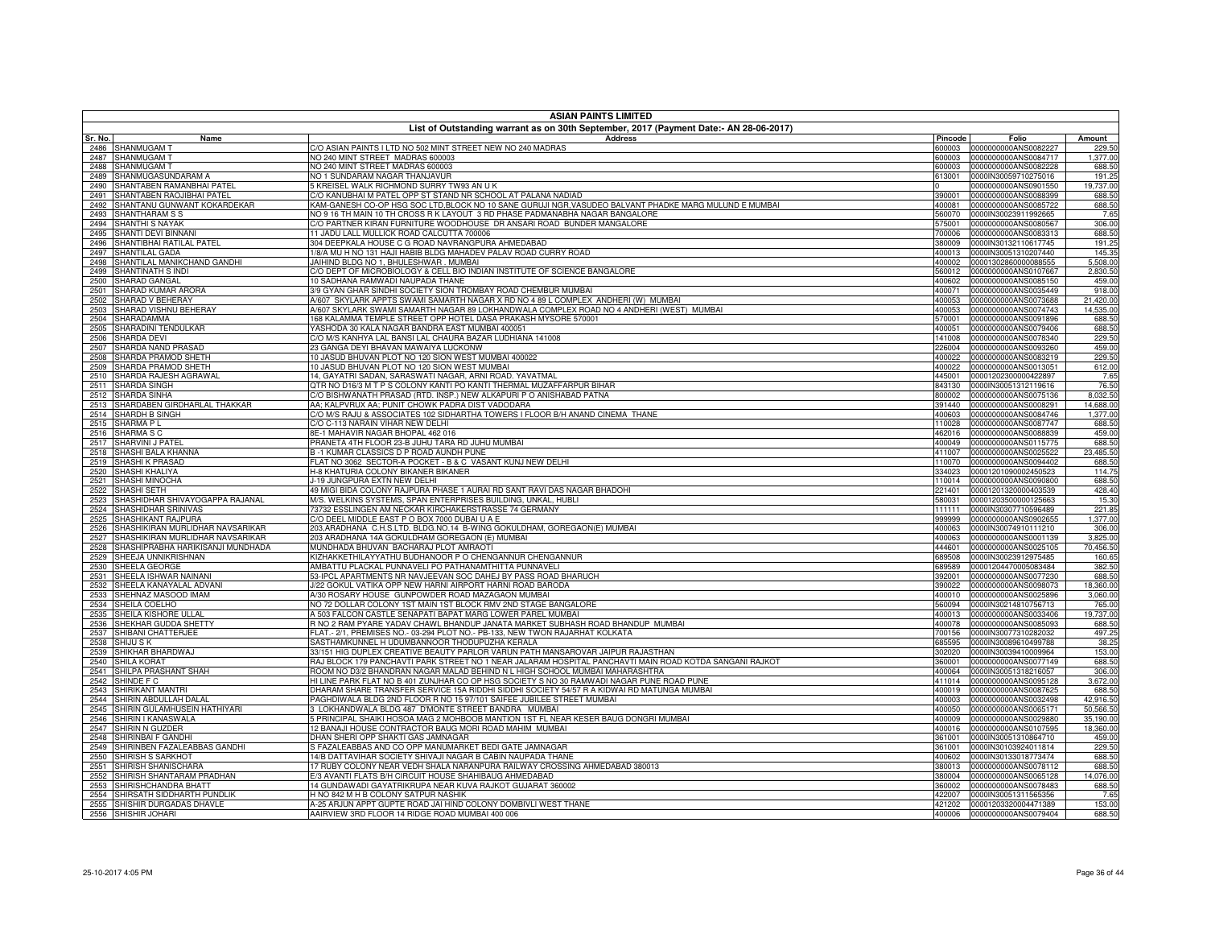# ASIAN PAINTS LIMITED

## List of Outstanding warrant as on 30th September, 2017 (Payment Date:- AN 28-06-2017)

| Sr. No. | Name | Address | Pincode | Folio | Amount |
|---|---|---|---|---|---|
| 2486 | SHANMUGAM T | C/O ASIAN PAINTS I LTD NO 502 MINT STREET NEW NO 240 MADRAS | 600003 | 0000000000ANS0082227 | 229.50 |
| 2487 | SHANMUGAM T | NO 240 MINT STREET MADRAS 600003 | 600003 | 0000000000ANS0084717 | 1,377.00 |
| 2488 | SHANMUGAM T | NO 240 MINT STREET MADRAS 600003 | 600003 | 0000000000ANS0082228 | 688.50 |
| 2489 | SHANMUGASUNDARAM A | NO 1 SUNDARAM NAGAR THANJAVUR | 613001 | 0000IN30059710275016 | 191.25 |
| 2490 | SHANTABEN RAMANBHAI PATEL | 5 KREISEL WALK RICHMOND SURRY TW93 AN U K | 0 | 0000000000ANS0901550 | 19,737.00 |
| 2491 | SHANTABEN RAOJIBHAI PATEL | C/O KANUBHAI M PATEL OPP ST STAND NR SCHOOL AT PALANA NADIAD | 390001 | 0000000000ANS0088399 | 688.50 |
| 2492 | SHANTANU GUNWANT KOKARDEKAR | KAM-GANESH CO-OP HSG SOC LTD,BLOCK NO 10 SANE GURUJI NGR,VASUDEO BALVANT PHADKE MARG MULUND E MUMBAI | 400081 | 0000000000ANS0085722 | 688.50 |
| 2493 | SHANTHARAM S S | NO 9 16 TH MAIN 10 TH CROSS R K LAYOUT 3 RD PHASE PADMANABHA NAGAR BANGALORE | 560070 | 0000IN30023911992665 | 7.65 |
| 2494 | SHANTHI S NAYAK | C/O PARTNER KIRAN FURNITURE WOODHOUSE DR ANSARI ROAD BUNDER MANGALORE | 575001 | 0000000000ANS0080567 | 306.00 |
| 2495 | SHANTI DEVI BINNANI | 11 JADU LALL MULLICK ROAD CALCUTTA 700006 | 700006 | 0000000000ANS0083313 | 688.50 |
| 2496 | SHANTIBHAI RATILAL PATEL | 304 DEEPKALA HOUSE C G ROAD NAVRANGPURA AHMEDABAD | 380009 | 0000IN30132110617745 | 191.25 |
| 2497 | SHANTILAL GADA | 1/8/A MU H NO 131 HAJI HABIB BLDG MAHADEV PALAV ROAD CURRY ROAD | 400013 | 0000IN30051310207440 | 145.35 |
| 2498 | SHANTILAL MANIKCHAND GANDHI | JAIHIND BLDG NO 1, BHULESHWAR , MUMBAI | 400002 | 0000130286000088555 | 5,508.00 |
| 2499 | SHANTINATH S INDI | C/O DEPT OF MICROBIOLOGY & CELL BIO INDIAN INSTITUTE OF SCIENCE BANGALORE | 560012 | 0000000000ANS0107667 | 2,830.50 |
| 2500 | SHARAD GANGAL | 10 SADHANA RAMWADI NAUPADA THANE | 400602 | 0000000000ANS0085150 | 459.00 |
| 2501 | SHARAD KUMAR ARORA | 3/9 GYAN GHAR SINDHI SOCIETY SION TROMBAY ROAD CHEMBUR MUMBAI | 400071 | 0000000000ANS0035449 | 918.00 |
| 2502 | SHARAD V BEHERAY | A/607 SKYLARK APPTS SWAMI SAMARTH NAGAR X RD NO 4 89 L COMPLEX ANDHERI (W) MUMBAI | 400053 | 0000000000ANS0073688 | 21,420.00 |
| 2503 | SHARAD VISHNU BEHERAY | A/607 SKYLARK SWAMI SAMARTH NAGAR 89 LOKHANDWALA COMPLEX ROAD NO 4 ANDHERI (WEST) MUMBAI | 400053 | 0000000000ANS0074743 | 14,535.00 |
| 2504 | SHARADAMMA | 168 KALAMMA TEMPLE STREET OPP HOTEL DASA PRAKASH MYSORE 570001 | 570001 | 0000000000ANS0091896 | 688.50 |
| 2505 | SHARADINI TENDULKAR | YASHODA 30 KALA NAGAR BANDRA EAST MUMBAI 400051 | 400051 | 0000000000ANS0079406 | 688.50 |
| 2506 | SHARDA DEVI | C/O M/S KANHYA LAL BANSI LAL CHAURA BAZAR LUDHIANA 141008 | 141008 | 0000000000ANS0078340 | 229.50 |
| 2507 | SHARDA NAND PRASAD | 23 GANGA DEYI BHAVAN MAWAIYA LUCKONW | 226004 | 0000000000ANS0093260 | 459.00 |
| 2508 | SHARDA PRAMOD SHETH | 10 JASUD BHUVAN PLOT NO 120 SION WEST MUMBAI 400022 | 400022 | 0000000000ANS0083219 | 229.50 |
| 2509 | SHARDA PRAMOD SHETH | 10 JASUD BHUVAN PLOT NO 120 SION WEST MUMBAI | 400022 | 0000000000ANS0013051 | 612.00 |
| 2510 | SHARDA RAJESH AGRAWAL | 14, GAYATRI SADAN, SARASWATI NAGAR, ARNI ROAD. YAVATMAL | 445001 | 0000120230000042289 7 | 7.65 |
| 2511 | SHARDA SINGH | QTR NO D16/3 M T P S COLONY KANTI PO KANTI THERMAL MUZAFFARPUR BIHAR | 843130 | 0000IN30051312119616 | 76.50 |
| 2512 | SHARDA SINHA | C/O BISHWANATH PRASAD (RTD. INSP.) NEW ALKAPURI P O ANISHABAD PATNA | 800002 | 0000000000ANS0075136 | 8,032.50 |
| 2513 | SHARDABEN GIRDHARLAL THAKKAR | AA; KALPVRUX AA; PUNIT CHOWK PADRA DIST VADODARA | 391440 | 0000000000ANS0008291 | 14,688.00 |
| 2514 | SHARDH B SINGH | C/O M/S RAJU & ASSOCIATES 102 SIDHARTHA TOWERS I FLOOR B/H ANAND CINEMA THANE | 400603 | 0000000000ANS0084746 | 1,377.00 |
| 2515 | SHARMA P L | C/O C-113 NARAIN VIHAR NEW DELHI | 110028 | 0000000000ANS0087747 | 688.50 |
| 2516 | SHARMA S C | 8E-1 MAHAVIR NAGAR BHOPAL 462 016 | 462016 | 0000000000ANS0088839 | 459.00 |
| 2517 | SHARVINI J PATEL | PRANETA 4TH FLOOR 23-B JUHU TARA RD JUHU MUMBAI | 400049 | 0000000000ANS0115775 | 688.50 |
| 2518 | SHASHI BALA KHANNA | B -1 KUMAR CLASSICS D P ROAD AUNDH PUNE | 411007 | 0000000000ANS0025522 | 23,485.50 |
| 2519 | SHASHI K PRASAD | FLAT NO 3062 SECTOR-A POCKET - B & C VASANT KUNJ NEW DELHI | 110070 | 0000000000ANS0094402 | 688.50 |
| 2520 | SHASHI KHALIYA | H-8 KHATURIA COLONY BIKANER BIKANER | 334023 | 0000120109000245052 3 | 114.75 |
| 2521 | SHASHI MINOCHA | J-19 JUNGPURA EXTN NEW DELHI | 110014 | 0000000000ANS0090800 | 688.50 |
| 2522 | SHASHI SETH | 49 MIGI BIDA COLONY RAJPURA PHASE 1 AURAI RD SANT RAVI DAS NAGAR BHADOHI | 221401 | 0000120132000040353 9 | 428.40 |
| 2523 | SHASHIDHAR SHIVAYOGAPPA RAJANAL | M/S. WELKINS SYSTEMS, SPAN ENTERPRISES BUILDING, UNKAL, HUBLI | 580031 | 0000120350000012566 3 | 15.30 |
| 2524 | SHASHIDHAR SRINIVAS | 73732 ESSLINGEN AM NECKAR KIRCHAKERSTRASSE 74 GERMANY | 111111 | 0000IN30307710596489 | 221.85 |
| 2525 | SHASHIKANT RAJPURA | C/O DEEL MIDDLE EAST P O BOX 7000 DUBAI U A E | 999999 | 0000000000ANS0902655 | 1,377.00 |
| 2526 | SHASHIKIRAN MURLIDHAR NAVSARIKAR | 203,ARADHANA C.H.S.LTD. BLDG.NO.14 B-WING GOKULDHAM, GOREGAON(E) MUMBAI | 400063 | 0000IN30074910111210 | 306.00 |
| 2527 | SHASHIKIRAN MURLIDHAR NAVSARIKAR | 203 ARADHANA 14A GOKULDHAM GOREGAON (E) MUMBAI | 400063 | 0000000000ANS0001139 | 3,825.00 |
| 2528 | SHASHIPRABHA HARIKISANJI MUNDHADA | MUNDHADA BHUVAN BACHARAJ PLOT AMRAOTI | 444601 | 0000000000ANS0025105 | 70,456.50 |
| 2529 | SHEEJA UNNIKRISHNAN | KIZHAKKETHILAYYATHU BUDHANOOR P O CHENGANNUR CHENGANNUR | 689508 | 0000IN30023912975485 | 160.65 |
| 2530 | SHEELA GEORGE | AMBATTU PLACKAL PUNNAVELI PO PATHANAMTHITTA PUNNAVELI | 689589 | 0000120447000508348 4 | 382.50 |
| 2531 | SHEELA ISHWAR NAINANI | 53-IPCL APARTMENTS NR NAVJEEVAN SOC DAHEJ BY PASS ROAD BHARUCH | 392001 | 0000000000ANS0077230 | 688.50 |
| 2532 | SHEELA KANAYALAL ADVANI | J/22 GOKUL VATIKA OPP NEW HARNI AIRPORT HARNI ROAD BARODA | 390022 | 0000000000ANS0098073 | 18,360.00 |
| 2533 | SHEHNAZ MASOOD IMAM | A/30 ROSARY HOUSE GUNPOWDER ROAD MAZAGAON MUMBAI | 400010 | 0000000000ANS0025896 | 3,060.00 |
| 2534 | SHEILA COELHO | NO 72 DOLLAR COLONY 1ST MAIN 1ST BLOCK RMV 2ND STAGE BANGALORE | 560094 | 0000IN30214810756713 | 765.00 |
| 2535 | SHEILA KISHORE ULLAL | A 503 FALCON CASTLE SENAPATI BAPAT MARG LOWER PAREL MUMBAI | 400013 | 0000000000ANS0033406 | 19,737.00 |
| 2536 | SHEKHAR GUDDA SHETTY | R NO 2 RAM PYARE YADAV CHAWL BHANDUP JANATA MARKET SUBHASH ROAD BHANDUP MUMBAI | 400078 | 0000000000ANS0085093 | 688.50 |
| 2537 | SHIBANI CHATTERJEE | FLAT.- 2/1, PREMISES NO.- 03-294 PLOT NO.- PB-133, NEW TWON RAJARHAT KOLKATA | 700156 | 0000IN30077310282032 | 497.25 |
| 2538 | SHIJU S K | SASTHAMKUNNEL H UDUMBANNOOR THODUPUZHA KERALA | 685595 | 0000IN30089610499788 | 38.25 |
| 2539 | SHIKHAR BHARDWAJ | 33/151 HIG DUPLEX CREATIVE BEAUTY PARLOR VARUN PATH MANSAROVAR JAIPUR RAJASTHAN | 302020 | 0000IN30039410009964 | 153.00 |
| 2540 | SHILA KORAT | RAJ BLOCK 179 PANCHAVTI PARK STREET NO 1 NEAR JALARAM HOSPITAL PANCHAVTI MAIN ROAD KOTDA SANGANI RAJKOT | 360001 | 0000000000ANS0077149 | 688.50 |
| 2541 | SHILPA PRASHANT SHAH | ROOM NO D3/2 BHANDRAN NAGAR MALAD BEHIND N L HIGH SCHOOL MUMBAI MAHARASHTRA | 400064 | 0000IN30051318216057 | 306.00 |
| 2542 | SHINDE F C | HI LINE PARK FLAT NO B 401 ZUNJHAR CO OP HSG SOCIETY S NO 30 RAMWADI NAGAR PUNE ROAD PUNE | 411014 | 0000000000ANS0095128 | 3,672.00 |
| 2543 | SHIRIKANT MANTRI | DHARAM SHARE TRANSFER SERVICE 15A RIDDHI SIDDHI SOCIETY 54/57 R A KIDWAI RD MATUNGA MUMBAI | 400019 | 0000000000ANS0087625 | 688.50 |
| 2544 | SHIRIN ABDULLAH DALAL | PAGHDIWALA BLDG 2ND FLOOR R NO 15 97/101 SAIFEE JUBILEE STREET MUMBAI | 400003 | 0000000000ANS0032498 | 42,916.50 |
| 2545 | SHIRIN GULAMHUSEIN HATHIYARI | 3 LOKHANDWALA BLDG 487 D'MONTE STREET BANDRA MUMBAI | 400050 | 0000000000ANS0065171 | 50,566.50 |
| 2546 | SHIRIN I KANASWALA | 5 PRINCIPAL SHAIKI HOSOA MAG 2 MOHBOOB MANTION 1ST FL NEAR KESER BAUG DONGRI MUMBAI | 400009 | 0000000000ANS0029880 | 35,190.00 |
| 2547 | SHIRIN N GUZDER | 12 BANAJI HOUSE CONTRACTOR BAUG MORI ROAD MAHIM MUMBAI | 400016 | 0000000000ANS0107595 | 18,360.00 |
| 2548 | SHIRINBAI F GANDHI | DHAN SHERI OPP SHAKTI GAS JAMNAGAR | 361001 | 0000IN30051310864710 | 459.00 |
| 2549 | SHIRINBEN FAZALEABBAS GANDHI | S FAZALEABBAS AND CO OPP MANUMARKET BEDI GATE JAMNAGAR | 361001 | 0000IN30103924011814 | 229.50 |
| 2550 | SHIRISH S SARKHOT | 14/B DATTAVIHAR SOCIETY SHIVAJI NAGAR B CABIN NAUPADA THANE | 400602 | 0000IN30133018773474 | 688.50 |
| 2551 | SHIRISH SHANISCHARA | 17 RUBY COLONY NEAR VEDH SHALA NARANPURA RAILWAY CROSSING AHMEDABAD 380013 | 380013 | 0000000000ANS0078112 | 688.50 |
| 2552 | SHIRISH SHANTARAM PRADHAN | E/3 AVANTI FLATS B/H CIRCUIT HOUSE SHAHIBAUG AHMEDABAD | 380004 | 0000000000ANS0065128 | 14,076.00 |
| 2553 | SHIRISHCHANDRA BHATT | 14 GUNDAWADI GAYATRIKRUPA NEAR KUVA RAJKOT GUJARAT 360002 | 360002 | 0000000000ANS0078483 | 688.50 |
| 2554 | SHIRSATH SIDDHARTH PUNDLIK | H NO 842 M H B COLONY SATPUR NASHIK | 422007 | 0000IN30051311565356 | 7.65 |
| 2555 | SHISHIR DURGADAS DHAVLE | A-25 ARJUN APPT GUPTE ROAD JAI HIND COLONY DOMBIVLI WEST THANE | 421202 | 0000120332000447138 9 | 153.00 |
| 2556 | SHISHIR JOHARI | AAIRVIEW 3RD FLOOR 14 RIDGE ROAD MUMBAI 400 006 | 400006 | 0000000000ANS0079404 | 688.50 |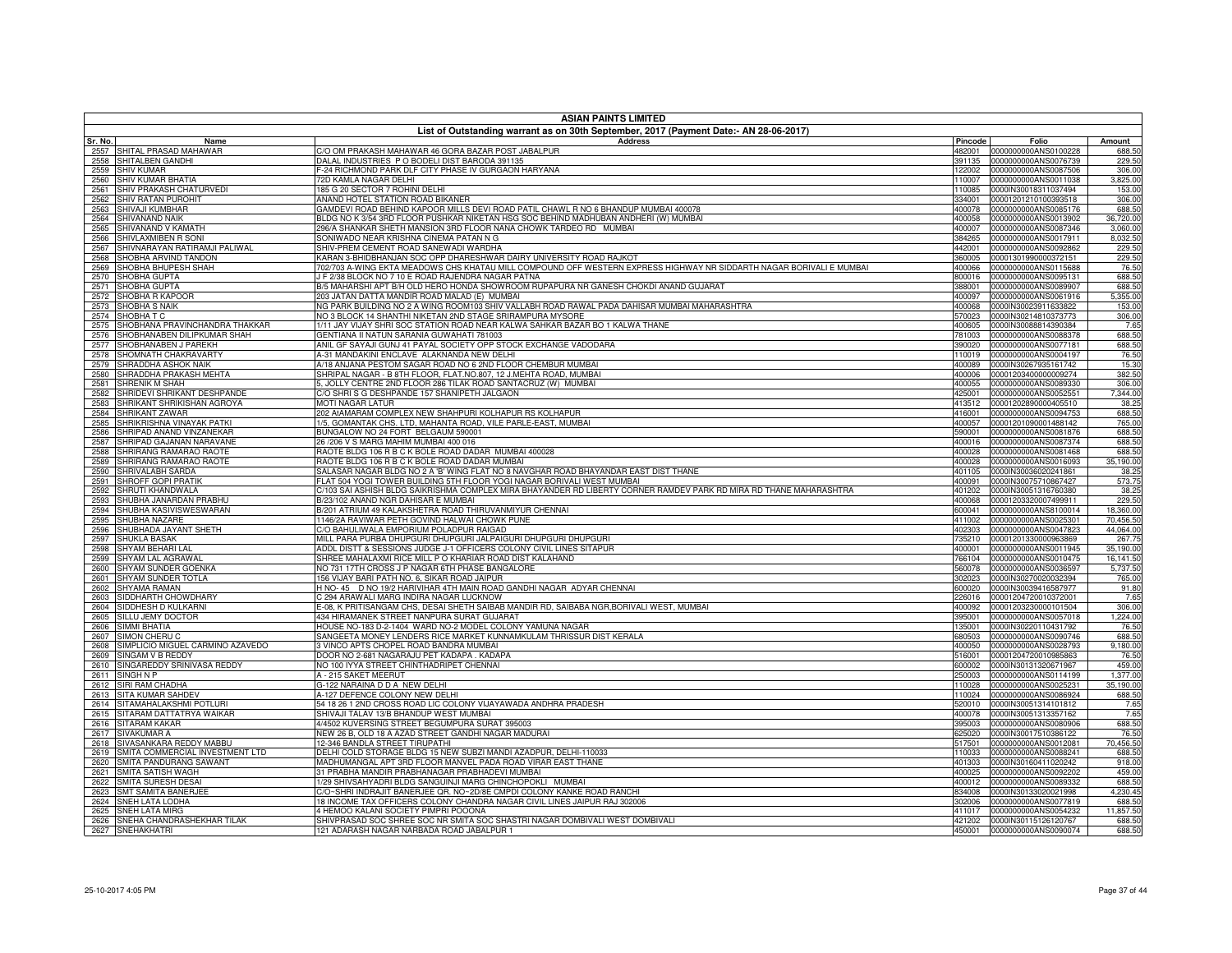# ASIAN PAINTS LIMITED

## List of Outstanding warrant as on 30th September, 2017 (Payment Date:- AN 28-06-2017)

| Sr. No. | Name | Address | Pincode | Folio | Amount |
|---|---|---|---|---|---|
| 2557 | SHITAL PRASAD MAHAWAR | C/O OM PRAKASH MAHAWAR 46 GORA BAZAR POST JABALPUR | 482001 | 0000000000ANS0100228 | 688.50 |
| 2558 | SHITALBEN GANDHI | DALAL INDUSTRIES P O BODELI DIST BARODA 391135 | 391135 | 0000000000ANS0076739 | 229.50 |
| 2559 | SHIV KUMAR | F-24 RICHMOND PARK DLF CITY PHASE IV GURGAON HARYANA | 122002 | 0000000000ANS0087506 | 306.00 |
| 2560 | SHIV KUMAR BHATIA | 72D KAMLA NAGAR DELHI | 110007 | 0000000000ANS0011038 | 3,825.00 |
| 2561 | SHIV PRAKASH CHATURVEDI | 185 G 20 SECTOR 7 ROHINI DELHI | 110085 | 0000IN30018311037494 | 153.00 |
| 2562 | SHIV RATAN PUROHIT | ANAND HOTEL STATION ROAD BIKANER | 334001 | 00001201210100393518 | 306.00 |
| 2563 | SHIVAJI KUMBHAR | GAMDEVI ROAD BEHIND KAPOOR MILLS DEVI ROAD PATIL CHAWL R NO 6 BHANDUP MUMBAI 400078 | 400078 | 0000000000ANS0085176 | 688.50 |
| 2564 | SHIVANAND NAIK | BLDG NO K 3/54 3RD FLOOR PUSHKAR NIKETAN HSG SOC BEHIND MADHUBAN ANDHERI (W) MUMBAI | 400058 | 0000000000ANS0013902 | 36,720.00 |
| 2565 | SHIVANAND V KAMATH | 296/A SHANKAR SHETH MANSION 3RD FLOOR NANA CHOWK TARDEO RD MUMBAI | 400007 | 0000000000ANS0087346 | 3,060.00 |
| 2566 | SHIVLAXMIBEN R SONI | SONIWADO NEAR KRISHNA CINEMA PATAN N G | 384265 | 0000000000ANS0017911 | 8,032.50 |
| 2567 | SHIVNARAYAN RATIRAMJI PALIWAL | SHIV-PREM CEMENT ROAD SANEWADI WARDHA | 442001 | 0000000000ANS0092862 | 229.50 |
| 2568 | SHOBHA ARVIND TANDON | KARAN 3-BHIDBHANJAN SOC OPP DHARESHWAR DAIRY UNIVERSITY ROAD RAJKOT | 360005 | 00001301990000372151 | 229.50 |
| 2569 | SHOBHA BHUPESH SHAH | 702/703 A-WING EKTA MEADOWS CHS KHATAU MILL COMPOUND OFF WESTERN EXPRESS HIGHWAY NR SIDDARTH NAGAR BORIVALI E MUMBAI | 400066 | 0000000000ANS0115688 | 76.50 |
| 2570 | SHOBHA GUPTA | J F 2/38 BLOCK NO 7 10 E ROAD RAJENDRA NAGAR PATNA | 800016 | 0000000000ANS0095131 | 688.50 |
| 2571 | SHOBHA GUPTA | B/5 MAHARSHI APT B/H OLD HERO HONDA SHOWROOM RUPAPURA NR GANESH CHOKDI ANAND GUJARAT | 388001 | 0000000000ANS0089907 | 688.50 |
| 2572 | SHOBHA R KAPOOR | 203 JATAN DATTA MANDIR ROAD MALAD (E) MUMBAI | 400097 | 0000000000ANS0061916 | 5,355.00 |
| 2573 | SHOBHA S NAIK | NG PARK BUILDING NO 2 A WING ROOM103 SHIV VALLABH ROAD RAWAL PADA DAHISAR MUMBAI MAHARASHTRA | 400068 | 0000IN30023911633822 | 153.00 |
| 2574 | SHOBHA T C | NO 3 BLOCK 14 SHANTHI NIKETAN 2ND STAGE SRIRAMPURA MYSORE | 570023 | 0000IN30214810373773 | 306.00 |
| 2575 | SHOBHANA PRAVINCHANDRA THAKKAR | 1/11 JAY VIJAY SHRI SOC STATION ROAD NEAR KALWA SAHKAR BAZAR BO 1 KALWA THANE | 400605 | 0000IN30088814390384 | 7.65 |
| 2576 | SHOBHANABEN DILIPKUMAR SHAH | GENTIANA II NATUN SARANIA GUWAHATI 781003 | 781003 | 0000000000ANS0088378 | 688.50 |
| 2577 | SHOBHANABEN J PAREKH | ANIL GF SAYAJI GUNJ 41 PAYAL SOCIETY OPP STOCK EXCHANGE VADODARA | 390020 | 0000000000ANS0077181 | 688.50 |
| 2578 | SHOMNATH CHAKRAVARTY | A-31 MANDAKINI ENCLAVE ALAKNANDA NEW DELHI | 110019 | 0000000000ANS0004197 | 76.50 |
| 2579 | SHRADDHA ASHOK NAIK | A/18 ANJANA PESTOM SAGAR ROAD NO 6 2ND FLOOR CHEMBUR MUMBAI | 400089 | 0000IN30267935161742 | 15.30 |
| 2580 | SHRADDHA PRAKASH MEHTA | SHRIPAL NAGAR - B 8TH FLOOR, FLAT.NO.807, 12 J.MEHTA ROAD, MUMBAI | 400006 | 00001203400000009274 | 382.50 |
| 2581 | SHRENIK M SHAH | 5, JOLLY CENTRE 2ND FLOOR 286 TILAK ROAD SANTACRUZ (W) MUMBAI | 400055 | 0000000000ANS0089330 | 306.00 |
| 2582 | SHRIDEVI SHRIKANT DESHPANDE | C/O SHRI S G DESHPANDE 157 SHANIPETH JALGAON | 425001 | 0000000000ANS0052551 | 7,344.00 |
| 2583 | SHRIKANT SHRIKISHAN AGROYA | MOTI NAGAR LATUR | 413512 | 00001202890000405510 | 38.25 |
| 2584 | SHRIKANT ZAWAR | 202 AAMARAM COMPLEX NEW SHAHPURI KOLHAPUR RS KOLHAPUR | 416001 | 0000000000ANS0094753 | 688.50 |
| 2585 | SHRIKRISHNA VINAYAK PATKI | 1/5, GOMANTAK CHS. LTD, MAHANTA ROAD, VILE PARLE-EAST, MUMBAI | 400057 | 00001201090001488142 | 765.00 |
| 2586 | SHRIPAD ANAND VINZANEKAR | BUNGALOW NO 24 FORT BELGAUM 590001 | 590001 | 0000000000ANS0081876 | 688.50 |
| 2587 | SHRIPAD GAJANAN NARAVANE | 26 /206 V S MARG MAHIM MUMBAI 400 016 | 400016 | 0000000000ANS0087374 | 688.50 |
| 2588 | SHRIRANG RAMARAO RAOTE | RAOTE BLDG 106 R B C K BOLE ROAD DADAR MUMBAI 400028 | 400028 | 0000000000ANS0081468 | 688.50 |
| 2589 | SHRIRANG RAMARAO RAOTE | RAOTE BLDG 106 R B C K BOLE ROAD DADAR MUMBAI | 400028 | 0000000000ANS0016093 | 35,190.00 |
| 2590 | SHRIVALABH SARDA | SALASAR NAGAR BLDG NO 2 A 'B' WING FLAT NO 8 NAVGHAR ROAD BHAYANDAR EAST DIST THANE | 401105 | 0000IN30036020241861 | 38.25 |
| 2591 | SHROFF GOPI PRATIK | FLAT 504 YOGI TOWER BUILDING 5TH FLOOR YOGI NAGAR BORIVALI WEST MUMBAI | 400091 | 0000IN30075710867427 | 573.75 |
| 2592 | SHRUTI KHANDWALA | C/103 SAI ASHISH BLDG SAIKRISHMA COMPLEX MIRA BHAYANDER RD LIBERTY CORNER RAMDEV PARK RD MIRA RD THANE MAHARASHTRA | 401202 | 0000IN30051316760380 | 38.25 |
| 2593 | SHUBHA JANARDAN PRABHU | B/23/102 ANAND NGR DAHISAR E MUMBAI | 400068 | 00001203320007499911 | 229.50 |
| 2594 | SHUBHA KASIVISWESWARAN | B/201 ATRIUM 49 KALAKSHETRA ROAD THIRUVANMIYUR CHENNAI | 600041 | 0000000000ANS8100014 | 18,360.00 |
| 2595 | SHUBHA NAZARE | 1146/2A RAVIWAR PETH GOVIND HALWAI CHOWK PUNE | 411002 | 0000000000ANS0025301 | 70,456.50 |
| 2596 | SHUBHADA JAYANT SHETH | C/O BAHULIWALA EMPORIUM POLADPUR RAIGAD | 402303 | 0000000000ANS0047823 | 44,064.00 |
| 2597 | SHUKLA BASAK | MILL PARA PURBA DHUPGURI DHUPGURI JALPAIGURI DHUPGURI DHUPGURI | 735210 | 00001201330000963869 | 267.75 |
| 2598 | SHYAM BEHARI LAL | ADDL DISTT & SESSIONS JUDGE J-1 OFFICERS COLONY CIVIL LINES SITAPUR | 400001 | 0000000000ANS0011945 | 35,190.00 |
| 2599 | SHYAM LAL AGRAWAL | SHREE MAHALAXMI RICE MILL P O KHARIAR ROAD DIST KALAHAND | 766104 | 0000000000ANS0010475 | 16,141.50 |
| 2600 | SHYAM SUNDER GOENKA | NO 731 17TH CROSS J P NAGAR 6TH PHASE BANGALORE | 560078 | 0000000000ANS0036597 | 5,737.50 |
| 2601 | SHYAM SUNDER TOTLA | 156 VIJAY BARI PATH NO. 6, SIKAR ROAD JAIPUR | 302023 | 0000IN30270020032394 | 765.00 |
| 2602 | SHYAMA RAMAN | H NO- 45 D NO 19/2 HARIVIHAR 4TH MAIN ROAD GANDHI NAGAR ADYAR CHENNAI | 600020 | 0000IN30039416587977 | 91.80 |
| 2603 | SIDDHARTH CHOWDHARY | C 294 ARAWALI MARG INDIRA NAGAR LUCKNOW | 226016 | 00001204720010372001 | 7.65 |
| 2604 | SIDDHESH D KULKARNI | E-08, K PRITISANGAM CHS, DESAI SHETH SAIBAB MANDIR RD, SAIBABA NGR,BORIVALI WEST, MUMBAI | 400092 | 00001203230000101504 | 306.00 |
| 2605 | SILLU JEMY DOCTOR | 434 HIRAMANEK STREET NANPURA SURAT GUJARAT | 395001 | 0000000000ANS0057018 | 1,224.00 |
| 2606 | SIMMI BHATIA | HOUSE NO-183 D-2-1404 WARD NO-2 MODEL COLONY YAMUNA NAGAR | 135001 | 0000IN30220110431792 | 76.50 |
| 2607 | SIMON CHERU C | SANGEETA MONEY LENDERS RICE MARKET KUNNAMKULAM THRISSUR DIST KERALA | 680503 | 0000000000ANS0090746 | 688.50 |
| 2608 | SIMPLICIO MIGUEL CARMINO AZAVEDO | 3 VINCO APTS CHOPEL ROAD BANDRA MUMBAI | 400050 | 0000000000ANS0028793 | 9,180.00 |
| 2609 | SINGAM V B REDDY | DOOR NO 2-681 NAGARAJU PET KADAPA . KADAPA | 516001 | 00001204720010985863 | 76.50 |
| 2610 | SINGAREDDY SRINIVASA REDDY | NO 100 IYYA STREET CHINTHADRIPET CHENNAI | 600002 | 0000IN30131320671967 | 459.00 |
| 2611 | SINGH N P | A - 215 SAKET MEERUT | 250003 | 0000000000ANS0114199 | 1,377.00 |
| 2612 | SIRI RAM CHADHA | G-122 NARAINA D D A NEW DELHI | 110028 | 0000000000ANS0025231 | 35,190.00 |
| 2613 | SITA KUMAR SAHDEV | A-127 DEFENCE COLONY NEW DELHI | 110024 | 0000000000ANS0086924 | 688.50 |
| 2614 | SITAMAHALAKSHMI POTLURI | 54 18 26 1 2ND CROSS ROAD LIC COLONY VIJAYAWADA ANDHRA PRADESH | 520010 | 0000IN30051314101812 | 7.65 |
| 2615 | SITARAM DATTATRYA WAIKAR | SHIVAJI TALAV 13/B BHANDUP WEST MUMBAI | 400078 | 0000IN30051313357162 | 7.65 |
| 2616 | SITARAM KAKAR | 4/4502 KUVERSING STREET BEGUMPURA SURAT 395003 | 395003 | 0000000000ANS0080906 | 688.50 |
| 2617 | SIVAKUMAR A | NEW 26 B, OLD 18 A AZAD STREET GANDHI NAGAR MADURAI | 625020 | 0000IN30017510386122 | 76.50 |
| 2618 | SIVASANKARA REDDY MABBU | 12-346 BANDLA STREET TIRUPATHI | 517501 | 0000000000ANS0012081 | 70,456.50 |
| 2619 | SMITA COMMERCIAL INVESTMENT LTD | DELHI COLD STORAGE BLDG 15 NEW SUBZI MANDI AZADPUR, DELHI-110033 | 110033 | 0000000000ANS0088241 | 688.50 |
| 2620 | SMITA PANDURANG SAWANT | MADHUMANGAL APT 3RD FLOOR MANVEL PADA ROAD VIRAR EAST THANE | 401303 | 0000IN30160411020242 | 918.00 |
| 2621 | SMITA SATISH WAGH | 31 PRABHA MANDIR PRABHANAGAR PRABHADEVI MUMBAI | 400025 | 0000000000ANS0092202 | 459.00 |
| 2622 | SMITA SURESH DESAI | 1/29 SHIVSAHYADRI BLDG SANGUINJI MARG CHINCHOPOKLI MUMBAI | 400012 | 0000000000ANS0089332 | 688.50 |
| 2623 | SMT SAMITA BANERJEE | C/O~SHRI INDRAJIT BANERJEE QR. NO~2D/8E CMPDI COLONY KANKE ROAD RANCHI | 834008 | 0000IN30133020021998 | 4,230.45 |
| 2624 | SNEH LATA LODHA | 18 INCOME TAX OFFICERS COLONY CHANDRA NAGAR CIVIL LINES JAIPUR RAJ 302006 | 302006 | 0000000000ANS0077819 | 688.50 |
| 2625 | SNEH LATA MIRG | 4 HEMOO KALANI SOCIETY PIMPRI POOONA | 411017 | 0000000000ANS0054232 | 11,857.50 |
| 2626 | SNEHA CHANDRASHEKHAR TILAK | SHIVPRASAD SOC SHREE SOC NR SMITA SOC SHASTRI NAGAR DOMBIVALI WEST DOMBIVALI | 421202 | 0000IN30115126120767 | 688.50 |
| 2627 | SNEHAKHATRI | 121 ADARASH NAGAR NARBADA ROAD JABALPUR 1 | 450001 | 0000000000ANS0090074 | 688.50 |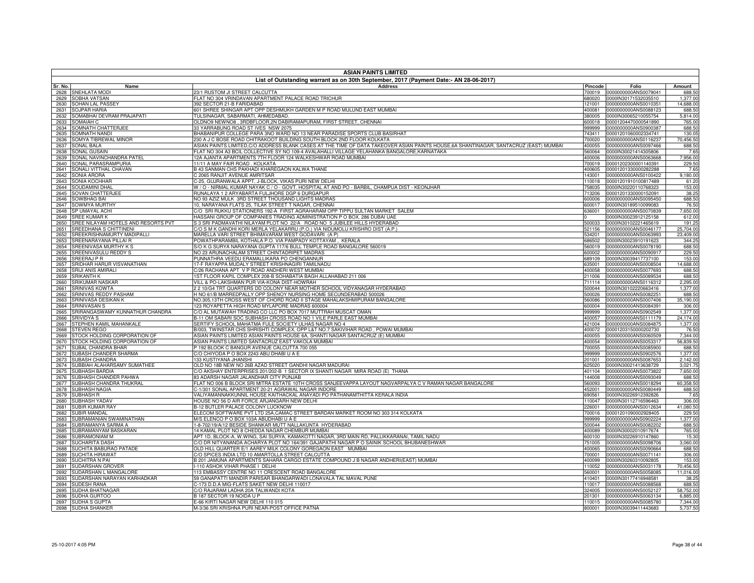# ASIAN PAINTS LIMITED

## List of Outstanding warrant as on 30th September, 2017 (Payment Date:- AN 28-06-2017)

| Sr. No. | Name | Address | Pincode | Folio | Amount |
|---|---|---|---|---|---|
| 2628 | SNEHLATA MODI | 23/1 RUSTOM JI STREET CALCUTTA | 700019 | 0000000000ANS0079041 | 688.50 |
| 2629 | SOBHA VATSAN | FLAT NO 304 VRINDAVAN APARTMENT PALACE ROAD TRICHUR | 680020 | 0000IN30171530235510 | 1,377.00 |
| 2630 | SOHAN LAL PASSEY | 392 SECTOR 21-B FARIDABAD | 121001 | 0000000000ANS0010351 | 14,688.00 |
| 2631 | SOJPAR HARIA | 601 SHREE SHINGAR APT OPP DESHMUKH GARDEN M P ROAD MULUND EAST MUMBAI | 400081 | 0000000000ANS0088123 | 688.50 |
| 2632 | SOMABHAI DEVRAM PRAJAPATI | TULSINAGAR, SABARMATI, AHMEDABAD. | 380005 | 0000IN30065210055754 | 5,814.00 |
| 2633 | SOMAIAH C | OLDNO9 NEWNO8 , 3RDBFLOOR,2N DABIRAMAPURAM, FIRST STREET, CHENNAI | 600018 | 00001204470000541890 | 765.00 |
| 2634 | SOMNATH CHATTERJEE | 33 YARRABUNG ROAD ST IVES NSW 2075 | 999999 | 0000000000ANS0900387 | 688.50 |
| 2635 | SOMNATH NANDI | BHABANIPUR COLLEGE PARA 3NO WARD NO 13 NEAR PARADISE SPORTS CLUB BASIRHAT | 743411 | 00001201060002334741 | 130.05 |
| 2636 | SOMYA TIBREWAL MINOR | 230 A J C BOSE ROAD CHITRAKOOT BUILDING SOUTH BLOCK 2ND FLOOR KOLKATA | 700020 | 0000000000ANS0116237 | 70,456.50 |
| 2637 | SONAL BALA | ASIAN PAINTS LIMITED,C/O ADDRESS BLANK CASES AT THE TIME OF DATA TAKEOVER ASIAN PAINTS HOUSE,6A SHANTINAGAR, SANTACRUZ (EAST) MUMBAI | 400055 | 0000000000ANS0097466 | 688.50 |
| 2638 | SONAL GUSAIN | FLAT NO 304 A3 BCIL COLLECTIVE SY NO 109-4 AVALAHALLI VILLAGE YELAHANKA BANGALORE,KARNATAKA | 560064 | 0000IN30021414305806 | 7.65 |
| 2639 | SONAL NAVINCHANDRA PATEL | 12A AJANTA APARTMENTS 7TH FLOOR 124 WALKESHWAR ROAD MUMBAI | 400006 | 0000000000ANS0063668 | 7,956.00 |
| 2640 | SONAL PARASRAMPURIA | 11/11 A MAY FAIR ROAD . KOLKATA | 700019 | 00001202300001140391 | 229.50 |
| 2641 | SONALI VITTHAL CHAVAN | B 43 SANMAN CHS PAKHADI KHAREGAON KALWA THANE | 400605 | 00001201330000282288 | 7.65 |
| 2642 | SONIA ARORA | C 2065 RANJIT AVENUE AMRITSAR | 143001 | 0000000000ANS0100422 | 9,180.00 |
| 2643 | SONIA KOCHHAR | C-25, GUJRANWALA APPT, J-BLOCK, VIKAS PURI NEW DELHI | 110018 | 00001201910100817489 | 61.20 |
| 2644 | SOUDAMINI DHAL | W / O - NIRMAL KUMAR NAYAK C / O - GOVT. HOSPITAL AT AND PO - BARBIL, CHAMPUA DIST - KEONJHAR | 758035 | 0000IN30220110768323 | 153.00 |
| 2645 | SOVAN CHATTERJEE | RUNALAYA 1 2 ARYABARTA FULJHORE DGP 6 DURGAPUR | 713206 | 00001201330000152091 | 38.25 |
| 2646 | SOWBHAG BAI | NO 93 AZIZ MULK 3RD STREET THOUSAND LIGHTS MADRAS | 600006 | 0000000000ANS0095450 | 688.50 |
| 2647 | SOWMYA MURTHY | 10, NARAYANA FLATS 25, TILAK STREET T NAGAR, CHENNAI | 600017 | 0000IN30189510099083 | 76.50 |
| 2648 | SP UMAYAL ACHI | C/O SRI RUKKU STATIONERS 192-A FIRST AGRAHARAM OPP TIPPU SULTAN MARKET SALEM | 636001 | 0000000000ANS0070839 | 7,650.00 |
| 2649 | SREE KUMAR K | HASSANI GROUP OF COMPANIES TRADING ADMINISTRATION P O BOX. 286 DUBAI UAE | 0 | 0000IN30023912125158 | 612.00 |
| 2650 | SREE NILAYAM HOTELS AND RESORTS PVT | S 3 SRI PADMAVATHI NILAYAM PLOT NO 22/A ROAD NO 5 JUBILEE HILLS HYDERABAD | 500033 | 0000IN30102221465619 | 191.25 |
| 2651 | SREEDHANA S CHITTINENI | C/O S M K GANDHI KORI MERLA YELAKARRU (P.O.) VIA NIDUMOLU KRISHRO DIST (A.P.) | 521156 | 0000000000ANS0046177 | 25,704.00 |
| 2652 | SREEKRISHNAMURTY MADIPALLI | MARELLA VARI STREET BHIMAVARAM WEST GODAVARI (A P) | 534201 | 0000000000ANS0063993 | 23,409.00 |
| 2653 | SREENARAYANA PILLAI R | POWATHPARAMBIL KOTHALA P.O. VIA PAMPADY KOTTAYAM , KERALA | 686502 | 0000IN30023910191623 | 344.25 |
| 2654 | SREENIVASA MURTHY K S | S/O K G SURYA NARAYANA GUPTA 117/6 BULL TEMPLE ROAD BANGALORE 560019 | 560019 | 0000000000ANS0078190 | 688.50 |
| 2655 | SREENIVASULU REDDY S | NO 23 ARUNACHALAM STREET CHINTADRIPET MADRAS | 600002 | 0000000000ANS0090917 | 229.50 |
| 2656 | SREERAJ P R | PUNNATHRA VEEDU ERAMALLIKARA PO CHENGANNUR | 689109 | 0000IN30039417737100 | 153.00 |
| 2657 | SRIDHAR HARUR VISVANATHAN | 17-F RAYAPPA MUDALY STREET KRISHNAGIRI TAMILNADU | 635001 | 0000000000ANS0008504 | 14,688.00 |
| 2658 | SRIJI ANIS AMIRALI | C/26 RACHANA APT V P ROAD ANDHERI WEST MUMBAI | 400058 | 0000000000ANS0077693 | 688.50 |
| 2659 | SRIKANTH K | 1ST FLOOR KAPIL COMPLEX 208-B SOHABATIA BAGH ALLAHABAD 211 006 | 211006 | 0000000000ANS0089534 | 688.50 |
| 2660 | SRIKUMAR NASKAR | VILL & PO-LAKSHMAN PUR VIA-KONA DIST-HOWRAH | 711114 | 0000000000ANS0116312 | 2,295.00 |
| 2661 | SRINIVAS KOWTA | 2 2 10/G4 TRT QUARTERS DD COLONY NEAR MOTHER SCHOOL VIDYANAGAR HYDERABAD | 500044 | 0000IN30102220663416 | 1,377.00 |
| 2662 | SRINIVAS REDDY PASHAM | H NO 61/B MARREDPALLY OPP SHENOY NURSING HOME SECUNDERABAD 500026 | 500026 | 0000000000ANS0082251 | 688.50 |
| 2663 | SRINIVASA DESIKAN K | NO.305,13TH CROSS WEST OF CHORD ROAD II STAGE MAHALAKSHMIPURAM BANGALORE | 560086 | 0000000000ANS0007406 | 35,190.00 |
| 2664 | SRINIVASAN S | 123 ROYAPETTA HIGH ROAD MYLAPORE MADRAS 600004 | 600004 | 0000000000ANS0084391 | 306.00 |
| 2665 | SRIRANGASWAMY KUNNATHUR CHANDRA | C/O AL MUTAWAH TRADING CO LLC PO BOX 7017 MUTTRAH MUSCAT OMAN | 999999 | 0000000000ANS0902549 | 1,377.00 |
| 2666 | SRIVIDYA S | B-11 OM SABARI SOC SUBHASH CROSS ROAD NO 1 VILE PARLE EAST MUMBAI | 400057 | 0000000000ANS0111179 | 24,174.00 |
| 2667 | STEPHEN KAMIL MAHANKALE | SERTIFY SCHOOL MAHATMA FULE SOCIETY ULHAS NAGAR NO 4 | 421004 | 0000000000ANS0084875 | 1,377.00 |
| 2668 | STEVEN REGO | B/003, TWINSTAR CHS SHRISHTI COMPLEX, OPP L&T NO.7 SAKIVIHAR ROAD , POWAI MUMBAI | 400072 | 00001203150000202730 | 76.50 |
| 2669 | STOCK HOLDING CORPORATION OF | ASIAN PAINTS LIMITED ASIAN PAINTS HOUSE 6A, SHANTI NAGAR SANTACRUZ (E) MUMBAI | 400055 | 0000000000ANS0060509 | 7,344.00 |
| 2670 | STOCK HOLDING CORPORATION OF | ASIAN PAINTS LIMITED SANTACRUZ EAST VAKOLA MUMBAI | 400054 | 0000000000ANS0053317 | 56,839.50 |
| 2671 | SUBAL CHANDRA BHAR | P 192 BLOOK C BANGUR AVENUE CALCUTTA 700 055 | 700055 | 0000000000ANS0085900 | 688.50 |
| 2672 | SUBASH CHANDER SHARMA | C/O CHIYODA P O BOX 2243 ABU DHABI U A E | 999999 | 0000000000ANS0902576 | 1,377.00 |
| 2673 | SUBASH CHANDRA | 133 KUSTIYANA JHANSHI | 201001 | 0000000000ANS0087653 | 2,142.00 |
| 2674 | SUBBIAH ALAHARSAMY SUMATHEE | OLD NO 18B NEW NO 26B AZAD STREET GANDHI NAGAR MADURAI | 625020 | 0000IN30021413638729 | 3,021.75 |
| 2675 | SUBHASH BARDIA | C/O AKSHAY ENTERPRISES 201/202-B 1 SECTOR IX SHANTI NAGAR MIRA ROAD (E) THANA | 401104 | 0000000000ANS0073822 | 7,650.00 |
| 2676 | SUBHASH CHANDER PAHWA | 83 ADARSH NAGAR JALANDHAR CITY PUNJAB | 144008 | 0000000000ANS0093049 | 688.50 |
| 2677 | SUBHASH CHANDRA THUKRAL | FLAT NO 006 B BLOCK SRI MITRA ESTATE 10TH CROSS SANJEEVAPPA LAYOUT NAGVARPALYA C V RAMAN NAGAR BANGALORE | 560093 | 0000000000ANS0018294 | 60,358.50 |
| 2678 | SUBHASH NAGIA | C-1/301 SONAL APARTMENT 20-21 AGRAWAL NAGAR INDORE | 452001 | 0000000000ANS0080449 | 688.50 |
| 2679 | SUBHASH R | VALIYAMANNAKKUNNIL HOUSE KAITHACKAL ANAYADI PO PATHANAMTHITTA KERALA INDIA | 690561 | 0000IN30226912392826 | 7.65 |
| 2680 | SUBHASH YADAV | HOUSE NO 56 D AIR FORCE ARJANGARH NEW DELHI | 110047 | 0000IN30112716596463 | 306.00 |
| 2681 | SUBIR KUMAR RAY | B-12 BUTLER PALACE COLONY LUCKNOW | 226001 | 0000000000ANS0012634 | 41,080.50 |
| 2682 | SUBIR MANDAL | ELECOM SOFTWARE PVT LTD 25A,CAMAC STREET BARDAN MARKET ROOM NO 303 314 KOLKATA | 700016 | 00001201090002928405 | 229.50 |
| 2683 | SUBRAMANIAN SWAMINATHAN | M/S ELENCO P O BOX 103A ABUDHABI U A E | 999999 | 0000000000ANS0902224 | 1,377.00 |
| 2684 | SUBRAMANYA SARMA A | 1-8-702/19/A/12 BESIDE SHANKAR MUTT NALLAKUNTA HYDERABAD | 500044 | 0000000000ANS0082202 | 688.50 |
| 2685 | SUBRAMANYAM BASKARAN | 14 KAMAL PLOT NO 8 CHEDDA NAGAR CHEMBUR MUMBAI | 400089 | 0000IN30002010917674 | 765.00 |
| 2686 | SUBRAMONIAM M | APT 1D, BLOCK-A, W.WING, SAI SURYA, KAMAKOTTI NAGAR, 3RD MAIN RD, PALLIKKARANAI, TAMIL NADU | 600100 | 0000IN30226910147860 | 15.30 |
| 2687 | SUCHARITA DASH | C/O DR NITYANANDA ACHARYA PLOT NO 164/391 GAJAPATHI NAGAR P O SAINIK SCHOOL BHUBANESHWAR | 751005 | 0000000000ANS0098706 | 3,060.00 |
| 2688 | SUCHITA BABURAO PATADE | OLD HILL QUARTER E/1 AAREY MILK COLONY GOREGAON EAST MUMBAI | 400065 | 0000000000ANS0090664 | 688.50 |
| 2689 | SUCHITA HIRAWAT | C/O SPICES INDIA LTD 10 AMARTOLLA STREET CALCUTTA | 700001 | 0000000000ANS0071141 | 306.00 |
| 2690 | SUCHITRA N PAI | B 201 JAMUNA APARTMENTS SAHARA CARGO ESTATE COMPOUND J B NAGAR ANDHERI(EAST) MUMBAI | 400099 | 0000IN30260310092805 | 153.00 |
| 2691 | SUDARSHAN GROVER | I-110 ASHOK VIHAR PHASE I DELHI | 110052 | 0000000000ANS0031178 | 70,456.50 |
| 2692 | SUDARSHAN L MANGALORE | 113 EMBASSY CENTRE NO 11 CRESCENT ROAD BANGALORE | 560001 | 0000000000ANS0058085 | 11,016.00 |
| 2693 | SUDARSHAN NARAYAN KARHADKAR | 59 GANAPATTI MANDIR PARISAR BHANGARWADI LONAVALA TAL MAVAL PUNE | 410401 | 0000IN30177416948581 | 38.25 |
| 2694 | SUDESH RANA | C-173 D.D.A MIG-FLATS SAKET NEW DELHI 110017 | 110017 | 0000000000ANS0088568 | 688.50 |
| 2695 | SUDHA BHATNAGAR | C/O RAJARAM LADHA 20A TALWANDI KOTA | 324005 | 0000000000ANS0052127 | 58,752.00 |
| 2696 | SUDHA GURTOO | B 187 SECTOR 19 NOIDA U P | 201301 | 0000000000ANS0063134 | 6,885.00 |
| 2697 | SUDHA S GUPTA | E-66 KIRTI NAGAR NEW DELHI 110 015 | 110015 | 0000000000ANS0085780 | 7,344.00 |
| 2698 | SUDHA SHANKER | M-3/36 SRI KRISHNA PURI NEAR-POST OFFICE PATNA | 800001 | 0000IN30039411443683 | 5,737.50 |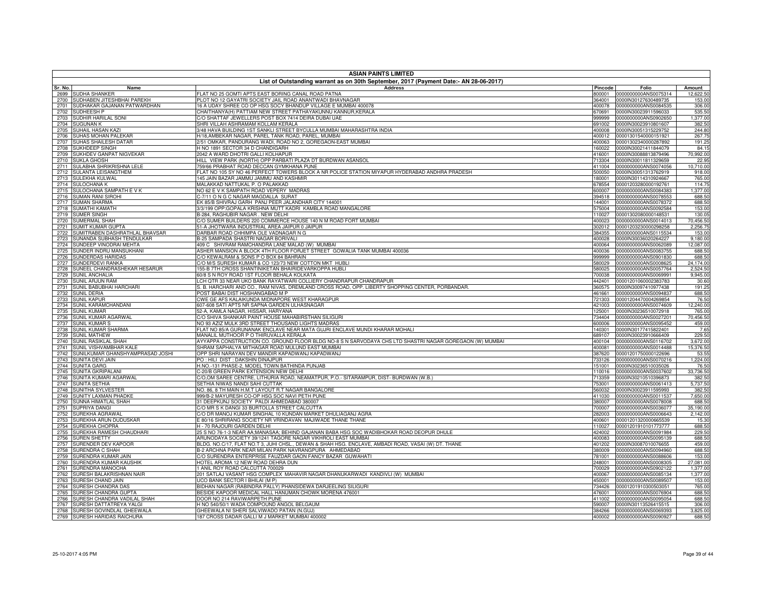# ASIAN PAINTS LIMITED

## List of Outstanding warrant as on 30th September, 2017 (Payment Date:- AN 28-06-2017)

| Sr. No. | Name | Address | Pincode | Folio | Amount |
|---|---|---|---|---|---|
| 2699 | SUDHA SHANKER | FLAT NO 25 GOMTI APTS EAST BORING CANAL ROAD PATNA | 800001 | 0000000000ANS0075314 | 12,622.50 |
| 2700 | SUDHABEN JITESHBHAI PAREKH | PLOT NO 12 GAYATRI SOCIETY JAIL ROAD ANANTWADI BHAVNAGAR | 364001 | 0000IN30127630489735 | 153.00 |
| 2701 | SUDHAKAR GAJANAN PATWARDHAN | 16 A UDAY SHREE CO OP HSG SOCY BHANDUP VILLAGE E MUMBAI 400078 | 400078 | 0000000000ANS0084535 | 306.00 |
| 2702 | SUDHEESH P | CHAITHANYA(H) PATTIAM NEW STREET PATHAYAKUNNU KANNUR,KERALA | 670691 | 0000IN30023911596033 | 535.50 |
| 2703 | SUDHIR HARILAL SONI | C/O SHATTAF JEWELLERS POST BOX 7414 DEIRA DUBAI UAE | 999999 | 0000000000ANS0902650 | 1,377.00 |
| 2704 | SUGUNAN K | SHRI VILLAH ASHRAMAM KOLLAM KERALA | 691002 | 0000IN30023910801607 | 382.50 |
| 2705 | SUHAIL HASAN KAZI | 3/48 HAVA BUILDING 1ST SANKLI STREET BYCULLA MUMBAI MAHARASHTRA INDIA | 400008 | 0000IN30051315229752 | 244.80 |
| 2706 | SUHAS MOHAN PALEKAR | H/18 AMBEKAR NAGAR, PAREL TANK ROAD, PAREL, MUMBAI | 400012 | 00001301540000151921 | 267.75 |
| 2707 | SUHAS SHAILESH DATAR | 2/51 OMKAR, PANDURANG WADI, ROAD NO 2, GOREGAON-EAST MUMBAI | 400063 | 00001302340000287892 | 191.25 |
| 2708 | SUKHDEEP SINGH | H NO 1891 SECTOR 34 D CHANDIGARH | 160022 | 0000IN30021411844079 | 84.15 |
| 2709 | SUKHDEV GANPAT NIGVEKAR | 2042 A WARD DHOTRI GALLI KOLHAPUR | 416001 | 0000IN30088813879496 | 70,992.00 |
| 2710 | SUKLA GHOSH | HILL VIEW PARK (NORTH) OPP PARBATI PLAZA DT BURDWAN ASANSOL | 713304 | 0000IN30011811329659 | 22.95 |
| 2711 | SULABHA SHRIKRISHNA LELE | 759/66 PRABHAT ROAD DECCAN GYMKHANA PUNE | 411004 | 0000000000ANS0074056 | 10,710.00 |
| 2712 | SULANTA LEISANGTHEM | FLAT NO 105 SY NO 46 PERFECT TOWERS BLOCK A NR POLICE STATION MIYAPUR HYDERABAD ANDHRA PRADESH | 500050 | 0000IN30051313762919 | 918.00 |
| 2713 | SULEKHA KULWAL | 145 JAIN BAZAR JAMMU JAMMU AND KASHMIR | 180001 | 0000IN30114310924667 | 765.00 |
| 2714 | SULOCHANA K | MALAKKAD NATTUKAL P. O PALAKKAD | 678554 | 00001203280000192761 | 114.75 |
| 2715 | SULOCHANA SAMPATH E V K | NO 62 E V K SAMPATH ROAD VEPERY MADRAS | 600007 | 0000000000ANS0084383 | 1,377.00 |
| 2716 | SUMAN RANI SIROHI | C-7/11 O N G C NAGAR MAGDALLA SURAT | 394518 | 0000000000ANS0078553 | 688.50 |
| 2717 | SUMAN SHARMA | EK 85/B SHIVRAJ GARH PANJ PEER JALANDHAR CITY 144001 | 144001 | 0000000000ANS0078372 | 688.50 |
| 2718 | SUMATHI KAMATH | 3/3/199 OPP:GOPALA KRISHNA MUTT KADRI KAMBLA ROAD MANGALORE | 575004 | 0000000000ANS0092584 | 153.00 |
| 2719 | SUMER SINGH | B-284, RAGHUBIR NAGAR . NEW DELHI | 110027 | 00001302080000148531 | 130.05 |
| 2720 | SUMERMAL SHAH | C/O SUMER BUILDERS 220 COMMERCE HOUSE 140 N M ROAD FORT MUMBAI | 400023 | 0000000000ANS0014013 | 70,456.50 |
| 2721 | SUMIT KUMAR GUPTA | 51-A JHOTWARA INDUSTRIAL AREA JAIPUR 0 JAIPUR | 302012 | 00001203230000298258 | 2,256.75 |
| 2722 | SUMITRABEN DASHRATHLAL BHAVSAR | DARBAR ROAD CHHIMPA OLE VADNAGAR N G | 384355 | 0000000000ANS0115534 | 153.00 |
| 2723 | SUNANDA SUBHASH TENDULKAR | B-25 SAMPADA SHASTRI NAGAR BORIVALI | 400028 | 0000IN30036020264227 | 9,180.00 |
| 2724 | SUNDEEP VINODRAI MEHTA | 409 C SHIVRAM RAMCHANDRA LANE MALAD (W) MUMBAI | 400064 | 0000000000ANS0062089 | 12,087.00 |
| 2725 | SUNDER INDRU MANSUKHANI | ASHER MANSION A BLOCK 4TH FLOOR FORJET STREET GOWALIA TANK MUMBAI 400036 | 400036 | 0000000000ANS0083755 | 688.50 |
| 2726 | SUNDERDAS HARIDAS | C/O KEWALRAM & SONS P O BOX 84 BAHRAIN | 999999 | 0000000000ANS0901830 | 688.50 |
| 2727 | SUNDERDEVI RANKA | C/O M/S SURESH KUMAR & CO 123/73 NEW COTTON MKT HUBLI | 580029 | 0000000000ANS0008625 | 24,174.00 |
| 2728 | SUNEEL CHANDRASHEKAR HESARUR | 155-B 7TH CROSS SHANTINIKETAN BHAIRIDEVARKOPPA HUBLI | 580025 | 0000000000ANS0057764 | 2,524.50 |
| 2729 | SUNIL ANCHALIA | 60/8 S N ROY ROAD 1ST FLOOR BEHALA KOLKATA | 700038 | 0000000000ANS0069991 | 9,945.00 |
| 2730 | SUNIL ARJUN RAM | LCH QTR 33 NEAR UKO BANK RAYATWARI COLLIERY CHANDRAPUR CHANDRAPUR | 442401 | 00001201060002383783 | 30.60 |
| 2731 | SUNIL BABUBHAI HARCHARI | S. B. HARCHARI AND CO., RAM NIVAS, DREMLAND CROSS ROAD, OPP. LIBERTY SHOPPING CENTER, PORBANDAR. | 360575 | 0000IN30097410977438 | 191.25 |
| 2732 | SUNIL DERIA | POST BABAI DIST HOSHANGABAD M P | 461661 | 0000000000ANS0094837 | 688.50 |
| 2733 | SUNIL KAPUR | CWE GE AFS KALAIKUNDA MIDNAPORE WEST KHARAGPUR | 721303 | 00001204470004269854 | 76.50 |
| 2734 | SUNIL KARAMCHANDANI | 607-608 SATI APTS NR SAPNA GARDEN ULHASNAGAR | 421003 | 0000000000ANS0074609 | 12,240.00 |
| 2735 | SUNIL KUMAR | 52-A, KAMLA NAGAR, HISSAR, HARYANA | 125001 | 0000IN30236510072918 | 765.00 |
| 2736 | SUNIL KUMAR AGARWAL | C/O SHIVA SHANKAR PAINT HOUSE MAHABIRSTHAN SILIGURI | 734404 | 0000000000ANS0027201 | 70,456.50 |
| 2737 | SUNIL KUMAR S | NO 93 AZIZ MULK 3RD STREET THOUSAND LIGHTS MADRAS | 600006 | 0000000000ANS0095452 | 459.00 |
| 2738 | SUNIL KUMAR SHARMA | FLAT NO 85/A GURUNANAK ENCLAVE NEAR MATA GUJRI ENCLAVE MUNDI KHARAR MOHALI | 140301 | 0000IN30177415822401 | 7.65 |
| 2739 | SUNIL MATHEW | MANALIL MUTHOOR P O THIRUVALLA KERALA | 689107 | 0000IN30023910666409 | 229.50 |
| 2740 | SUNIL RASIKLAL SHAH | AYYAPPA CONSTRUCTION CO. GROUND FLOOR BLDG NO-8 S N SARVODAYA CHS LTD SHASTRI NAGAR GOREGAON (W) MUMBAI | 400104 | 0000000000ANS0116702 | 3,672.00 |
| 2741 | SUNIL VISHVAMBHAR KALE | SHRAM SAPHALYA MITHAGAR ROAD MULUND EAST MUMBAI | 400081 | 0000000000ANS0014488 | 15,376.50 |
| 2742 | SUNILKUMAR GHANSHYAMPRASAD JOSHI | OPP SHRI NARAYAN DEV MANDIR KAPADWANJ KAPADWANJ | 387620 | 00001201750000122696 | 53.55 |
| 2743 | SUNITA DEVI JAIN | PO : HILI DIST : DAKSHIN DINAJPUR | 733126 | 0000000000ANS0070216 | 1,224.00 |
| 2744 | SUNITA GARG | H.NO.-131 PHASE-2, MODEL TOWN BATHINDA PUNJAB | 151001 | 0000IN30236510035026 | 76.50 |
| 2745 | SUNITA GKRIPALANI | C-20/B GREEN PARK EXTENSION NEW DELHI | 110016 | 0000000000ANS0037602 | 33,736.50 |
| 2746 | SUNITA KUMARI AGARWAL | C/O,OM SAREE CENTRE, LITHURIA ROAD, NEAMATPUR, P.O.- SITARAMPUR, DIST- BURDWAN (W.B.) | 713359 | 0000IN30210510396873 | 382.50 |
| 2747 | SUNITA SETHIA | SETHIA NIWAS NANDI SAHI CUTTAK | 753001 | 0000000000ANS0061413 | 5,737.50 |
| 2748 | SUNITHA SYLVESTER | NO. 86, 8 TH MAIN H.M.T LAYOUT R.T NAGAR BANGALORE | 560032 | 0000IN30023911595993 | 382.50 |
| 2749 | SUNITY LAXMAN PHADKE | 999/B-2 MAYURESH CO-OP HSG SOC NAVI PETH PUNE | 411030 | 0000000000ANS0011537 | 7,650.00 |
| 2750 | SUNNA HIMATLAL SHAH | 31 DEEPKUNJ SOCIETY PALDI AHMEDABAD 380007 | 380007 | 0000000000ANS0078008 | 688.50 |
| 2751 | SUPRIYA DANGI | C/O MR S K DANGI 33 BURTOLLA STREET CALCUTTA | 700007 | 0000000000ANS0036077 | 35,190.00 |
| 2752 | SUREKHA AGRAWAL | C/O DR MANOJ KUMAR SINGHAL 10 KUNDAN MARKET DHULIAGANJ AGRA | 282003 | 0000000000ANS0006643 | 2,142.00 |
| 2753 | SUREKHA ARUN DUDUSKAR | E 80/16 SHRIRANG SOCIETY NR VRINDAVAN MAJIWADE THANE THANE | 400601 | 00001201320000665539 | 15.30 |
| 2754 | SUREKHA CHOPRA | H - 70 RAJOURI GARDEN DELHI | 110027 | 00001201910101773777 | 688.50 |
| 2755 | SUREKHA RAMESH CHAUDHARI | 25 S NO 76-1-3 NEAR AA;MANASAA; BEHIND GAJANAN BABA HSG SOC WADIBHOKAR ROAD DEOPUR DHULE | 424002 | 0000000000ANS0091984 | 229.50 |
| 2756 | SUREN SHETTY | ARUNODAYA SOCIETY 39/1241 TAGORE NAGAR VIKHROLI EAST MUMBAI | 400083 | 0000000000ANS0095139 | 688.50 |
| 2757 | SURENDER DEV KAPOOR | BLDG. NO.C/17, FLAT NO.T 3, JUHI CHSL., DEWAN & SHAH HSG. ENCLAVE, AMBADI ROAD, VASAI (W) DT. THANE | 401202 | 0000IN30087010076655 | 459.00 |
| 2758 | SURENDRA C SHAH | B-2 ARCHNA PARK NEAR MILAN PARK NAVRANGPURA AHMEDABAD | 380009 | 0000000000ANS0094960 | 688.50 |
| 2759 | SURENDRA KUMAR JAIN | C/O SURENDRA ENTERPRISE FAUZDAR GAON FANCY BAZAR GUWAHATI | 781001 | 0000000000ANS0088606 | 153.00 |
| 2760 | SURENDRA KUMAR KAUSHIK | HOTEL AROMA 12 NEW ROAD DEHRA DUN | 248001 | 0000000000ANS0008305 | 27,081.00 |
| 2761 | SURENDRA MANOCHA | 1 ANIL ROY ROAD CALCUTTA 700029 | 700029 | 0000000000ANS0902122 | 1,377.00 |
| 2762 | SURESH BALAKRISHNAN NAIR | 201 SATLAJ VASANT HSG COMPLEX MAHAVIR NAGAR DHANUKARWADI KANDIVLI (W) MUMBAI | 400067 | 0000000000ANS0085134 | 1,377.00 |
| 2763 | SURESH CHAND JAIN | UCO BANK SECTOR I BHILAI (M P) | 450001 | 0000000000ANS0089507 | 153.00 |
| 2764 | SURESH CHANDRA DAS | BIDHAN NAGAR (RABINDRA PALLY) PHANSIDEWA DARJEELING SILIGURI | 734426 | 00001201910300503051 | 765.00 |
| 2765 | SURESH CHANDRA GUPTA | BESIDE KAPOOR MEDICAL HALL HANUMAN CHOWK MORENA 476001 | 476001 | 0000000000ANS0076904 | 688.50 |
| 2766 | SURESH CHANDRA VADILAL SHAH | DOOR NO 214 RAVIWARPETH PUNE | 411002 | 0000000000ANS0095054 | 688.50 |
| 2767 | SURESH DATTATREYA YALGI | H NO 540/50/1 WADA COMPOUND ANGOL BELGAUM | 590007 | 0000IN30113526415515 | 306.00 |
| 2768 | SURESH GOVINDLAL GHEEWALA | GHEEWALA NI SHERI SALVIWADO PATAN (N.GUJ) | 384266 | 0000000000ANS0069393 | 3,825.00 |
| 2769 | SURESH HARIDAS RAICHURA | 187 CROSS DADAR GALLI M J MARKET MUMBAI 400002 | 400002 | 0000000000ANS0090927 | 688.50 |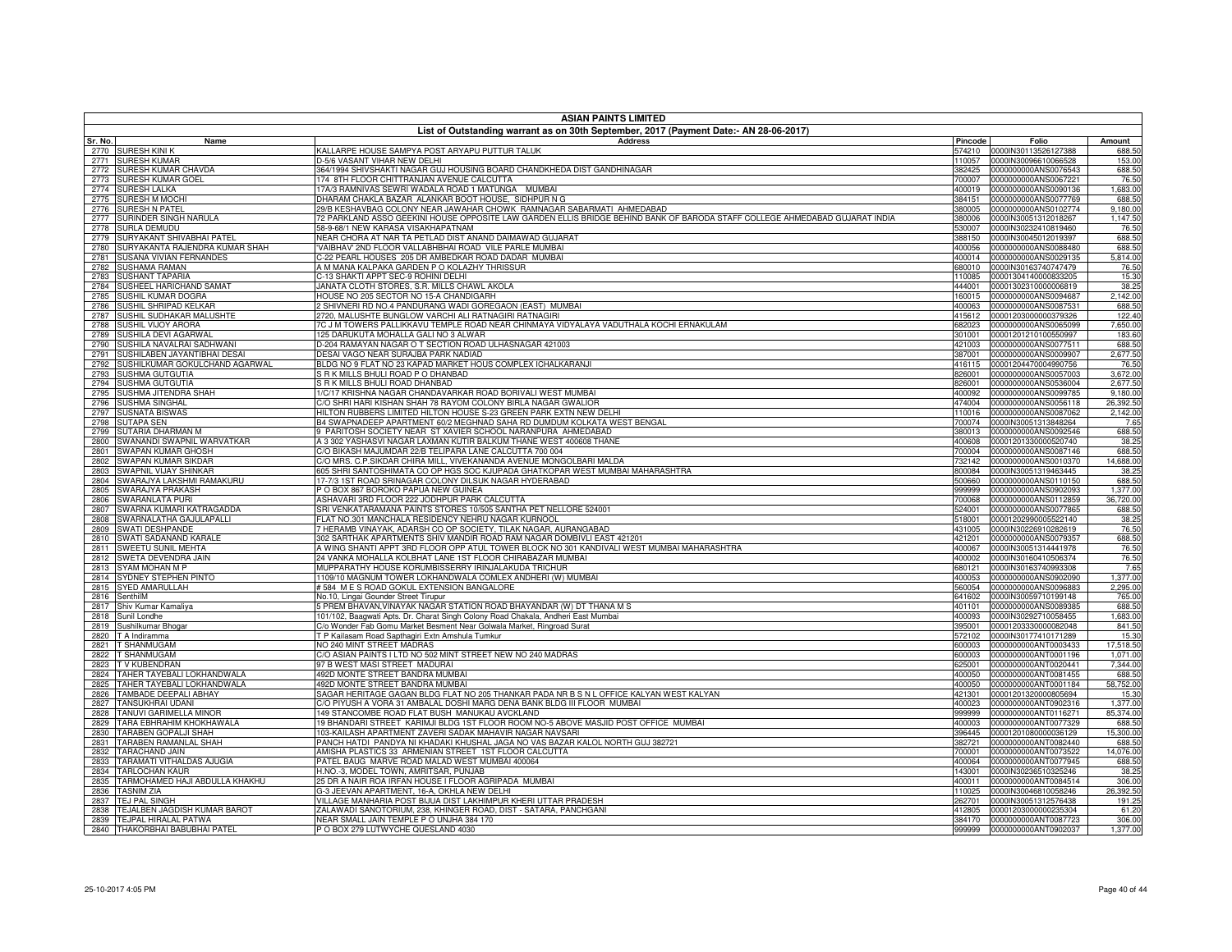# ASIAN PAINTS LIMITED

## List of Outstanding warrant as on 30th September, 2017 (Payment Date:- AN 28-06-2017)

| Sr. No. | Name | Address | Pincode | Folio | Amount |
|---|---|---|---|---|---|
| 2770 | SURESH KINI K | KALLARPE HOUSE SAMPYA POST ARYAPU PUTTUR TALUK | 574210 | 0000IN30113526127388 | 688.50 |
| 2771 | SURESH KUMAR | D-5/6 VASANT VIHAR NEW DELHI | 110057 | 0000IN30096610066528 | 153.00 |
| 2772 | SURESH KUMAR CHAVDA | 364/1994 SHIVSHAKTI NAGAR GUJ HOUSING BOARD CHANDKHEDA DIST GANDHINAGAR | 382425 | 0000000000ANS0076543 | 688.50 |
| 2773 | SURESH KUMAR GOEL | 174 8TH FLOOR CHITTRANJAN AVENUE CALCUTTA | 700007 | 0000000000ANS0067221 | 76.50 |
| 2774 | SURESH LALKA | 17A/3 RAMNIVAS SEWRI WADALA ROAD 1 MATUNGA MUMBAI | 400019 | 0000000000ANS0090136 | 1,683.00 |
| 2775 | SURESH M MOCHI | DHARAM CHAKLA BAZAR ALANKAR BOOT HOUSE, SIDHPUR N G | 384151 | 0000000000ANS0077769 | 688.50 |
| 2776 | SURESH N PATEL | 29/B KESHAVBAG COLONY NEAR JAWAHAR CHOWK RAMNAGAR SABARMATI AHMEDABAD | 380005 | 0000000000ANS0102774 | 9,180.00 |
| 2777 | SURINDER SINGH NARULA | 72 PARKLAND ASSO GEEKINI HOUSE OPPOSITE LAW GARDEN ELLIS BRIDGE BEHIND BANK OF BARODA STAFF COLLEGE AHMEDABAD GUJARAT INDIA | 380006 | 0000IN30051312018267 | 1,147.50 |
| 2778 | SURLA DEMUDU | 58-9-68/1 NEW KARASA VISAKHAPATNAM | 530007 | 0000IN30232410819460 | 76.50 |
| 2779 | SURYAKANT SHIVABHAI PATEL | NEAR CHORA AT NAR TA PETLAD DIST ANAND DAIMAWAD GUJARAT | 388150 | 0000IN30045012019397 | 688.50 |
| 2780 | SURYAKANTA RAJENDRA KUMAR SHAH | 'VAIBHAV' 2ND FLOOR VALLABHBHAI ROAD VILE PARLE MUMBAI | 400056 | 0000000000ANS0088480 | 688.50 |
| 2781 | SUSANA VIVIAN FERNANDES | C-22 PEARL HOUSES 205 DR AMBEDKAR ROAD DADAR MUMBAI | 400014 | 0000000000ANS0029135 | 5,814.00 |
| 2782 | SUSHAMA RAMAN | A M MANA KALPAKA GARDEN P O KOLAZHY THRISSUR | 680010 | 0000IN30163740747479 | 76.50 |
| 2783 | SUSHANT TAPARIA | C-13 SHAKTI APPT SEC-9 ROHINI DELHI | 110085 | 00001304140000833205 | 15.30 |
| 2784 | SUSHEEL HARICHAND SAMAT | JANATA CLOTH STORES, S.R. MILLS CHAWL AKOLA | 444001 | 00001302310000006819 | 38.25 |
| 2785 | SUSHIL KUMAR DOGRA | HOUSE NO 205 SECTOR NO 15-A CHANDIGARH | 160015 | 0000000000ANS0094687 | 2,142.00 |
| 2786 | SUSHIL SHRIPAD KELKAR | 2 SHIVNERI RD NO.4 PANDURANG WADI GOREGAON (EAST) MUMBAI | 400063 | 0000000000ANS0087531 | 688.50 |
| 2787 | SUSHIL SUDHAKAR MALUSHTE | 2720, MALUSHTE BUNGLOW VARCHI ALI RATNAGIRI RATNAGIRI | 415612 | 00001203000000379326 | 122.40 |
| 2788 | SUSHIL VIJOY ARORA | 7C J M TOWERS PALLIKKAVU TEMPLE ROAD NEAR CHINMAYA VIDYALAYA VADUTHALA KOCHI ERNAKULAM | 682023 | 0000000000ANS0065099 | 7,650.00 |
| 2789 | SUSHILA DEVI AGARWAL | 125 DARUKUTA MOHALLA GALI NO 3 ALWAR | 301001 | 00001201210100550997 | 183.60 |
| 2790 | SUSHILA NAVALRAI SADHWANI | D-204 RAMAYAN NAGAR O T SECTION ROAD ULHASNAGAR 421003 | 421003 | 0000000000ANS0077511 | 688.50 |
| 2791 | SUSHILABEN JAYANTIBHAI DESAI | DESAI VAGO NEAR SURAJBA PARK NADIAD | 387001 | 0000000000ANS0009907 | 2,677.50 |
| 2792 | SUSHILKUMAR GOKULCHAND AGARWAL | BLDG NO 9 FLAT NO 23 KAPAD MARKET HOUS COMPLEX ICHALKARANJI | 416115 | 00001204470004990756 | 76.50 |
| 2793 | SUSHMA GUTGUTIA | S R K MILLS BHULI ROAD P O DHANBAD | 826001 | 0000000000ANS0057003 | 3,672.00 |
| 2794 | SUSHMA GUTGUTIA | S R K MILLS BHULI ROAD DHANBAD | 826001 | 0000000000ANS0536004 | 2,677.50 |
| 2795 | SUSHMA JITENDRA SHAH | 1/C/17 KRISHNA NAGAR CHANDAVARKAR ROAD BORIVALI WEST MUMBAI | 400092 | 0000000000ANS0099785 | 9,180.00 |
| 2796 | SUSHMA SINGHAL | C/O SHRI HARI KISHAN SHAH 78 RAYOM COLONY BIRLA NAGAR GWALIOR | 474004 | 0000000000ANS0056118 | 26,392.50 |
| 2797 | SUSNATA BISWAS | HILTON RUBBERS LIMITED HILTON HOUSE S-23 GREEN PARK EXTN NEW DELHI | 110016 | 0000000000ANS0087062 | 2,142.00 |
| 2798 | SUTAPA SEN | B4 SWAPNADEEP APARTMENT 60/2 MEGHNAD SAHA RD DUMDUM KOLKATA WEST BENGAL | 700074 | 0000IN30051313848264 | 7.65 |
| 2799 | SUTARIA DHARMAN M | 9 PARITOSH SOCIETY NEAR ST XAVIER SCHOOL NARANPURA AHMEDABAD | 380013 | 0000000000ANS0092546 | 688.50 |
| 2800 | SWANANDI SWAPNIL WARVATKAR | A 3 302 YASHASVI NAGAR LAXMAN KUTIR BALKUM THANE WEST 400608 THANE | 400608 | 00001201330000520740 | 38.25 |
| 2801 | SWAPAN KUMAR GHOSH | C/O BIKASH MAJUMDAR 22/B TELIPARA LANE CALCUTTA 700 004 | 700004 | 0000000000ANS0087146 | 688.50 |
| 2802 | SWAPAN KUMAR SIKDAR | C/O MRS. C.P.SIKDAR CHIRA MILL, VIVEKANANDA AVENUE MONGOLBARI MALDA | 732142 | 0000000000ANS0010370 | 14,688.00 |
| 2803 | SWAPNIL VIJAY SHINKAR | 605 SHRI SANTOSHIMATA CO OP HGS SOC KJUPADA GHATKOPAR WEST MUMBAI MAHARASHTRA | 800084 | 0000IN30051319463445 | 38.25 |
| 2804 | SWARAJYA LAKSHMI RAMAKURU | 17-7/3 1ST ROAD SRINAGAR COLONY DILSUK NAGAR HYDERABAD | 500660 | 0000000000ANS0110150 | 688.50 |
| 2805 | SWARAJYA PRAKASH | P O BOX 867 BOROKO PAPUA NEW GUINEA | 999999 | 0000000000ANS0902093 | 1,377.00 |
| 2806 | SWARANLATA PURI | ASHAVARI 3RD FLOOR 222 JODHPUR PARK CALCUTTA | 700068 | 0000000000ANS0112859 | 36,720.00 |
| 2807 | SWARNA KUMARI KATRAGADDA | SRI VENKATARAMANA PAINTS STORES 10/505 SANTHA PET NELLORE 524001 | 524001 | 0000000000ANS0077865 | 688.50 |
| 2808 | SWARNALATHA GAJULAPALLI | FLAT NO.301 MANCHALA RESIDENCY NEHRU NAGAR KURNOOL | 518001 | 00001202990005522140 | 38.25 |
| 2809 | SWATI DESHPANDE | 7 HERAMB VINAYAK, ADARSH CO OP SOCIETY, TILAK NAGAR, AURANGABAD | 431005 | 0000IN30226910282619 | 76.50 |
| 2810 | SWATI SADANAND KARALE | 302 SARTHAK APARTMENTS SHIV MANDIR ROAD RAM NAGAR DOMBIVLI EAST 421201 | 421201 | 0000000000ANS0079357 | 688.50 |
| 2811 | SWEETU SUNIL MEHTA | A WING SHANTI APPT 3RD FLOOR OPP ATUL TOWER BLOCK NO 301 KANDIVALI WEST MUMBAI MAHARASHTRA | 400067 | 0000IN30051314441978 | 76.50 |
| 2812 | SWETA DEVENDRA JAIN | 24 VANKA MOHALLA KOLBHAT LANE 1ST FLOOR CHIRABAZAR MUMBAI | 400002 | 0000IN30160410506374 | 76.50 |
| 2813 | SYAM MOHAN M P | MUPPARATHY HOUSE KORUMBISSERRY IRINJALAKUDA TRICHUR | 680121 | 0000IN30163740993308 | 7.65 |
| 2814 | SYDNEY STEPHEN PINTO | 1109/10 MAGNUM TOWER LOKHANDWALA COMLEX ANDHERI (W) MUMBAI | 400053 | 0000000000ANS0902090 | 1,377.00 |
| 2815 | SYED AMARULLAH | # 584 M E S ROAD GOKUL EXTENSION BANGALORE | 560054 | 0000000000ANS0096883 | 2,295.00 |
| 2816 | SenthilM | No.10, Lingai Gounder Street Tirupur | 641602 | 0000IN30059710199148 | 765.00 |
| 2817 | Shiv Kumar Kamaliya | 5 PREM BHAVAN,VINAYAK NAGAR STATION ROAD BHAYANDAR (W) DT THANA M S | 401101 | 0000000000ANS0089385 | 688.50 |
| 2818 | Sunil Londhe | 101/102, Baagwati Apts. Dr. Charat Singh Colony Road Chakala, Andheri East Mumbai | 400093 | 0000IN30292710058455 | 1,683.00 |
| 2819 | Sushilkumar Bhogar | C/o Wonder Fab Gomu Market Besment Near Golwala Market, Ringroad Surat | 395001 | 00001203330000082048 | 841.50 |
| 2820 | T A Indiramma | T P Kailasam Road Sapthagiri Extn Amshula Tumkur | 572102 | 0000IN30177410171289 | 15.30 |
| 2821 | T SHANMUGAM | NO 240 MINT STREET MADRAS | 600003 | 0000000000ANT0003433 | 17,518.50 |
| 2822 | T SHANMUGAM | C/O ASIAN PAINTS I LTD NO 502 MINT STREET NEW NO 240 MADRAS | 600003 | 0000000000ANT0001196 | 1,071.00 |
| 2823 | T V KUBENDRAN | 97 B WEST MASI STREET MADURAI | 625001 | 0000000000ANT0020441 | 7,344.00 |
| 2824 | TAHER TAYEBALI LOKHANDWALA | 492D MONTE STREET BANDRA MUMBAI | 400050 | 0000000000ANT0081455 | 688.50 |
| 2825 | TAHER TAYEBALI LOKHANDWALA | 492D MONTE STREET BANDRA MUMBAI | 400050 | 0000000000ANT0001184 | 58,752.00 |
| 2826 | TAMBADE DEEPALI ABHAY | SAGAR HERITAGE GAGAN BLDG FLAT NO 205 THANKAR PADA NR B S N L OFFICE KALYAN WEST KALYAN | 421301 | 00001201320000805694 | 15.30 |
| 2827 | TANSUKHRAI UDANI | C/O PIYUSH A VORA 31 AMBALAL DOSHI MARG DENA BANK BLDG III FLOOR MUMBAI | 400023 | 0000000000ANT0902316 | 1,377.00 |
| 2828 | TANUVI GARIMELLA MINOR | 149 STANCOMBE ROAD FLAT BUSH MANUKAU AVCKLAND | 999999 | 0000000000ANT0116271 | 85,374.00 |
| 2829 | TARA EBHRAHIM KHOKHAWALA | 19 BHANDARI STREET KARIMJI BLDG 1ST FLOOR ROOM NO-5 ABOVE MASJID POST OFFICE MUMBAI | 400003 | 0000000000ANT0077329 | 688.50 |
| 2830 | TARABEN GOPALJI SHAH | 103-KAILASH APARTMENT ZAVERI SADAK MAHAVIR NAGAR NAVSARI | 396445 | 00001201080000036129 | 15,300.00 |
| 2831 | TARABEN RAMANLAL SHAH | PANCH HATDI PANDYA NI KHADAKI KHUSHAL JAGA NO VAS BAZAR KALOL NORTH GUJ 382721 | 382721 | 0000000000ANT0082440 | 688.50 |
| 2832 | TARACHAND JAIN | AMISHA PLASTICS 33 ARMENIAN STREET 1ST FLOOR CALCUTTA | 700001 | 0000000000ANT0073522 | 14,076.00 |
| 2833 | TARAMATI VITHALDAS AJUGIA | PATEL BAUG MARVE ROAD MALAD WEST MUMBAI 400064 | 400064 | 0000000000ANT0077945 | 688.50 |
| 2834 | TARLOCHAN KAUR | H.NO.-3, MODEL TOWN, AMRITSAR, PUNJAB | 143001 | 0000IN30236510325246 | 38.25 |
| 2835 | TARMOHAMED HAJI ABDULLA KHAKHU | 25 DR A NAIR ROA IRFAN HOUSE I FLOOR AGRIPADA MUMBAI | 400011 | 0000000000ANT0084514 | 306.00 |
| 2836 | TASNIM ZIA | G-3 JEEVAN APARTMENT, 16-A, OKHLA NEW DELHI | 110025 | 0000IN30046810058246 | 26,392.50 |
| 2837 | TEJ PAL SINGH | VILLAGE MANHARIA POST BIJUA DIST LAKHIMPUR KHERI UTTAR PRADESH | 262701 | 0000IN30051312576438 | 191.25 |
| 2838 | TEJALBEN JAGDISH KUMAR BAROT | ZALAWADI SANOTORIUM, 238, KHINGER ROAD, DIST - SATARA, PANCHGANI | 412805 | 00001203000000235304 | 61.20 |
| 2839 | TEJPAL HIRALAL PATWA | NEAR SMALL JAIN TEMPLE P O UNJHA 384 170 | 384170 | 0000000000ANT0087723 | 306.00 |
| 2840 | THAKORBHAI BABUBHAI PATEL | P O BOX 279 LUTWYCHE QUESLAND 4030 | 999999 | 0000000000ANT0902037 | 1,377.00 |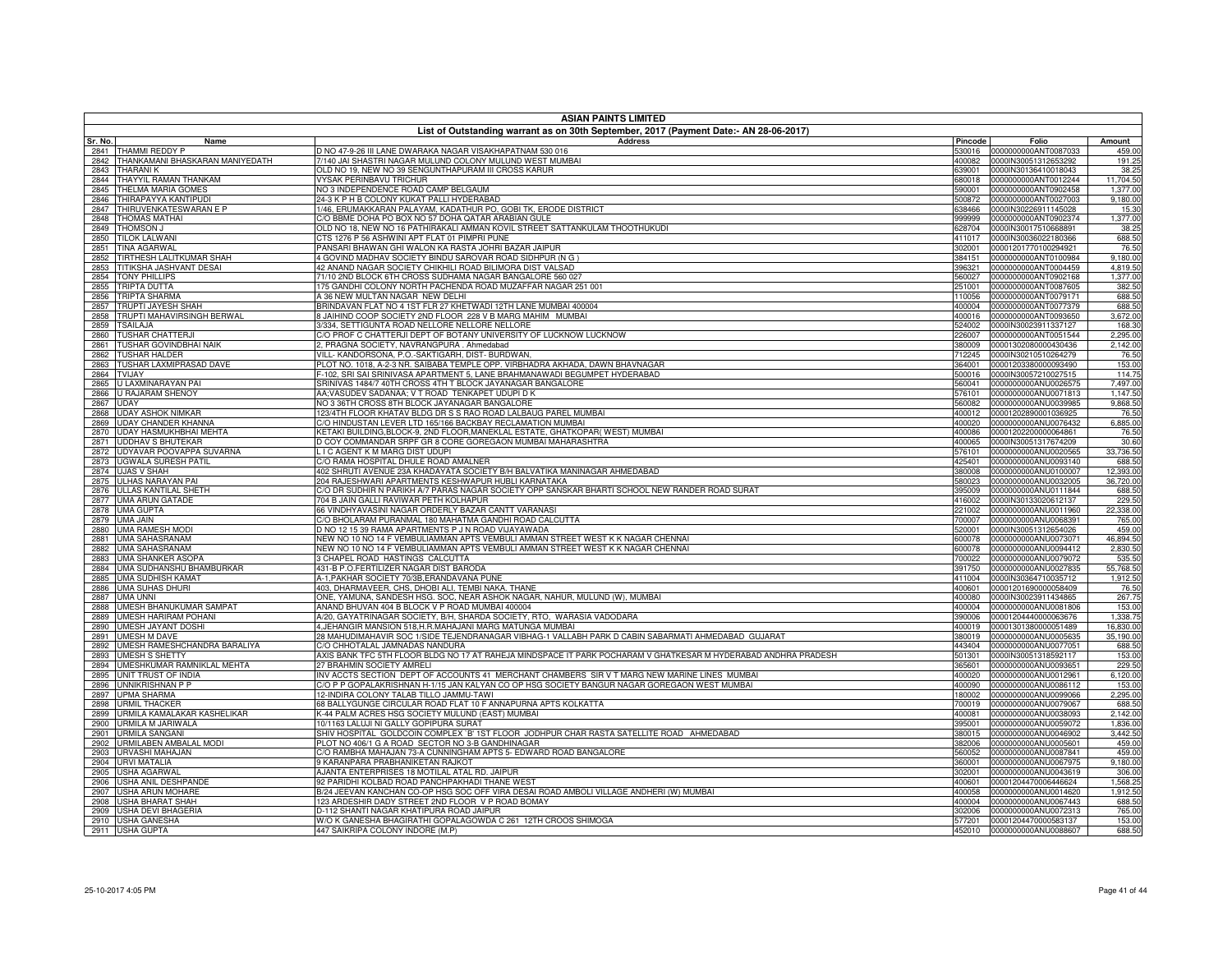# ASIAN PAINTS LIMITED

## List of Outstanding warrant as on 30th September, 2017 (Payment Date:- AN 28-06-2017)

| Sr. No. | Name | Address | Pincode | Folio | Amount |
|---|---|---|---|---|---|
| 2841 | THAMMI REDDY P | D NO 47-9-26 III LANE DWARAKA NAGAR VISAKHAPATNAM 530 016 | 530016 | 0000000000ANT0087033 | 459.00 |
| 2842 | THANKAMANI BHASKARAN MANIYEDATH | 7/140 JAI SHASTRI NAGAR MULUND COLONY MULUND WEST MUMBAI | 400082 | 0000IN30051312653292 | 191.25 |
| 2843 | THARANI K | OLD NO 19, NEW NO 39 SENGUNTHAPURAM III CROSS KARUR | 639001 | 0000IN30136410018043 | 38.25 |
| 2844 | THAYYIL RAMAN THANKAM | VYSAK PERINBAVU TRICHUR | 680018 | 0000000000ANT0012244 | 11,704.50 |
| 2845 | THELMA MARIA GOMES | NO 3 INDEPENDENCE ROAD CAMP BELGAUM | 590001 | 0000000000ANT0902458 | 1,377.00 |
| 2846 | THIRAPAYYA KANTIPUDI | 24-3 K P H B COLONY KUKAT PALLI HYDERABAD | 500872 | 0000000000ANT0027003 | 9,180.00 |
| 2847 | THIRUVENKATESWARAN E P | 1/46, ERUMAKKARAN PALAYAM, KADATHUR PO, GOBI TK, ERODE DISTRICT | 638466 | 0000IN30226911145028 | 15.30 |
| 2848 | THOMAS MATHAI | C/O BBME DOHA PO BOX NO 57 DOHA QATAR ARABIAN GULF | 999999 | 0000000000ANT0902374 | 1,377.00 |
| 2849 | THOMSON J | OLD NO 18, NEW NO 16 PATHIRAKALI AMMAN KOVIL STREET SATTANKULAM THOOTHUKUDI | 628704 | 0000IN30017510668891 | 38.25 |
| 2850 | TILOK LALWANI | CTS 1276 P 56 ASHWINI APT FLAT 01 PIMPRI PUNE | 411017 | 0000IN30036022180366 | 688.50 |
| 2851 | TINA AGARWAL | PANSARI BHAWAN GHI WALON KA RASTA JOHRI BAZAR JAIPUR | 302001 | 00001201770100294921 | 76.50 |
| 2852 | TIRTHESH LALITKUMAR SHAH | 4 GOVIND MADHAV SOCIETY BINDU SAROVAR ROAD SIDHPUR (N G ) | 384151 | 0000000000ANT0100984 | 9,180.00 |
| 2853 | TITIKSHA JASHVANT DESAI | 42 ANAND NAGAR SOCIETY CHIKHILI ROAD BILIMORA DIST VALSAD | 396321 | 0000000000ANT0004459 | 4,819.50 |
| 2854 | TONY PHILLIPS | 71/10 2ND BLOCK 6TH CROSS SUDHAMA NAGAR BANGALORE 560 027 | 560027 | 0000000000ANT0902168 | 1,377.00 |
| 2855 | TRIPTA DUTTA | 175 GANDHI COLONY NORTH PACHENDA ROAD MUZAFFAR NAGAR 251 001 | 251001 | 0000000000ANT0087605 | 382.50 |
| 2856 | TRIPTA SHARMA | A 36 NEW MULTAN NAGAR NEW DELHI | 110056 | 0000000000ANT0079171 | 688.50 |
| 2857 | TRUPTI JAYESH SHAH | BRINDAVAN FLAT NO 4 1ST FLR 27 KHETWADI 12TH LANE MUMBAI 400004 | 400004 | 0000000000ANT0077379 | 688.50 |
| 2858 | TRUPTI MAHAVIRSINGH BERWAL | 8 JAIHIND COOP SOCIETY 2ND FLOOR 228 V B MARG MAHIM MUMBAI | 400016 | 0000000000ANT0093650 | 3,672.00 |
| 2859 | TSAILAJA | 3/334, SETTIGUNTA ROAD NELLORE NELLORE NELLORE | 524002 | 0000IN30023911337127 | 168.30 |
| 2860 | TUSHAR CHATTERJI | C/O PROF C CHATTERJI DEPT OF BOTANY UNIVERSITY OF LUCKNOW LUCKNOW | 226007 | 0000000000ANT0051544 | 2,295.00 |
| 2861 | TUSHAR GOVINDBHAI NAIK | 2, PRAGNA SOCIETY, NAVRANGPURA , Ahmedabad | 380009 | 00001302080000430436 | 2,142.00 |
| 2862 | TUSHAR HALDER | VILL- KANDORSONA, P.O.-SAKTIGARH, DIST- BURDWAN, | 712245 | 0000IN30210510264279 | 76.50 |
| 2863 | TUSHAR LAXMIPRASAD DAVE | PLOT NO. 1018, A-2-3 NR. SAIBABA TEMPLE OPP. VIRBHADRA AKHADA, DAWN BHAVNAGAR | 364001 | 00001203380000093490 | 153.00 |
| 2864 | TVIJAY | F-102, SRI SAI SRINIVASA APARTMENT 5, LANE BRAHMANAWADI BEGUMPET HYDERABAD | 500016 | 0000IN30057210027515 | 114.75 |
| 2865 | U LAXMINARAYAN PAI | SRINIVAS 1484/7 40TH CROSS 4TH T BLOCK JAYANAGAR BANGALORE | 560041 | 0000000000ANU0026575 | 7,497.00 |
| 2866 | U RAJARAM SHENOY | AA;VASUDEV SADANAA; V T ROAD TENKAPET UDUPI D K | 576101 | 0000000000ANU0071813 | 1,147.50 |
| 2867 | UDAY | NO 3 36TH CROSS 8TH BLOCK JAYANAGAR BANGALORE | 560082 | 0000000000ANU0039985 | 9,868.50 |
| 2868 | UDAY ASHOK NIMKAR | 123/4TH FLOOR KHATAV BLDG DR S S RAO ROAD LALBAUG PAREL MUMBAI | 400012 | 00001202890001036925 | 76.50 |
| 2869 | UDAY CHANDER KHANNA | C/O HINDUSTAN LEVER LTD 165/166 BACKBAY RECLAMATION MUMBAI | 400020 | 0000000000ANU0076432 | 6,885.00 |
| 2870 | UDAY HASMUKHBHAI MEHTA | KETAKI BUILDING,BLOCK-9, 2ND FLOOR,MANEKLAL ESTATE, GHATKOPAR( WEST) MUMBAI | 400086 | 00001202200000064861 | 76.50 |
| 2871 | UDDHAV S BHUTEKAR | D COY COMMANDAR SRPF GR 8 CORE GOREGAON MUMBAI MAHARASHTRA | 400065 | 0000IN30051317674209 | 30.60 |
| 2872 | UDYAVAR POOVAPPA SUVARNA | L I C AGENT K M MARG DIST UDUPI | 576101 | 0000000000ANU0020565 | 33,736.50 |
| 2873 | UGWALA SURESH PATIL | C/O RAMA HOSPITAL DHULE ROAD AMALNER | 425401 | 0000000000ANU0093140 | 688.50 |
| 2874 | UJAS V SHAH | 402 SHRUTI AVENUE 23A KHADAYATA SOCIETY B/H BALVATIKA MANINAGAR AHMEDABAD | 380008 | 0000000000ANU0100007 | 12,393.00 |
| 2875 | ULHAS NARAYAN PAI | 204 RAJESHWARI APARTMENTS KESHWAPUR HUBLI KARNATAKA | 580023 | 0000000000ANU0032005 | 36,720.00 |
| 2876 | ULLAS KANTILAL SHETH | C/O DR SUDHIR N PARIKH A/7 PARAS NAGAR SOCIETY OPP SANSKAR BHARTI SCHOOL NEW RANDER ROAD SURAT | 395009 | 0000000000ANU0111844 | 688.50 |
| 2877 | UMA ARUN GATADE | 704 B JAIN GALLI RAVIWAR PETH KOLHAPUR | 416002 | 0000IN30133020612137 | 229.50 |
| 2878 | UMA GUPTA | 66 VINDHYAVASINI NAGAR ORDERLY BAZAR CANTT VARANASI | 221002 | 0000000000ANU0011960 | 22,338.00 |
| 2879 | UMA JAIN | C/O BHOLARAM PURANMAL 180 MAHATMA GANDHI ROAD CALCUTTA | 700007 | 0000000000ANU0068391 | 765.00 |
| 2880 | UMA RAMESH MODI | D NO 12 15 39 RAMA APARTMENTS P J N ROAD VIJAYAWADA | 520001 | 0000IN30051312654026 | 459.00 |
| 2881 | UMA SAHASRANAM | NEW NO 10 NO 14 F VEMBULIAMMAN APTS VEMBULI AMMAN STREET WEST K K NAGAR CHENNAI | 600078 | 0000000000ANU0073071 | 46,894.50 |
| 2882 | UMA SAHASRANAM | NEW NO 10 NO 14 F VEMBULIAMMAN APTS VEMBULI AMMAN STREET WEST K K NAGAR CHENNAI | 600078 | 0000000000ANU0094412 | 2,830.50 |
| 2883 | UMA SHANKER ASOPA | 3 CHAPEL ROAD HASTINGS CALCUTTA | 700022 | 0000000000ANU0079072 | 535.50 |
| 2884 | UMA SUDHANSHU BHAMBURKAR | 431-B P.O.FERTILIZER NAGAR DIST BARODA | 391750 | 0000000000ANU0027835 | 55,768.50 |
| 2885 | UMA SUDHISH KAMAT | A-1,PAKHAR SOCIETY 70/3B,ERANDAVANA PUNE | 411004 | 0000IN30364710035712 | 1,912.50 |
| 2886 | UMA SUHAS DHURI | 403, DHARMAVEER, CHS, DHOBI ALI, TEMBI NAKA, THANE | 400601 | 00001201690000058409 | 76.50 |
| 2887 | UMA UNNI | ONE, YAMUNA, SANDESH HSG. SOC, NEAR ASHOK NAGAR, NAHUR, MULUND (W), MUMBAI | 400080 | 0000IN30023911434865 | 267.75 |
| 2888 | UMESH BHANUKUMAR SAMPAT | ANAND BHUVAN 404 B BLOCK V P ROAD MUMBAI 400004 | 400004 | 0000000000ANU0081806 | 153.00 |
| 2889 | UMESH HARIRAM POHANI | A/20, GAYATRINAGAR SOCIETY, B/H, SHARDA SOCIETY, RTO, WARASIA VADODARA | 390006 | 00001204440000063676 | 1,338.75 |
| 2890 | UMESH JAYANT DOSHI | 4,JEHANGIR MANSION 518,H.R.MAHAJANI MARG MATUNGA MUMBAI | 400019 | 00001301380000051489 | 16,830.00 |
| 2891 | UMESH M DAVE | 28 MAHUDIMAHAVIR SOC 1/SIDE TEJENDRANAGAR VIBHAG-1 VALLABH PARK D CABIN SABARMATI AHMEDABAD GUJARAT | 380019 | 0000000000ANU0005635 | 35,190.00 |
| 2892 | UMESH RAMESHCHANDRA BARALIYA | C/O CHHOTALAL JAMNADAS NANDURA | 443404 | 0000000000ANU0077051 | 688.50 |
| 2893 | UMESH S SHETTY | AXIS BANK TFC 5TH FLOOR BLDG NO 17 AT RAHEJA MINDSPACE IT PARK POCHARAM V GHATKESAR M HYDERABAD ANDHRA PRADESH | 501301 | 0000IN30051318592117 | 153.00 |
| 2894 | UMESHKUMAR RAMNIKLAL MEHTA | 27 BRAHMIN SOCIETY AMRELI | 365601 | 0000000000ANU0093651 | 229.50 |
| 2895 | UNIT TRUST OF INDIA | INV ACCTS SECTION DEPT OF ACCOUNTS 41 MERCHANT CHAMBERS SIR V T MARG NEW MARINE LINES MUMBAI | 400020 | 0000000000ANU0012961 | 6,120.00 |
| 2896 | UNNIKRISHNAN P P | C/O P P GOPALAKRISHNAN H-1/15 JAN KALYAN CO OP HSG SOCIETY BANGUR NAGAR GOREGAON WEST MUMBAI | 400090 | 0000000000ANU0086112 | 153.00 |
| 2897 | UPMA SHARMA | 12-INDIRA COLONY TALAB TILLO JAMMU-TAWI | 180002 | 0000000000ANU0099066 | 2,295.00 |
| 2898 | URMIL THACKER | 68 BALLYGUNGE CIRCULAR ROAD FLAT 10 F ANNAPURNA APTS KOLKATTA | 700019 | 0000000000ANU0079067 | 688.50 |
| 2899 | URMILA KAMALAKAR KASHELIKAR | K-44 PALM ACRES HSG SOCIETY MULUND (EAST) MUMBAI | 400081 | 0000000000ANU0038093 | 2,142.00 |
| 2900 | URMILA M JARIWALA | 10/1163 LALUJI NI GALLY GOPIPURA SURAT | 395001 | 0000000000ANU0059072 | 1,836.00 |
| 2901 | URMILA SANGANI | SHIV HOSPITAL GOLDCOIN COMPLEX 'B' 1ST FLOOR JODHPUR CHAR RASTA SATELLITE ROAD AHMEDABAD | 380015 | 0000000000ANU0046902 | 3,442.50 |
| 2902 | URMILABEN AMBALAL MODI | PLOT NO 406/1 G A ROAD SECTOR NO 3-B GANDHINAGAR | 382006 | 0000000000ANU0005601 | 459.00 |
| 2903 | URVASHI MAHAJAN | C/O RAMBHA MAHAJAN 73-A CUNNINGHAM APTS 5- EDWARD ROAD BANGALORE | 560052 | 0000000000ANU0087841 | 459.00 |
| 2904 | URVI MATALIA | 9 KARANPARA PRABHANIKETAN RAJKOT | 360001 | 0000000000ANU0067975 | 9,180.00 |
| 2905 | USHA AGARWAL | AJANTA ENTERPRISES 18 MOTILAL ATAL RD. JAIPUR | 302001 | 0000000000ANU0043619 | 306.00 |
| 2906 | USHA ANIL DESHPANDE | 92 PARIDHI KOLBAD ROAD PANCHPAKHADI THANE WEST | 400601 | 00001204470006446624 | 1,568.25 |
| 2907 | USHA ARUN MOHARE | B/24 JEEVAN KANCHAN CO-OP HSG SOC OFF VIRA DESAI ROAD AMBOLI VILLAGE ANDHERI (W) MUMBAI | 400058 | 0000000000ANU0014620 | 1,912.50 |
| 2908 | USHA BHARAT SHAH | 123 ARDESHIR DADY STREET 2ND FLOOR V P ROAD BOMAY | 400004 | 0000000000ANU0067443 | 688.50 |
| 2909 | USHA DEVI BHAGERIA | D-112 SHANTI NAGAR KHATIPURA ROAD JAIPUR | 302006 | 0000000000ANU0072313 | 765.00 |
| 2910 | USHA GANESHA | W/O K GANESHA BHAGIRATHI GOPALAGOWDA C 261 12TH CROOS SHIMOGA | 577201 | 00001204470000583137 | 153.00 |
| 2911 | USHA GUPTA | 447 SAIKRIPA COLONY INDORE (M.P) | 452010 | 0000000000ANU0088607 | 688.50 |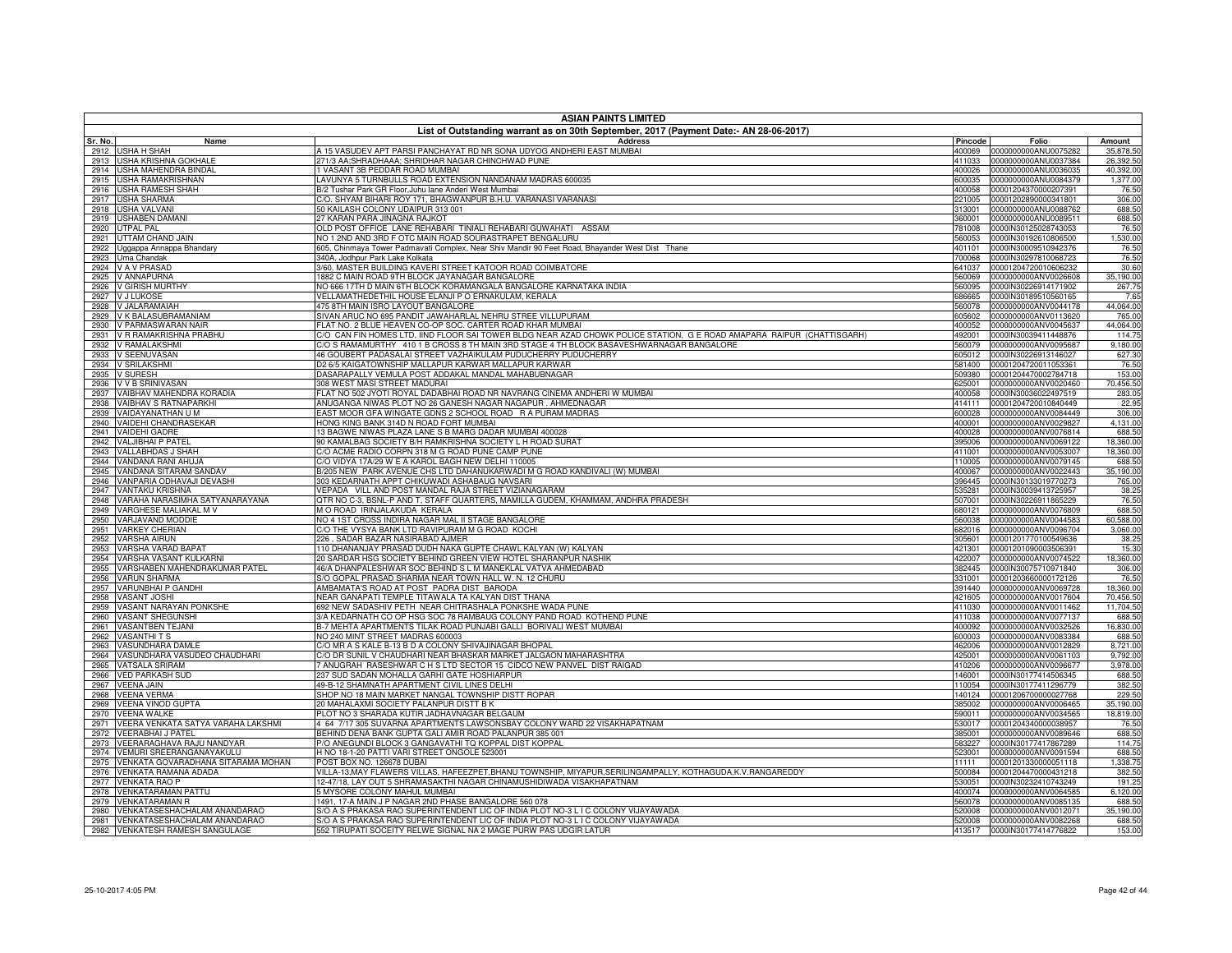# ASIAN PAINTS LIMITED

## List of Outstanding warrant as on 30th September, 2017 (Payment Date:- AN 28-06-2017)

| Sr. No. | Name | Address | Pincode | Folio | Amount |
|---|---|---|---|---|---|
| 2912 | USHA H SHAH | A 15 VASUDEV APT PARSI PANCHAYAT RD NR SONA UDYOG ANDHERI EAST MUMBAI | 400069 | 0000000000ANU0075282 | 35,878.50 |
| 2913 | USHA KRISHNA GOKHALE | 271/3 AA;SHRADHAAA; SHRIDHAR NAGAR CHINCHWAD PUNE | 411033 | 0000000000ANU0037384 | 26,392.50 |
| 2914 | USHA MAHENDRA BINDAL | 1 VASANT 3B PEDDAR ROAD MUMBAI | 400026 | 0000000000ANU0036035 | 40,392.00 |
| 2915 | USHA RAMAKRISHNAN | LAVUNYA 5 TURNBULLS ROAD EXTENSION NANDANAM MADRAS 600035 | 600035 | 0000000000ANU0084379 | 1,377.00 |
| 2916 | USHA RAMESH SHAH | B/2 Tushar Park GR Floor,Juhu lane Anderi West Mumbai | 400058 | 00001204370000207391 | 76.50 |
| 2917 | USHA SHARMA | C/O. SHYAM BIHARI ROY 171, BHAGWANPUR B.H.U. VARANASI VARANASI | 221005 | 00001202890000341801 | 306.00 |
| 2918 | USHA VALVANI | 50 KAILASH COLONY UDAIPUR 313 001 | 313001 | 0000000000ANU0088762 | 688.50 |
| 2919 | USHABEN DAMANI | 27 KARAN PARA JINAGNA RAJKOT | 360001 | 0000000000ANU0089511 | 688.50 |
| 2920 | UTPAL PAL | OLD POST OFFICE LANE REHABARI TINIALI REHABARI GUWAHATI ASSAM | 781008 | 0000IN30125028743053 | 76.50 |
| 2921 | UTTAM CHAND JAIN | NO 1 2ND AND 3RD F OTC MAIN ROAD SOURASTRAPET BENGALURU | 560053 | 0000IN30192610806500 | 1,530.00 |
| 2922 | Uggappa Annappa Bhandary | 605, Chinmaya Tower Padmavati Complex, Near Shiv Mandir 90 Feet Road, Bhayander West Dist Thane | 401101 | 0000IN30009510942376 | 76.50 |
| 2923 | Uma Chandak | 340A, Jodhpur Park Lake Kolkata | 700068 | 0000IN30297810068723 | 76.50 |
| 2924 | V A V PRASAD | 3/60, MASTER BUILDING KAVERI STREET KATOOR ROAD COIMBATORE | 641037 | 00001204720010606232 | 30.60 |
| 2925 | V ANNAPURNA | 1882 C MAIN ROAD 9TH BLOCK JAYANAGAR BANGALORE | 560069 | 0000000000ANV0026608 | 35,190.00 |
| 2926 | V GIRISH MURTHY | NO 666 17TH D MAIN 6TH BLOCK KORAMANGALA BANGALORE KARNATAKA INDIA | 560095 | 0000IN30226914171902 | 267.75 |
| 2927 | V J LUKOSE | VELLAMATHEDETHIL HOUSE ELANJI P O ERNAKULAM, KERALA | 686665 | 0000IN30189510560165 | 7.65 |
| 2928 | V JALARAMAIAH | 475 8TH MAIN ISRO LAYOUT BANGALORE | 560078 | 0000000000ANV0044178 | 44,064.00 |
| 2929 | V K BALASUBRAMANIAM | SIVAN ARUC NO 695 PANDIT JAWAHARLAL NEHRU STREE VILLUPURAM | 605602 | 0000000000ANV0113620 | 765.00 |
| 2930 | V PARMASWARAN NAIR | FLAT NO. 2 BLUE HEAVEN CO-OP SOC. CARTER ROAD KHAR MUMBAI | 400052 | 0000000000ANV0045637 | 44,064.00 |
| 2931 | V R RAMAKRISHNA PRABHU | C/O CAN FIN HOMES LTD, IIND FLOOR SAI TOWER BLDG NEAR AZAD CHOWK POLICE STATION, G E ROAD AMAPARA RAIPUR (CHATTISGARH) | 492001 | 0000IN30039411448876 | 114.75 |
| 2932 | V RAMALAKSHMI | C/O S RAMAMURTHY 410 1 B CROSS 8 TH MAIN 3RD STAGE 4 TH BLOCK BASAVESHWARNAGAR BANGALORE | 560079 | 0000000000ANV0095687 | 9,180.00 |
| 2933 | V SEENUVASAN | 46 GOUBERT PADASALAI STREET VAZHAIKULAM PUDUCHERRY PUDUCHERRY | 605012 | 0000IN30226913146027 | 627.30 |
| 2934 | V SRILAKSHMI | D2 6/5 KAIGATOWNSHIP MALLAPUR KARWAR MALLAPUR KARWAR | 581400 | 00001204720011053361 | 76.50 |
| 2935 | V SURESH | DASARAPALLY VEMULA POST ADDAKAL MANDAL MAHABUBNAGAR | 509380 | 00001204470002784718 | 153.00 |
| 2936 | V V B SRINIVASAN | 308 WEST MASI STREET MADURAI | 625001 | 0000000000ANV0020460 | 70,456.50 |
| 2937 | VAIBHAV MAHENDRA KORADIA | FLAT NO 502 JYOTI ROYAL DADABHAI ROAD NR NAVRANG CINEMA ANDHERI W MUMBAI | 400058 | 0000IN30036022497519 | 283.05 |
| 2938 | VAIBHAV S RATNAPARKHI | ANUGANGA NIWAS PLOT NO 26 GANESH NAGAR NAGAPUR . AHMEDNAGAR | 414111 | 00001204720010840449 | 22.95 |
| 2939 | VAIDAYANATHAN U M | EAST MOOR GFA WINGATE GDNS 2 SCHOOL ROAD R A PURAM MADRAS | 600028 | 0000000000ANV0084449 | 306.00 |
| 2940 | VAIDEHI CHANDRASEKAR | HONG KING BANK 314D N ROAD FORT MUMBAI | 400001 | 0000000000ANV0029827 | 4,131.00 |
| 2941 | VAIDEHI GADRE | 13 BAGWE NIWAS PLAZA LANE S B MARG DADAR MUMBAI 400028 | 400028 | 0000000000ANV0076814 | 688.50 |
| 2942 | VALJIBHAI P PATEL | 90 KAMALBAG SOCIETY B/H RAMKRISHNA SOCIETY L H ROAD SURAT | 395006 | 0000000000ANV0069122 | 18,360.00 |
| 2943 | VALLABHDAS J SHAH | C/O ACME RADIO CORPN 318 M G ROAD PUNE CAMP PUNE | 411001 | 0000000000ANV0053007 | 18,360.00 |
| 2944 | VANDANA RANI AHUJA | C/O VIDYA 17A/29 W E A KAROL BAGH NEW DELHI 110005 | 110005 | 0000000000ANV0079145 | 688.50 |
| 2945 | VANDANA SITARAM SANDAV | B/205 NEW PARK AVENUE CHS LTD DAHANUKARWADI M G ROAD KANDIVALI (W) MUMBAI | 400067 | 0000000000ANV0022443 | 35,190.00 |
| 2946 | VANPARIA ODHAVAJI DEVASHI | 303 KEDARNATH APPT CHIKUWADI ASHABAUG NAVSARI | 396445 | 0000IN30133019770273 | 765.00 |
| 2947 | VANTAKU KRISHNA | VEPADA VILL AND POST MANDAL RAJA STREET VIZIANAGARAM | 535281 | 0000IN30039413725957 | 38.25 |
| 2948 | VARAHA NARASIMHA SATYANARAYANA | QTR NO C-3, BSNL-P AND T, STAFF QUARTERS, MAMILLA GUDEM, KHAMMAM, ANDHRA PRADESH | 507001 | 0000IN30226911865229 | 76.50 |
| 2949 | VARGHESE MALIAKAL M V | M O ROAD IRINJALAKUDA KERALA | 680121 | 0000000000ANV0076809 | 688.50 |
| 2950 | VARJAVAND MODDIE | NO 4 1ST CROSS INDIRA NAGAR MAL II STAGE BANGALORE | 560038 | 0000000000ANV0044583 | 60,588.00 |
| 2951 | VARKEY CHERIAN | C/O THE VYSYA BANK LTD RAVIPURAM M G ROAD KOCHI | 682016 | 0000000000ANV0096704 | 3,060.00 |
| 2952 | VARSHA AIRUN | 226 , SADAR BAZAR NASIRABAD AJMER | 305601 | 00001201770100549636 | 38.25 |
| 2953 | VARSHA VARAD BAPAT | 110 DHANANJAY PRASAD DUDH NAKA GUPTE CHAWL KALYAN (W) KALYAN | 421301 | 00001201090003506391 | 15.30 |
| 2954 | VARSHA VASANT KULKARNI | 20 SARDAR HSG SOCIETY BEHIND GREEN VIEW HOTEL SHARANPUR NASHIK | 422007 | 0000000000ANV0074522 | 18,360.00 |
| 2955 | VARSHABEN MAHENDRAKUMAR PATEL | 46/A DHANPALESHWAR SOC BEHIND S L M MANEKLAL VATVA AHMEDABAD | 382445 | 0000IN30075710971840 | 306.00 |
| 2956 | VARUN SHARMA | S/O GOPAL PRASAD SHARMA NEAR TOWN HALL W. N. 12 CHURU | 331001 | 00001203660000172126 | 76.50 |
| 2957 | VARUNBHAI P GANDHI | AMBAMATA'S ROAD AT POST PADRA DIST BARODA | 391440 | 0000000000ANV0069728 | 18,360.00 |
| 2958 | VASANT JOSHI | NEAR GANAPATI TEMPLE TITAWALA TA KALYAN DIST THANA | 421605 | 0000000000ANV0017604 | 70,456.50 |
| 2959 | VASANT NARAYAN PONKSHE | 692 NEW SADASHIV PETH NEAR CHITRASHALA PONKSHE WADA PUNE | 411030 | 0000000000ANV0011462 | 11,704.50 |
| 2960 | VASANT SHEGUNSHI | 3/A KEDARNATH CO OP HSG SOC 78 RAMBAUG COLONY PAND ROAD KOTHEND PUNE | 411038 | 0000000000ANV0077137 | 688.50 |
| 2961 | VASANTBEN TEJANI | B-7 MEHTA APARTMENTS TILAK ROAD PUNJABI GALLI BORIVALI WEST MUMBAI | 400092 | 0000000000ANV0032526 | 16,830.00 |
| 2962 | VASANTHI T S | NO 240 MINT STREET MADRAS 600003 | 600003 | 0000000000ANV0083384 | 688.50 |
| 2963 | VASUNDHARA DAMLE | C/O MR A S KALE B-13 B D A COLONY SHIVAJINAGAR BHOPAL | 462006 | 0000000000ANV0012829 | 8,721.00 |
| 2964 | VASUNDHARA VASUDEO CHAUDHARI | C/O DR SUNIL V CHAUDHARI NEAR BHASKAR MARKET JALGAON MAHARASHTRA | 425001 | 0000000000ANV0061103 | 9,792.00 |
| 2965 | VATSALA SRIRAM | 7 ANUGRAH RASESHWAR C H S LTD SECTOR 15 CIDCO NEW PANVEL DIST RAIGAD | 410206 | 0000000000ANV0096677 | 3,978.00 |
| 2966 | VED PARKASH SUD | 237 SUD SADAN MOHALLA GARHI GATE HOSHIARPUR | 146001 | 0000IN30177414506345 | 688.50 |
| 2967 | VEENA JAIN | 49-B-12 SHAMNATH APARTMENT CIVIL LINES DELHI | 110054 | 0000IN30177411296779 | 382.50 |
| 2968 | VEENA VERMA | SHOP NO 18 MAIN MARKET NANGAL TOWNSHIP DISTT ROPAR | 140124 | 00001206700000027768 | 229.50 |
| 2969 | VEENA VINOD GUPTA | 20 MAHALAXMI SOCIETY PALANPUR DISTT B K | 385002 | 0000000000ANV0006465 | 35,190.00 |
| 2970 | VEENA WALKE | PLOT NO 3 SHARADA KUTIR JADHAVNAGAR BELGAUM | 590011 | 0000000000ANV0034565 | 18,819.00 |
| 2971 | VEERA VENKATA SATYA VARAHA LAKSHMI | 4 64 7/17 305 SUVARNA APARTMENTS LAWSONSBAY COLONY WARD 22 VISAKHAPATNAM | 530017 | 00001204340000038957 | 76.50 |
| 2972 | VEERABHAI J PATEL | BEHIND DENA BANK GUPTA GALI AMIR ROAD PALANPUR 385 001 | 385001 | 0000000000ANV0089646 | 688.50 |
| 2973 | VEERARAGHAVA RAJU NANDYAR | P/O ANEGUNDI BLOCK 3 GANGAVATHI TQ KOPPAL DIST KOPPAL | 583227 | 0000IN30177417867289 | 114.75 |
| 2974 | VEMURI SREERANGANAYAKULU | H NO 18-1-20 PATTI VARI STREET ONGOLE 523001 | 523001 | 0000000000ANV0091594 | 688.50 |
| 2975 | VENKATA GOVARADHANA SITARAMA MOHAN | POST BOX NO. 126678 DUBAI | 11111 | 00001201330000051118 | 1,338.75 |
| 2976 | VENKATA RAMANA ADADA | VILLA-13,MAY FLAWERS VILLAS, HAFEEZPET,BHANU TOWNSHIP, MIYAPUR,SERILINGAMPALLY, KOTHAGUDA,K.V.RANGAREDDY | 500084 | 00001204470000431218 | 382.50 |
| 2977 | VENKATA RAO P | 12-47/18, LAY OUT 5 SHRAMASAKTHI NAGAR CHINAMUSHIDIWADA VISAKHAPATNAM | 530051 | 0000IN30232410743249 | 191.25 |
| 2978 | VENKATARAMAN PATTU | 5 MYSORE COLONY MAHUL MUMBAI | 400074 | 0000000000ANV0064585 | 6,120.00 |
| 2979 | VENKATARAMAN R | 1491, 17-A MAIN J P NAGAR 2ND PHASE BANGALORE 560 078 | 560078 | 0000000000ANV0085135 | 688.50 |
| 2980 | VENKATASESHACHALAM ANANDARAO | S/O A S PRAKASA RAO SUPERINTENDENT LIC OF INDIA PLOT NO-3 L I C COLONY VIJAYAWADA | 520008 | 0000000000ANV0012071 | 35,190.00 |
| 2981 | VENKATASESHACHALAM ANANDARAO | S/O A S PRAKASA RAO SUPERINTENDENT LIC OF INDIA PLOT NO-3 L I C COLONY VIJAYAWADA | 520008 | 0000000000ANV0082268 | 688.50 |
| 2982 | VENKATESH RAMESH SANGULAGE | 552 TIRUPATI SOCEITY RELWE SIGNAL NA 2 MAGE PURW PAS UDGIR LATUR | 413517 | 0000IN30177414776822 | 153.00 |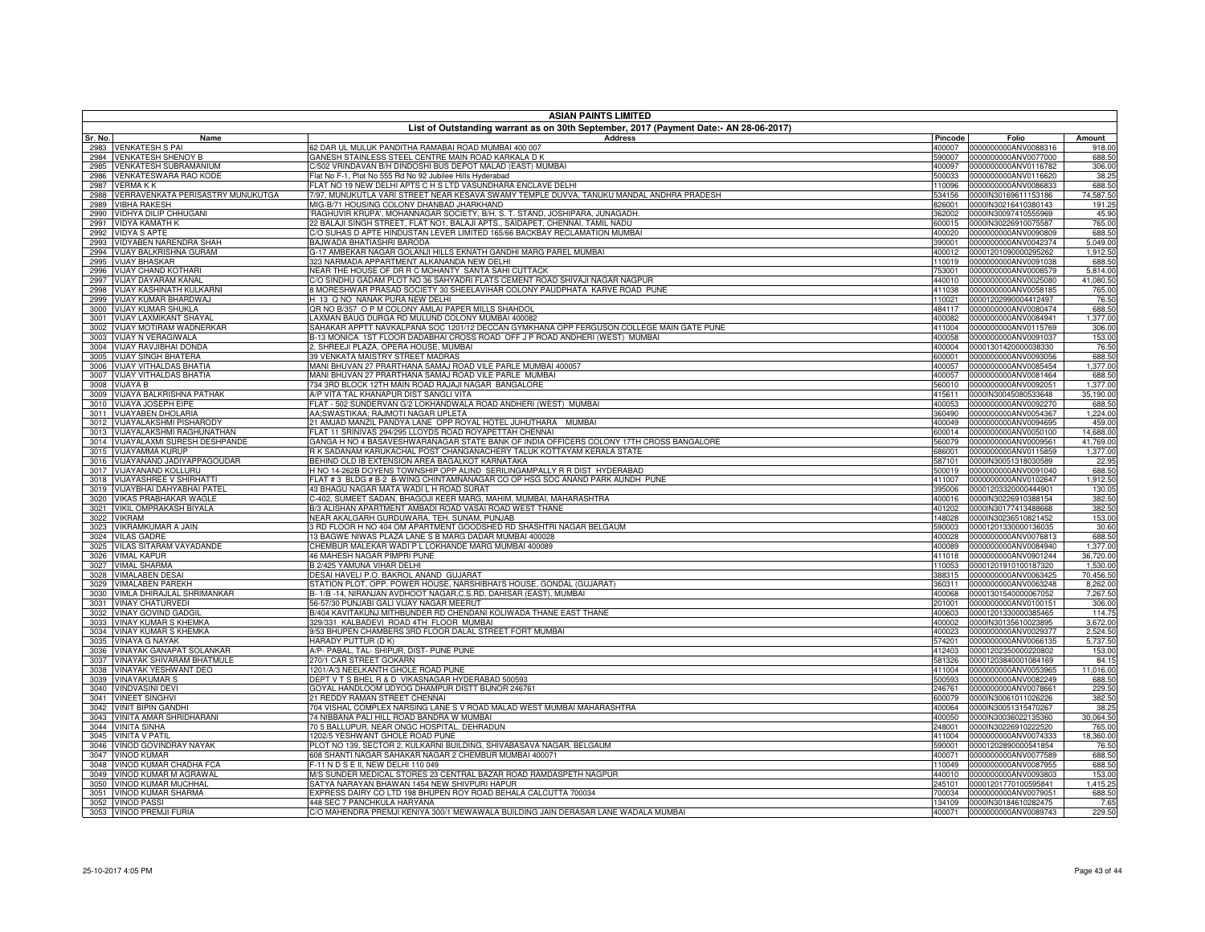# ASIAN PAINTS LIMITED

## List of Outstanding warrant as on 30th September, 2017 (Payment Date:- AN 28-06-2017)

| Sr. No. | Name | Address | Pincode | Folio | Amount |
|---|---|---|---|---|---|
| 2983 | VENKATESH S PAI | 62 DAR UL MULUK PANDITHA RAMABAI ROAD MUMBAI 400 007 | 400007 | 0000000000ANV0088316 | 918.00 |
| 2984 | VENKATESH SHENOY B | GANESH STAINLESS STEEL CENTRE MAIN ROAD KARKALA D K | 590007 | 0000000000ANV0077000 | 688.50 |
| 2985 | VENKATESH SUBRAMANIUM | C/502 VRINDAVAN B/H DINDOSHI BUS DEPOT MALAD (EAST) MUMBAI | 400097 | 0000000000ANV0116782 | 306.00 |
| 2986 | VENKATESWARA RAO KODE | Flat No F-1, Plot No 555 Rd No 92 Jubilee Hills Hyderabad | 500033 | 0000000000ANV0116620 | 38.25 |
| 2987 | VERMA K K | FLAT NO 19 NEW DELHI APTS C H S LTD VASUNDHARA ENCLAVE DELHI | 110096 | 0000000000ANV0086833 | 688.50 |
| 2988 | VERRAVENKATA PERISASTRY MUNUKUTGA | 7/97, MUNUKUTLA VARI STREET NEAR KESAVA SWAMY TEMPLE DUVVA, TANUKU MANDAL ANDHRA PRADESH | 534156 | 0000IN30169611153186 | 74,587.50 |
| 2989 | VIBHA RAKESH | MIG-B/71 HOUSING COLONY DHANBAD JHARKHAND | 826001 | 0000IN30216410380143 | 191.25 |
| 2990 | VIDHYA DILIP CHHUGANI | 'RAGHUVIR KRUPA', MOHANNAGAR SOCIETY, B/H. S. T. STAND, JOSHIPARA, JUNAGADH. | 362002 | 0000IN30097410555969 | 45.90 |
| 2991 | VIDYA KAMATH K | 22 BALAJI SINGH STREET, FLAT NO1, BALAJI APTS., SAIDAPET, CHENNAI, TAMIL NADU | 600015 | 0000IN30226910075587 | 765.00 |
| 2992 | VIDYA S APTE | C/O SUHAS D APTE HINDUSTAN LEVER LIMITED 165/66 BACKBAY RECLAMATION MUMBAI | 400020 | 0000000000ANV0090809 | 688.50 |
| 2993 | VIDYABEN NARENDRA SHAH | BAJWADA BHATIASHRI BARODA | 390001 | 0000000000ANV0042374 | 5,049.00 |
| 2994 | VIJAY BALKRISHNA GURAM | G-17 AMBEKAR NAGAR GOLANJI HILLS EKNATH GANDHI MARG PAREL MUMBAI | 400012 | 00001201090000295262 | 1,912.50 |
| 2995 | VIJAY BHASKAR | 323 NARMADA APPARTMENT ALKANANDA NEW DELHI | 110019 | 0000000000ANV0091038 | 688.50 |
| 2996 | VIJAY CHAND KOTHARI | NEAR THE HOUSE OF DR R C MOHANTY SANTA SAHI CUTTACK | 753001 | 0000000000ANV0008579 | 5,814.00 |
| 2997 | VIJAY DAYARAM KANAL | C/O SINDHU GADAM PLOT NO 36 SAHYADRI FLATS CEMENT ROAD SHIVAJI NAGAR NAGPUR | 440010 | 0000000000ANV0025080 | 41,080.50 |
| 2998 | VIJAY KASHINATH KULKARNI | 8 MORESHWAR PRASAD SOCIETY 30 SHEELAVIHAR COLONY PAUDPHATA KARVE ROAD PUNE | 411038 | 0000000000ANV0058185 | 765.00 |
| 2999 | VIJAY KUMAR BHARDWAJ | H 13 Q NO NANAK PURA NEW DELHI | 110021 | 00001202990004412497 | 76.50 |
| 3000 | VIJAY KUMAR SHUKLA | QR NO B/357 O P M COLONY AMLAI PAPER MILLS SHAHDOL | 484117 | 0000000000ANV0080474 | 688.50 |
| 3001 | VIJAY LAXMIKANT SHAYAL | LAXMAN BAUG DURGA RD MULUND COLONY MUMBAI 400082 | 400082 | 0000000000ANV0084941 | 1,377.00 |
| 3002 | VIJAY MOTIRAM WADNERKAR | SAHAKAR APPTT NAVKALPANA SOC 1201/12 DECCAN GYMKHANA OPP FERGUSON COLLEGE MAIN GATE PUNE | 411004 | 0000000000ANV0115769 | 306.00 |
| 3003 | VIJAY N VERAGIWALA | B-13 MONICA 1ST FLOOR DADABHAI CROSS ROAD OFF J P ROAD ANDHERI (WEST) MUMBAI | 400058 | 0000000000ANV0091037 | 153.00 |
| 3004 | VIJAY RAVJIBHAI DONDA | 2. SHREEJI PLAZA, OPERA HOUSE, MUMBAI | 400004 | 00001301420000038330 | 76.50 |
| 3005 | VIJAY SINGH BHATERA | 39 VENKATA MAISTRY STREET MADRAS | 600001 | 0000000000ANV0093056 | 688.50 |
| 3006 | VIJAY VITHALDAS BHATIA | MANI BHUVAN 27 PRARTHANA SAMAJ ROAD VILE PARLE MUMBAI 400057 | 400057 | 0000000000ANV0085454 | 1,377.00 |
| 3007 | VIJAY VITHALDAS BHATIA | MANI BHUVAN 27 PRARTHANA SAMAJ ROAD VILE PARLE MUMBAI | 400057 | 0000000000ANV0081464 | 688.50 |
| 3008 | VIJAYA B | 734 3RD BLOCK 12TH MAIN ROAD RAJAJI NAGAR BANGALORE | 560010 | 0000000000ANV0092051 | 1,377.00 |
| 3009 | VIJAYA BALKRISHNA PATHAK | A/P VITA TAL KHANAPUR DIST SANGLI VITA | 415611 | 0000IN30045080533648 | 35,190.00 |
| 3010 | VIJAYA JOSEPH EIPE | FLAT - 502 SUNDERVAN G/2 LOKHANDWALA ROAD ANDHERI (WEST) MUMBAI | 400053 | 0000000000ANV0092270 | 688.50 |
| 3011 | VIJAYABEN DHOLARIA | AA;SWASTIKAA; RAJMOTI NAGAR UPLETA | 360490 | 0000000000ANV0054367 | 1,224.00 |
| 3012 | VIJAYALAKSHMI PISHARODY | 21 AMJAD MANZIL PANDYA LANE OPP ROYAL HOTEL JUHUTHARA MUMBAI | 400049 | 0000000000ANV0094695 | 459.00 |
| 3013 | VIJAYALAKSHMI RAGHUNATHAN | FLAT 11 SRINIVAS 294/295 LLOYDS ROAD ROYAPETTAH CHENNAI | 600014 | 0000000000ANV0050100 | 14,688.00 |
| 3014 | VIJAYALAXMI SURESH DESHPANDE | GANGA H NO 4 BASAVESHWARANAGAR STATE BANK OF INDIA OFFICERS COLONY 17TH CROSS BANGALORE | 560079 | 0000000000ANV0009561 | 41,769.00 |
| 3015 | VIJAYAMMA KURUP | R K SADANAM KARUKACHAL POST CHANGANACHERY TALUK KOTTAYAM KERALA STATE | 686001 | 0000000000ANV0115859 | 1,377.00 |
| 3016 | VIJAYANAND JADIYAPPAGOUDAR | BEHIND OLD IB EXTENSION AREA BAGALKOT KARNATAKA | 587101 | 0000IN30051318030589 | 22.95 |
| 3017 | VIJAYANAND KOLLURU | H NO 14-262B DOYENS TOWNSHIP OPP ALIND SERILINGAMPALLY R R DIST HYDERABAD | 500019 | 0000000000ANV0091040 | 688.50 |
| 3018 | VIJAYASHREE V SHIRHATTI | FLAT # 3 BLDG # B-2 B-WING CHINTAMNANAGAR CO OP HSG SOC ANAND PARK AUNDH PUNE | 411007 | 0000000000ANV0102647 | 1,912.50 |
| 3019 | VIJAYBHAI DAHYABHAI PATEL | 43 BHAGU NAGAR MATA WADI L H ROAD SURAT | 395006 | 00001203320000444901 | 130.05 |
| 3020 | VIKAS PRABHAKAR WAGLE | C-402, SUMEET SADAN, BHAGOJI KEER MARG, MAHIM, MUMBAI, MAHARASHTRA | 400016 | 0000IN30226910388154 | 382.50 |
| 3021 | VIKIL OMPRAKASH BIYALA | B/3 ALISHAN APARTMENT AMBADI ROAD VASAI ROAD WEST THANE | 401202 | 0000IN30177413488668 | 382.50 |
| 3022 | VIKRAM | NEAR AKALGARH GURDUWARA, TEH. SUNAM, PUNJAB | 148028 | 0000IN30236510821452 | 153.00 |
| 3023 | VIKRAMKUMAR A JAIN | 3 RD FLOOR H NO 404 OM APARTMENT GOODSHED RD SHASHTRI NAGAR BELGAUM | 590003 | 00001201330000136035 | 30.60 |
| 3024 | VILAS GADRE | 13 BAGWE NIWAS PLAZA LANE S B MARG DADAR MUMBAI 400028 | 400028 | 0000000000ANV0076813 | 688.50 |
| 3025 | VILAS SITARAM VAYADANDE | CHEMBUR MALEKAR WADI P L LOKHANDE MARG MUMBAI 400089 | 400089 | 0000000000ANV0084940 | 1,377.00 |
| 3026 | VIMAL KAPUR | 46 MAHESH NAGAR PIMPRI PUNE | 411018 | 0000000000ANV0901244 | 36,720.00 |
| 3027 | VIMAL SHARMA | B 2/425 YAMUNA VIHAR DELHI | 110053 | 00001201910100187320 | 1,530.00 |
| 3028 | VIMALABEN DESAI | DESAI HAVELI P.O. BAKROL ANAND GUJARAT | 388315 | 0000000000ANV0063425 | 70,456.50 |
| 3029 | VIMALABEN PAREKH | STATION PLOT, OPP. POWER HOUSE, NARSHIBHAI'S HOUSE, GONDAL (GUJARAT) | 360311 | 0000000000ANV0063248 | 8,262.00 |
| 3030 | VIMLA DHIRAJLAL SHRIMANKAR | B- 1/B -14, NIRANJAN AVDHOOT NAGAR.C.S.RD, DAHISAR (EAST), MUMBAI | 400068 | 00001301540000067052 | 7,267.50 |
| 3031 | VINAY CHATURVEDI | 56-57/30 PUNJABI GALI VIJAY NAGAR MEERUT | 201001 | 0000000000ANV0100151 | 306.00 |
| 3032 | VINAY GOVIND GADGIL | B/404 KAVITAKUNJ MITHBUNDER RD CHENDANI KOLIWADA THANE EAST THANE | 400603 | 00001201330000385465 | 114.75 |
| 3033 | VINAY KUMAR S KHEMKA | 329/331 KALBADEVI ROAD 4TH FLOOR MUMBAI | 400002 | 0000IN30135610023895 | 3,672.00 |
| 3034 | VINAY KUMAR S KHEMKA | 9/53 BHUPEN CHAMBERS 3RD FLOOR DALAL STREET FORT MUMBAI | 400023 | 0000000000ANV0029377 | 2,524.50 |
| 3035 | VINAYA G NAYAK | HARADY PUTTUR (D K) | 574201 | 0000000000ANV0066135 | 5,737.50 |
| 3036 | VINAYAK GANAPAT SOLANKAR | A/P- PABAL, TAL- SHIPUR, DIST- PUNE PUNE | 412403 | 00001202350000220802 | 153.00 |
| 3037 | VINAYAK SHIVARAM BHATMULE | 270/1 CAR STREET GOKARN | 581326 | 00001203840001084169 | 84.15 |
| 3038 | VINAYAK YESHWANT DEO | 1201/A/3 NEELKANTH GHOLE ROAD PUNE | 411004 | 0000000000ANV0053965 | 11,016.00 |
| 3039 | VINAYAKUMAR S | DEPT V T S BHEL R & D VIKASNAGAR HYDERABAD 500593 | 500593 | 0000000000ANV0082249 | 688.50 |
| 3040 | VINDVASINI DEVI | GOYAL HANDLOOM UDYOG DHAMPUR DISTT BIJNOR 246761 | 246761 | 0000000000ANV0078661 | 229.50 |
| 3041 | VINEET SINGHVI | 21 REDDY RAMAN STREET CHENNAI | 600079 | 0000IN30061011026226 | 382.50 |
| 3042 | VINIT BIPIN GANDHI | 704 VISHAL COMPLEX NARSING LANE S V ROAD MALAD WEST MUMBAI MAHARASHTRA | 400064 | 0000IN30051315470267 | 38.25 |
| 3043 | VINITA AMAR SHRIDHARANI | 74 NIBBANA PALI HILL ROAD BANDRA W MUMBAI | 400050 | 0000IN30036022135360 | 30,064.50 |
| 3044 | VINITA SINHA | 70 5 BALLUPUR, NEAR ONGC HOSPITAL, DEHRADUN | 248001 | 0000IN30226910222520 | 765.00 |
| 3045 | VINITA V PATIL | 1202/5 YESHWANT GHOLE ROAD PUNE | 411004 | 0000000000ANV0074333 | 18,360.00 |
| 3046 | VINOD GOVINDRAY NAYAK | PLOT NO 139, SECTOR 2, KULKARNI BUILDING, SHIVABASAVA NAGAR, BELGAUM | 590001 | 00001202890000541854 | 76.50 |
| 3047 | VINOD KUMAR | 608 SHANTI NAGAR SAHAKAR NAGAR 2 CHEMBUR MUMBAI 400071 | 400071 | 0000000000ANV0077589 | 688.50 |
| 3048 | VINOD KUMAR CHADHA FCA | F-11 N D S E II, NEW DELHI 110 049 | 110049 | 0000000000ANV0087955 | 688.50 |
| 3049 | VINOD KUMAR M AGRAWAL | M/S SUNDER MEDICAL STORES 23 CENTRAL BAZAR ROAD RAMDASPETH NAGPUR | 440010 | 0000000000ANV0093803 | 153.00 |
| 3050 | VINOD KUMAR MUCHHAL | SATYA NARAYAN BHAWAN 1454 NEW SHIVPURI HAPUR | 245101 | 00001201770100595841 | 1,415.25 |
| 3051 | VINOD KUMAR SHARMA | EXPRESS DAIRY CO LTD 198 BHUPEN ROY ROAD BEHALA CALCUTTA 700034 | 700034 | 0000000000ANV0079051 | 688.50 |
| 3052 | VINOD PASSI | 448 SEC 7 PANCHKULA HARYANA | 134109 | 0000IN30184610282475 | 7.65 |
| 3053 | VINOD PREMJI FURIA | C/O MAHENDRA PREMJI KENIYA 300/1 MEWAWALA BUILDING JAIN DERASAR LANE WADALA MUMBAI | 400071 | 0000000000ANV0089743 | 229.50 |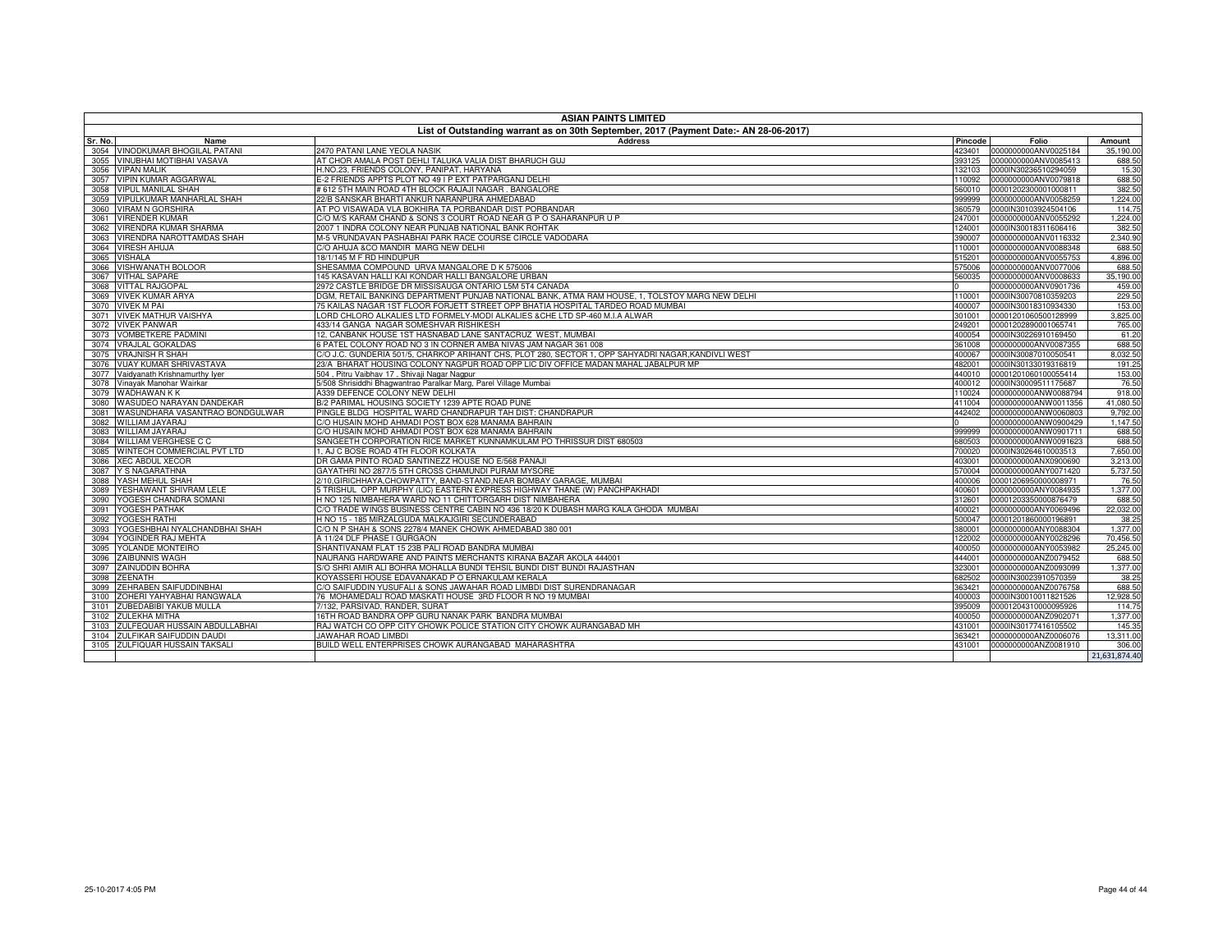# ASIAN PAINTS LIMITED

## List of Outstanding warrant as on 30th September, 2017 (Payment Date:- AN 28-06-2017)

| Sr. No. | Name | Address | Pincode | Folio | Amount |
|---|---|---|---|---|---|
| 3054 | VINODKUMAR BHOGILAL PATANI | 2470 PATANI LANE YEOLA NASIK | 423401 | 0000000000ANV0025184 | 35,190.00 |
| 3055 | VINUBHAI MOTIBHAI VASAVA | AT CHOR AMALA POST DEHLI TALUKA VALIA DIST BHARUCH GUJ | 393125 | 0000000000ANV0085413 | 688.50 |
| 3056 | VIPAN MALIK | H.NO.23, FRIENDS COLONY, PANIPAT, HARYANA | 132103 | 0000IN30236510294059 | 15.30 |
| 3057 | VIPIN KUMAR AGGARWAL | E-2 FRIENDS APPTS PLOT NO 49 I P EXT PATPARGANJ DELHI | 110092 | 0000000000ANV0079818 | 688.50 |
| 3058 | VIPUL MANILAL SHAH | # 612 5TH MAIN ROAD 4TH BLOCK RAJAJI NAGAR . BANGALORE | 560010 | 00001202300001000811 | 382.50 |
| 3059 | VIPULKUMAR MANHARLAL SHAH | 22/B SANSKAR BHARTI ANKUR NARANPURA AHMEDABAD | 999999 | 0000000000ANV0058259 | 1,224.00 |
| 3060 | VIRAM N GORSHIRA | AT PO VISAWADA VLA BOKHIRA TA PORBANDAR DIST PORBANDAR | 360579 | 0000IN30103924504106 | 114.75 |
| 3061 | VIRENDER KUMAR | C/O M/S KARAM CHAND & SONS 3 COURT ROAD NEAR G P O SAHARANPUR U P | 247001 | 0000000000ANV0055292 | 1,224.00 |
| 3062 | VIRENDRA KUMAR SHARMA | 2007 1 INDRA COLONY NEAR PUNJAB NATIONAL BANK ROHTAK | 124001 | 0000IN30018311606416 | 382.50 |
| 3063 | VIRENDRA NAROTTAMDAS SHAH | M-5 VRUNDAVAN PASHABHAI PARK RACE COURSE CIRCLE VADODARA | 390007 | 0000000000ANV0116332 | 2,340.90 |
| 3064 | VIRESH AHUJA | C/O AHUJA &CO MANDIR MARG NEW DELHI | 110001 | 0000000000ANV0088348 | 688.50 |
| 3065 | VISHALA | 18/1/145 M F RD HINDUPUR | 515201 | 0000000000ANV0055753 | 4,896.00 |
| 3066 | VISHWANATH BOLOOR | SHESAMMA COMPOUND URVA MANGALORE D K 575006 | 575006 | 0000000000ANV0077006 | 688.50 |
| 3067 | VITHAL SAPARE | 145 KASAVAN HALLI KAI KONDAR HALLI BANGALORE URBAN | 560035 | 0000000000ANV0008633 | 35,190.00 |
| 3068 | VITTAL RAJGOPAL | 2972 CASTLE BRIDGE DR MISSISAUGA ONTARIO L5M 5T4 CANADA | 0 | 0000000000ANV0901736 | 459.00 |
| 3069 | VIVEK KUMAR ARYA | DGM, RETAIL BANKING DEPARTMENT PUNJAB NATIONAL BANK, ATMA RAM HOUSE, 1, TOLSTOY MARG NEW DELHI | 110001 | 0000IN30070810359203 | 229.50 |
| 3070 | VIVEK M PAI | 75 KAILAS NAGAR 1ST FLOOR FORJETT STREET OPP BHATIA HOSPITAL TARDEO ROAD MUMBAI | 400007 | 0000IN30018310934330 | 153.00 |
| 3071 | VIVEK MATHUR VAISHYA | LORD CHLORO ALKALIES LTD FORMELY-MODI ALKALIES &CHE LTD SP-460 M.I.A ALWAR | 301001 | 00001201060500128999 | 3,825.00 |
| 3072 | VIVEK PANWAR | 433/14 GANGA NAGAR SOMESHVAR RISHIKESH | 249201 | 00001202890001065741 | 765.00 |
| 3073 | VOMBETKERE PADMINI | 12, CANBANK HOUSE 1ST HASNABAD LANE SANTACRUZ WEST, MUMBAI | 400054 | 0000IN30226910169450 | 61.20 |
| 3074 | VRAJLAL GOKALDAS | 6 PATEL COLONY ROAD NO 3 IN CORNER AMBA NIVAS JAM NAGAR 361 008 | 361008 | 0000000000ANV0087355 | 688.50 |
| 3075 | VRAJNISH R SHAH | C/O J.C. GUNDERIA 501/5, CHARKOP ARIHANT CHS, PLOT 280, SECTOR 1, OPP SAHYADRI NAGAR,KANDIVLI WEST | 400067 | 0000IN30087010050541 | 8,032.50 |
| 3076 | VIJAY KUMAR SHRIVASTAVA | 23/A BHARAT HOUSING COLONY NAGPUR ROAD OPP LIC DIV OFFICE MADAN MAHAL JABALPUR MP | 482001 | 0000IN30133019316819 | 191.25 |
| 3077 | Vaidyanath Krishnamurthy Iyer | 504 , Pitru Vaibhav 17 , Shivaji Nagar Nagpur | 440010 | 00001201060100055414 | 153.00 |
| 3078 | Vinayak Manohar Wairkar | 5/508 Shrisiddhi Bhagwantrao Paralkar Marg, Parel Village Mumbai | 400012 | 0000IN30009511175687 | 76.50 |
| 3079 | WADHAWAN K K | A339 DEFENCE COLONY NEW DELHI | 110024 | 0000000000ANW0088794 | 918.00 |
| 3080 | WASUDEO NARAYAN DANDEKAR | B/2 PARIMAL HOUSING SOCIETY 1239 APTE ROAD PUNE | 411004 | 0000000000ANW0011356 | 41,080.50 |
| 3081 | WASUNDHARA VASANTRAO BONDGULWAR | PINGLE BLDG HOSPITAL WARD CHANDRAPUR TAH DIST: CHANDRAPUR | 442402 | 0000000000ANW0060803 | 9,792.00 |
| 3082 | WILLIAM JAYARAJ | C/O HUSAIN MOHD AHMADI POST BOX 628 MANAMA BAHRAIN | 0 | 0000000000ANW0900429 | 1,147.50 |
| 3083 | WILLIAM JAYARAJ | C/O HUSAIN MOHD AHMADI POST BOX 628 MANAMA BAHRAIN | 999999 | 0000000000ANW0901711 | 688.50 |
| 3084 | WILLIAM VERGHESE C C | SANGEETH CORPORATION RICE MARKET KUNNAMKULAM PO THRISSUR DIST 680503 | 680503 | 0000000000ANW0091623 | 688.50 |
| 3085 | WINTECH COMMERCIAL PVT LTD | 1, AJ C BOSE ROAD 4TH FLOOR KOLKATA | 700020 | 0000IN30264610003513 | 7,650.00 |
| 3086 | XEC ABDUL XECOR | DR GAMA PINTO ROAD SANTINEZZ HOUSE NO E/568 PANAJI | 403001 | 0000000000ANX0900690 | 3,213.00 |
| 3087 | Y S NAGARATHNA | GAYATHRI NO 2877/5 5TH CROSS CHAMUNDI PURAM MYSORE | 570004 | 0000000000ANY0071420 | 5,737.50 |
| 3088 | YASH MEHUL SHAH | 2/10,GIRICHHAYA,CHOWPATTY, BAND-STAND,NEAR BOMBAY GARAGE, MUMBAI | 400006 | 00001206950000008971 | 76.50 |
| 3089 | YESHAWANT SHIVRAM LELE | 5 TRISHUL OPP MURPHY (LIC) EASTERN EXPRESS HIGHWAY THANE (W) PANCHPAKHADI | 400601 | 0000000000ANY0084935 | 1,377.00 |
| 3090 | YOGESH CHANDRA SOMANI | H NO 125 NIMBAHERA WARD NO 11 CHITTORGARH DIST NIMBAHERA | 312601 | 00001203350000876479 | 688.50 |
| 3091 | YOGESH PATHAK | C/O TRADE WINGS BUSINESS CENTRE CABIN NO 436 18/20 K DUBASH MARG KALA GHODA MUMBAI | 400021 | 0000000000ANY0069496 | 22,032.00 |
| 3092 | YOGESH RATHI | H NO 15 - 185 MIRZALGUDA MALKAJGIRI SECUNDERABAD | 500047 | 00001201860000196891 | 38.25 |
| 3093 | YOGESHBHAI NYALCHANDBHAI SHAH | C/O N P SHAH & SONS 2278/4 MANEK CHOWK AHMEDABAD 380 001 | 380001 | 0000000000ANY0088304 | 1,377.00 |
| 3094 | YOGINDER RAJ MEHTA | A 11/24 DLF PHASE I GURGAON | 122002 | 0000000000ANY0028296 | 70,456.50 |
| 3095 | YOLANDE MONTEIRO | SHANTIVANAM FLAT 15 23B PALI ROAD BANDRA MUMBAI | 400050 | 0000000000ANY0053982 | 25,245.00 |
| 3096 | ZAIBUNNIS WAGH | NAURANG HARDWARE AND PAINTS MERCHANTS KIRANA BAZAR AKOLA 444001 | 444001 | 0000000000ANZ0079452 | 688.50 |
| 3097 | ZAINUDDIN BOHRA | S/O SHRI AMIR ALI BOHRA MOHALLA BUNDI TEHSIL BUNDI DIST BUNDI RAJASTHAN | 323001 | 0000000000ANZ0093099 | 1,377.00 |
| 3098 | ZEENATH | KOYASSERI HOUSE EDAVANAKAD P O ERNAKULAM KERALA | 682502 | 0000IN30023910570359 | 38.25 |
| 3099 | ZEHRABEN SAIFUDDINBHAI | C/O SAIFUDDIN YUSUFALI & SONS JAWAHAR ROAD LIMBDI DIST SURENDRANAGAR | 363421 | 0000000000ANZ0076758 | 688.50 |
| 3100 | ZOHERI YAHYABHAI RANGWALA | 76 MOHAMEDALI ROAD MASKATI HOUSE 3RD FLOOR R NO 19 MUMBAI | 400003 | 0000IN30010011821526 | 12,928.50 |
| 3101 | ZUBEDABIBI YAKUB MULLA | 7/132, PARSIVAD, RANDER, SURAT | 395009 | 00001204310000095926 | 114.75 |
| 3102 | ZULEKHA MITHA | 16TH ROAD BANDRA OPP GURU NANAK PARK BANDRA MUMBAI | 400050 | 0000000000ANZ0902071 | 1,377.00 |
| 3103 | ZULFEQUAR HUSSAIN ABDULLABHAI | RAJ WATCH CO OPP CITY CHOWK POLICE STATION CITY CHOWK AURANGABAD MH | 431001 | 0000IN30177416105502 | 145.35 |
| 3104 | ZULFIKAR SAIFUDDIN DAUDI | JAWAHAR ROAD LIMBDI | 363421 | 0000000000ANZ0006076 | 13,311.00 |
| 3105 | ZULFIQUAR HUSSAIN TAKSALI | BUILD WELL ENTERPRISES CHOWK AURANGABAD MAHARASHTRA | 431001 | 0000000000ANZ0081910 | 306.00 |
| | | | | | 21,631,874.40 |

25-10-2017 4:05 PM